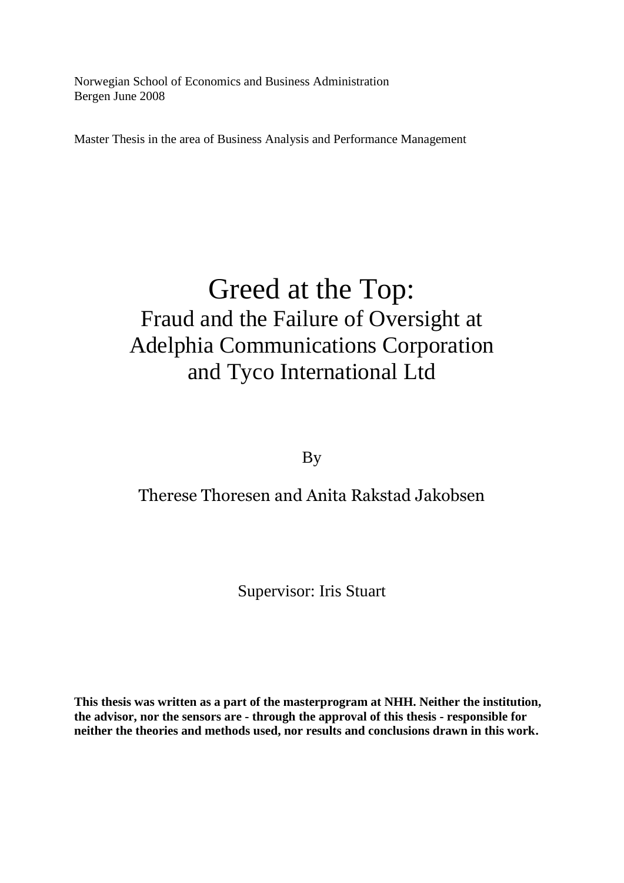Norwegian School of Economics and Business Administration
Bergen June 2008

Master Thesis in the area of Business Analysis and Performance Management

# Greed at the Top:

## Fraud and the Failure of Oversight at Adelphia Communications Corporation and Tyco International Ltd

By

Therese Thoresen and Anita Rakstad Jakobsen

Supervisor: Iris Stuart

**This thesis was written as a part of the masterprogram at NHH. Neither the institution, the advisor, nor the sensors are - through the approval of this thesis - responsible for neither the theories and methods used, nor results and conclusions drawn in this work.**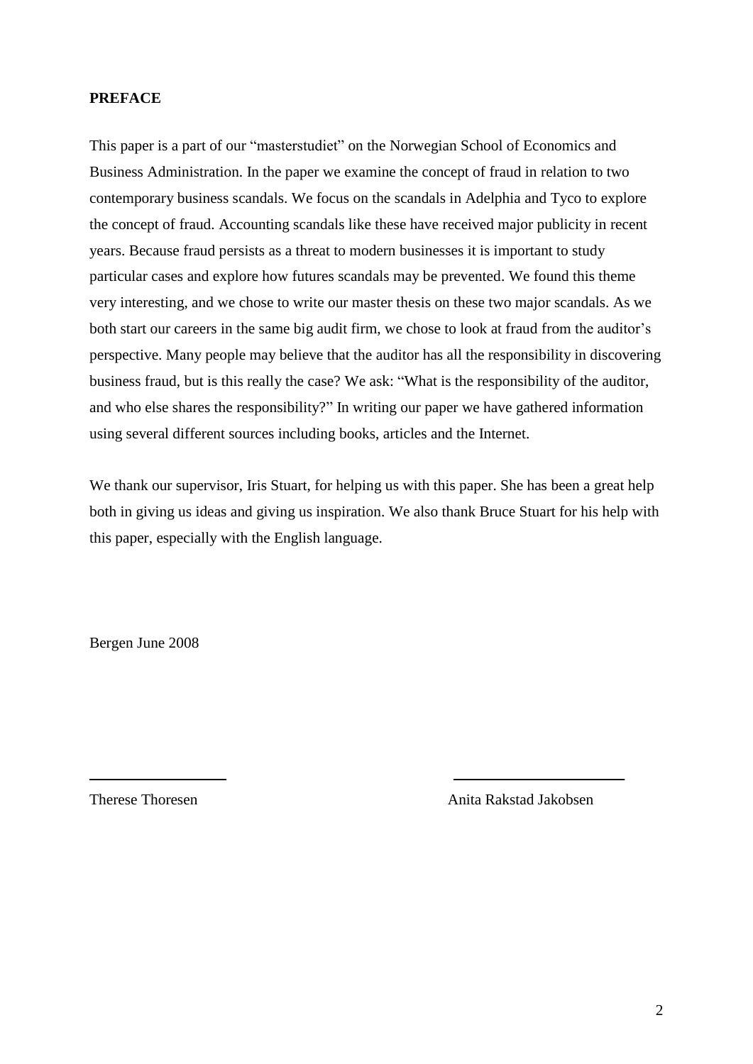**PREFACE**

This paper is a part of our "masterstudiet" on the Norwegian School of Economics and Business Administration. In the paper we examine the concept of fraud in relation to two contemporary business scandals. We focus on the scandals in Adelphia and Tyco to explore the concept of fraud. Accounting scandals like these have received major publicity in recent years. Because fraud persists as a threat to modern businesses it is important to study particular cases and explore how futures scandals may be prevented. We found this theme very interesting, and we chose to write our master thesis on these two major scandals. As we both start our careers in the same big audit firm, we chose to look at fraud from the auditor's perspective. Many people may believe that the auditor has all the responsibility in discovering business fraud, but is this really the case? We ask: "What is the responsibility of the auditor, and who else shares the responsibility?" In writing our paper we have gathered information using several different sources including books, articles and the Internet.

We thank our supervisor, Iris Stuart, for helping us with this paper. She has been a great help both in giving us ideas and giving us inspiration. We also thank Bruce Stuart for his help with this paper, especially with the English language.

Bergen June 2008

Therese Thoresen

Anita Rakstad Jakobsen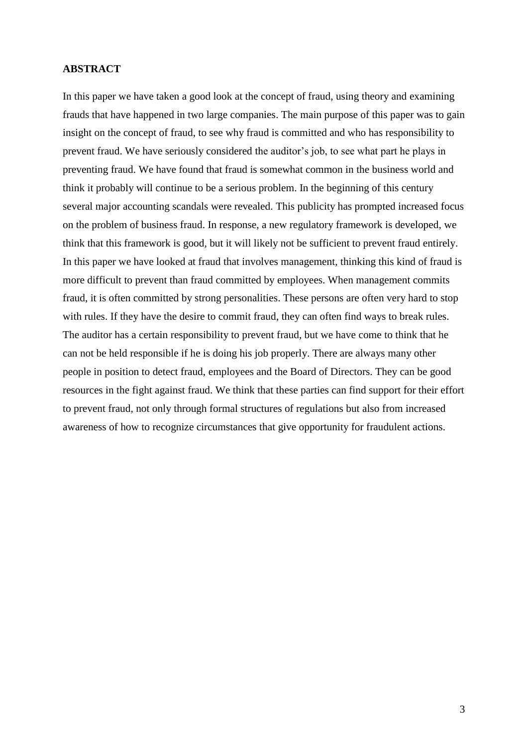**ABSTRACT**

In this paper we have taken a good look at the concept of fraud, using theory and examining frauds that have happened in two large companies. The main purpose of this paper was to gain insight on the concept of fraud, to see why fraud is committed and who has responsibility to prevent fraud. We have seriously considered the auditor's job, to see what part he plays in preventing fraud. We have found that fraud is somewhat common in the business world and think it probably will continue to be a serious problem. In the beginning of this century several major accounting scandals were revealed. This publicity has prompted increased focus on the problem of business fraud. In response, a new regulatory framework is developed, we think that this framework is good, but it will likely not be sufficient to prevent fraud entirely. In this paper we have looked at fraud that involves management, thinking this kind of fraud is more difficult to prevent than fraud committed by employees. When management commits fraud, it is often committed by strong personalities. These persons are often very hard to stop with rules. If they have the desire to commit fraud, they can often find ways to break rules. The auditor has a certain responsibility to prevent fraud, but we have come to think that he can not be held responsible if he is doing his job properly. There are always many other people in position to detect fraud, employees and the Board of Directors. They can be good resources in the fight against fraud. We think that these parties can find support for their effort to prevent fraud, not only through formal structures of regulations but also from increased awareness of how to recognize circumstances that give opportunity for fraudulent actions.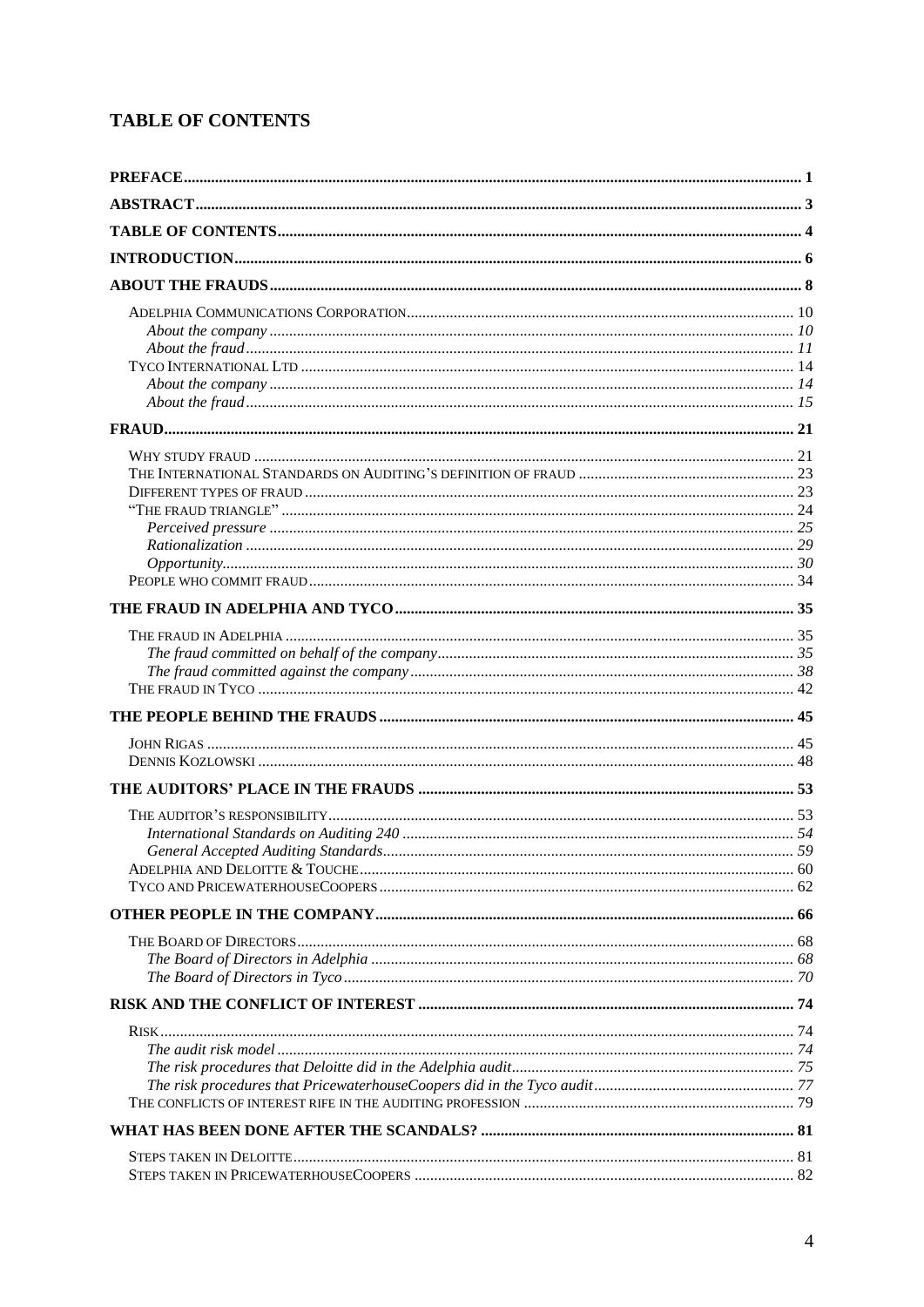## TABLE OF CONTENTS

**PREFACE** ..... 1

**ABSTRACT** ..... 3

**TABLE OF CONTENTS** ..... 4

**INTRODUCTION** ..... 6

**ABOUT THE FRAUDS** ..... 8

- ADELPHIA COMMUNICATIONS CORPORATION ..... 10
  - *About the company* ..... *10*
  - *About the fraud* ..... *11*
- TYCO INTERNATIONAL LTD ..... 14
  - *About the company* ..... *14*
  - *About the fraud* ..... *15*

**FRAUD** ..... 21

- WHY STUDY FRAUD ..... 21
- THE INTERNATIONAL STANDARDS ON AUDITING'S DEFINITION OF FRAUD ..... 23
- DIFFERENT TYPES OF FRAUD ..... 23
- "THE FRAUD TRIANGLE" ..... 24
  - *Perceived pressure* ..... *25*
  - *Rationalization* ..... *29*
  - *Opportunity* ..... *30*
- PEOPLE WHO COMMIT FRAUD ..... 34

**THE FRAUD IN ADELPHIA AND TYCO** ..... 35

- THE FRAUD IN ADELPHIA ..... 35
  - *The fraud committed on behalf of the company* ..... *35*
  - *The fraud committed against the company* ..... *38*
- THE FRAUD IN TYCO ..... 42

**THE PEOPLE BEHIND THE FRAUDS** ..... 45

- JOHN RIGAS ..... 45
- DENNIS KOZLOWSKI ..... 48

**THE AUDITORS' PLACE IN THE FRAUDS** ..... 53

- THE AUDITOR'S RESPONSIBILITY ..... 53
  - *International Standards on Auditing 240* ..... *54*
  - *General Accepted Auditing Standards* ..... *59*
- ADELPHIA AND DELOITTE & TOUCHE ..... 60
- TYCO AND PRICEWATERHOUSECOOPERS ..... 62

**OTHER PEOPLE IN THE COMPANY** ..... 66

- THE BOARD OF DIRECTORS ..... 68
  - *The Board of Directors in Adelphia* ..... *68*
  - *The Board of Directors in Tyco* ..... *70*

**RISK AND THE CONFLICT OF INTEREST** ..... 74

- RISK ..... 74
  - *The audit risk model* ..... *74*
  - *The risk procedures that Deloitte did in the Adelphia audit* ..... *75*
  - *The risk procedures that PricewaterhouseCoopers did in the Tyco audit* ..... *77*
- THE CONFLICTS OF INTEREST RIFE IN THE AUDITING PROFESSION ..... 79

**WHAT HAS BEEN DONE AFTER THE SCANDALS?** ..... 81

- STEPS TAKEN IN DELOITTE ..... 81
- STEPS TAKEN IN PRICEWATERHOUSECOOPERS ..... 82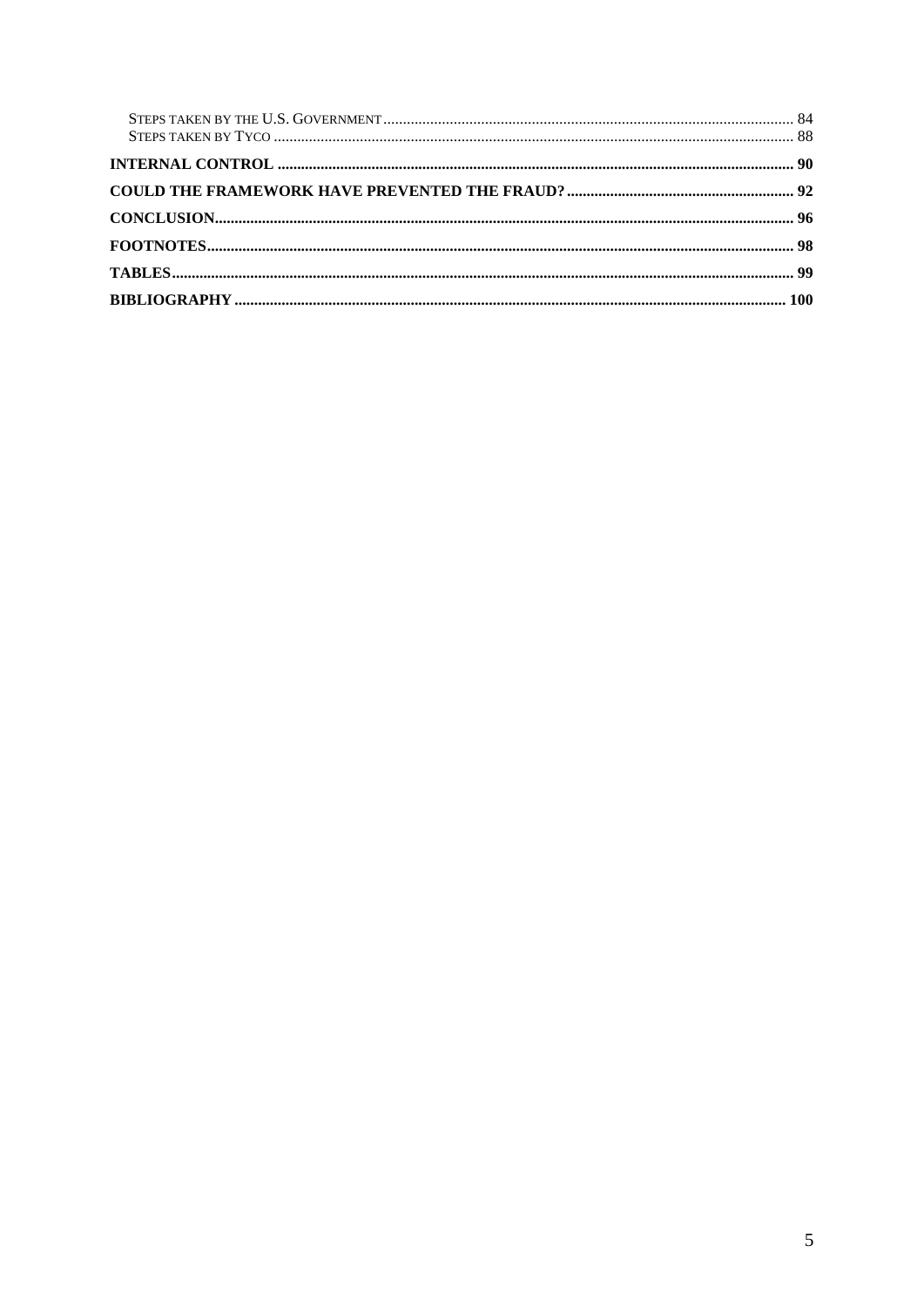STEPS TAKEN BY THE U.S. GOVERNMENT ........................................ 84
STEPS TAKEN BY TYCO ........................................ 88

**INTERNAL CONTROL ........................................ 90**

**COULD THE FRAMEWORK HAVE PREVENTED THE FRAUD? ........................................ 92**

**CONCLUSION ........................................ 96**

**FOOTNOTES ........................................ 98**

**TABLES ........................................ 99**

**BIBLIOGRAPHY ........................................ 100**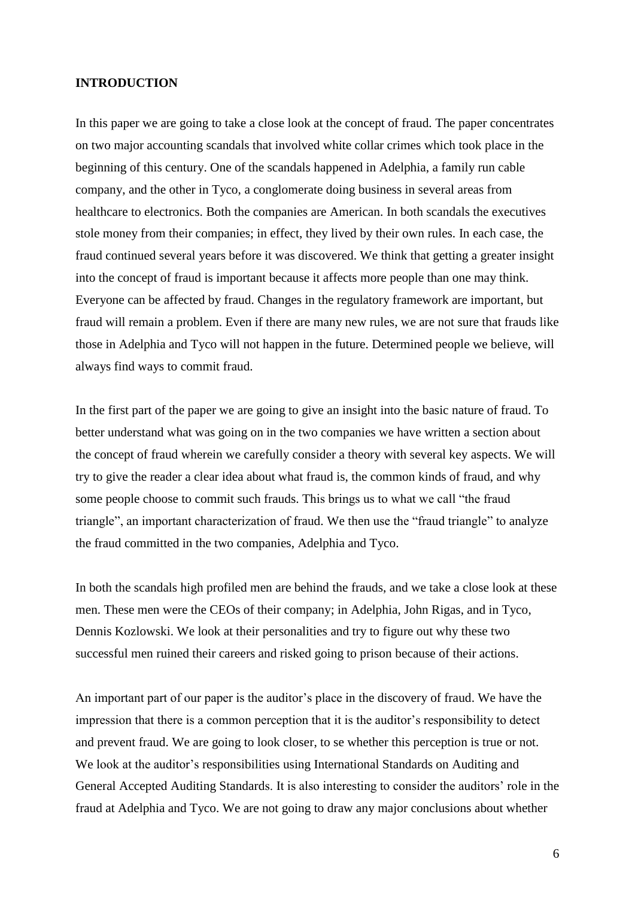## INTRODUCTION

In this paper we are going to take a close look at the concept of fraud. The paper concentrates on two major accounting scandals that involved white collar crimes which took place in the beginning of this century. One of the scandals happened in Adelphia, a family run cable company, and the other in Tyco, a conglomerate doing business in several areas from healthcare to electronics. Both the companies are American. In both scandals the executives stole money from their companies; in effect, they lived by their own rules. In each case, the fraud continued several years before it was discovered. We think that getting a greater insight into the concept of fraud is important because it affects more people than one may think. Everyone can be affected by fraud. Changes in the regulatory framework are important, but fraud will remain a problem. Even if there are many new rules, we are not sure that frauds like those in Adelphia and Tyco will not happen in the future. Determined people we believe, will always find ways to commit fraud.

In the first part of the paper we are going to give an insight into the basic nature of fraud. To better understand what was going on in the two companies we have written a section about the concept of fraud wherein we carefully consider a theory with several key aspects. We will try to give the reader a clear idea about what fraud is, the common kinds of fraud, and why some people choose to commit such frauds. This brings us to what we call "the fraud triangle", an important characterization of fraud. We then use the "fraud triangle" to analyze the fraud committed in the two companies, Adelphia and Tyco.

In both the scandals high profiled men are behind the frauds, and we take a close look at these men. These men were the CEOs of their company; in Adelphia, John Rigas, and in Tyco, Dennis Kozlowski. We look at their personalities and try to figure out why these two successful men ruined their careers and risked going to prison because of their actions.

An important part of our paper is the auditor's place in the discovery of fraud. We have the impression that there is a common perception that it is the auditor's responsibility to detect and prevent fraud. We are going to look closer, to se whether this perception is true or not. We look at the auditor's responsibilities using International Standards on Auditing and General Accepted Auditing Standards. It is also interesting to consider the auditors' role in the fraud at Adelphia and Tyco. We are not going to draw any major conclusions about whether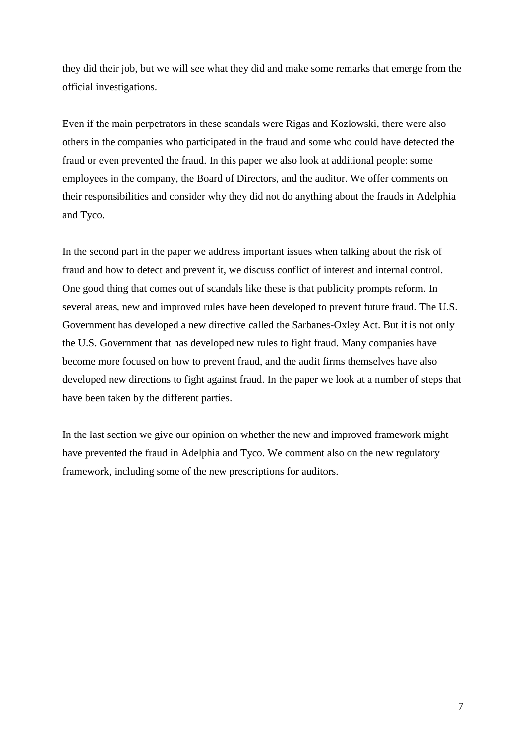they did their job, but we will see what they did and make some remarks that emerge from the official investigations.

Even if the main perpetrators in these scandals were Rigas and Kozlowski, there were also others in the companies who participated in the fraud and some who could have detected the fraud or even prevented the fraud. In this paper we also look at additional people: some employees in the company, the Board of Directors, and the auditor. We offer comments on their responsibilities and consider why they did not do anything about the frauds in Adelphia and Tyco.

In the second part in the paper we address important issues when talking about the risk of fraud and how to detect and prevent it, we discuss conflict of interest and internal control. One good thing that comes out of scandals like these is that publicity prompts reform. In several areas, new and improved rules have been developed to prevent future fraud. The U.S. Government has developed a new directive called the Sarbanes-Oxley Act. But it is not only the U.S. Government that has developed new rules to fight fraud. Many companies have become more focused on how to prevent fraud, and the audit firms themselves have also developed new directions to fight against fraud. In the paper we look at a number of steps that have been taken by the different parties.

In the last section we give our opinion on whether the new and improved framework might have prevented the fraud in Adelphia and Tyco. We comment also on the new regulatory framework, including some of the new prescriptions for auditors.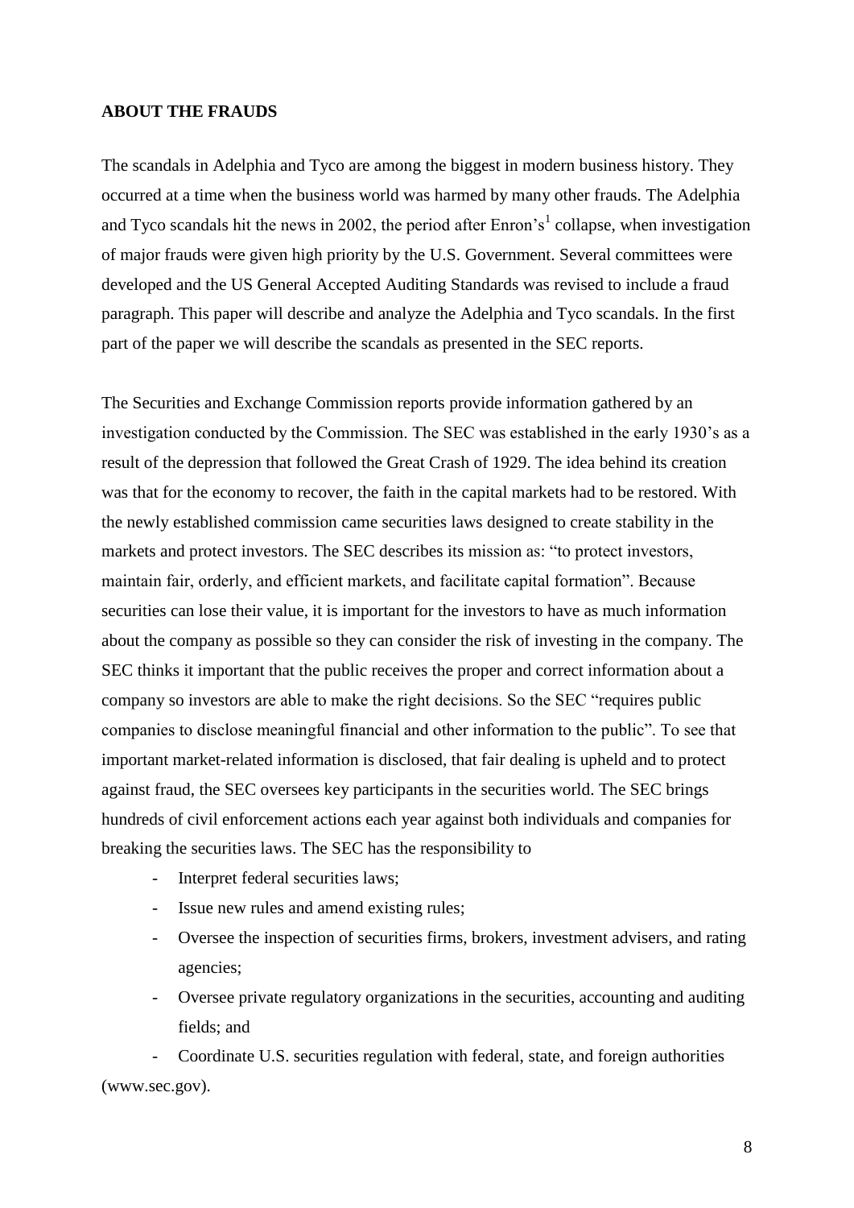**ABOUT THE FRAUDS**

The scandals in Adelphia and Tyco are among the biggest in modern business history. They occurred at a time when the business world was harmed by many other frauds. The Adelphia and Tyco scandals hit the news in 2002, the period after Enron's[1] collapse, when investigation of major frauds were given high priority by the U.S. Government. Several committees were developed and the US General Accepted Auditing Standards was revised to include a fraud paragraph. This paper will describe and analyze the Adelphia and Tyco scandals. In the first part of the paper we will describe the scandals as presented in the SEC reports.

The Securities and Exchange Commission reports provide information gathered by an investigation conducted by the Commission. The SEC was established in the early 1930's as a result of the depression that followed the Great Crash of 1929. The idea behind its creation was that for the economy to recover, the faith in the capital markets had to be restored. With the newly established commission came securities laws designed to create stability in the markets and protect investors. The SEC describes its mission as: "to protect investors, maintain fair, orderly, and efficient markets, and facilitate capital formation". Because securities can lose their value, it is important for the investors to have as much information about the company as possible so they can consider the risk of investing in the company. The SEC thinks it important that the public receives the proper and correct information about a company so investors are able to make the right decisions. So the SEC "requires public companies to disclose meaningful financial and other information to the public". To see that important market-related information is disclosed, that fair dealing is upheld and to protect against fraud, the SEC oversees key participants in the securities world. The SEC brings hundreds of civil enforcement actions each year against both individuals and companies for breaking the securities laws. The SEC has the responsibility to

- Interpret federal securities laws;
- Issue new rules and amend existing rules;
- Oversee the inspection of securities firms, brokers, investment advisers, and rating agencies;
- Oversee private regulatory organizations in the securities, accounting and auditing fields; and
- Coordinate U.S. securities regulation with federal, state, and foreign authorities (www.sec.gov).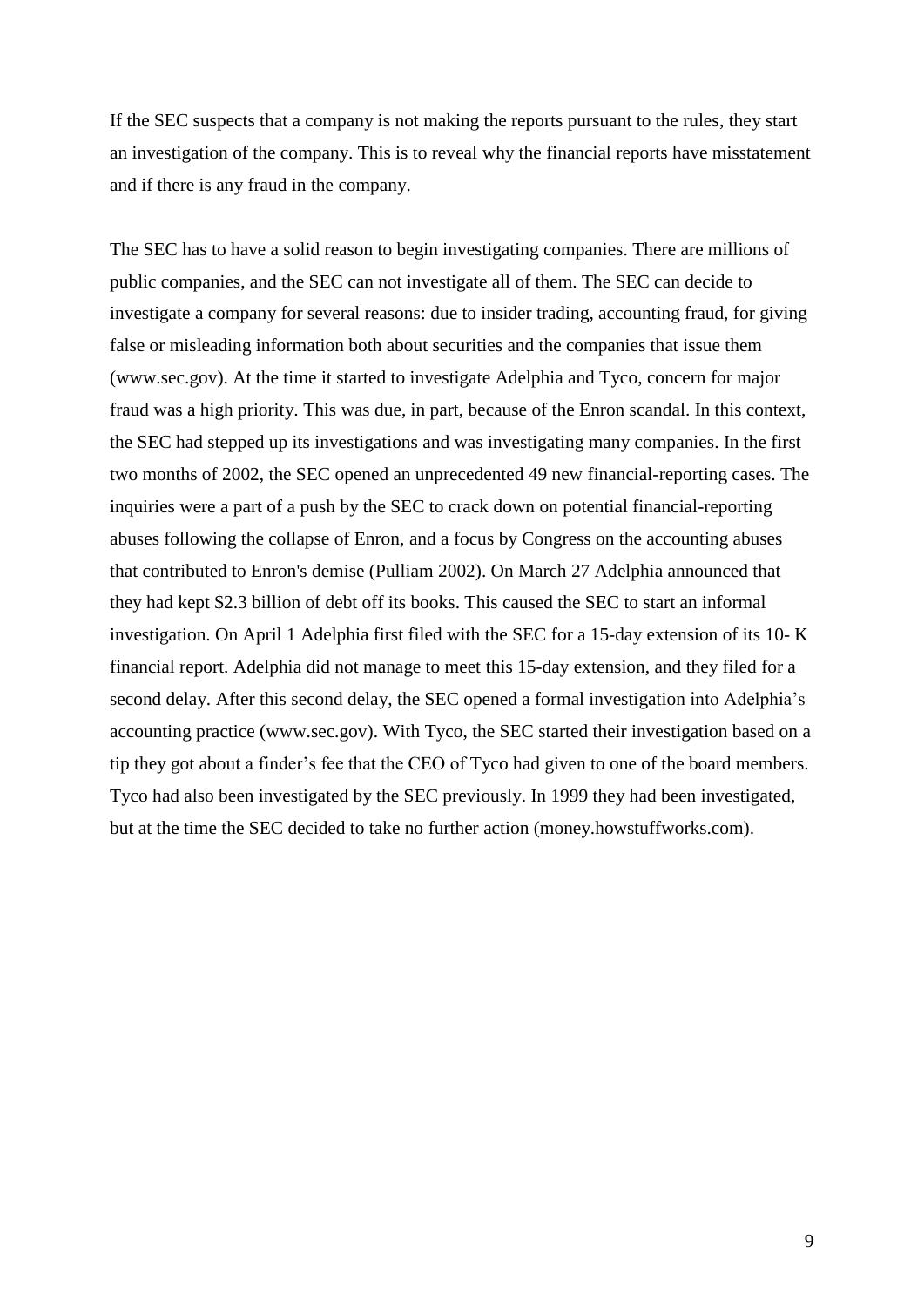If the SEC suspects that a company is not making the reports pursuant to the rules, they start an investigation of the company. This is to reveal why the financial reports have misstatement and if there is any fraud in the company.

The SEC has to have a solid reason to begin investigating companies. There are millions of public companies, and the SEC can not investigate all of them. The SEC can decide to investigate a company for several reasons: due to insider trading, accounting fraud, for giving false or misleading information both about securities and the companies that issue them (www.sec.gov). At the time it started to investigate Adelphia and Tyco, concern for major fraud was a high priority. This was due, in part, because of the Enron scandal. In this context, the SEC had stepped up its investigations and was investigating many companies. In the first two months of 2002, the SEC opened an unprecedented 49 new financial-reporting cases. The inquiries were a part of a push by the SEC to crack down on potential financial-reporting abuses following the collapse of Enron, and a focus by Congress on the accounting abuses that contributed to Enron's demise (Pulliam 2002). On March 27 Adelphia announced that they had kept $2.3 billion of debt off its books. This caused the SEC to start an informal investigation. On April 1 Adelphia first filed with the SEC for a 15-day extension of its 10- K financial report. Adelphia did not manage to meet this 15-day extension, and they filed for a second delay. After this second delay, the SEC opened a formal investigation into Adelphia's accounting practice (www.sec.gov). With Tyco, the SEC started their investigation based on a tip they got about a finder's fee that the CEO of Tyco had given to one of the board members. Tyco had also been investigated by the SEC previously. In 1999 they had been investigated, but at the time the SEC decided to take no further action (money.howstuffworks.com).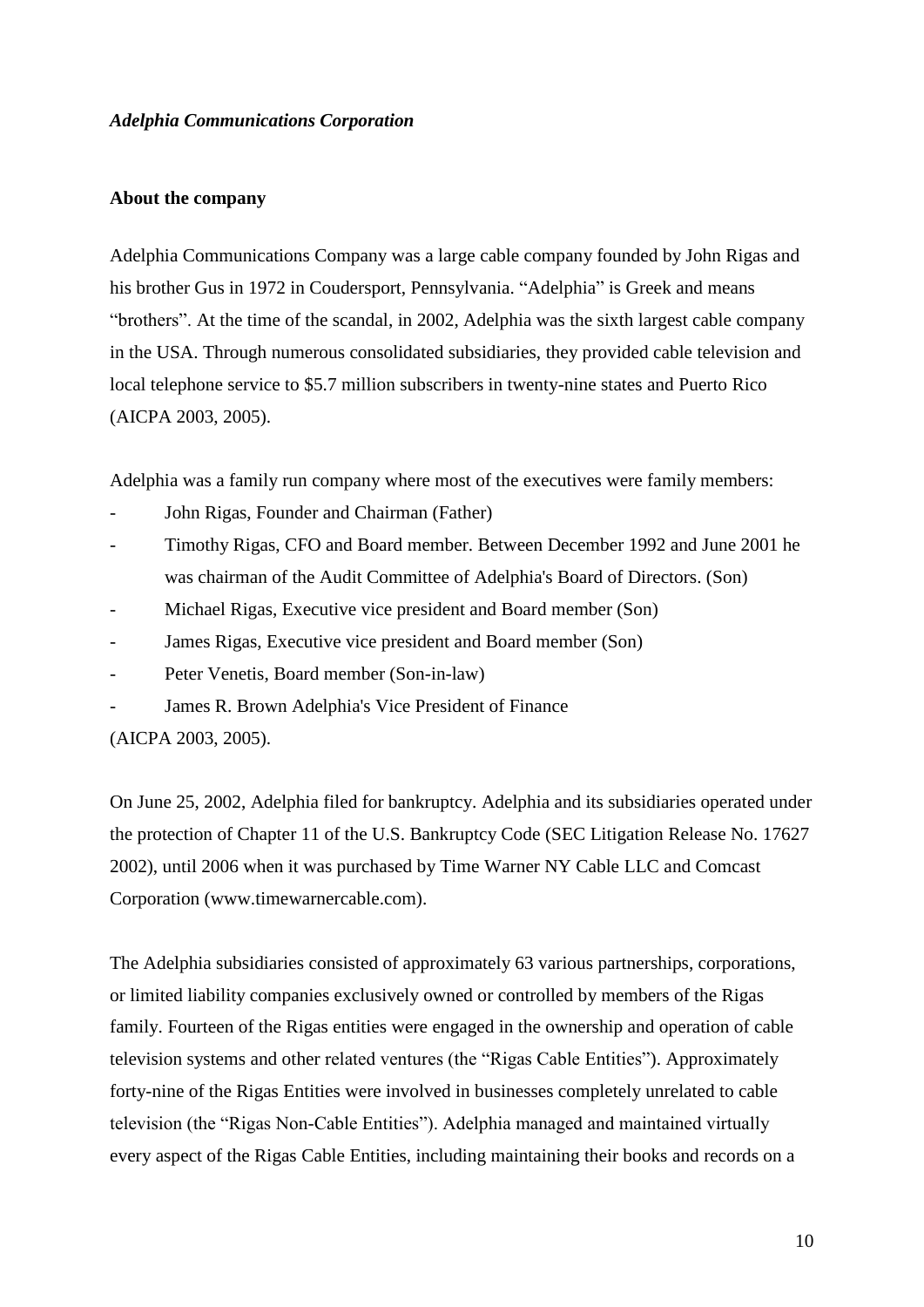***Adelphia Communications Corporation***

**About the company**

Adelphia Communications Company was a large cable company founded by John Rigas and his brother Gus in 1972 in Coudersport, Pennsylvania. "Adelphia" is Greek and means "brothers". At the time of the scandal, in 2002, Adelphia was the sixth largest cable company in the USA. Through numerous consolidated subsidiaries, they provided cable television and local telephone service to $5.7 million subscribers in twenty-nine states and Puerto Rico (AICPA 2003, 2005).

Adelphia was a family run company where most of the executives were family members:

- John Rigas, Founder and Chairman (Father)
- Timothy Rigas, CFO and Board member. Between December 1992 and June 2001 he was chairman of the Audit Committee of Adelphia's Board of Directors. (Son)
- Michael Rigas, Executive vice president and Board member (Son)
- James Rigas, Executive vice president and Board member (Son)
- Peter Venetis, Board member (Son-in-law)
- James R. Brown Adelphia's Vice President of Finance

(AICPA 2003, 2005).

On June 25, 2002, Adelphia filed for bankruptcy. Adelphia and its subsidiaries operated under the protection of Chapter 11 of the U.S. Bankruptcy Code (SEC Litigation Release No. 17627 2002), until 2006 when it was purchased by Time Warner NY Cable LLC and Comcast Corporation (www.timewarnercable.com).

The Adelphia subsidiaries consisted of approximately 63 various partnerships, corporations, or limited liability companies exclusively owned or controlled by members of the Rigas family. Fourteen of the Rigas entities were engaged in the ownership and operation of cable television systems and other related ventures (the "Rigas Cable Entities"). Approximately forty-nine of the Rigas Entities were involved in businesses completely unrelated to cable television (the "Rigas Non-Cable Entities"). Adelphia managed and maintained virtually every aspect of the Rigas Cable Entities, including maintaining their books and records on a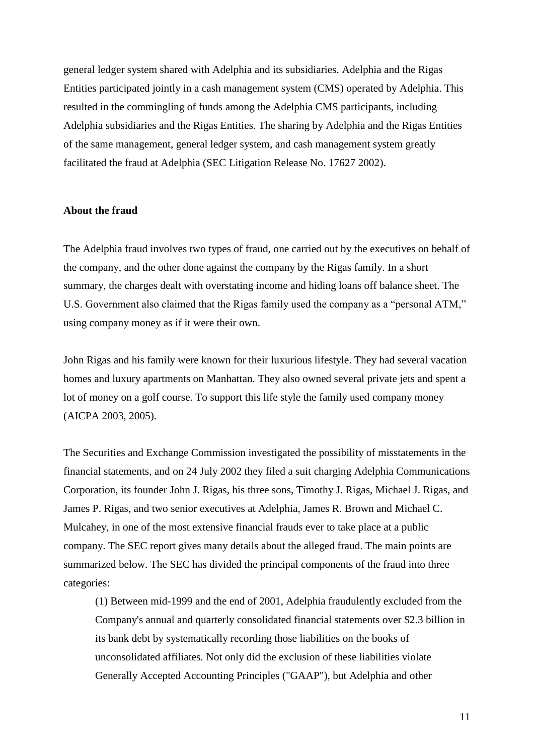general ledger system shared with Adelphia and its subsidiaries. Adelphia and the Rigas Entities participated jointly in a cash management system (CMS) operated by Adelphia. This resulted in the commingling of funds among the Adelphia CMS participants, including Adelphia subsidiaries and the Rigas Entities. The sharing by Adelphia and the Rigas Entities of the same management, general ledger system, and cash management system greatly facilitated the fraud at Adelphia (SEC Litigation Release No. 17627 2002).

**About the fraud**

The Adelphia fraud involves two types of fraud, one carried out by the executives on behalf of the company, and the other done against the company by the Rigas family. In a short summary, the charges dealt with overstating income and hiding loans off balance sheet. The U.S. Government also claimed that the Rigas family used the company as a "personal ATM," using company money as if it were their own.

John Rigas and his family were known for their luxurious lifestyle. They had several vacation homes and luxury apartments on Manhattan. They also owned several private jets and spent a lot of money on a golf course. To support this life style the family used company money (AICPA 2003, 2005).

The Securities and Exchange Commission investigated the possibility of misstatements in the financial statements, and on 24 July 2002 they filed a suit charging Adelphia Communications Corporation, its founder John J. Rigas, his three sons, Timothy J. Rigas, Michael J. Rigas, and James P. Rigas, and two senior executives at Adelphia, James R. Brown and Michael C. Mulcahey, in one of the most extensive financial frauds ever to take place at a public company. The SEC report gives many details about the alleged fraud. The main points are summarized below. The SEC has divided the principal components of the fraud into three categories:

> (1) Between mid-1999 and the end of 2001, Adelphia fraudulently excluded from the Company's annual and quarterly consolidated financial statements over $2.3 billion in its bank debt by systematically recording those liabilities on the books of unconsolidated affiliates. Not only did the exclusion of these liabilities violate Generally Accepted Accounting Principles ("GAAP"), but Adelphia and other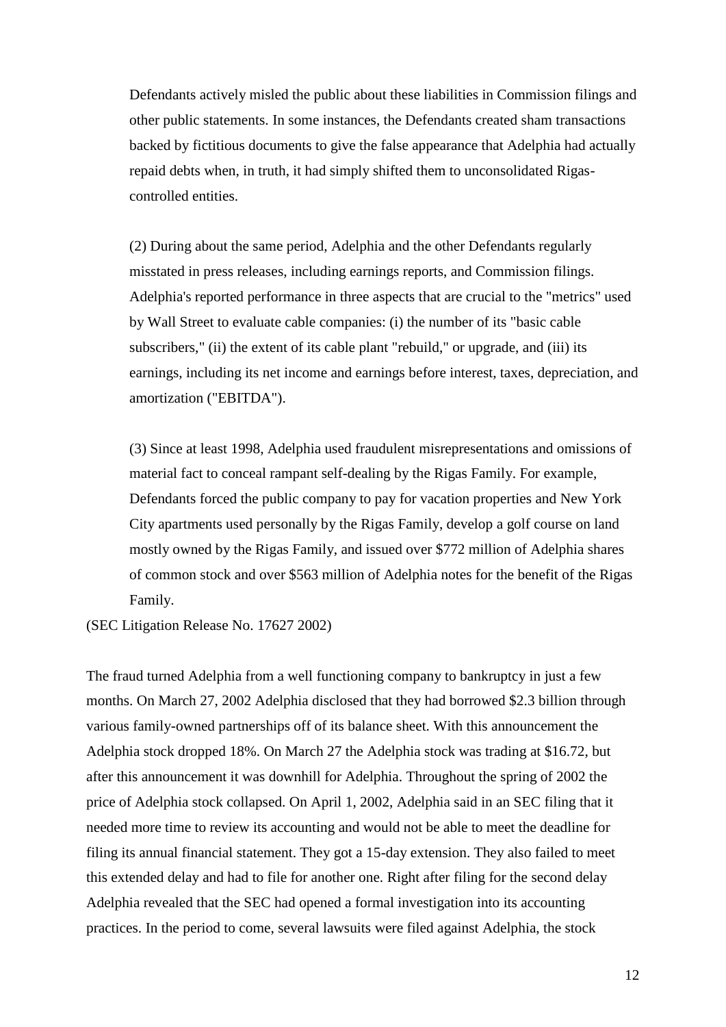> Defendants actively misled the public about these liabilities in Commission filings and other public statements. In some instances, the Defendants created sham transactions backed by fictitious documents to give the false appearance that Adelphia had actually repaid debts when, in truth, it had simply shifted them to unconsolidated Rigas-controlled entities.
>
> (2) During about the same period, Adelphia and the other Defendants regularly misstated in press releases, including earnings reports, and Commission filings. Adelphia's reported performance in three aspects that are crucial to the "metrics" used by Wall Street to evaluate cable companies: (i) the number of its "basic cable subscribers," (ii) the extent of its cable plant "rebuild," or upgrade, and (iii) its earnings, including its net income and earnings before interest, taxes, depreciation, and amortization ("EBITDA").
>
> (3) Since at least 1998, Adelphia used fraudulent misrepresentations and omissions of material fact to conceal rampant self-dealing by the Rigas Family. For example, Defendants forced the public company to pay for vacation properties and New York City apartments used personally by the Rigas Family, develop a golf course on land mostly owned by the Rigas Family, and issued over $772 million of Adelphia shares of common stock and over $563 million of Adelphia notes for the benefit of the Rigas Family.

(SEC Litigation Release No. 17627 2002)

The fraud turned Adelphia from a well functioning company to bankruptcy in just a few months. On March 27, 2002 Adelphia disclosed that they had borrowed $2.3 billion through various family-owned partnerships off of its balance sheet. With this announcement the Adelphia stock dropped 18%. On March 27 the Adelphia stock was trading at $16.72, but after this announcement it was downhill for Adelphia. Throughout the spring of 2002 the price of Adelphia stock collapsed. On April 1, 2002, Adelphia said in an SEC filing that it needed more time to review its accounting and would not be able to meet the deadline for filing its annual financial statement. They got a 15-day extension. They also failed to meet this extended delay and had to file for another one. Right after filing for the second delay Adelphia revealed that the SEC had opened a formal investigation into its accounting practices. In the period to come, several lawsuits were filed against Adelphia, the stock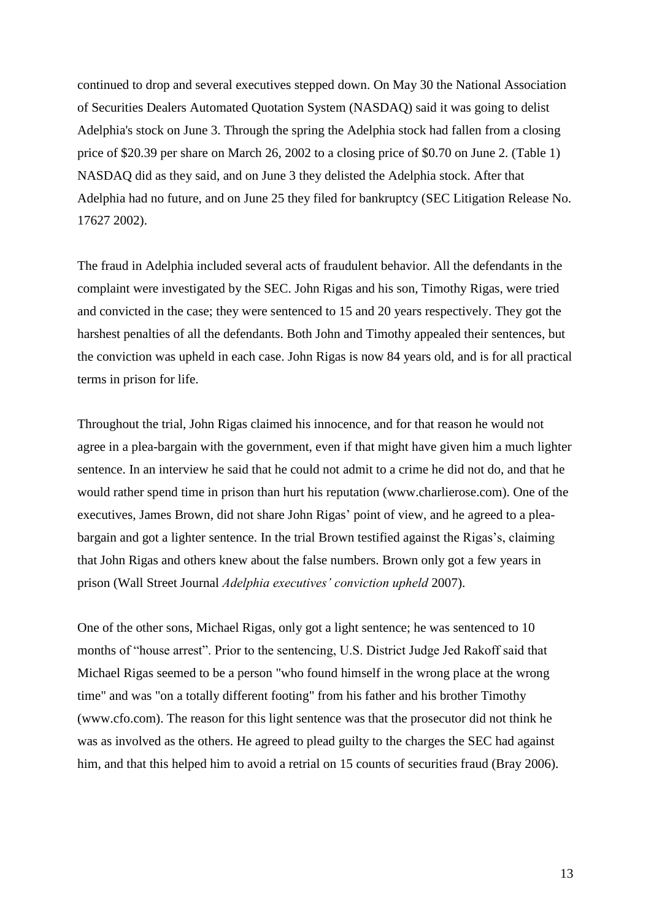continued to drop and several executives stepped down. On May 30 the National Association of Securities Dealers Automated Quotation System (NASDAQ) said it was going to delist Adelphia's stock on June 3. Through the spring the Adelphia stock had fallen from a closing price of $20.39 per share on March 26, 2002 to a closing price of $0.70 on June 2. (Table 1) NASDAQ did as they said, and on June 3 they delisted the Adelphia stock. After that Adelphia had no future, and on June 25 they filed for bankruptcy (SEC Litigation Release No. 17627 2002).

The fraud in Adelphia included several acts of fraudulent behavior. All the defendants in the complaint were investigated by the SEC. John Rigas and his son, Timothy Rigas, were tried and convicted in the case; they were sentenced to 15 and 20 years respectively. They got the harshest penalties of all the defendants. Both John and Timothy appealed their sentences, but the conviction was upheld in each case. John Rigas is now 84 years old, and is for all practical terms in prison for life.

Throughout the trial, John Rigas claimed his innocence, and for that reason he would not agree in a plea-bargain with the government, even if that might have given him a much lighter sentence. In an interview he said that he could not admit to a crime he did not do, and that he would rather spend time in prison than hurt his reputation (www.charlierose.com). One of the executives, James Brown, did not share John Rigas' point of view, and he agreed to a plea-bargain and got a lighter sentence. In the trial Brown testified against the Rigas's, claiming that John Rigas and others knew about the false numbers. Brown only got a few years in prison (Wall Street Journal *Adelphia executives' conviction upheld* 2007).

One of the other sons, Michael Rigas, only got a light sentence; he was sentenced to 10 months of "house arrest". Prior to the sentencing, U.S. District Judge Jed Rakoff said that Michael Rigas seemed to be a person "who found himself in the wrong place at the wrong time" and was "on a totally different footing" from his father and his brother Timothy (www.cfo.com). The reason for this light sentence was that the prosecutor did not think he was as involved as the others. He agreed to plead guilty to the charges the SEC had against him, and that this helped him to avoid a retrial on 15 counts of securities fraud (Bray 2006).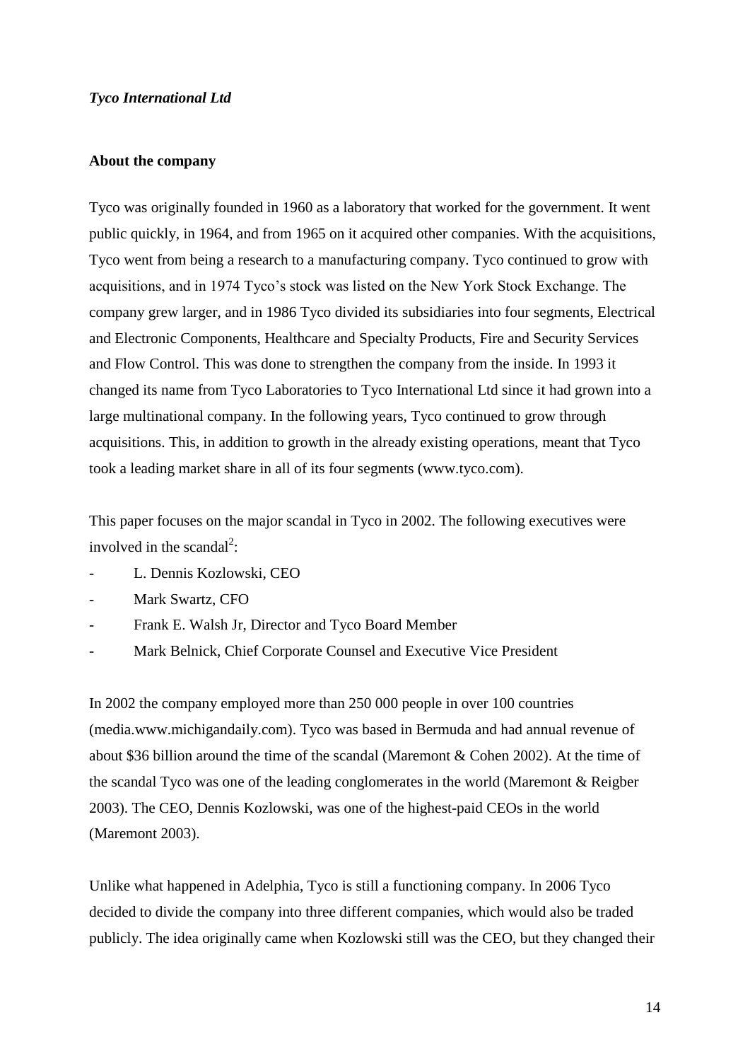*Tyco International Ltd*

**About the company**

Tyco was originally founded in 1960 as a laboratory that worked for the government. It went public quickly, in 1964, and from 1965 on it acquired other companies. With the acquisitions, Tyco went from being a research to a manufacturing company. Tyco continued to grow with acquisitions, and in 1974 Tyco's stock was listed on the New York Stock Exchange. The company grew larger, and in 1986 Tyco divided its subsidiaries into four segments, Electrical and Electronic Components, Healthcare and Specialty Products, Fire and Security Services and Flow Control. This was done to strengthen the company from the inside. In 1993 it changed its name from Tyco Laboratories to Tyco International Ltd since it had grown into a large multinational company. In the following years, Tyco continued to grow through acquisitions. This, in addition to growth in the already existing operations, meant that Tyco took a leading market share in all of its four segments (www.tyco.com).

This paper focuses on the major scandal in Tyco in 2002. The following executives were involved in the scandal[2]:

- L. Dennis Kozlowski, CEO
- Mark Swartz, CFO
- Frank E. Walsh Jr, Director and Tyco Board Member
- Mark Belnick, Chief Corporate Counsel and Executive Vice President

In 2002 the company employed more than 250 000 people in over 100 countries (media.www.michigandaily.com). Tyco was based in Bermuda and had annual revenue of about $36 billion around the time of the scandal (Maremont & Cohen 2002). At the time of the scandal Tyco was one of the leading conglomerates in the world (Maremont & Reigber 2003). The CEO, Dennis Kozlowski, was one of the highest-paid CEOs in the world (Maremont 2003).

Unlike what happened in Adelphia, Tyco is still a functioning company. In 2006 Tyco decided to divide the company into three different companies, which would also be traded publicly. The idea originally came when Kozlowski still was the CEO, but they changed their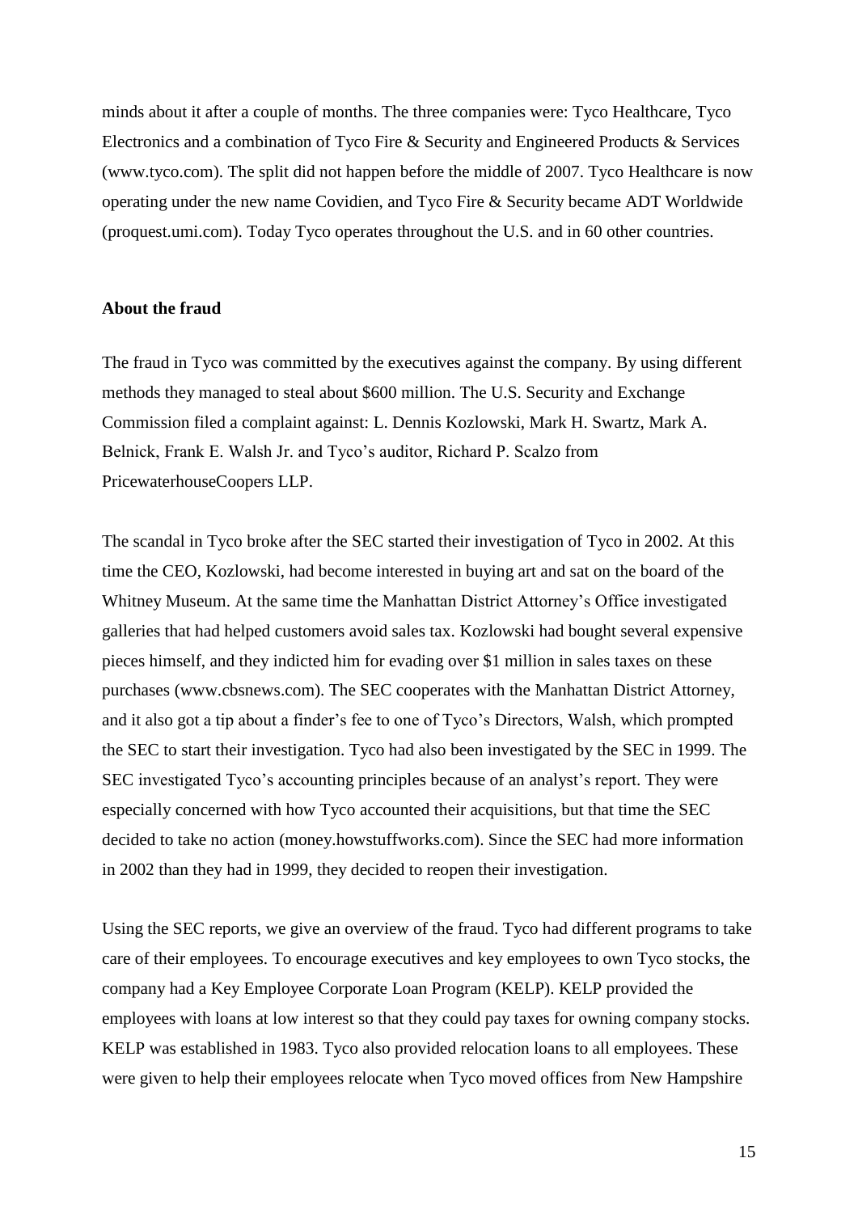minds about it after a couple of months. The three companies were: Tyco Healthcare, Tyco Electronics and a combination of Tyco Fire & Security and Engineered Products & Services (www.tyco.com). The split did not happen before the middle of 2007. Tyco Healthcare is now operating under the new name Covidien, and Tyco Fire & Security became ADT Worldwide (proquest.umi.com). Today Tyco operates throughout the U.S. and in 60 other countries.

**About the fraud**

The fraud in Tyco was committed by the executives against the company. By using different methods they managed to steal about $600 million. The U.S. Security and Exchange Commission filed a complaint against: L. Dennis Kozlowski, Mark H. Swartz, Mark A. Belnick, Frank E. Walsh Jr. and Tyco's auditor, Richard P. Scalzo from PricewaterhouseCoopers LLP.

The scandal in Tyco broke after the SEC started their investigation of Tyco in 2002. At this time the CEO, Kozlowski, had become interested in buying art and sat on the board of the Whitney Museum. At the same time the Manhattan District Attorney's Office investigated galleries that had helped customers avoid sales tax. Kozlowski had bought several expensive pieces himself, and they indicted him for evading over $1 million in sales taxes on these purchases (www.cbsnews.com). The SEC cooperates with the Manhattan District Attorney, and it also got a tip about a finder's fee to one of Tyco's Directors, Walsh, which prompted the SEC to start their investigation. Tyco had also been investigated by the SEC in 1999. The SEC investigated Tyco's accounting principles because of an analyst's report. They were especially concerned with how Tyco accounted their acquisitions, but that time the SEC decided to take no action (money.howstuffworks.com). Since the SEC had more information in 2002 than they had in 1999, they decided to reopen their investigation.

Using the SEC reports, we give an overview of the fraud. Tyco had different programs to take care of their employees. To encourage executives and key employees to own Tyco stocks, the company had a Key Employee Corporate Loan Program (KELP). KELP provided the employees with loans at low interest so that they could pay taxes for owning company stocks. KELP was established in 1983. Tyco also provided relocation loans to all employees. These were given to help their employees relocate when Tyco moved offices from New Hampshire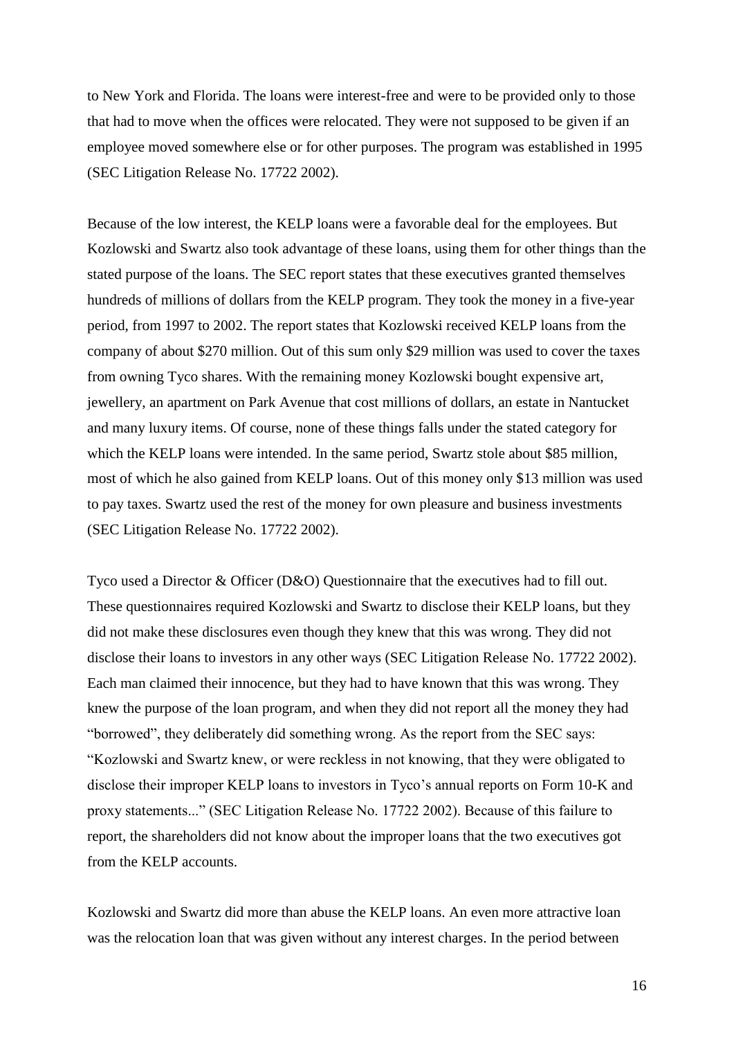to New York and Florida. The loans were interest-free and were to be provided only to those that had to move when the offices were relocated. They were not supposed to be given if an employee moved somewhere else or for other purposes. The program was established in 1995 (SEC Litigation Release No. 17722 2002).

Because of the low interest, the KELP loans were a favorable deal for the employees. But Kozlowski and Swartz also took advantage of these loans, using them for other things than the stated purpose of the loans. The SEC report states that these executives granted themselves hundreds of millions of dollars from the KELP program. They took the money in a five-year period, from 1997 to 2002. The report states that Kozlowski received KELP loans from the company of about $270 million. Out of this sum only $29 million was used to cover the taxes from owning Tyco shares. With the remaining money Kozlowski bought expensive art, jewellery, an apartment on Park Avenue that cost millions of dollars, an estate in Nantucket and many luxury items. Of course, none of these things falls under the stated category for which the KELP loans were intended. In the same period, Swartz stole about $85 million, most of which he also gained from KELP loans. Out of this money only $13 million was used to pay taxes. Swartz used the rest of the money for own pleasure and business investments (SEC Litigation Release No. 17722 2002).

Tyco used a Director & Officer (D&O) Questionnaire that the executives had to fill out. These questionnaires required Kozlowski and Swartz to disclose their KELP loans, but they did not make these disclosures even though they knew that this was wrong. They did not disclose their loans to investors in any other ways (SEC Litigation Release No. 17722 2002). Each man claimed their innocence, but they had to have known that this was wrong. They knew the purpose of the loan program, and when they did not report all the money they had "borrowed", they deliberately did something wrong. As the report from the SEC says: "Kozlowski and Swartz knew, or were reckless in not knowing, that they were obligated to disclose their improper KELP loans to investors in Tyco's annual reports on Form 10-K and proxy statements..." (SEC Litigation Release No. 17722 2002). Because of this failure to report, the shareholders did not know about the improper loans that the two executives got from the KELP accounts.

Kozlowski and Swartz did more than abuse the KELP loans. An even more attractive loan was the relocation loan that was given without any interest charges. In the period between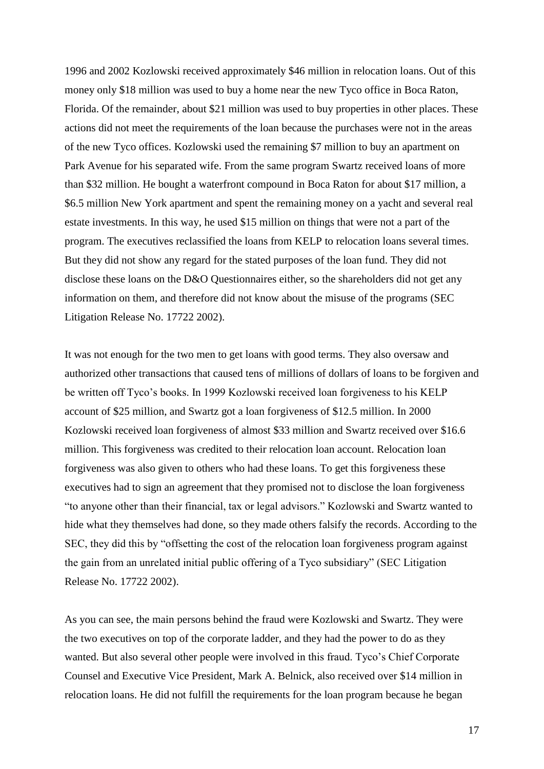1996 and 2002 Kozlowski received approximately $46 million in relocation loans. Out of this money only $18 million was used to buy a home near the new Tyco office in Boca Raton, Florida. Of the remainder, about $21 million was used to buy properties in other places. These actions did not meet the requirements of the loan because the purchases were not in the areas of the new Tyco offices. Kozlowski used the remaining $7 million to buy an apartment on Park Avenue for his separated wife. From the same program Swartz received loans of more than $32 million. He bought a waterfront compound in Boca Raton for about $17 million, a $6.5 million New York apartment and spent the remaining money on a yacht and several real estate investments. In this way, he used $15 million on things that were not a part of the program. The executives reclassified the loans from KELP to relocation loans several times. But they did not show any regard for the stated purposes of the loan fund. They did not disclose these loans on the D&O Questionnaires either, so the shareholders did not get any information on them, and therefore did not know about the misuse of the programs (SEC Litigation Release No. 17722 2002).

It was not enough for the two men to get loans with good terms. They also oversaw and authorized other transactions that caused tens of millions of dollars of loans to be forgiven and be written off Tyco's books. In 1999 Kozlowski received loan forgiveness to his KELP account of $25 million, and Swartz got a loan forgiveness of $12.5 million. In 2000 Kozlowski received loan forgiveness of almost $33 million and Swartz received over $16.6 million. This forgiveness was credited to their relocation loan account. Relocation loan forgiveness was also given to others who had these loans. To get this forgiveness these executives had to sign an agreement that they promised not to disclose the loan forgiveness "to anyone other than their financial, tax or legal advisors." Kozlowski and Swartz wanted to hide what they themselves had done, so they made others falsify the records. According to the SEC, they did this by "offsetting the cost of the relocation loan forgiveness program against the gain from an unrelated initial public offering of a Tyco subsidiary" (SEC Litigation Release No. 17722 2002).

As you can see, the main persons behind the fraud were Kozlowski and Swartz. They were the two executives on top of the corporate ladder, and they had the power to do as they wanted. But also several other people were involved in this fraud. Tyco's Chief Corporate Counsel and Executive Vice President, Mark A. Belnick, also received over $14 million in relocation loans. He did not fulfill the requirements for the loan program because he began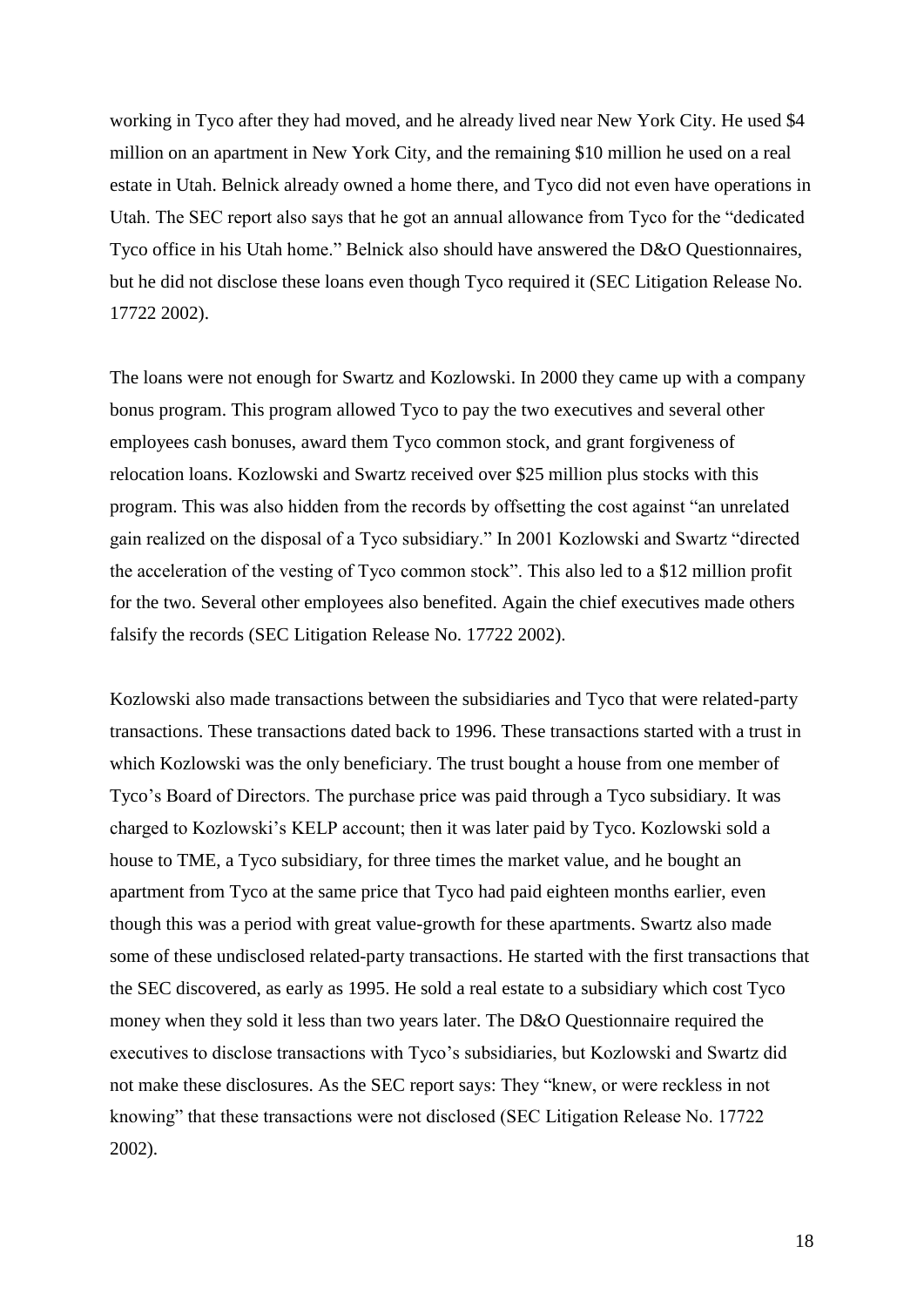working in Tyco after they had moved, and he already lived near New York City. He used $4 million on an apartment in New York City, and the remaining $10 million he used on a real estate in Utah. Belnick already owned a home there, and Tyco did not even have operations in Utah. The SEC report also says that he got an annual allowance from Tyco for the "dedicated Tyco office in his Utah home." Belnick also should have answered the D&O Questionnaires, but he did not disclose these loans even though Tyco required it (SEC Litigation Release No. 17722 2002).

The loans were not enough for Swartz and Kozlowski. In 2000 they came up with a company bonus program. This program allowed Tyco to pay the two executives and several other employees cash bonuses, award them Tyco common stock, and grant forgiveness of relocation loans. Kozlowski and Swartz received over $25 million plus stocks with this program. This was also hidden from the records by offsetting the cost against "an unrelated gain realized on the disposal of a Tyco subsidiary." In 2001 Kozlowski and Swartz "directed the acceleration of the vesting of Tyco common stock". This also led to a $12 million profit for the two. Several other employees also benefited. Again the chief executives made others falsify the records (SEC Litigation Release No. 17722 2002).

Kozlowski also made transactions between the subsidiaries and Tyco that were related-party transactions. These transactions dated back to 1996. These transactions started with a trust in which Kozlowski was the only beneficiary. The trust bought a house from one member of Tyco's Board of Directors. The purchase price was paid through a Tyco subsidiary. It was charged to Kozlowski's KELP account; then it was later paid by Tyco. Kozlowski sold a house to TME, a Tyco subsidiary, for three times the market value, and he bought an apartment from Tyco at the same price that Tyco had paid eighteen months earlier, even though this was a period with great value-growth for these apartments. Swartz also made some of these undisclosed related-party transactions. He started with the first transactions that the SEC discovered, as early as 1995. He sold a real estate to a subsidiary which cost Tyco money when they sold it less than two years later. The D&O Questionnaire required the executives to disclose transactions with Tyco's subsidiaries, but Kozlowski and Swartz did not make these disclosures. As the SEC report says: They "knew, or were reckless in not knowing" that these transactions were not disclosed (SEC Litigation Release No. 17722 2002).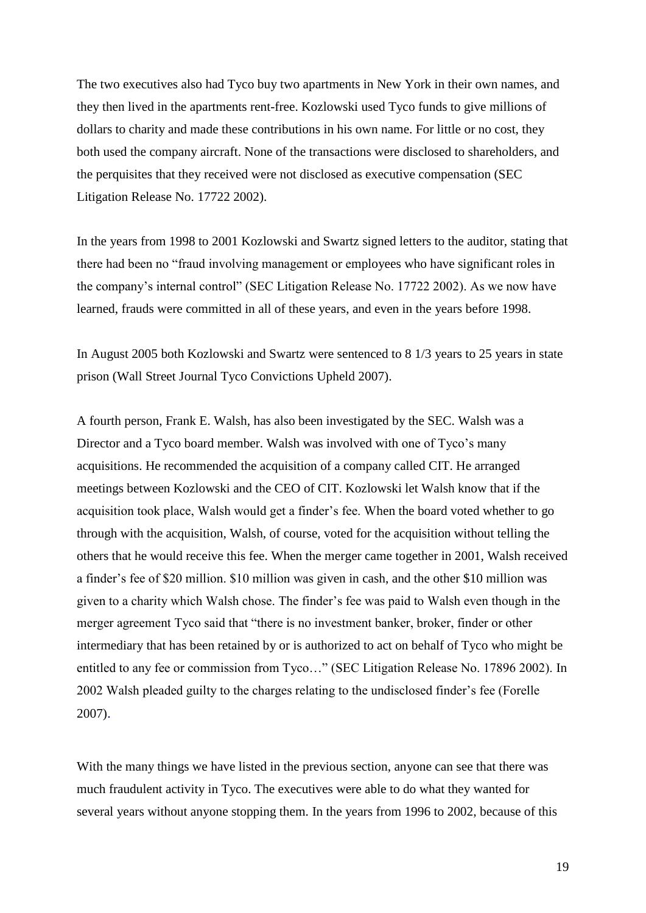The two executives also had Tyco buy two apartments in New York in their own names, and they then lived in the apartments rent-free. Kozlowski used Tyco funds to give millions of dollars to charity and made these contributions in his own name. For little or no cost, they both used the company aircraft. None of the transactions were disclosed to shareholders, and the perquisites that they received were not disclosed as executive compensation (SEC Litigation Release No. 17722 2002).

In the years from 1998 to 2001 Kozlowski and Swartz signed letters to the auditor, stating that there had been no "fraud involving management or employees who have significant roles in the company's internal control" (SEC Litigation Release No. 17722 2002). As we now have learned, frauds were committed in all of these years, and even in the years before 1998.

In August 2005 both Kozlowski and Swartz were sentenced to 8 1/3 years to 25 years in state prison (Wall Street Journal Tyco Convictions Upheld 2007).

A fourth person, Frank E. Walsh, has also been investigated by the SEC. Walsh was a Director and a Tyco board member. Walsh was involved with one of Tyco's many acquisitions. He recommended the acquisition of a company called CIT. He arranged meetings between Kozlowski and the CEO of CIT. Kozlowski let Walsh know that if the acquisition took place, Walsh would get a finder's fee. When the board voted whether to go through with the acquisition, Walsh, of course, voted for the acquisition without telling the others that he would receive this fee. When the merger came together in 2001, Walsh received a finder's fee of $20 million. $10 million was given in cash, and the other $10 million was given to a charity which Walsh chose. The finder's fee was paid to Walsh even though in the merger agreement Tyco said that "there is no investment banker, broker, finder or other intermediary that has been retained by or is authorized to act on behalf of Tyco who might be entitled to any fee or commission from Tyco…" (SEC Litigation Release No. 17896 2002). In 2002 Walsh pleaded guilty to the charges relating to the undisclosed finder's fee (Forelle 2007).

With the many things we have listed in the previous section, anyone can see that there was much fraudulent activity in Tyco. The executives were able to do what they wanted for several years without anyone stopping them. In the years from 1996 to 2002, because of this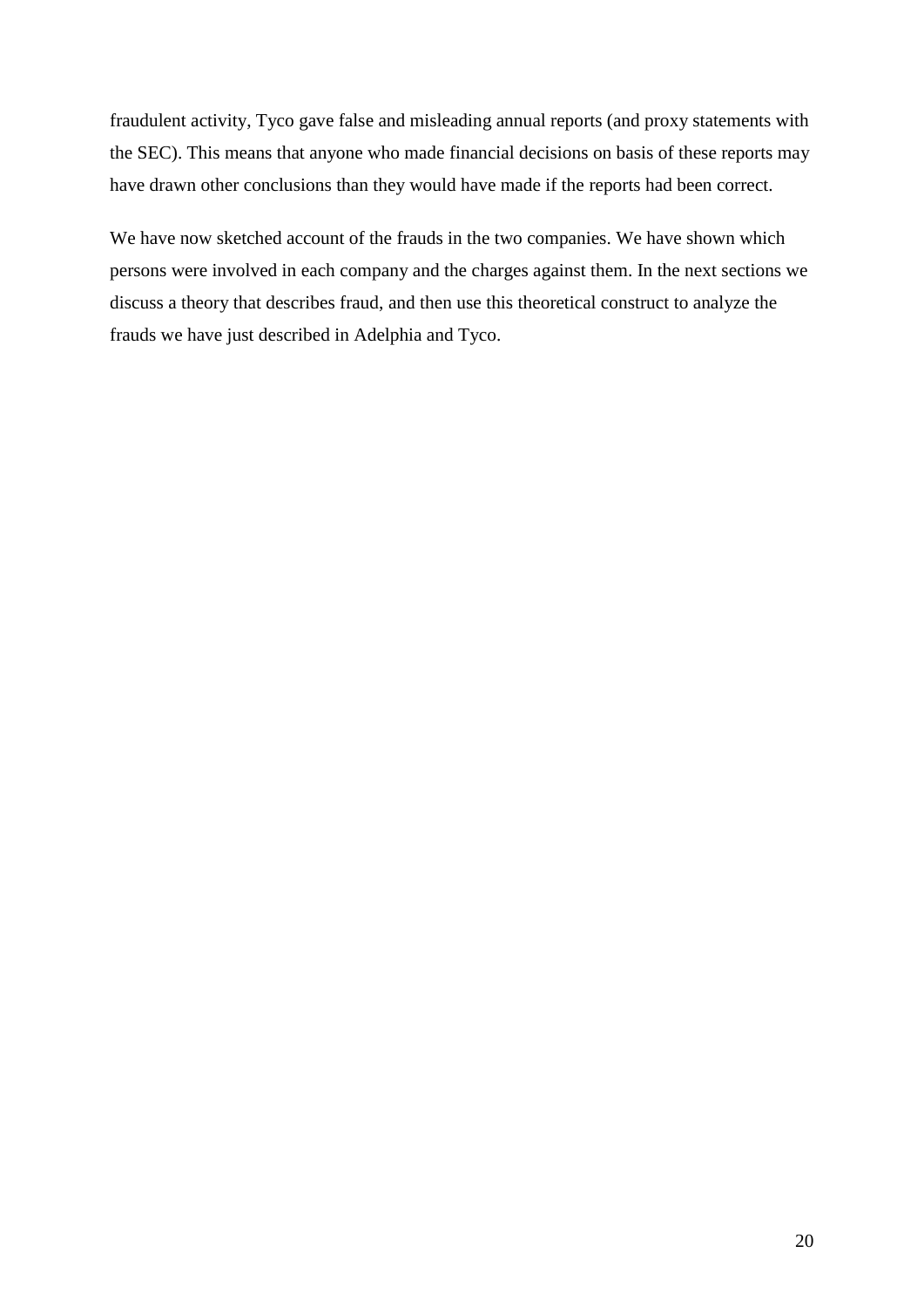fraudulent activity, Tyco gave false and misleading annual reports (and proxy statements with the SEC). This means that anyone who made financial decisions on basis of these reports may have drawn other conclusions than they would have made if the reports had been correct.

We have now sketched account of the frauds in the two companies. We have shown which persons were involved in each company and the charges against them. In the next sections we discuss a theory that describes fraud, and then use this theoretical construct to analyze the frauds we have just described in Adelphia and Tyco.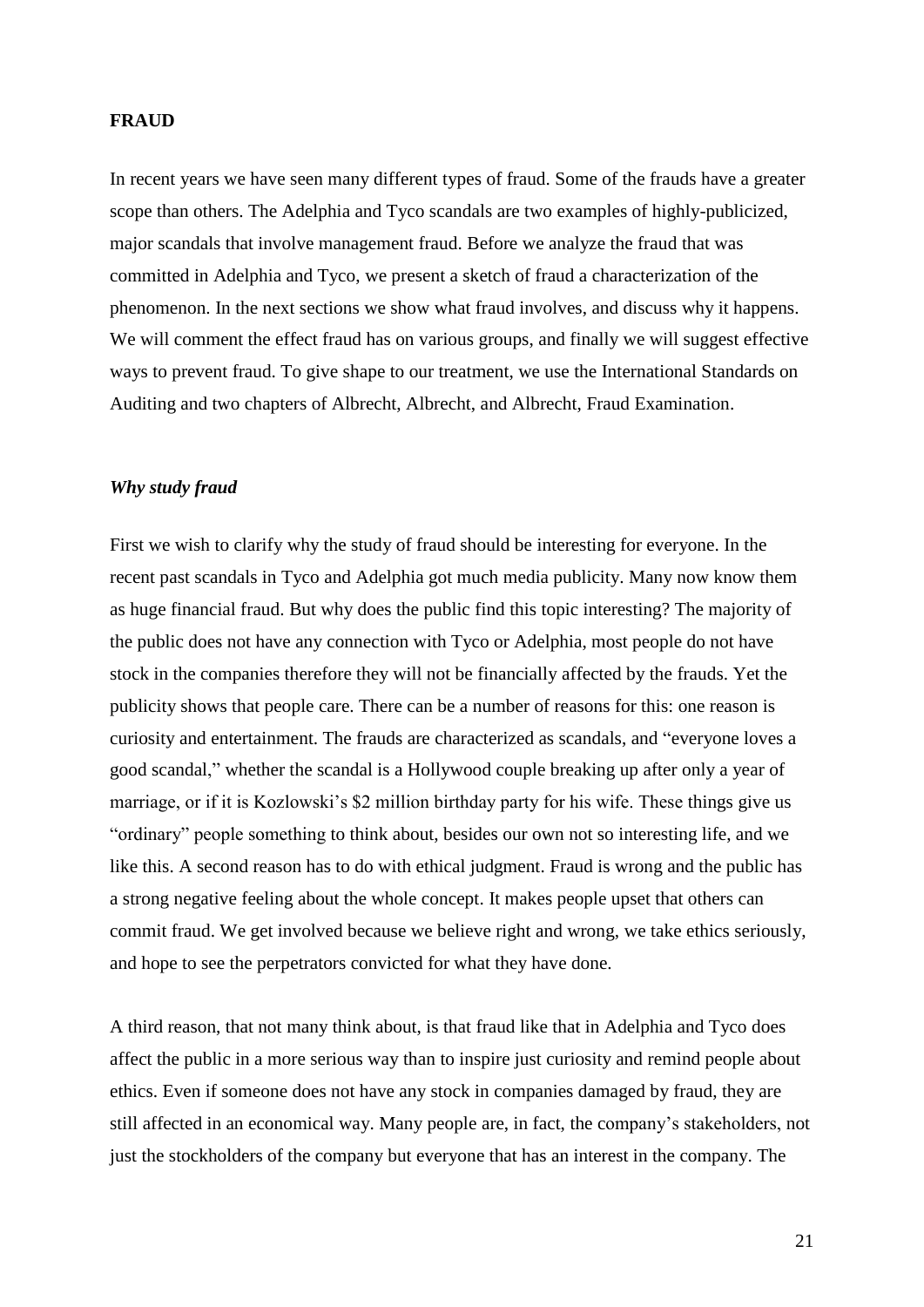## FRAUD

In recent years we have seen many different types of fraud. Some of the frauds have a greater scope than others. The Adelphia and Tyco scandals are two examples of highly-publicized, major scandals that involve management fraud. Before we analyze the fraud that was committed in Adelphia and Tyco, we present a sketch of fraud a characterization of the phenomenon. In the next sections we show what fraud involves, and discuss why it happens. We will comment the effect fraud has on various groups, and finally we will suggest effective ways to prevent fraud. To give shape to our treatment, we use the International Standards on Auditing and two chapters of Albrecht, Albrecht, and Albrecht, Fraud Examination.

### *Why study fraud*

First we wish to clarify why the study of fraud should be interesting for everyone. In the recent past scandals in Tyco and Adelphia got much media publicity. Many now know them as huge financial fraud. But why does the public find this topic interesting? The majority of the public does not have any connection with Tyco or Adelphia, most people do not have stock in the companies therefore they will not be financially affected by the frauds. Yet the publicity shows that people care. There can be a number of reasons for this: one reason is curiosity and entertainment. The frauds are characterized as scandals, and "everyone loves a good scandal," whether the scandal is a Hollywood couple breaking up after only a year of marriage, or if it is Kozlowski's $2 million birthday party for his wife. These things give us "ordinary" people something to think about, besides our own not so interesting life, and we like this. A second reason has to do with ethical judgment. Fraud is wrong and the public has a strong negative feeling about the whole concept. It makes people upset that others can commit fraud. We get involved because we believe right and wrong, we take ethics seriously, and hope to see the perpetrators convicted for what they have done.

A third reason, that not many think about, is that fraud like that in Adelphia and Tyco does affect the public in a more serious way than to inspire just curiosity and remind people about ethics. Even if someone does not have any stock in companies damaged by fraud, they are still affected in an economical way. Many people are, in fact, the company's stakeholders, not just the stockholders of the company but everyone that has an interest in the company. The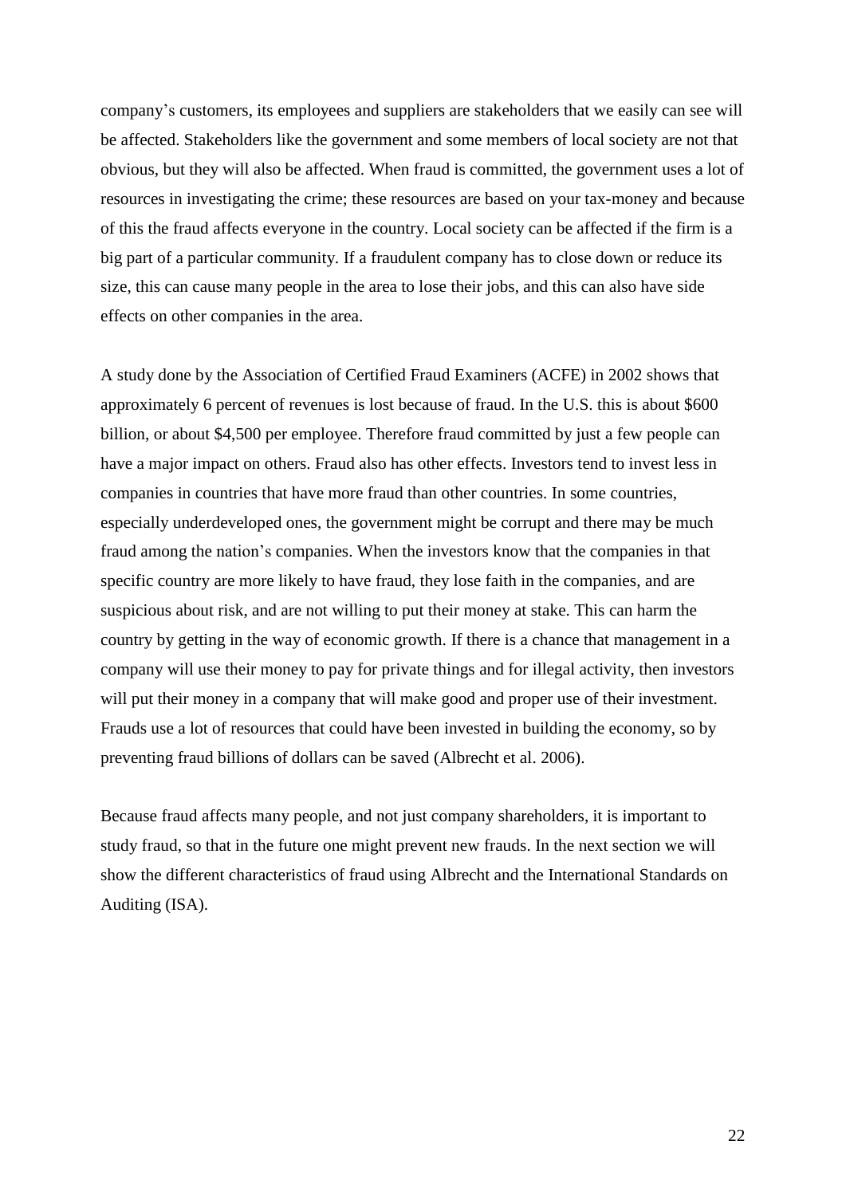company's customers, its employees and suppliers are stakeholders that we easily can see will be affected. Stakeholders like the government and some members of local society are not that obvious, but they will also be affected. When fraud is committed, the government uses a lot of resources in investigating the crime; these resources are based on your tax-money and because of this the fraud affects everyone in the country. Local society can be affected if the firm is a big part of a particular community. If a fraudulent company has to close down or reduce its size, this can cause many people in the area to lose their jobs, and this can also have side effects on other companies in the area.

A study done by the Association of Certified Fraud Examiners (ACFE) in 2002 shows that approximately 6 percent of revenues is lost because of fraud. In the U.S. this is about $600 billion, or about $4,500 per employee. Therefore fraud committed by just a few people can have a major impact on others. Fraud also has other effects. Investors tend to invest less in companies in countries that have more fraud than other countries. In some countries, especially underdeveloped ones, the government might be corrupt and there may be much fraud among the nation's companies. When the investors know that the companies in that specific country are more likely to have fraud, they lose faith in the companies, and are suspicious about risk, and are not willing to put their money at stake. This can harm the country by getting in the way of economic growth. If there is a chance that management in a company will use their money to pay for private things and for illegal activity, then investors will put their money in a company that will make good and proper use of their investment. Frauds use a lot of resources that could have been invested in building the economy, so by preventing fraud billions of dollars can be saved (Albrecht et al. 2006).

Because fraud affects many people, and not just company shareholders, it is important to study fraud, so that in the future one might prevent new frauds. In the next section we will show the different characteristics of fraud using Albrecht and the International Standards on Auditing (ISA).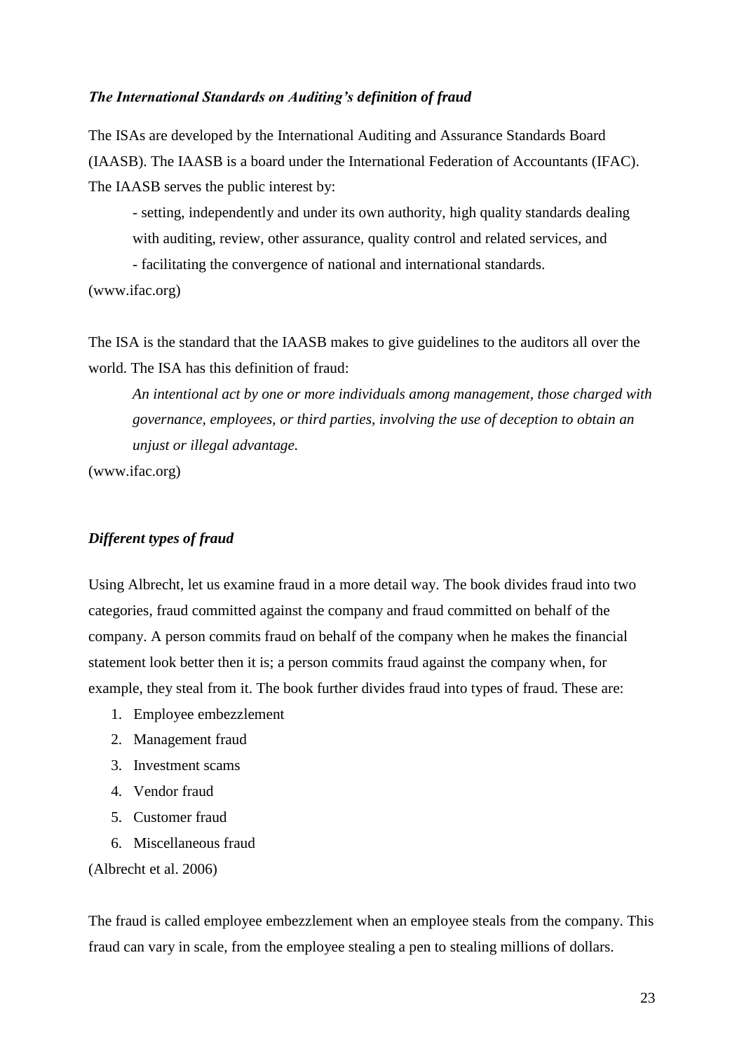### *The International Standards on Auditing's definition of fraud*

The ISAs are developed by the International Auditing and Assurance Standards Board (IAASB). The IAASB is a board under the International Federation of Accountants (IFAC). The IAASB serves the public interest by:

> - setting, independently and under its own authority, high quality standards dealing with auditing, review, other assurance, quality control and related services, and
> - facilitating the convergence of national and international standards.

(www.ifac.org)

The ISA is the standard that the IAASB makes to give guidelines to the auditors all over the world. The ISA has this definition of fraud:

> *An intentional act by one or more individuals among management, those charged with governance, employees, or third parties, involving the use of deception to obtain an unjust or illegal advantage.*

(www.ifac.org)

### *Different types of fraud*

Using Albrecht, let us examine fraud in a more detail way. The book divides fraud into two categories, fraud committed against the company and fraud committed on behalf of the company. A person commits fraud on behalf of the company when he makes the financial statement look better then it is; a person commits fraud against the company when, for example, they steal from it. The book further divides fraud into types of fraud. These are:

1. Employee embezzlement
2. Management fraud
3. Investment scams
4. Vendor fraud
5. Customer fraud
6. Miscellaneous fraud

(Albrecht et al. 2006)

The fraud is called employee embezzlement when an employee steals from the company. This fraud can vary in scale, from the employee stealing a pen to stealing millions of dollars.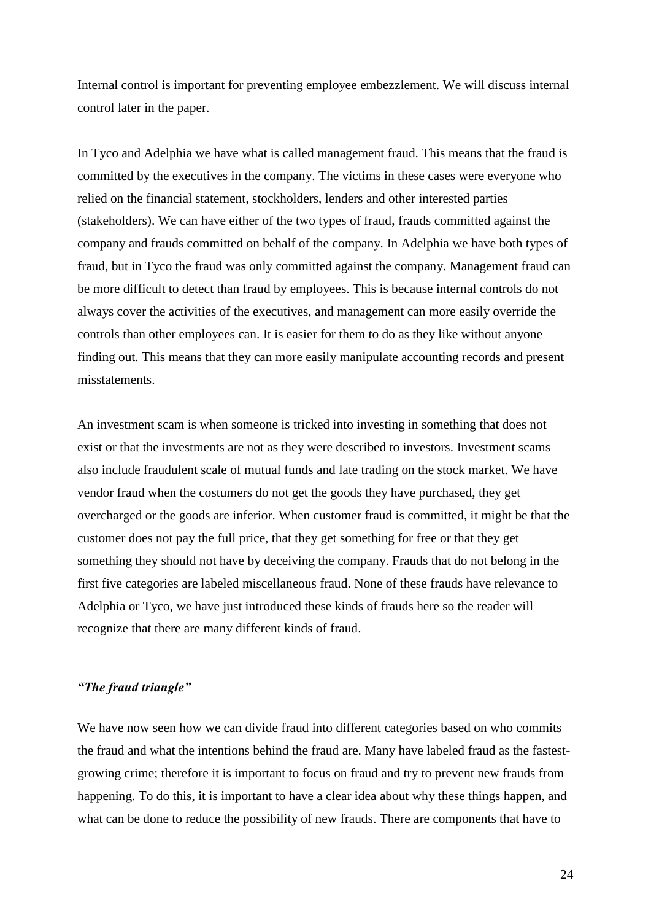Internal control is important for preventing employee embezzlement. We will discuss internal control later in the paper.

In Tyco and Adelphia we have what is called management fraud. This means that the fraud is committed by the executives in the company. The victims in these cases were everyone who relied on the financial statement, stockholders, lenders and other interested parties (stakeholders). We can have either of the two types of fraud, frauds committed against the company and frauds committed on behalf of the company. In Adelphia we have both types of fraud, but in Tyco the fraud was only committed against the company. Management fraud can be more difficult to detect than fraud by employees. This is because internal controls do not always cover the activities of the executives, and management can more easily override the controls than other employees can. It is easier for them to do as they like without anyone finding out. This means that they can more easily manipulate accounting records and present misstatements.

An investment scam is when someone is tricked into investing in something that does not exist or that the investments are not as they were described to investors. Investment scams also include fraudulent scale of mutual funds and late trading on the stock market. We have vendor fraud when the costumers do not get the goods they have purchased, they get overcharged or the goods are inferior. When customer fraud is committed, it might be that the customer does not pay the full price, that they get something for free or that they get something they should not have by deceiving the company. Frauds that do not belong in the first five categories are labeled miscellaneous fraud. None of these frauds have relevance to Adelphia or Tyco, we have just introduced these kinds of frauds here so the reader will recognize that there are many different kinds of fraud.

### *"The fraud triangle"*

We have now seen how we can divide fraud into different categories based on who commits the fraud and what the intentions behind the fraud are. Many have labeled fraud as the fastest-growing crime; therefore it is important to focus on fraud and try to prevent new frauds from happening. To do this, it is important to have a clear idea about why these things happen, and what can be done to reduce the possibility of new frauds. There are components that have to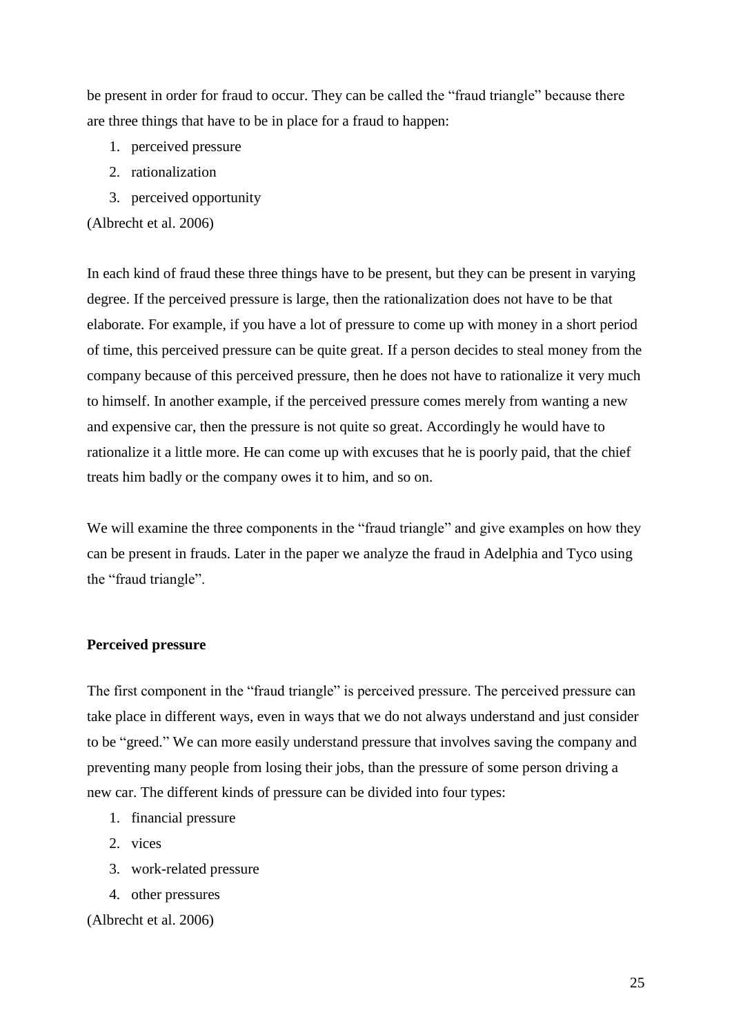be present in order for fraud to occur. They can be called the "fraud triangle" because there are three things that have to be in place for a fraud to happen:

1. perceived pressure
2. rationalization
3. perceived opportunity

(Albrecht et al. 2006)

In each kind of fraud these three things have to be present, but they can be present in varying degree. If the perceived pressure is large, then the rationalization does not have to be that elaborate. For example, if you have a lot of pressure to come up with money in a short period of time, this perceived pressure can be quite great. If a person decides to steal money from the company because of this perceived pressure, then he does not have to rationalize it very much to himself. In another example, if the perceived pressure comes merely from wanting a new and expensive car, then the pressure is not quite so great. Accordingly he would have to rationalize it a little more. He can come up with excuses that he is poorly paid, that the chief treats him badly or the company owes it to him, and so on.

We will examine the three components in the "fraud triangle" and give examples on how they can be present in frauds. Later in the paper we analyze the fraud in Adelphia and Tyco using the "fraud triangle".

**Perceived pressure**

The first component in the "fraud triangle" is perceived pressure. The perceived pressure can take place in different ways, even in ways that we do not always understand and just consider to be "greed." We can more easily understand pressure that involves saving the company and preventing many people from losing their jobs, than the pressure of some person driving a new car. The different kinds of pressure can be divided into four types:

1. financial pressure
2. vices
3. work-related pressure
4. other pressures

(Albrecht et al. 2006)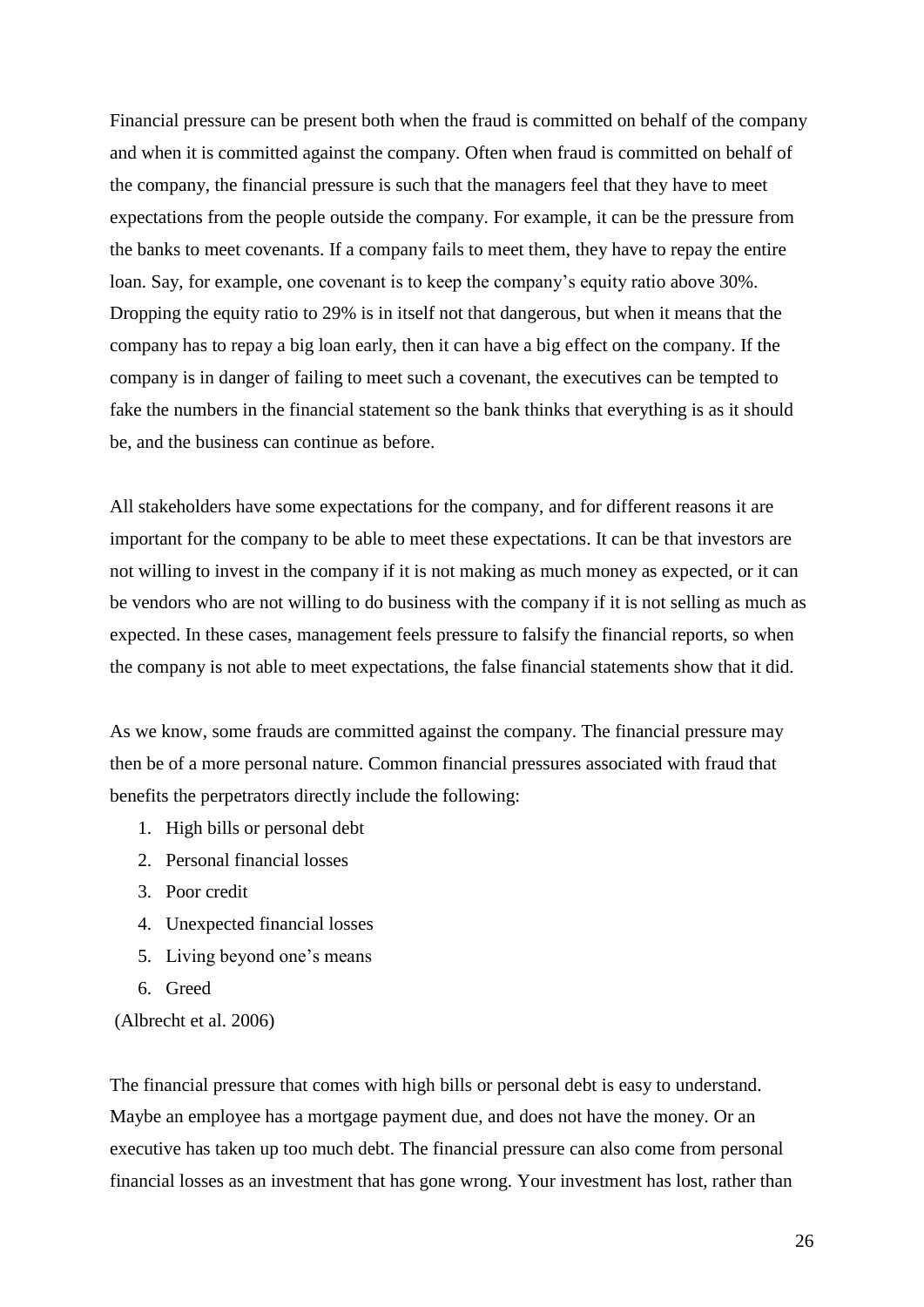Financial pressure can be present both when the fraud is committed on behalf of the company and when it is committed against the company. Often when fraud is committed on behalf of the company, the financial pressure is such that the managers feel that they have to meet expectations from the people outside the company. For example, it can be the pressure from the banks to meet covenants. If a company fails to meet them, they have to repay the entire loan. Say, for example, one covenant is to keep the company's equity ratio above 30%. Dropping the equity ratio to 29% is in itself not that dangerous, but when it means that the company has to repay a big loan early, then it can have a big effect on the company. If the company is in danger of failing to meet such a covenant, the executives can be tempted to fake the numbers in the financial statement so the bank thinks that everything is as it should be, and the business can continue as before.

All stakeholders have some expectations for the company, and for different reasons it are important for the company to be able to meet these expectations. It can be that investors are not willing to invest in the company if it is not making as much money as expected, or it can be vendors who are not willing to do business with the company if it is not selling as much as expected. In these cases, management feels pressure to falsify the financial reports, so when the company is not able to meet expectations, the false financial statements show that it did.

As we know, some frauds are committed against the company. The financial pressure may then be of a more personal nature. Common financial pressures associated with fraud that benefits the perpetrators directly include the following:

1. High bills or personal debt
2. Personal financial losses
3. Poor credit
4. Unexpected financial losses
5. Living beyond one's means
6. Greed

(Albrecht et al. 2006)

The financial pressure that comes with high bills or personal debt is easy to understand. Maybe an employee has a mortgage payment due, and does not have the money. Or an executive has taken up too much debt. The financial pressure can also come from personal financial losses as an investment that has gone wrong. Your investment has lost, rather than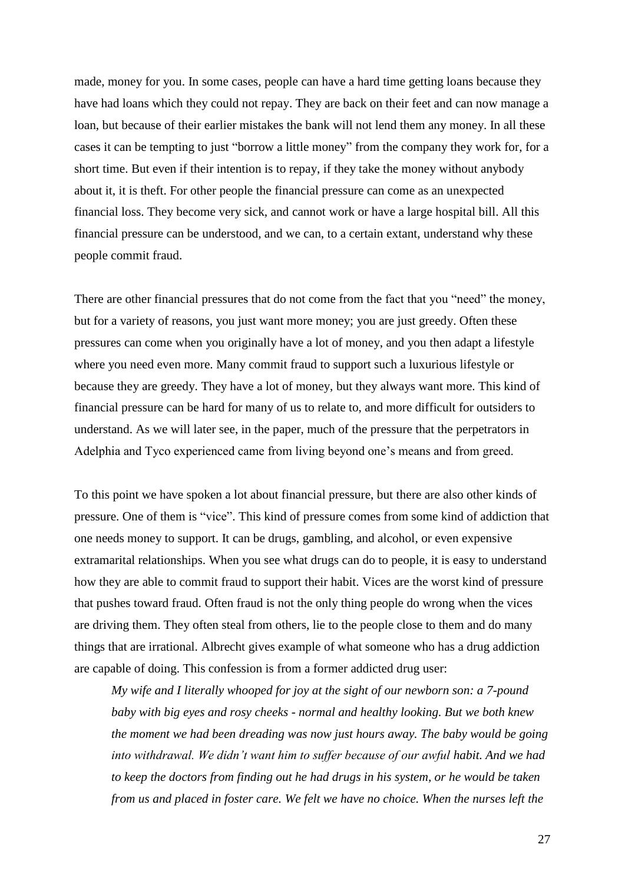made, money for you. In some cases, people can have a hard time getting loans because they have had loans which they could not repay. They are back on their feet and can now manage a loan, but because of their earlier mistakes the bank will not lend them any money. In all these cases it can be tempting to just "borrow a little money" from the company they work for, for a short time. But even if their intention is to repay, if they take the money without anybody about it, it is theft. For other people the financial pressure can come as an unexpected financial loss. They become very sick, and cannot work or have a large hospital bill. All this financial pressure can be understood, and we can, to a certain extant, understand why these people commit fraud.

There are other financial pressures that do not come from the fact that you "need" the money, but for a variety of reasons, you just want more money; you are just greedy. Often these pressures can come when you originally have a lot of money, and you then adapt a lifestyle where you need even more. Many commit fraud to support such a luxurious lifestyle or because they are greedy. They have a lot of money, but they always want more. This kind of financial pressure can be hard for many of us to relate to, and more difficult for outsiders to understand. As we will later see, in the paper, much of the pressure that the perpetrators in Adelphia and Tyco experienced came from living beyond one's means and from greed.

To this point we have spoken a lot about financial pressure, but there are also other kinds of pressure. One of them is "vice". This kind of pressure comes from some kind of addiction that one needs money to support. It can be drugs, gambling, and alcohol, or even expensive extramarital relationships. When you see what drugs can do to people, it is easy to understand how they are able to commit fraud to support their habit. Vices are the worst kind of pressure that pushes toward fraud. Often fraud is not the only thing people do wrong when the vices are driving them. They often steal from others, lie to the people close to them and do many things that are irrational. Albrecht gives example of what someone who has a drug addiction are capable of doing. This confession is from a former addicted drug user:

> *My wife and I literally whooped for joy at the sight of our newborn son: a 7-pound baby with big eyes and rosy cheeks - normal and healthy looking. But we both knew the moment we had been dreading was now just hours away. The baby would be going into withdrawal. We didn't want him to suffer because of our awful habit. And we had to keep the doctors from finding out he had drugs in his system, or he would be taken from us and placed in foster care. We felt we have no choice. When the nurses left the*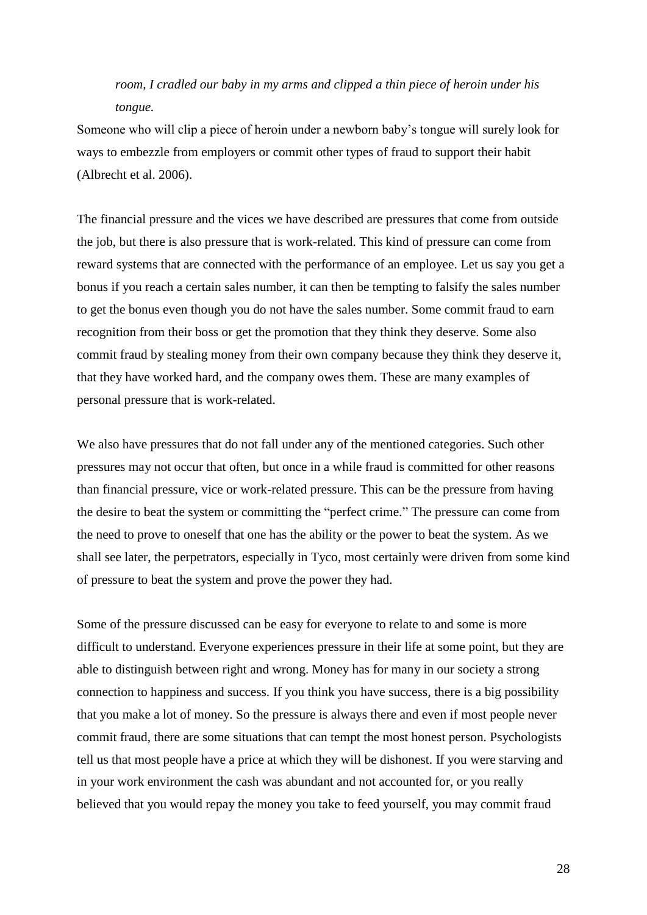*room, I cradled our baby in my arms and clipped a thin piece of heroin under his tongue.*

Someone who will clip a piece of heroin under a newborn baby's tongue will surely look for ways to embezzle from employers or commit other types of fraud to support their habit (Albrecht et al. 2006).

The financial pressure and the vices we have described are pressures that come from outside the job, but there is also pressure that is work-related. This kind of pressure can come from reward systems that are connected with the performance of an employee. Let us say you get a bonus if you reach a certain sales number, it can then be tempting to falsify the sales number to get the bonus even though you do not have the sales number. Some commit fraud to earn recognition from their boss or get the promotion that they think they deserve. Some also commit fraud by stealing money from their own company because they think they deserve it, that they have worked hard, and the company owes them. These are many examples of personal pressure that is work-related.

We also have pressures that do not fall under any of the mentioned categories. Such other pressures may not occur that often, but once in a while fraud is committed for other reasons than financial pressure, vice or work-related pressure. This can be the pressure from having the desire to beat the system or committing the "perfect crime." The pressure can come from the need to prove to oneself that one has the ability or the power to beat the system. As we shall see later, the perpetrators, especially in Tyco, most certainly were driven from some kind of pressure to beat the system and prove the power they had.

Some of the pressure discussed can be easy for everyone to relate to and some is more difficult to understand. Everyone experiences pressure in their life at some point, but they are able to distinguish between right and wrong. Money has for many in our society a strong connection to happiness and success. If you think you have success, there is a big possibility that you make a lot of money. So the pressure is always there and even if most people never commit fraud, there are some situations that can tempt the most honest person. Psychologists tell us that most people have a price at which they will be dishonest. If you were starving and in your work environment the cash was abundant and not accounted for, or you really believed that you would repay the money you take to feed yourself, you may commit fraud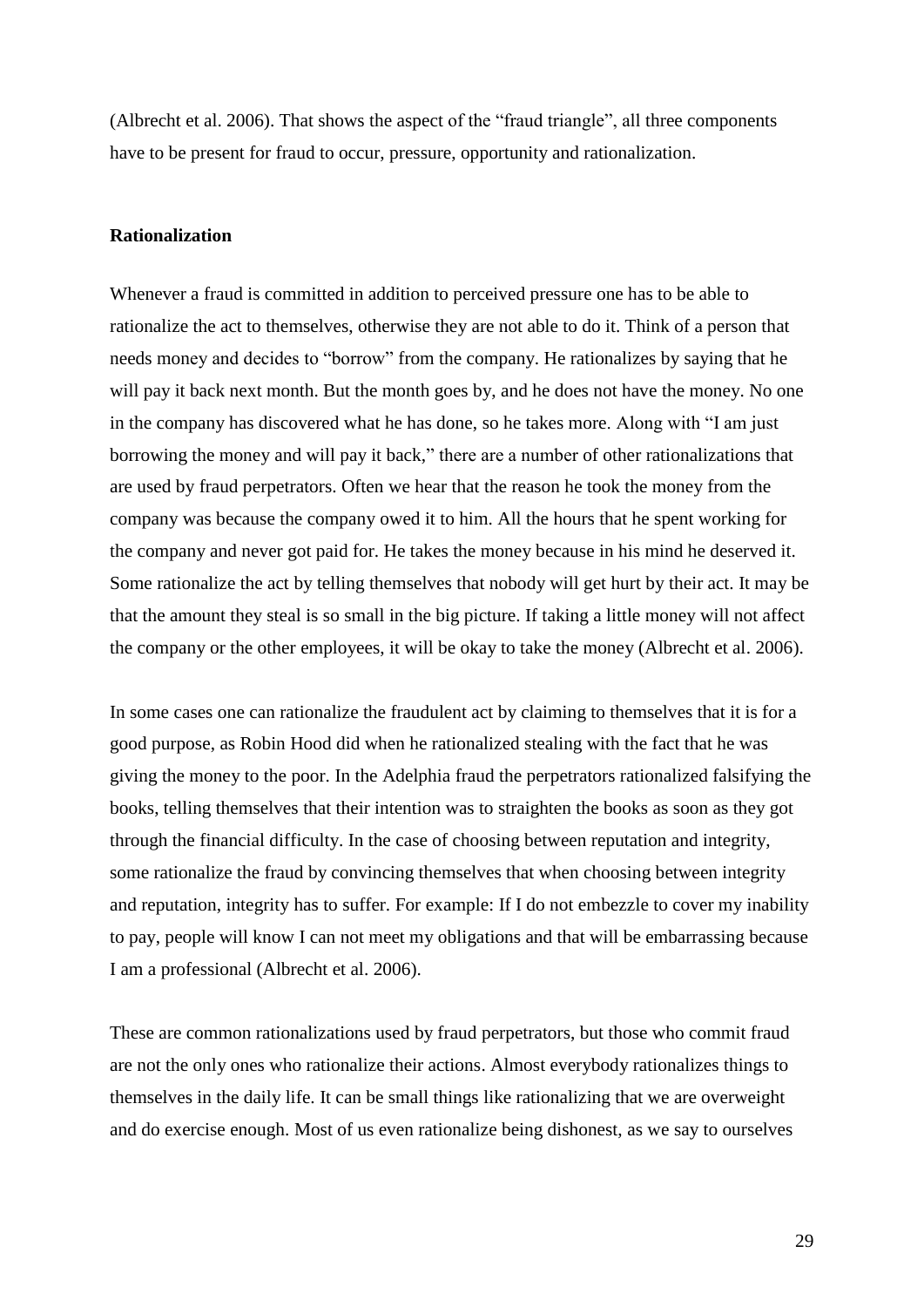(Albrecht et al. 2006). That shows the aspect of the "fraud triangle", all three components have to be present for fraud to occur, pressure, opportunity and rationalization.

**Rationalization**

Whenever a fraud is committed in addition to perceived pressure one has to be able to rationalize the act to themselves, otherwise they are not able to do it. Think of a person that needs money and decides to "borrow" from the company. He rationalizes by saying that he will pay it back next month. But the month goes by, and he does not have the money. No one in the company has discovered what he has done, so he takes more. Along with "I am just borrowing the money and will pay it back," there are a number of other rationalizations that are used by fraud perpetrators. Often we hear that the reason he took the money from the company was because the company owed it to him. All the hours that he spent working for the company and never got paid for. He takes the money because in his mind he deserved it. Some rationalize the act by telling themselves that nobody will get hurt by their act. It may be that the amount they steal is so small in the big picture. If taking a little money will not affect the company or the other employees, it will be okay to take the money (Albrecht et al. 2006).

In some cases one can rationalize the fraudulent act by claiming to themselves that it is for a good purpose, as Robin Hood did when he rationalized stealing with the fact that he was giving the money to the poor. In the Adelphia fraud the perpetrators rationalized falsifying the books, telling themselves that their intention was to straighten the books as soon as they got through the financial difficulty. In the case of choosing between reputation and integrity, some rationalize the fraud by convincing themselves that when choosing between integrity and reputation, integrity has to suffer. For example: If I do not embezzle to cover my inability to pay, people will know I can not meet my obligations and that will be embarrassing because I am a professional (Albrecht et al. 2006).

These are common rationalizations used by fraud perpetrators, but those who commit fraud are not the only ones who rationalize their actions. Almost everybody rationalizes things to themselves in the daily life. It can be small things like rationalizing that we are overweight and do exercise enough. Most of us even rationalize being dishonest, as we say to ourselves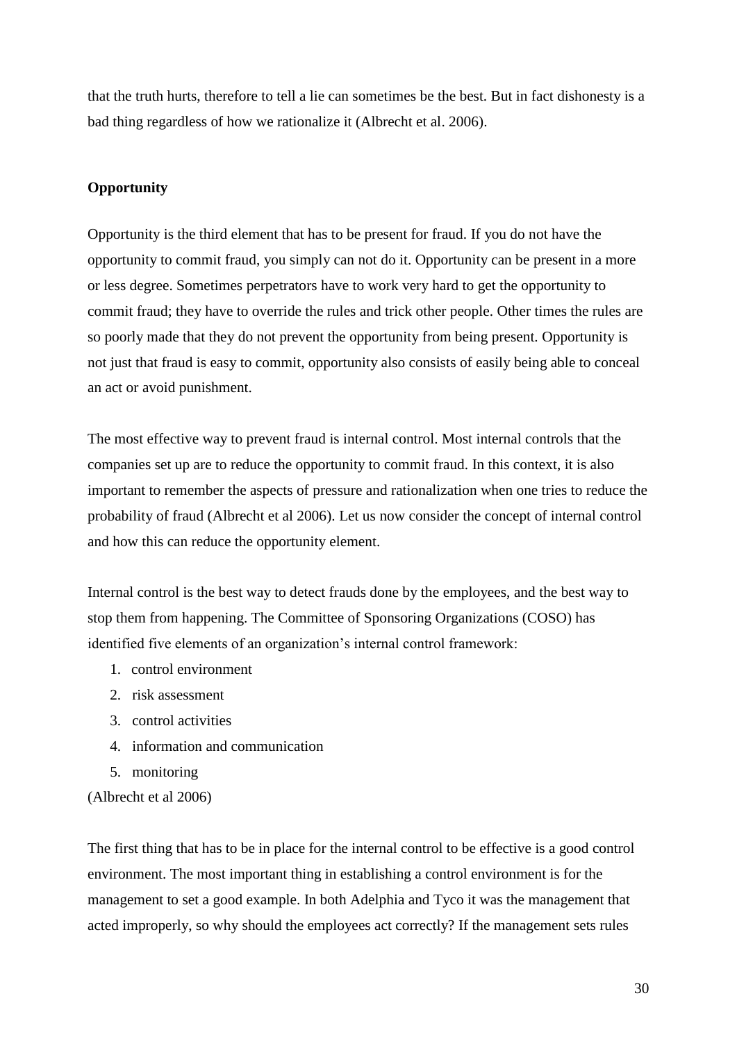that the truth hurts, therefore to tell a lie can sometimes be the best. But in fact dishonesty is a bad thing regardless of how we rationalize it (Albrecht et al. 2006).

**Opportunity**

Opportunity is the third element that has to be present for fraud. If you do not have the opportunity to commit fraud, you simply can not do it. Opportunity can be present in a more or less degree. Sometimes perpetrators have to work very hard to get the opportunity to commit fraud; they have to override the rules and trick other people. Other times the rules are so poorly made that they do not prevent the opportunity from being present. Opportunity is not just that fraud is easy to commit, opportunity also consists of easily being able to conceal an act or avoid punishment.

The most effective way to prevent fraud is internal control. Most internal controls that the companies set up are to reduce the opportunity to commit fraud. In this context, it is also important to remember the aspects of pressure and rationalization when one tries to reduce the probability of fraud (Albrecht et al 2006). Let us now consider the concept of internal control and how this can reduce the opportunity element.

Internal control is the best way to detect frauds done by the employees, and the best way to stop them from happening. The Committee of Sponsoring Organizations (COSO) has identified five elements of an organization's internal control framework:

1. control environment
2. risk assessment
3. control activities
4. information and communication
5. monitoring

(Albrecht et al 2006)

The first thing that has to be in place for the internal control to be effective is a good control environment. The most important thing in establishing a control environment is for the management to set a good example. In both Adelphia and Tyco it was the management that acted improperly, so why should the employees act correctly? If the management sets rules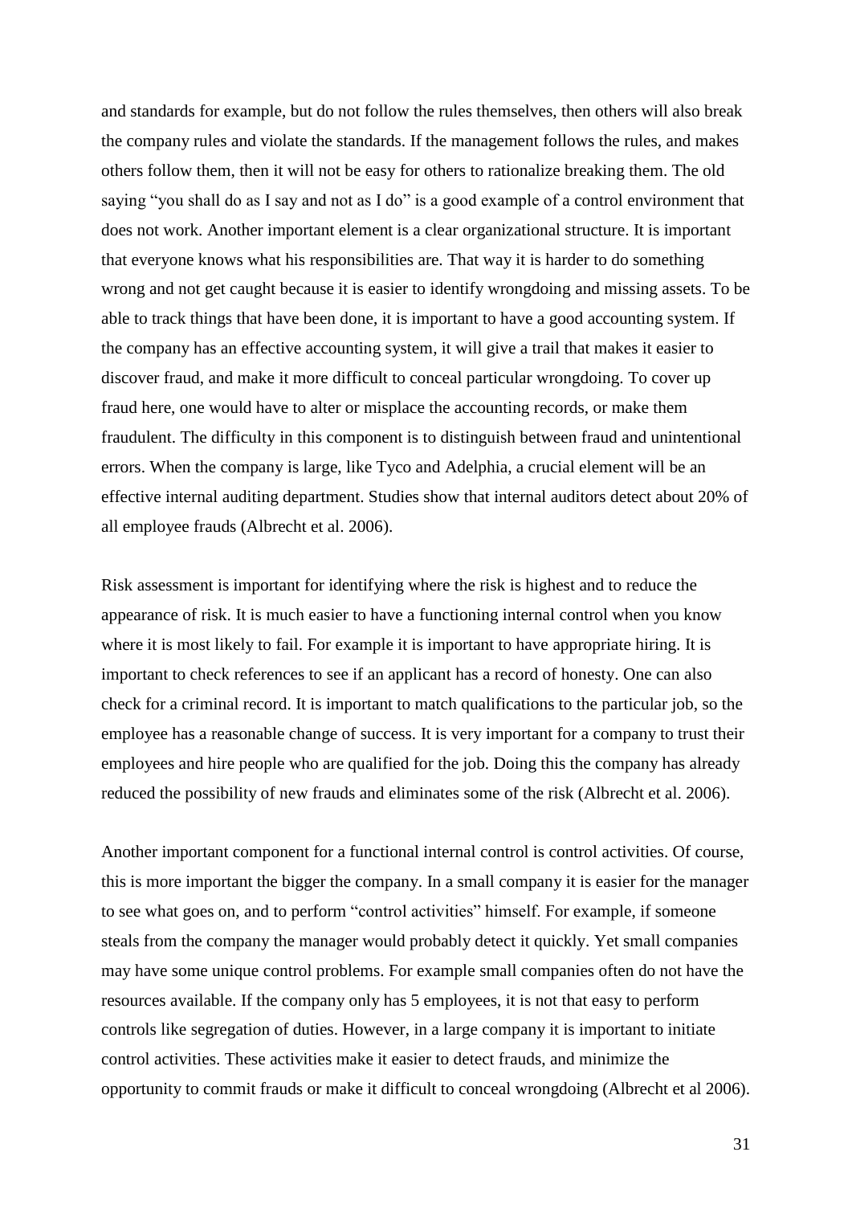and standards for example, but do not follow the rules themselves, then others will also break the company rules and violate the standards. If the management follows the rules, and makes others follow them, then it will not be easy for others to rationalize breaking them. The old saying "you shall do as I say and not as I do" is a good example of a control environment that does not work. Another important element is a clear organizational structure. It is important that everyone knows what his responsibilities are. That way it is harder to do something wrong and not get caught because it is easier to identify wrongdoing and missing assets. To be able to track things that have been done, it is important to have a good accounting system. If the company has an effective accounting system, it will give a trail that makes it easier to discover fraud, and make it more difficult to conceal particular wrongdoing. To cover up fraud here, one would have to alter or misplace the accounting records, or make them fraudulent. The difficulty in this component is to distinguish between fraud and unintentional errors. When the company is large, like Tyco and Adelphia, a crucial element will be an effective internal auditing department. Studies show that internal auditors detect about 20% of all employee frauds (Albrecht et al. 2006).

Risk assessment is important for identifying where the risk is highest and to reduce the appearance of risk. It is much easier to have a functioning internal control when you know where it is most likely to fail. For example it is important to have appropriate hiring. It is important to check references to see if an applicant has a record of honesty. One can also check for a criminal record. It is important to match qualifications to the particular job, so the employee has a reasonable change of success. It is very important for a company to trust their employees and hire people who are qualified for the job. Doing this the company has already reduced the possibility of new frauds and eliminates some of the risk (Albrecht et al. 2006).

Another important component for a functional internal control is control activities. Of course, this is more important the bigger the company. In a small company it is easier for the manager to see what goes on, and to perform "control activities" himself. For example, if someone steals from the company the manager would probably detect it quickly. Yet small companies may have some unique control problems. For example small companies often do not have the resources available. If the company only has 5 employees, it is not that easy to perform controls like segregation of duties. However, in a large company it is important to initiate control activities. These activities make it easier to detect frauds, and minimize the opportunity to commit frauds or make it difficult to conceal wrongdoing (Albrecht et al 2006).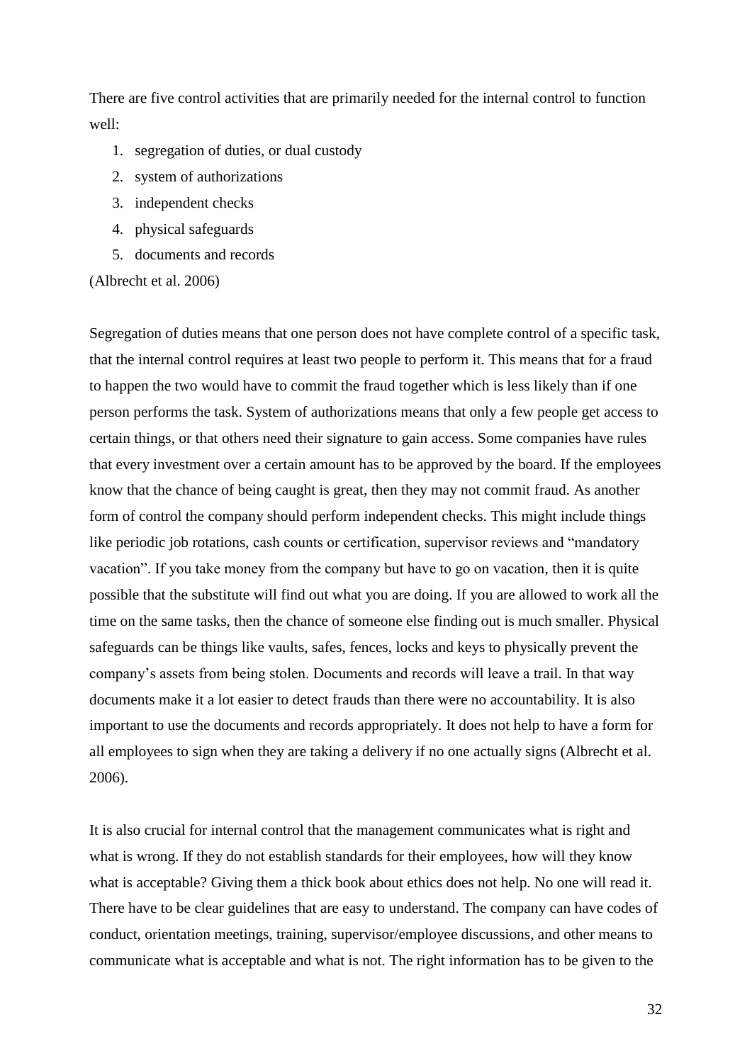There are five control activities that are primarily needed for the internal control to function well:

1. segregation of duties, or dual custody
2. system of authorizations
3. independent checks
4. physical safeguards
5. documents and records

(Albrecht et al. 2006)

Segregation of duties means that one person does not have complete control of a specific task, that the internal control requires at least two people to perform it. This means that for a fraud to happen the two would have to commit the fraud together which is less likely than if one person performs the task. System of authorizations means that only a few people get access to certain things, or that others need their signature to gain access. Some companies have rules that every investment over a certain amount has to be approved by the board. If the employees know that the chance of being caught is great, then they may not commit fraud. As another form of control the company should perform independent checks. This might include things like periodic job rotations, cash counts or certification, supervisor reviews and "mandatory vacation". If you take money from the company but have to go on vacation, then it is quite possible that the substitute will find out what you are doing. If you are allowed to work all the time on the same tasks, then the chance of someone else finding out is much smaller. Physical safeguards can be things like vaults, safes, fences, locks and keys to physically prevent the company's assets from being stolen. Documents and records will leave a trail. In that way documents make it a lot easier to detect frauds than there were no accountability. It is also important to use the documents and records appropriately. It does not help to have a form for all employees to sign when they are taking a delivery if no one actually signs (Albrecht et al. 2006).

It is also crucial for internal control that the management communicates what is right and what is wrong. If they do not establish standards for their employees, how will they know what is acceptable? Giving them a thick book about ethics does not help. No one will read it. There have to be clear guidelines that are easy to understand. The company can have codes of conduct, orientation meetings, training, supervisor/employee discussions, and other means to communicate what is acceptable and what is not. The right information has to be given to the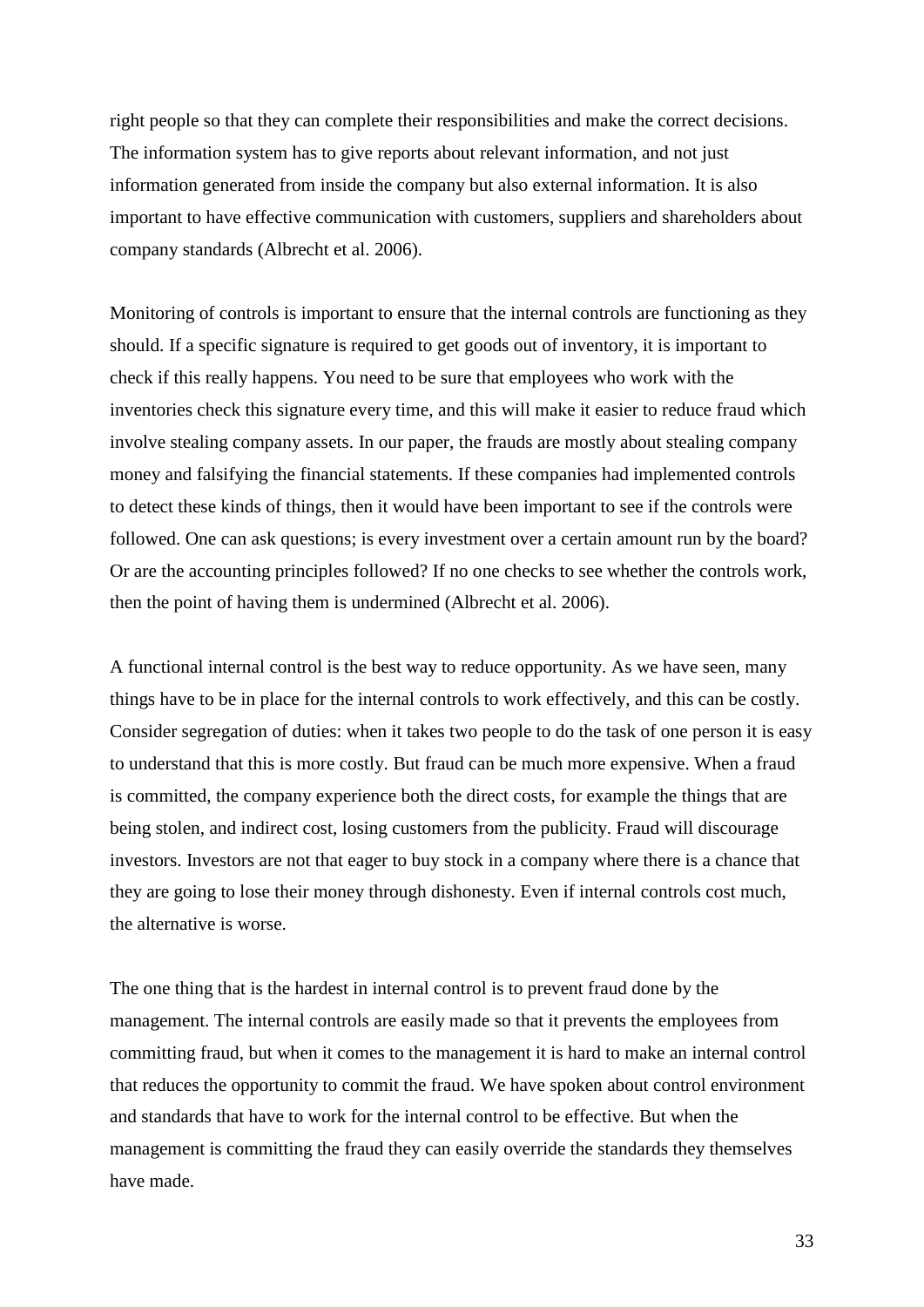right people so that they can complete their responsibilities and make the correct decisions. The information system has to give reports about relevant information, and not just information generated from inside the company but also external information. It is also important to have effective communication with customers, suppliers and shareholders about company standards (Albrecht et al. 2006).

Monitoring of controls is important to ensure that the internal controls are functioning as they should. If a specific signature is required to get goods out of inventory, it is important to check if this really happens. You need to be sure that employees who work with the inventories check this signature every time, and this will make it easier to reduce fraud which involve stealing company assets. In our paper, the frauds are mostly about stealing company money and falsifying the financial statements. If these companies had implemented controls to detect these kinds of things, then it would have been important to see if the controls were followed. One can ask questions; is every investment over a certain amount run by the board? Or are the accounting principles followed? If no one checks to see whether the controls work, then the point of having them is undermined (Albrecht et al. 2006).

A functional internal control is the best way to reduce opportunity. As we have seen, many things have to be in place for the internal controls to work effectively, and this can be costly. Consider segregation of duties: when it takes two people to do the task of one person it is easy to understand that this is more costly. But fraud can be much more expensive. When a fraud is committed, the company experience both the direct costs, for example the things that are being stolen, and indirect cost, losing customers from the publicity. Fraud will discourage investors. Investors are not that eager to buy stock in a company where there is a chance that they are going to lose their money through dishonesty. Even if internal controls cost much, the alternative is worse.

The one thing that is the hardest in internal control is to prevent fraud done by the management. The internal controls are easily made so that it prevents the employees from committing fraud, but when it comes to the management it is hard to make an internal control that reduces the opportunity to commit the fraud. We have spoken about control environment and standards that have to work for the internal control to be effective. But when the management is committing the fraud they can easily override the standards they themselves have made.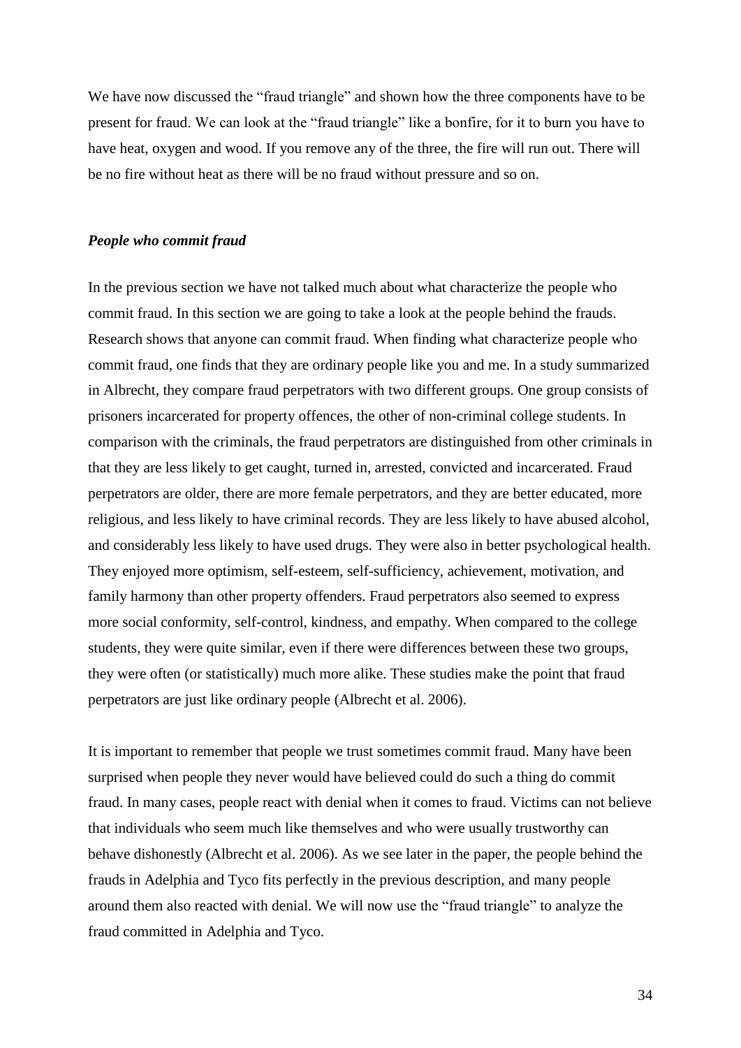We have now discussed the "fraud triangle" and shown how the three components have to be present for fraud. We can look at the "fraud triangle" like a bonfire, for it to burn you have to have heat, oxygen and wood. If you remove any of the three, the fire will run out. There will be no fire without heat as there will be no fraud without pressure and so on.

### *People who commit fraud*

In the previous section we have not talked much about what characterize the people who commit fraud. In this section we are going to take a look at the people behind the frauds. Research shows that anyone can commit fraud. When finding what characterize people who commit fraud, one finds that they are ordinary people like you and me. In a study summarized in Albrecht, they compare fraud perpetrators with two different groups. One group consists of prisoners incarcerated for property offences, the other of non-criminal college students. In comparison with the criminals, the fraud perpetrators are distinguished from other criminals in that they are less likely to get caught, turned in, arrested, convicted and incarcerated. Fraud perpetrators are older, there are more female perpetrators, and they are better educated, more religious, and less likely to have criminal records. They are less likely to have abused alcohol, and considerably less likely to have used drugs. They were also in better psychological health. They enjoyed more optimism, self-esteem, self-sufficiency, achievement, motivation, and family harmony than other property offenders. Fraud perpetrators also seemed to express more social conformity, self-control, kindness, and empathy. When compared to the college students, they were quite similar, even if there were differences between these two groups, they were often (or statistically) much more alike. These studies make the point that fraud perpetrators are just like ordinary people (Albrecht et al. 2006).

It is important to remember that people we trust sometimes commit fraud. Many have been surprised when people they never would have believed could do such a thing do commit fraud. In many cases, people react with denial when it comes to fraud. Victims can not believe that individuals who seem much like themselves and who were usually trustworthy can behave dishonestly (Albrecht et al. 2006). As we see later in the paper, the people behind the frauds in Adelphia and Tyco fits perfectly in the previous description, and many people around them also reacted with denial. We will now use the "fraud triangle" to analyze the fraud committed in Adelphia and Tyco.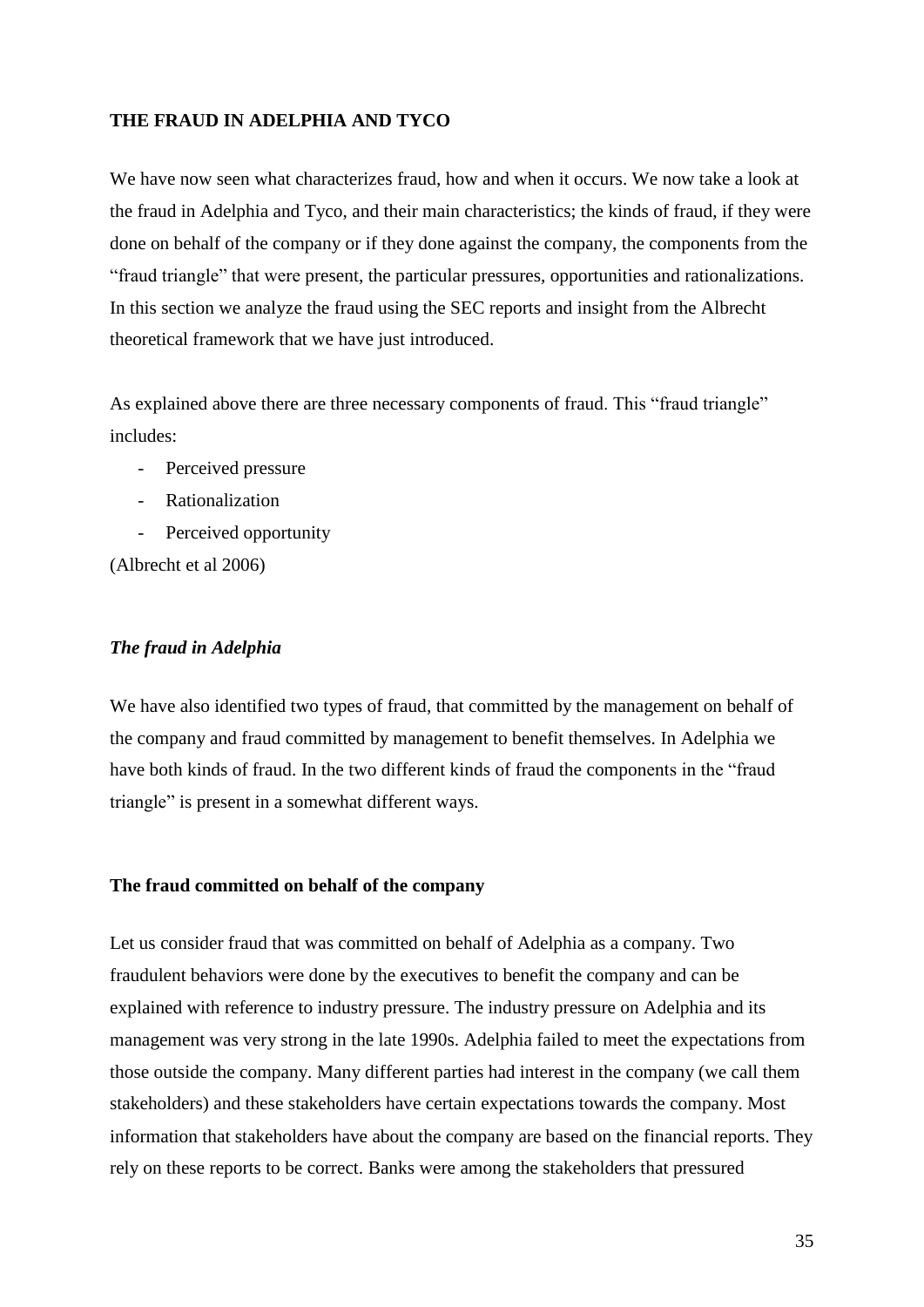## THE FRAUD IN ADELPHIA AND TYCO

We have now seen what characterizes fraud, how and when it occurs. We now take a look at the fraud in Adelphia and Tyco, and their main characteristics; the kinds of fraud, if they were done on behalf of the company or if they done against the company, the components from the "fraud triangle" that were present, the particular pressures, opportunities and rationalizations. In this section we analyze the fraud using the SEC reports and insight from the Albrecht theoretical framework that we have just introduced.

As explained above there are three necessary components of fraud. This "fraud triangle" includes:

- Perceived pressure
- Rationalization
- Perceived opportunity

(Albrecht et al 2006)

### *The fraud in Adelphia*

We have also identified two types of fraud, that committed by the management on behalf of the company and fraud committed by management to benefit themselves. In Adelphia we have both kinds of fraud. In the two different kinds of fraud the components in the "fraud triangle" is present in a somewhat different ways.

#### The fraud committed on behalf of the company

Let us consider fraud that was committed on behalf of Adelphia as a company. Two fraudulent behaviors were done by the executives to benefit the company and can be explained with reference to industry pressure. The industry pressure on Adelphia and its management was very strong in the late 1990s. Adelphia failed to meet the expectations from those outside the company. Many different parties had interest in the company (we call them stakeholders) and these stakeholders have certain expectations towards the company. Most information that stakeholders have about the company are based on the financial reports. They rely on these reports to be correct. Banks were among the stakeholders that pressured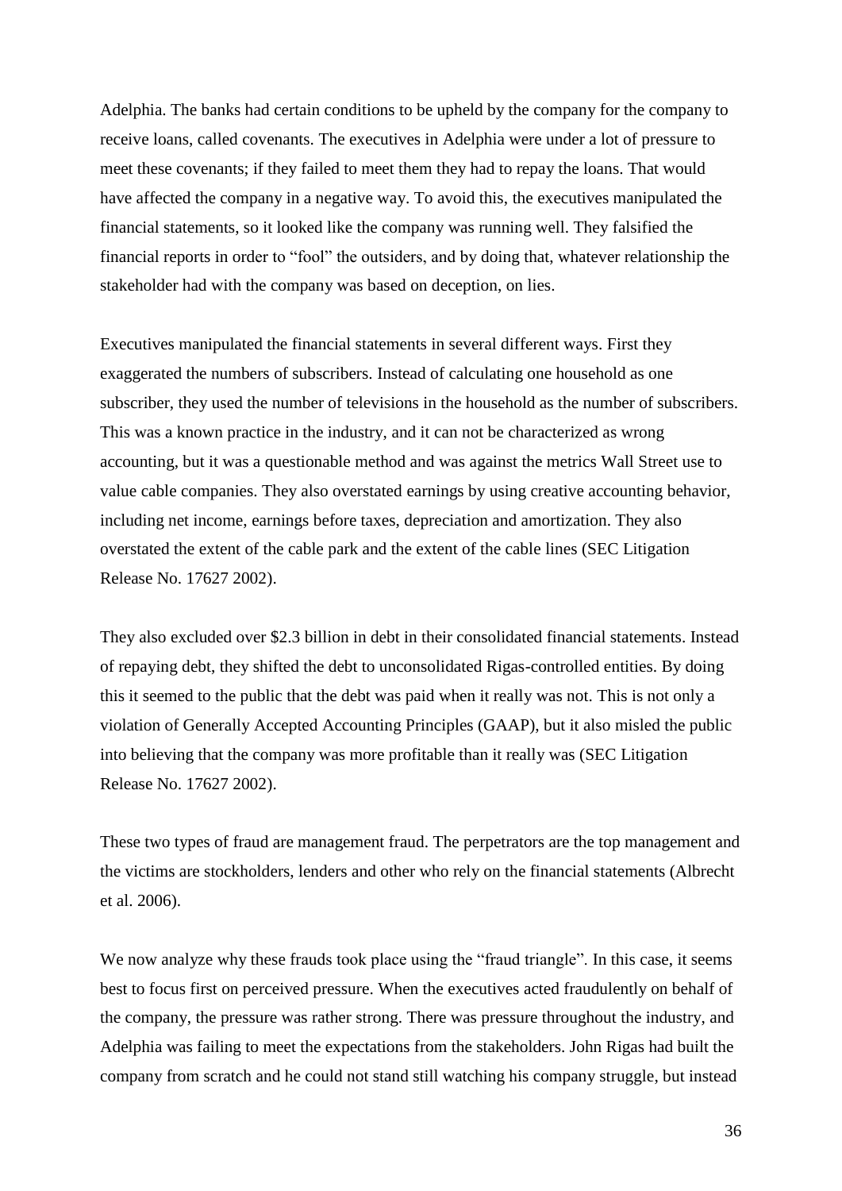Adelphia. The banks had certain conditions to be upheld by the company for the company to receive loans, called covenants. The executives in Adelphia were under a lot of pressure to meet these covenants; if they failed to meet them they had to repay the loans. That would have affected the company in a negative way. To avoid this, the executives manipulated the financial statements, so it looked like the company was running well. They falsified the financial reports in order to "fool" the outsiders, and by doing that, whatever relationship the stakeholder had with the company was based on deception, on lies.

Executives manipulated the financial statements in several different ways. First they exaggerated the numbers of subscribers. Instead of calculating one household as one subscriber, they used the number of televisions in the household as the number of subscribers. This was a known practice in the industry, and it can not be characterized as wrong accounting, but it was a questionable method and was against the metrics Wall Street use to value cable companies. They also overstated earnings by using creative accounting behavior, including net income, earnings before taxes, depreciation and amortization. They also overstated the extent of the cable park and the extent of the cable lines (SEC Litigation Release No. 17627 2002).

They also excluded over $2.3 billion in debt in their consolidated financial statements. Instead of repaying debt, they shifted the debt to unconsolidated Rigas-controlled entities. By doing this it seemed to the public that the debt was paid when it really was not. This is not only a violation of Generally Accepted Accounting Principles (GAAP), but it also misled the public into believing that the company was more profitable than it really was (SEC Litigation Release No. 17627 2002).

These two types of fraud are management fraud. The perpetrators are the top management and the victims are stockholders, lenders and other who rely on the financial statements (Albrecht et al. 2006).

We now analyze why these frauds took place using the "fraud triangle". In this case, it seems best to focus first on perceived pressure. When the executives acted fraudulently on behalf of the company, the pressure was rather strong. There was pressure throughout the industry, and Adelphia was failing to meet the expectations from the stakeholders. John Rigas had built the company from scratch and he could not stand still watching his company struggle, but instead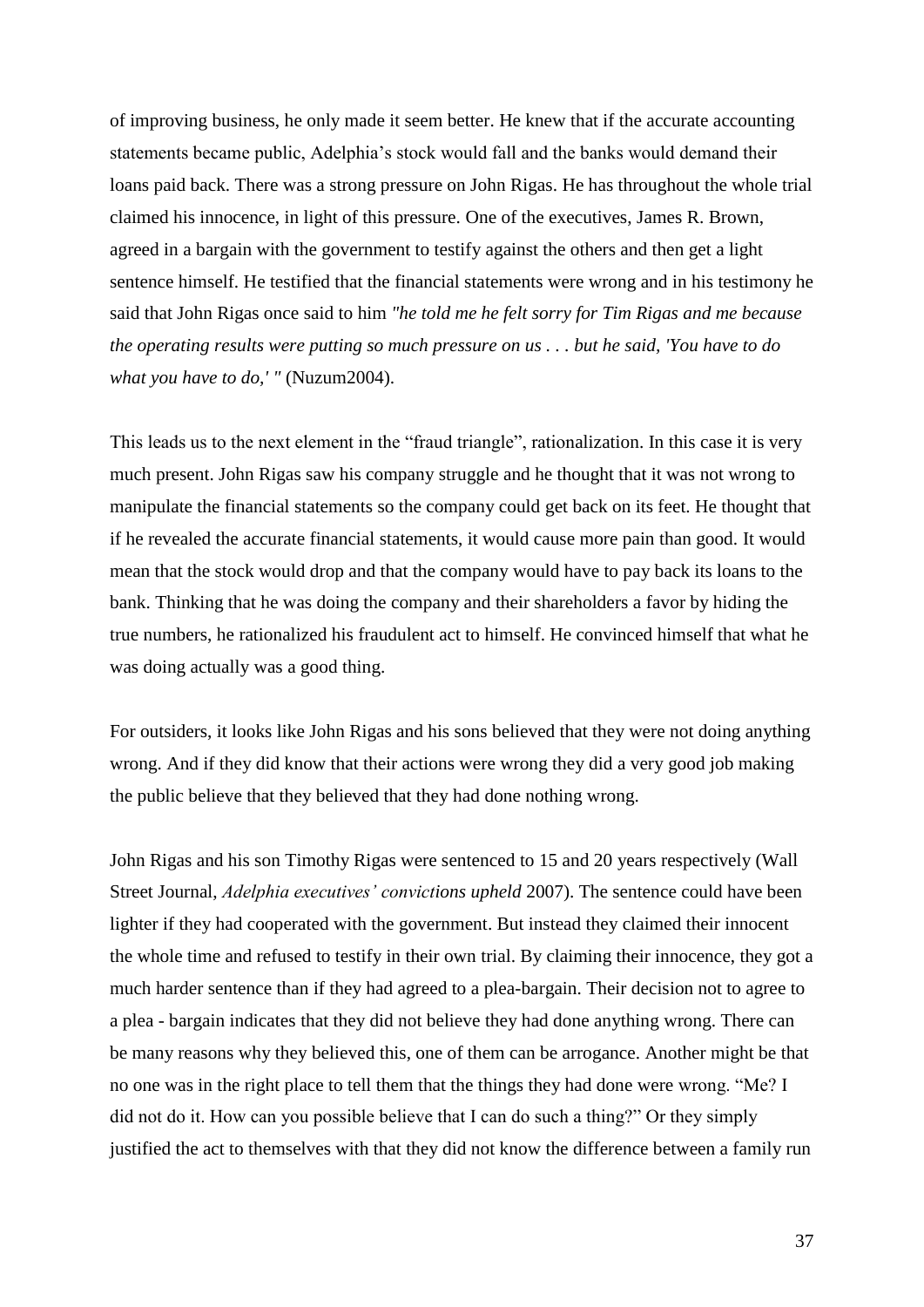of improving business, he only made it seem better. He knew that if the accurate accounting statements became public, Adelphia's stock would fall and the banks would demand their loans paid back. There was a strong pressure on John Rigas. He has throughout the whole trial claimed his innocence, in light of this pressure. One of the executives, James R. Brown, agreed in a bargain with the government to testify against the others and then get a light sentence himself. He testified that the financial statements were wrong and in his testimony he said that John Rigas once said to him *"he told me he felt sorry for Tim Rigas and me because the operating results were putting so much pressure on us . . . but he said, 'You have to do what you have to do,' "* (Nuzum2004).

This leads us to the next element in the "fraud triangle", rationalization. In this case it is very much present. John Rigas saw his company struggle and he thought that it was not wrong to manipulate the financial statements so the company could get back on its feet. He thought that if he revealed the accurate financial statements, it would cause more pain than good. It would mean that the stock would drop and that the company would have to pay back its loans to the bank. Thinking that he was doing the company and their shareholders a favor by hiding the true numbers, he rationalized his fraudulent act to himself. He convinced himself that what he was doing actually was a good thing.

For outsiders, it looks like John Rigas and his sons believed that they were not doing anything wrong. And if they did know that their actions were wrong they did a very good job making the public believe that they believed that they had done nothing wrong.

John Rigas and his son Timothy Rigas were sentenced to 15 and 20 years respectively (Wall Street Journal, *Adelphia executives' convictions upheld* 2007). The sentence could have been lighter if they had cooperated with the government. But instead they claimed their innocent the whole time and refused to testify in their own trial. By claiming their innocence, they got a much harder sentence than if they had agreed to a plea-bargain. Their decision not to agree to a plea - bargain indicates that they did not believe they had done anything wrong. There can be many reasons why they believed this, one of them can be arrogance. Another might be that no one was in the right place to tell them that the things they had done were wrong. "Me? I did not do it. How can you possible believe that I can do such a thing?" Or they simply justified the act to themselves with that they did not know the difference between a family run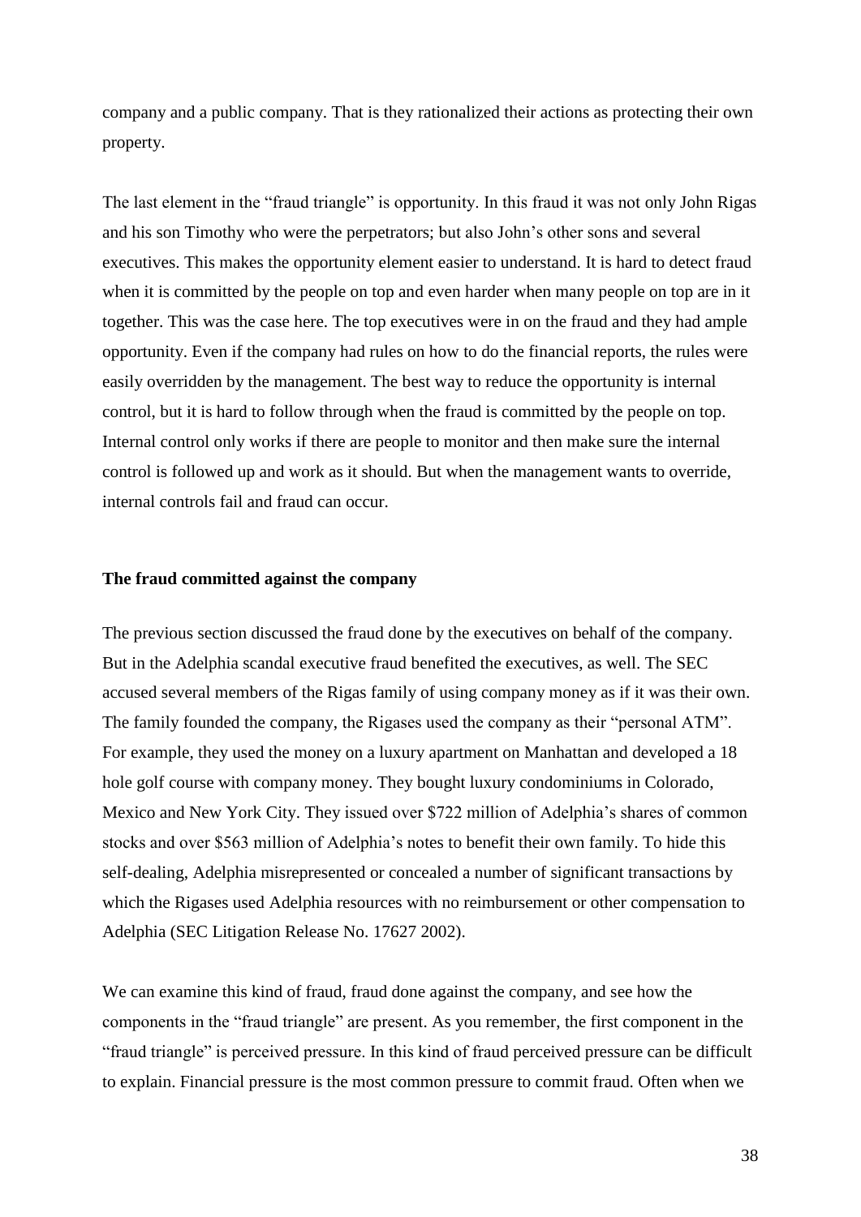company and a public company. That is they rationalized their actions as protecting their own property.

The last element in the "fraud triangle" is opportunity. In this fraud it was not only John Rigas and his son Timothy who were the perpetrators; but also John's other sons and several executives. This makes the opportunity element easier to understand. It is hard to detect fraud when it is committed by the people on top and even harder when many people on top are in it together. This was the case here. The top executives were in on the fraud and they had ample opportunity. Even if the company had rules on how to do the financial reports, the rules were easily overridden by the management. The best way to reduce the opportunity is internal control, but it is hard to follow through when the fraud is committed by the people on top. Internal control only works if there are people to monitor and then make sure the internal control is followed up and work as it should. But when the management wants to override, internal controls fail and fraud can occur.

**The fraud committed against the company**

The previous section discussed the fraud done by the executives on behalf of the company. But in the Adelphia scandal executive fraud benefited the executives, as well. The SEC accused several members of the Rigas family of using company money as if it was their own. The family founded the company, the Rigases used the company as their "personal ATM". For example, they used the money on a luxury apartment on Manhattan and developed a 18 hole golf course with company money. They bought luxury condominiums in Colorado, Mexico and New York City. They issued over $722 million of Adelphia's shares of common stocks and over $563 million of Adelphia's notes to benefit their own family. To hide this self-dealing, Adelphia misrepresented or concealed a number of significant transactions by which the Rigases used Adelphia resources with no reimbursement or other compensation to Adelphia (SEC Litigation Release No. 17627 2002).

We can examine this kind of fraud, fraud done against the company, and see how the components in the "fraud triangle" are present. As you remember, the first component in the "fraud triangle" is perceived pressure. In this kind of fraud perceived pressure can be difficult to explain. Financial pressure is the most common pressure to commit fraud. Often when we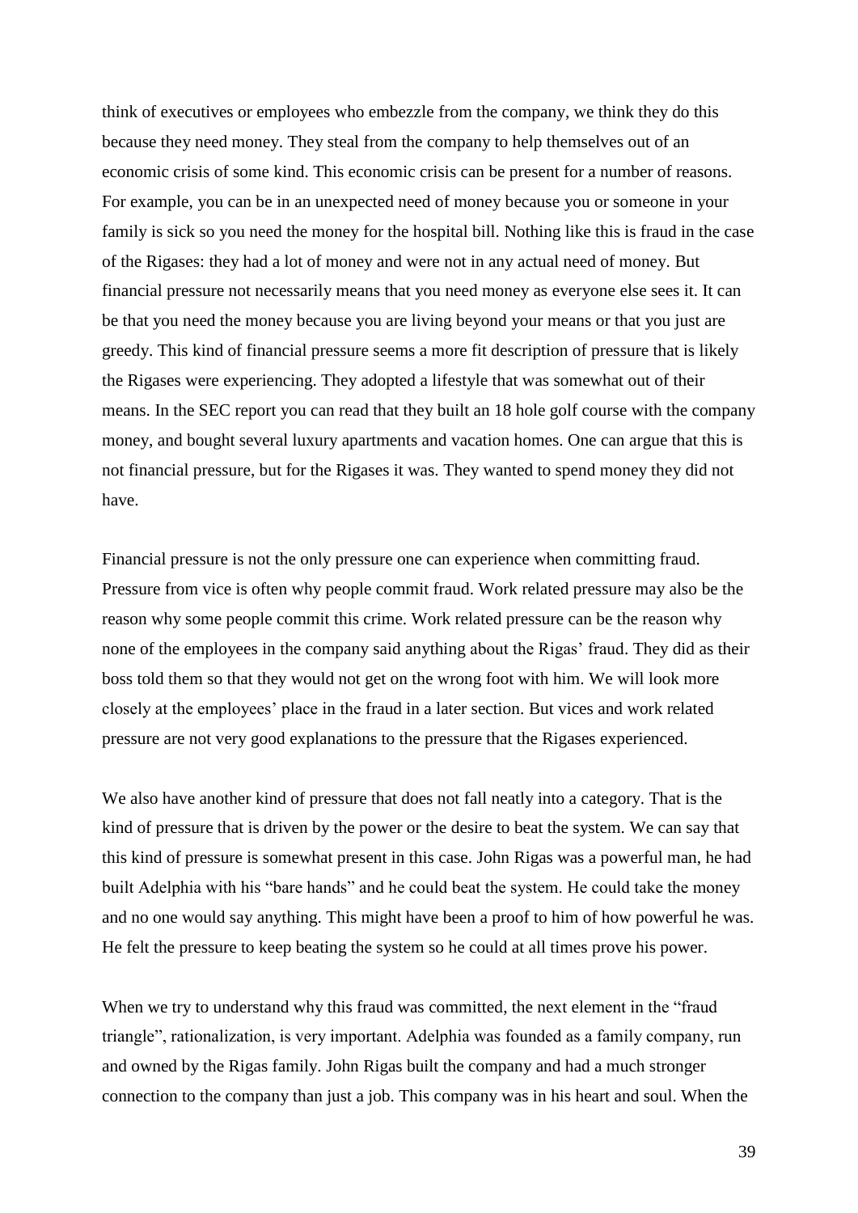think of executives or employees who embezzle from the company, we think they do this because they need money. They steal from the company to help themselves out of an economic crisis of some kind. This economic crisis can be present for a number of reasons. For example, you can be in an unexpected need of money because you or someone in your family is sick so you need the money for the hospital bill. Nothing like this is fraud in the case of the Rigases: they had a lot of money and were not in any actual need of money. But financial pressure not necessarily means that you need money as everyone else sees it. It can be that you need the money because you are living beyond your means or that you just are greedy. This kind of financial pressure seems a more fit description of pressure that is likely the Rigases were experiencing. They adopted a lifestyle that was somewhat out of their means. In the SEC report you can read that they built an 18 hole golf course with the company money, and bought several luxury apartments and vacation homes. One can argue that this is not financial pressure, but for the Rigases it was. They wanted to spend money they did not have.

Financial pressure is not the only pressure one can experience when committing fraud. Pressure from vice is often why people commit fraud. Work related pressure may also be the reason why some people commit this crime. Work related pressure can be the reason why none of the employees in the company said anything about the Rigas' fraud. They did as their boss told them so that they would not get on the wrong foot with him. We will look more closely at the employees' place in the fraud in a later section. But vices and work related pressure are not very good explanations to the pressure that the Rigases experienced.

We also have another kind of pressure that does not fall neatly into a category. That is the kind of pressure that is driven by the power or the desire to beat the system. We can say that this kind of pressure is somewhat present in this case. John Rigas was a powerful man, he had built Adelphia with his "bare hands" and he could beat the system. He could take the money and no one would say anything. This might have been a proof to him of how powerful he was. He felt the pressure to keep beating the system so he could at all times prove his power.

When we try to understand why this fraud was committed, the next element in the "fraud triangle", rationalization, is very important. Adelphia was founded as a family company, run and owned by the Rigas family. John Rigas built the company and had a much stronger connection to the company than just a job. This company was in his heart and soul. When the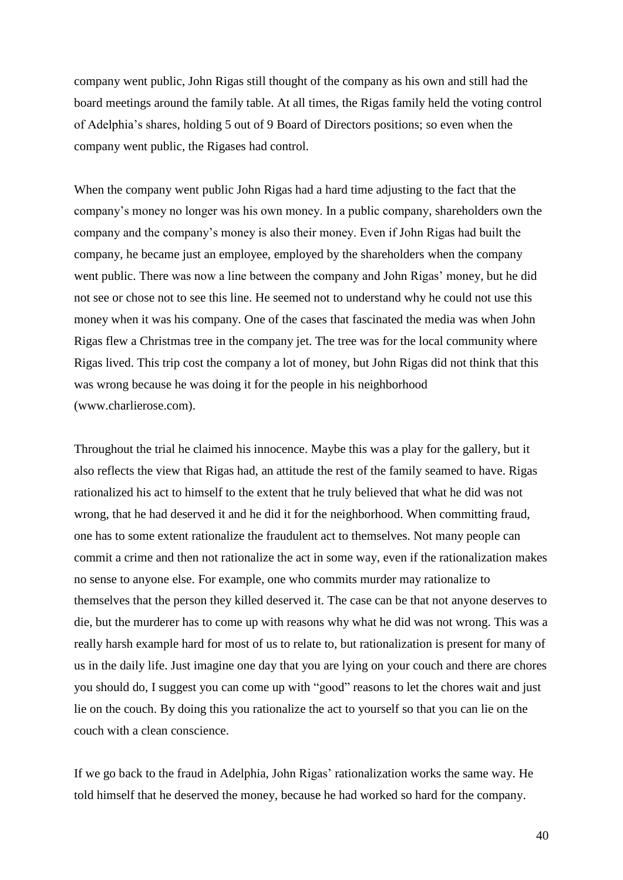company went public, John Rigas still thought of the company as his own and still had the board meetings around the family table. At all times, the Rigas family held the voting control of Adelphia's shares, holding 5 out of 9 Board of Directors positions; so even when the company went public, the Rigases had control.

When the company went public John Rigas had a hard time adjusting to the fact that the company's money no longer was his own money. In a public company, shareholders own the company and the company's money is also their money. Even if John Rigas had built the company, he became just an employee, employed by the shareholders when the company went public. There was now a line between the company and John Rigas' money, but he did not see or chose not to see this line. He seemed not to understand why he could not use this money when it was his company. One of the cases that fascinated the media was when John Rigas flew a Christmas tree in the company jet. The tree was for the local community where Rigas lived. This trip cost the company a lot of money, but John Rigas did not think that this was wrong because he was doing it for the people in his neighborhood (www.charlierose.com).

Throughout the trial he claimed his innocence. Maybe this was a play for the gallery, but it also reflects the view that Rigas had, an attitude the rest of the family seamed to have. Rigas rationalized his act to himself to the extent that he truly believed that what he did was not wrong, that he had deserved it and he did it for the neighborhood. When committing fraud, one has to some extent rationalize the fraudulent act to themselves. Not many people can commit a crime and then not rationalize the act in some way, even if the rationalization makes no sense to anyone else. For example, one who commits murder may rationalize to themselves that the person they killed deserved it. The case can be that not anyone deserves to die, but the murderer has to come up with reasons why what he did was not wrong. This was a really harsh example hard for most of us to relate to, but rationalization is present for many of us in the daily life. Just imagine one day that you are lying on your couch and there are chores you should do, I suggest you can come up with "good" reasons to let the chores wait and just lie on the couch. By doing this you rationalize the act to yourself so that you can lie on the couch with a clean conscience.

If we go back to the fraud in Adelphia, John Rigas' rationalization works the same way. He told himself that he deserved the money, because he had worked so hard for the company.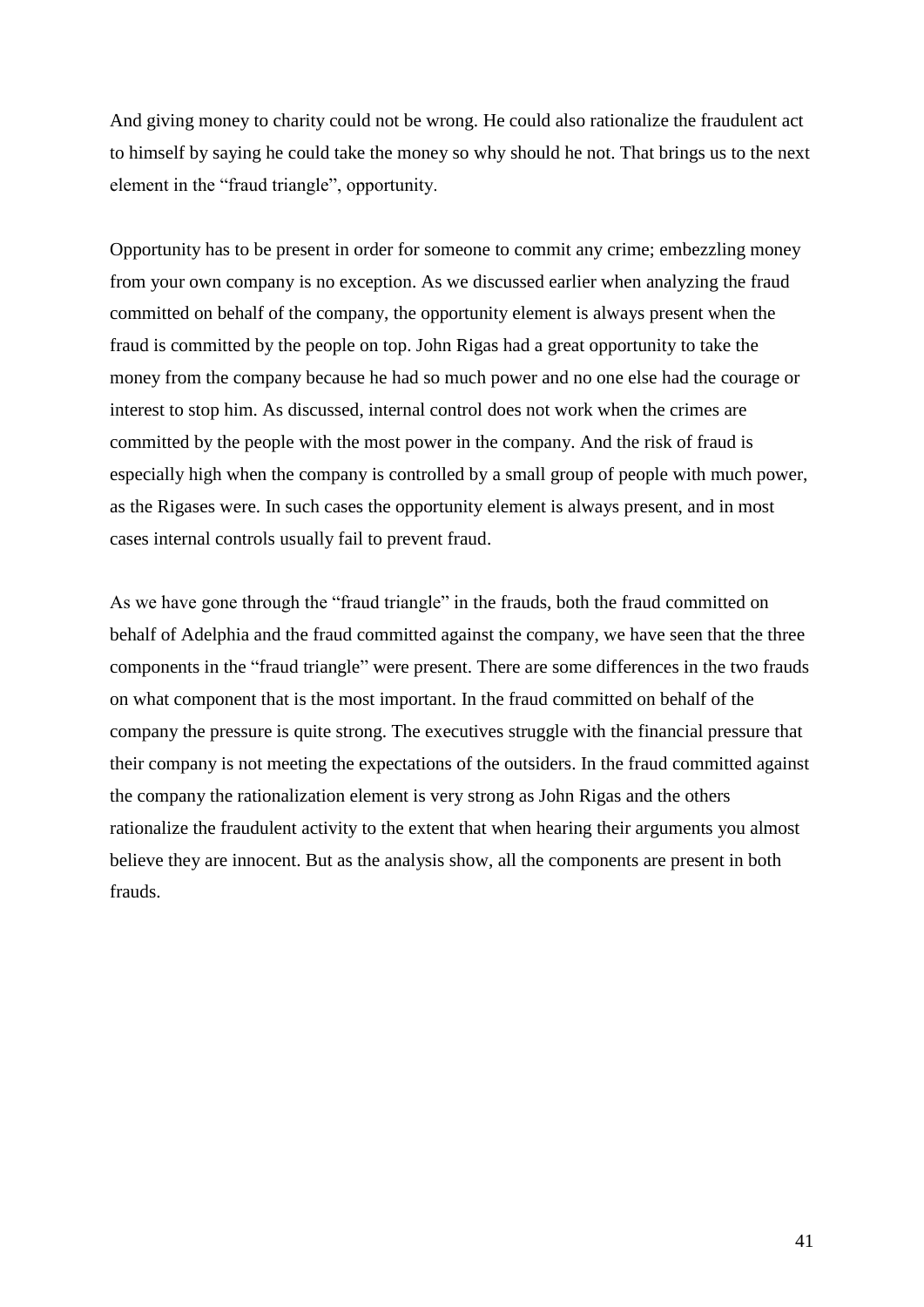And giving money to charity could not be wrong. He could also rationalize the fraudulent act to himself by saying he could take the money so why should he not. That brings us to the next element in the "fraud triangle", opportunity.

Opportunity has to be present in order for someone to commit any crime; embezzling money from your own company is no exception. As we discussed earlier when analyzing the fraud committed on behalf of the company, the opportunity element is always present when the fraud is committed by the people on top. John Rigas had a great opportunity to take the money from the company because he had so much power and no one else had the courage or interest to stop him. As discussed, internal control does not work when the crimes are committed by the people with the most power in the company. And the risk of fraud is especially high when the company is controlled by a small group of people with much power, as the Rigases were. In such cases the opportunity element is always present, and in most cases internal controls usually fail to prevent fraud.

As we have gone through the "fraud triangle" in the frauds, both the fraud committed on behalf of Adelphia and the fraud committed against the company, we have seen that the three components in the "fraud triangle" were present. There are some differences in the two frauds on what component that is the most important. In the fraud committed on behalf of the company the pressure is quite strong. The executives struggle with the financial pressure that their company is not meeting the expectations of the outsiders. In the fraud committed against the company the rationalization element is very strong as John Rigas and the others rationalize the fraudulent activity to the extent that when hearing their arguments you almost believe they are innocent. But as the analysis show, all the components are present in both frauds.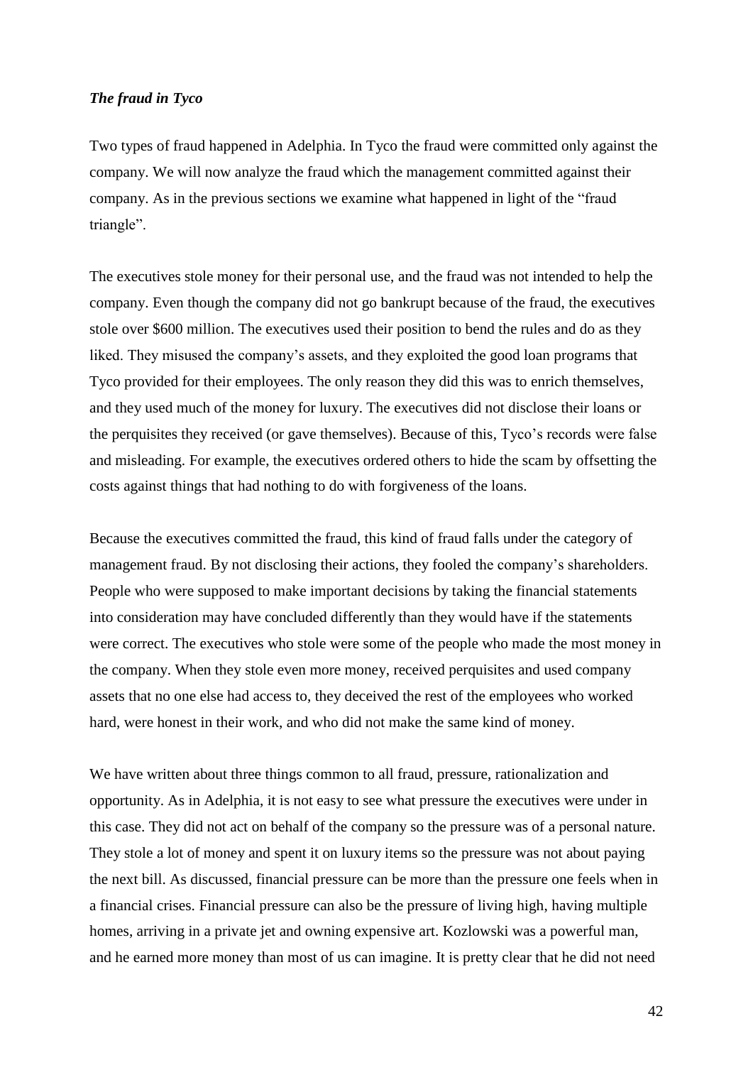***The fraud in Tyco***

Two types of fraud happened in Adelphia. In Tyco the fraud were committed only against the company. We will now analyze the fraud which the management committed against their company. As in the previous sections we examine what happened in light of the "fraud triangle".

The executives stole money for their personal use, and the fraud was not intended to help the company. Even though the company did not go bankrupt because of the fraud, the executives stole over $600 million. The executives used their position to bend the rules and do as they liked. They misused the company's assets, and they exploited the good loan programs that Tyco provided for their employees. The only reason they did this was to enrich themselves, and they used much of the money for luxury. The executives did not disclose their loans or the perquisites they received (or gave themselves). Because of this, Tyco's records were false and misleading. For example, the executives ordered others to hide the scam by offsetting the costs against things that had nothing to do with forgiveness of the loans.

Because the executives committed the fraud, this kind of fraud falls under the category of management fraud. By not disclosing their actions, they fooled the company's shareholders. People who were supposed to make important decisions by taking the financial statements into consideration may have concluded differently than they would have if the statements were correct. The executives who stole were some of the people who made the most money in the company. When they stole even more money, received perquisites and used company assets that no one else had access to, they deceived the rest of the employees who worked hard, were honest in their work, and who did not make the same kind of money.

We have written about three things common to all fraud, pressure, rationalization and opportunity. As in Adelphia, it is not easy to see what pressure the executives were under in this case. They did not act on behalf of the company so the pressure was of a personal nature. They stole a lot of money and spent it on luxury items so the pressure was not about paying the next bill. As discussed, financial pressure can be more than the pressure one feels when in a financial crises. Financial pressure can also be the pressure of living high, having multiple homes, arriving in a private jet and owning expensive art. Kozlowski was a powerful man, and he earned more money than most of us can imagine. It is pretty clear that he did not need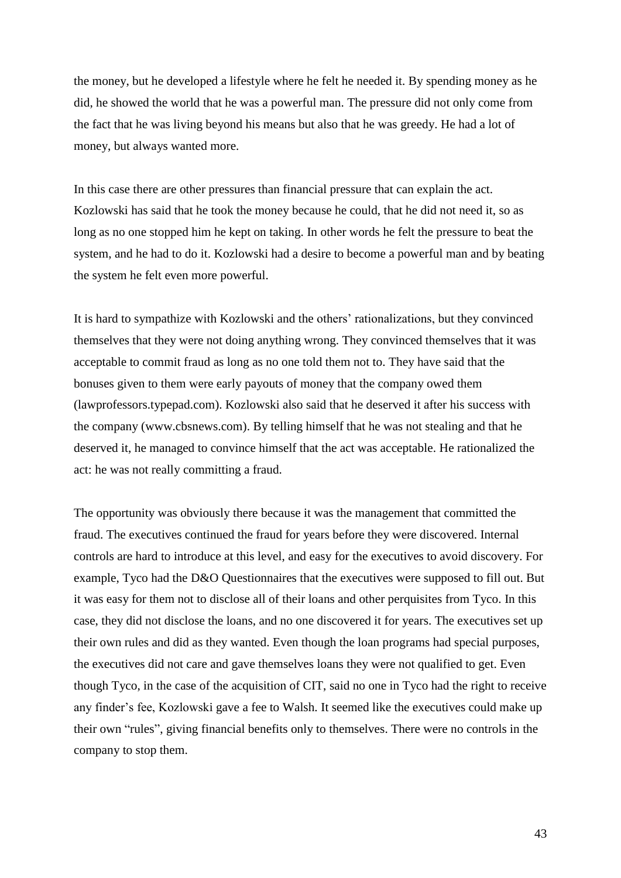the money, but he developed a lifestyle where he felt he needed it. By spending money as he did, he showed the world that he was a powerful man. The pressure did not only come from the fact that he was living beyond his means but also that he was greedy. He had a lot of money, but always wanted more.

In this case there are other pressures than financial pressure that can explain the act. Kozlowski has said that he took the money because he could, that he did not need it, so as long as no one stopped him he kept on taking. In other words he felt the pressure to beat the system, and he had to do it. Kozlowski had a desire to become a powerful man and by beating the system he felt even more powerful.

It is hard to sympathize with Kozlowski and the others' rationalizations, but they convinced themselves that they were not doing anything wrong. They convinced themselves that it was acceptable to commit fraud as long as no one told them not to. They have said that the bonuses given to them were early payouts of money that the company owed them (lawprofessors.typepad.com). Kozlowski also said that he deserved it after his success with the company (www.cbsnews.com). By telling himself that he was not stealing and that he deserved it, he managed to convince himself that the act was acceptable. He rationalized the act: he was not really committing a fraud.

The opportunity was obviously there because it was the management that committed the fraud. The executives continued the fraud for years before they were discovered. Internal controls are hard to introduce at this level, and easy for the executives to avoid discovery. For example, Tyco had the D&O Questionnaires that the executives were supposed to fill out. But it was easy for them not to disclose all of their loans and other perquisites from Tyco. In this case, they did not disclose the loans, and no one discovered it for years. The executives set up their own rules and did as they wanted. Even though the loan programs had special purposes, the executives did not care and gave themselves loans they were not qualified to get. Even though Tyco, in the case of the acquisition of CIT, said no one in Tyco had the right to receive any finder's fee, Kozlowski gave a fee to Walsh. It seemed like the executives could make up their own "rules", giving financial benefits only to themselves. There were no controls in the company to stop them.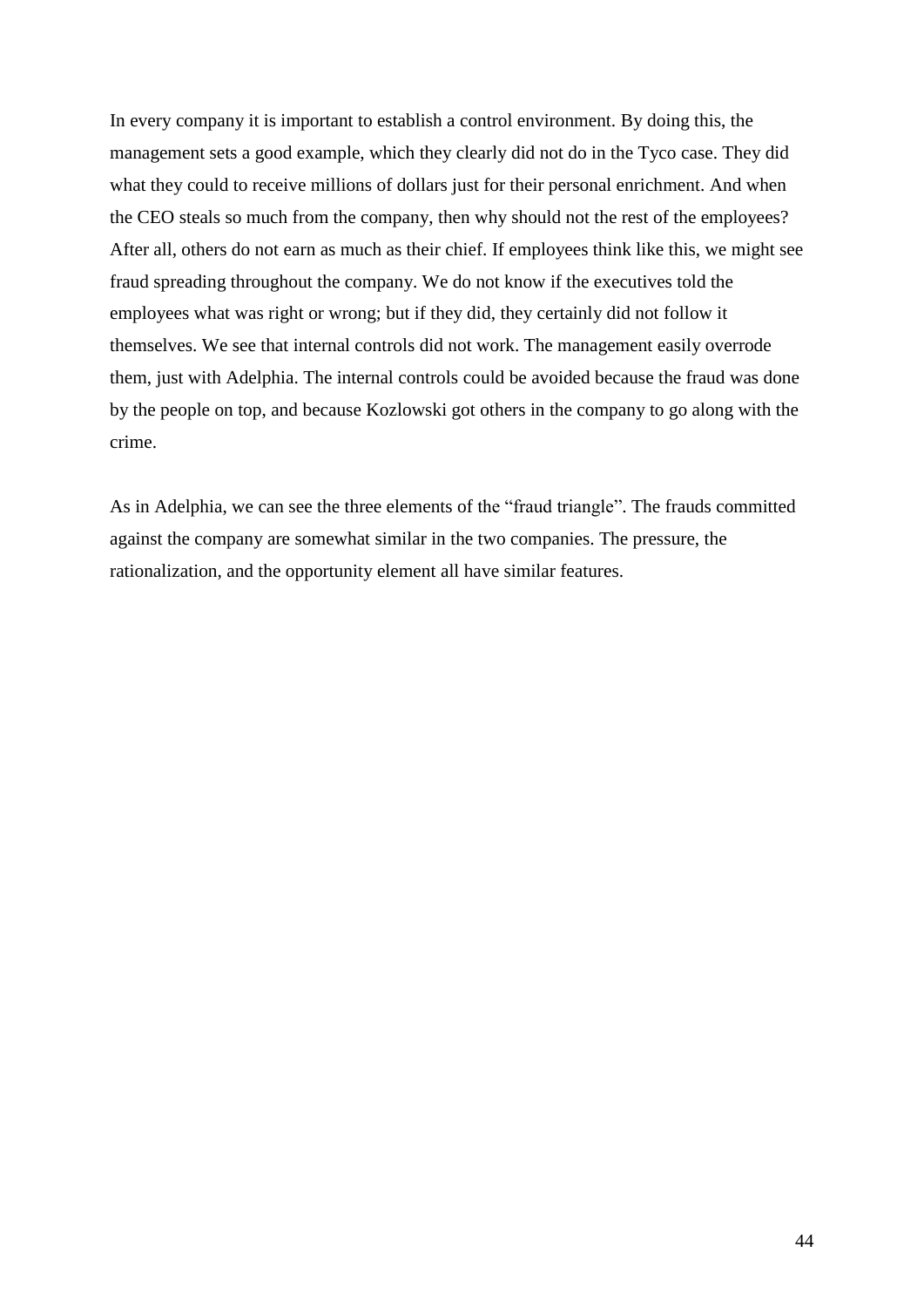In every company it is important to establish a control environment. By doing this, the management sets a good example, which they clearly did not do in the Tyco case. They did what they could to receive millions of dollars just for their personal enrichment. And when the CEO steals so much from the company, then why should not the rest of the employees? After all, others do not earn as much as their chief. If employees think like this, we might see fraud spreading throughout the company. We do not know if the executives told the employees what was right or wrong; but if they did, they certainly did not follow it themselves. We see that internal controls did not work. The management easily overrode them, just with Adelphia. The internal controls could be avoided because the fraud was done by the people on top, and because Kozlowski got others in the company to go along with the crime.

As in Adelphia, we can see the three elements of the "fraud triangle". The frauds committed against the company are somewhat similar in the two companies. The pressure, the rationalization, and the opportunity element all have similar features.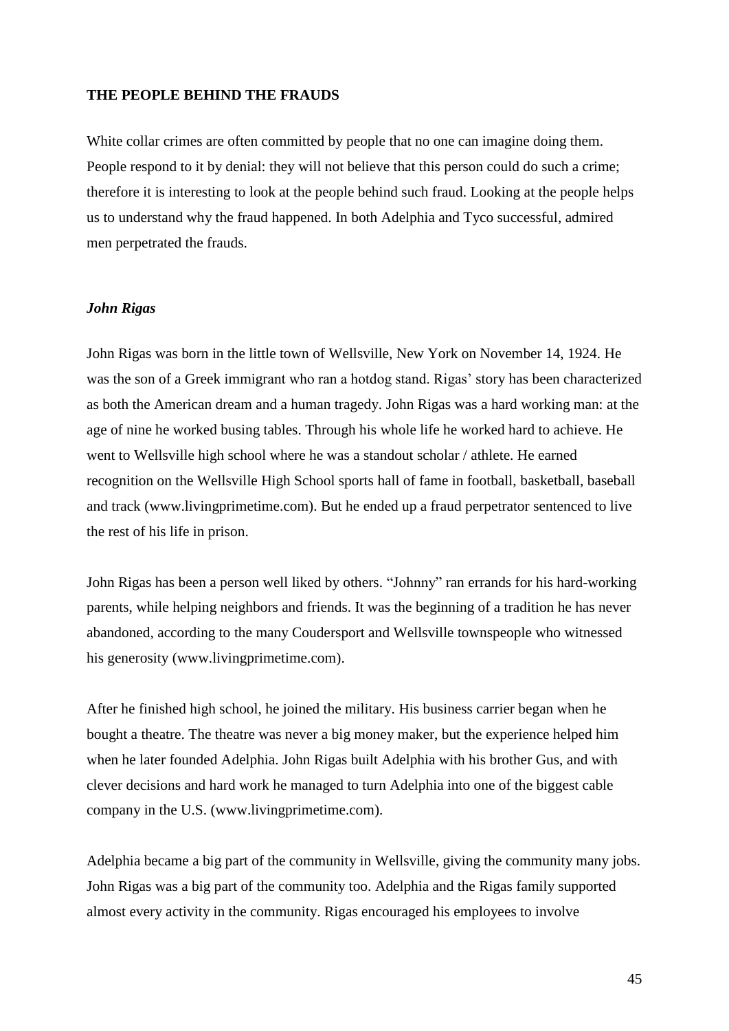## THE PEOPLE BEHIND THE FRAUDS

White collar crimes are often committed by people that no one can imagine doing them. People respond to it by denial: they will not believe that this person could do such a crime; therefore it is interesting to look at the people behind such fraud. Looking at the people helps us to understand why the fraud happened. In both Adelphia and Tyco successful, admired men perpetrated the frauds.

### *John Rigas*

John Rigas was born in the little town of Wellsville, New York on November 14, 1924. He was the son of a Greek immigrant who ran a hotdog stand. Rigas' story has been characterized as both the American dream and a human tragedy. John Rigas was a hard working man: at the age of nine he worked busing tables. Through his whole life he worked hard to achieve. He went to Wellsville high school where he was a standout scholar / athlete. He earned recognition on the Wellsville High School sports hall of fame in football, basketball, baseball and track (www.livingprimetime.com). But he ended up a fraud perpetrator sentenced to live the rest of his life in prison.

John Rigas has been a person well liked by others. "Johnny" ran errands for his hard-working parents, while helping neighbors and friends. It was the beginning of a tradition he has never abandoned, according to the many Coudersport and Wellsville townspeople who witnessed his generosity (www.livingprimetime.com).

After he finished high school, he joined the military. His business carrier began when he bought a theatre. The theatre was never a big money maker, but the experience helped him when he later founded Adelphia. John Rigas built Adelphia with his brother Gus, and with clever decisions and hard work he managed to turn Adelphia into one of the biggest cable company in the U.S. (www.livingprimetime.com).

Adelphia became a big part of the community in Wellsville, giving the community many jobs. John Rigas was a big part of the community too. Adelphia and the Rigas family supported almost every activity in the community. Rigas encouraged his employees to involve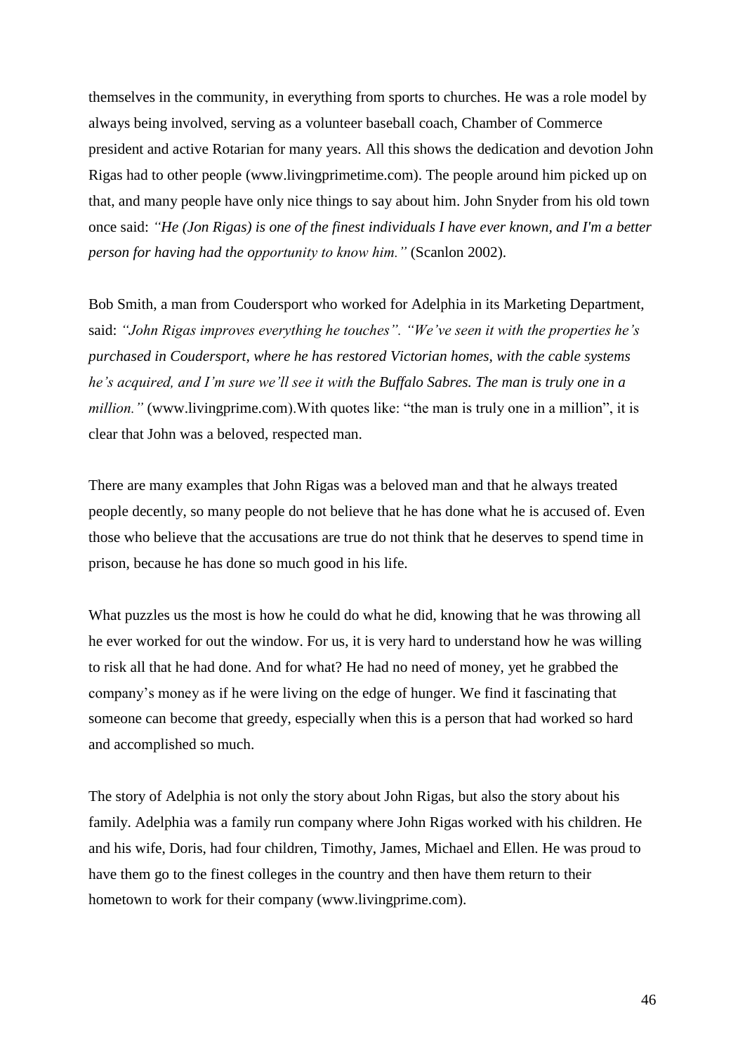themselves in the community, in everything from sports to churches. He was a role model by always being involved, serving as a volunteer baseball coach, Chamber of Commerce president and active Rotarian for many years. All this shows the dedication and devotion John Rigas had to other people (www.livingprimetime.com). The people around him picked up on that, and many people have only nice things to say about him. John Snyder from his old town once said: *"He (Jon Rigas) is one of the finest individuals I have ever known, and I'm a better person for having had the opportunity to know him."* (Scanlon 2002).

Bob Smith, a man from Coudersport who worked for Adelphia in its Marketing Department, said: *"John Rigas improves everything he touches". "We've seen it with the properties he's purchased in Coudersport, where he has restored Victorian homes, with the cable systems he's acquired, and I'm sure we'll see it with the Buffalo Sabres. The man is truly one in a million."* (www.livingprime.com).With quotes like: "the man is truly one in a million", it is clear that John was a beloved, respected man.

There are many examples that John Rigas was a beloved man and that he always treated people decently, so many people do not believe that he has done what he is accused of. Even those who believe that the accusations are true do not think that he deserves to spend time in prison, because he has done so much good in his life.

What puzzles us the most is how he could do what he did, knowing that he was throwing all he ever worked for out the window. For us, it is very hard to understand how he was willing to risk all that he had done. And for what? He had no need of money, yet he grabbed the company's money as if he were living on the edge of hunger. We find it fascinating that someone can become that greedy, especially when this is a person that had worked so hard and accomplished so much.

The story of Adelphia is not only the story about John Rigas, but also the story about his family. Adelphia was a family run company where John Rigas worked with his children. He and his wife, Doris, had four children, Timothy, James, Michael and Ellen. He was proud to have them go to the finest colleges in the country and then have them return to their hometown to work for their company (www.livingprime.com).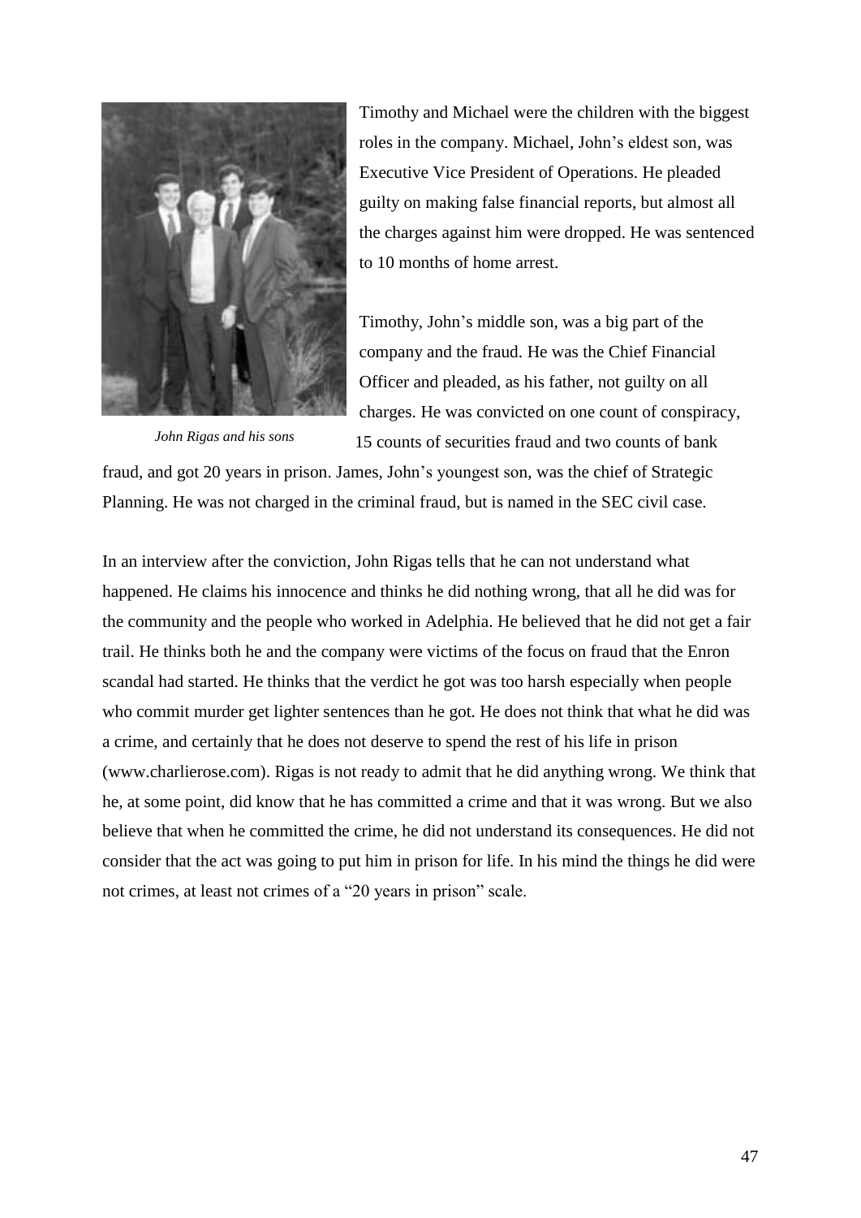*John Rigas and his sons*

Timothy and Michael were the children with the biggest roles in the company. Michael, John's eldest son, was Executive Vice President of Operations. He pleaded guilty on making false financial reports, but almost all the charges against him were dropped. He was sentenced to 10 months of home arrest.

Timothy, John's middle son, was a big part of the company and the fraud. He was the Chief Financial Officer and pleaded, as his father, not guilty on all charges. He was convicted on one count of conspiracy, 15 counts of securities fraud and two counts of bank fraud, and got 20 years in prison. James, John's youngest son, was the chief of Strategic Planning. He was not charged in the criminal fraud, but is named in the SEC civil case.

In an interview after the conviction, John Rigas tells that he can not understand what happened. He claims his innocence and thinks he did nothing wrong, that all he did was for the community and the people who worked in Adelphia. He believed that he did not get a fair trail. He thinks both he and the company were victims of the focus on fraud that the Enron scandal had started. He thinks that the verdict he got was too harsh especially when people who commit murder get lighter sentences than he got. He does not think that what he did was a crime, and certainly that he does not deserve to spend the rest of his life in prison (www.charlierose.com). Rigas is not ready to admit that he did anything wrong. We think that he, at some point, did know that he has committed a crime and that it was wrong. But we also believe that when he committed the crime, he did not understand its consequences. He did not consider that the act was going to put him in prison for life. In his mind the things he did were not crimes, at least not crimes of a "20 years in prison" scale.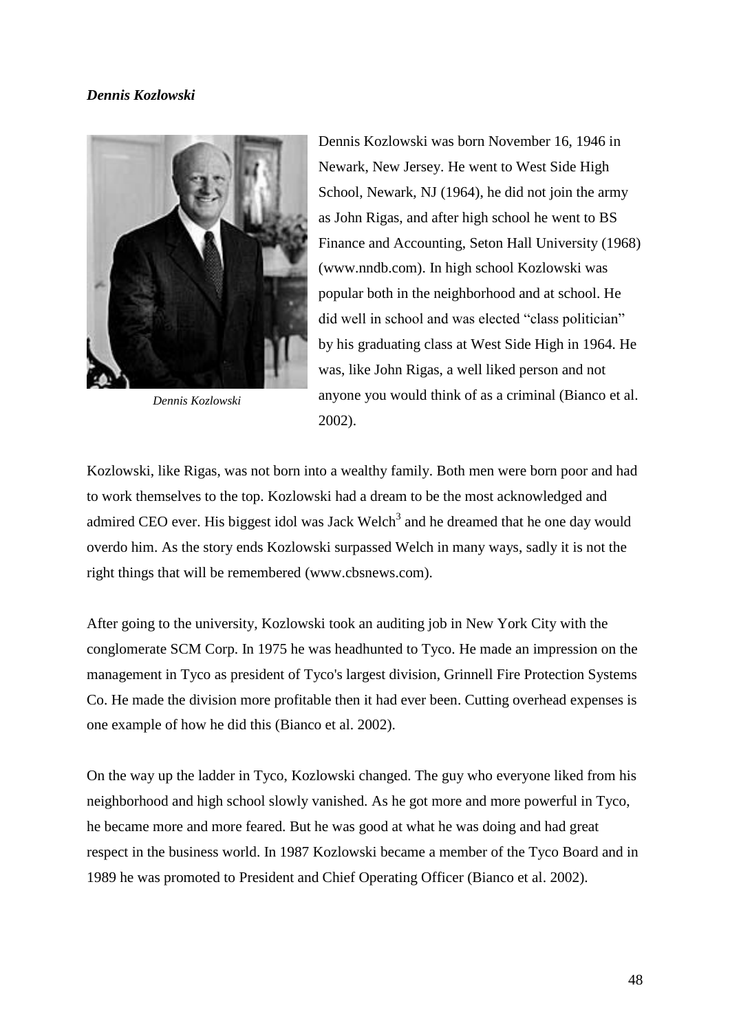***Dennis Kozlowski***

*Dennis Kozlowski*

Dennis Kozlowski was born November 16, 1946 in Newark, New Jersey. He went to West Side High School, Newark, NJ (1964), he did not join the army as John Rigas, and after high school he went to BS Finance and Accounting, Seton Hall University (1968) (www.nndb.com). In high school Kozlowski was popular both in the neighborhood and at school. He did well in school and was elected "class politician" by his graduating class at West Side High in 1964. He was, like John Rigas, a well liked person and not anyone you would think of as a criminal (Bianco et al. 2002).

Kozlowski, like Rigas, was not born into a wealthy family. Both men were born poor and had to work themselves to the top. Kozlowski had a dream to be the most acknowledged and admired CEO ever. His biggest idol was Jack Welch[3] and he dreamed that he one day would overdo him. As the story ends Kozlowski surpassed Welch in many ways, sadly it is not the right things that will be remembered (www.cbsnews.com).

After going to the university, Kozlowski took an auditing job in New York City with the conglomerate SCM Corp. In 1975 he was headhunted to Tyco. He made an impression on the management in Tyco as president of Tyco's largest division, Grinnell Fire Protection Systems Co. He made the division more profitable then it had ever been. Cutting overhead expenses is one example of how he did this (Bianco et al. 2002).

On the way up the ladder in Tyco, Kozlowski changed. The guy who everyone liked from his neighborhood and high school slowly vanished. As he got more and more powerful in Tyco, he became more and more feared. But he was good at what he was doing and had great respect in the business world. In 1987 Kozlowski became a member of the Tyco Board and in 1989 he was promoted to President and Chief Operating Officer (Bianco et al. 2002).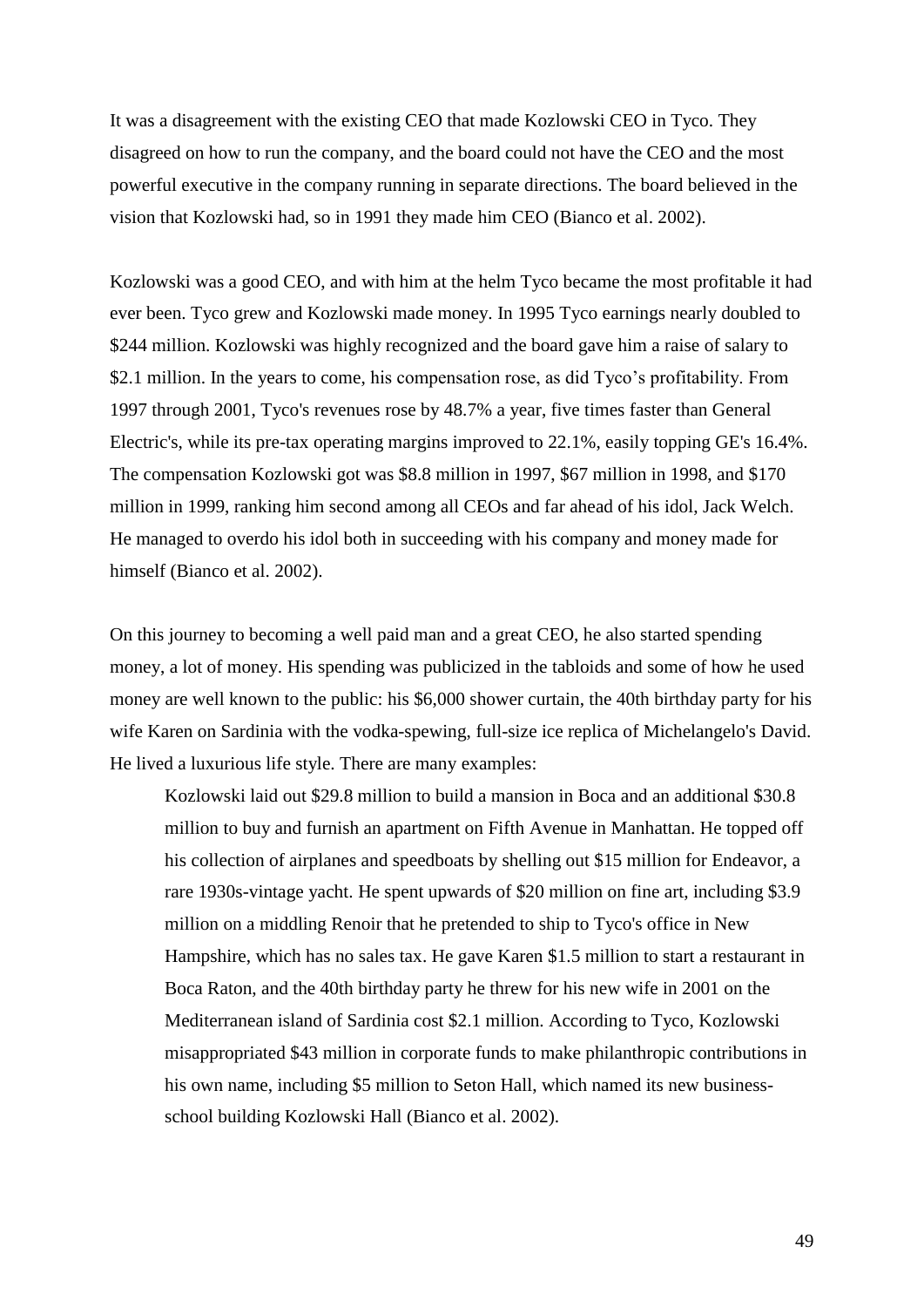It was a disagreement with the existing CEO that made Kozlowski CEO in Tyco. They disagreed on how to run the company, and the board could not have the CEO and the most powerful executive in the company running in separate directions. The board believed in the vision that Kozlowski had, so in 1991 they made him CEO (Bianco et al. 2002).

Kozlowski was a good CEO, and with him at the helm Tyco became the most profitable it had ever been. Tyco grew and Kozlowski made money. In 1995 Tyco earnings nearly doubled to $244 million. Kozlowski was highly recognized and the board gave him a raise of salary to $2.1 million. In the years to come, his compensation rose, as did Tyco's profitability. From 1997 through 2001, Tyco's revenues rose by 48.7% a year, five times faster than General Electric's, while its pre-tax operating margins improved to 22.1%, easily topping GE's 16.4%. The compensation Kozlowski got was $8.8 million in 1997, $67 million in 1998, and $170 million in 1999, ranking him second among all CEOs and far ahead of his idol, Jack Welch. He managed to overdo his idol both in succeeding with his company and money made for himself (Bianco et al. 2002).

On this journey to becoming a well paid man and a great CEO, he also started spending money, a lot of money. His spending was publicized in the tabloids and some of how he used money are well known to the public: his $6,000 shower curtain, the 40th birthday party for his wife Karen on Sardinia with the vodka-spewing, full-size ice replica of Michelangelo's David. He lived a luxurious life style. There are many examples:

> Kozlowski laid out $29.8 million to build a mansion in Boca and an additional $30.8 million to buy and furnish an apartment on Fifth Avenue in Manhattan. He topped off his collection of airplanes and speedboats by shelling out $15 million for Endeavor, a rare 1930s-vintage yacht. He spent upwards of $20 million on fine art, including $3.9 million on a middling Renoir that he pretended to ship to Tyco's office in New Hampshire, which has no sales tax. He gave Karen $1.5 million to start a restaurant in Boca Raton, and the 40th birthday party he threw for his new wife in 2001 on the Mediterranean island of Sardinia cost $2.1 million. According to Tyco, Kozlowski misappropriated $43 million in corporate funds to make philanthropic contributions in his own name, including $5 million to Seton Hall, which named its new business-school building Kozlowski Hall (Bianco et al. 2002).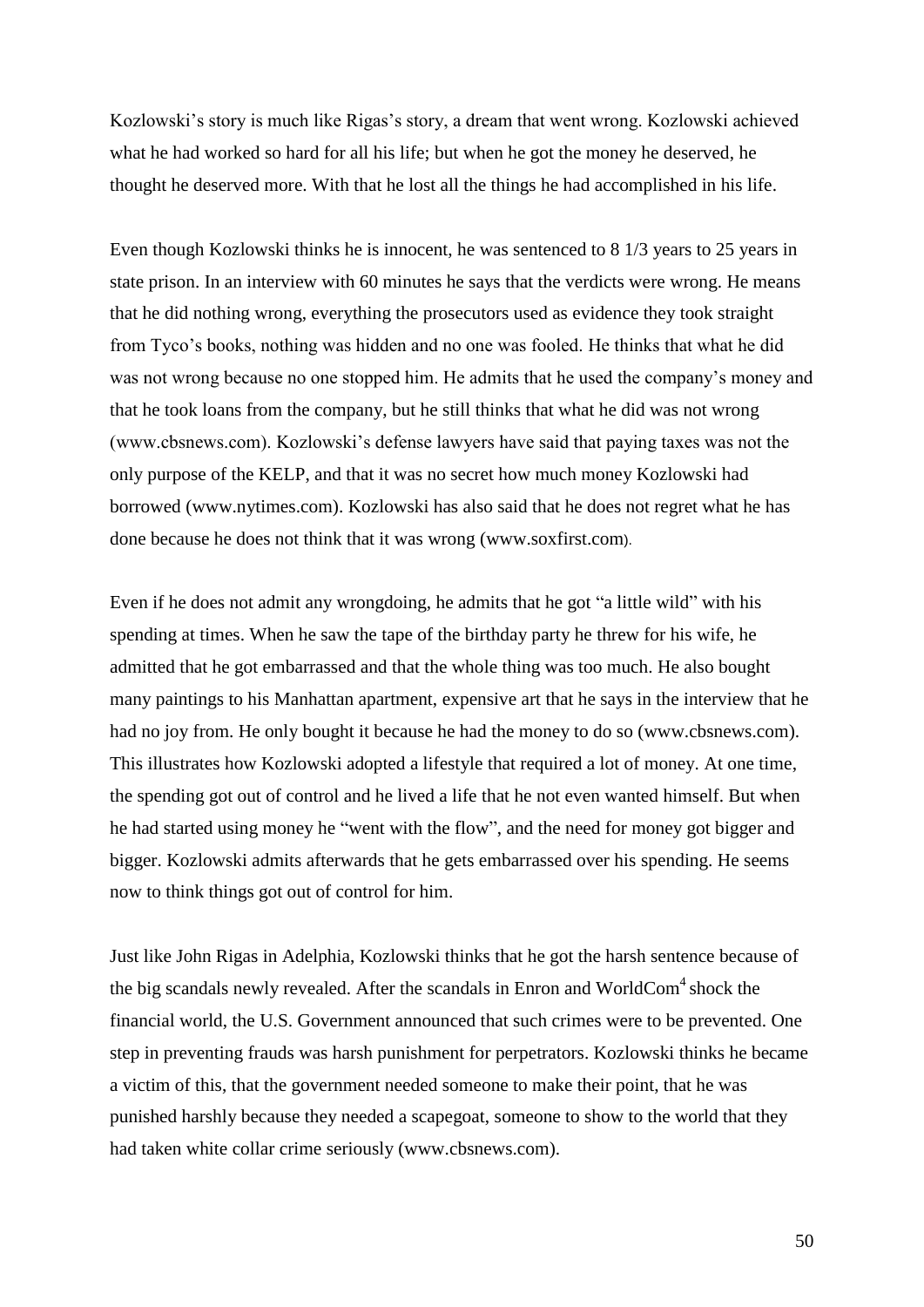Kozlowski's story is much like Rigas's story, a dream that went wrong. Kozlowski achieved what he had worked so hard for all his life; but when he got the money he deserved, he thought he deserved more. With that he lost all the things he had accomplished in his life.

Even though Kozlowski thinks he is innocent, he was sentenced to 8 1/3 years to 25 years in state prison. In an interview with 60 minutes he says that the verdicts were wrong. He means that he did nothing wrong, everything the prosecutors used as evidence they took straight from Tyco's books, nothing was hidden and no one was fooled. He thinks that what he did was not wrong because no one stopped him. He admits that he used the company's money and that he took loans from the company, but he still thinks that what he did was not wrong (www.cbsnews.com). Kozlowski's defense lawyers have said that paying taxes was not the only purpose of the KELP, and that it was no secret how much money Kozlowski had borrowed (www.nytimes.com). Kozlowski has also said that he does not regret what he has done because he does not think that it was wrong (www.soxfirst.com).

Even if he does not admit any wrongdoing, he admits that he got "a little wild" with his spending at times. When he saw the tape of the birthday party he threw for his wife, he admitted that he got embarrassed and that the whole thing was too much. He also bought many paintings to his Manhattan apartment, expensive art that he says in the interview that he had no joy from. He only bought it because he had the money to do so (www.cbsnews.com). This illustrates how Kozlowski adopted a lifestyle that required a lot of money. At one time, the spending got out of control and he lived a life that he not even wanted himself. But when he had started using money he "went with the flow", and the need for money got bigger and bigger. Kozlowski admits afterwards that he gets embarrassed over his spending. He seems now to think things got out of control for him.

Just like John Rigas in Adelphia, Kozlowski thinks that he got the harsh sentence because of the big scandals newly revealed. After the scandals in Enron and WorldCom[4] shock the financial world, the U.S. Government announced that such crimes were to be prevented. One step in preventing frauds was harsh punishment for perpetrators. Kozlowski thinks he became a victim of this, that the government needed someone to make their point, that he was punished harshly because they needed a scapegoat, someone to show to the world that they had taken white collar crime seriously (www.cbsnews.com).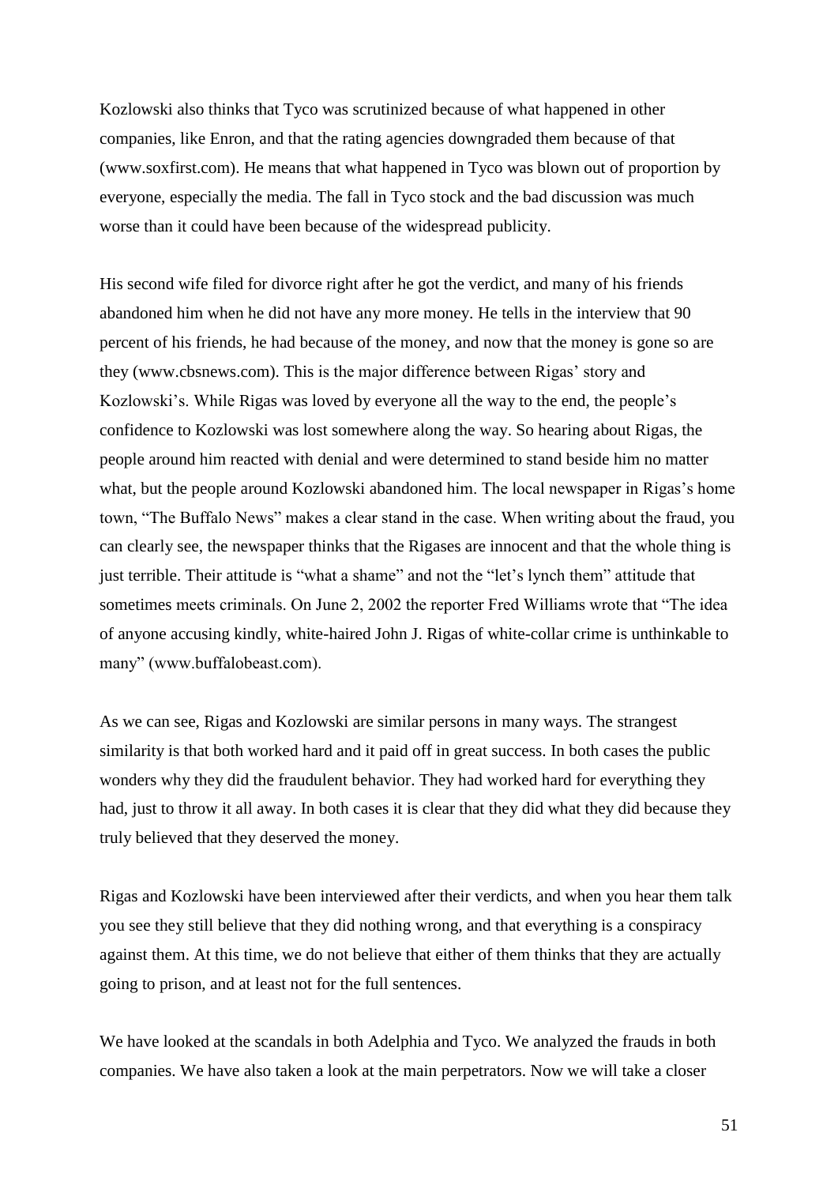Kozlowski also thinks that Tyco was scrutinized because of what happened in other companies, like Enron, and that the rating agencies downgraded them because of that (www.soxfirst.com). He means that what happened in Tyco was blown out of proportion by everyone, especially the media. The fall in Tyco stock and the bad discussion was much worse than it could have been because of the widespread publicity.

His second wife filed for divorce right after he got the verdict, and many of his friends abandoned him when he did not have any more money. He tells in the interview that 90 percent of his friends, he had because of the money, and now that the money is gone so are they (www.cbsnews.com). This is the major difference between Rigas' story and Kozlowski's. While Rigas was loved by everyone all the way to the end, the people's confidence to Kozlowski was lost somewhere along the way. So hearing about Rigas, the people around him reacted with denial and were determined to stand beside him no matter what, but the people around Kozlowski abandoned him. The local newspaper in Rigas's home town, "The Buffalo News" makes a clear stand in the case. When writing about the fraud, you can clearly see, the newspaper thinks that the Rigases are innocent and that the whole thing is just terrible. Their attitude is "what a shame" and not the "let's lynch them" attitude that sometimes meets criminals. On June 2, 2002 the reporter Fred Williams wrote that "The idea of anyone accusing kindly, white-haired John J. Rigas of white-collar crime is unthinkable to many" (www.buffalobeast.com).

As we can see, Rigas and Kozlowski are similar persons in many ways. The strangest similarity is that both worked hard and it paid off in great success. In both cases the public wonders why they did the fraudulent behavior. They had worked hard for everything they had, just to throw it all away. In both cases it is clear that they did what they did because they truly believed that they deserved the money.

Rigas and Kozlowski have been interviewed after their verdicts, and when you hear them talk you see they still believe that they did nothing wrong, and that everything is a conspiracy against them. At this time, we do not believe that either of them thinks that they are actually going to prison, and at least not for the full sentences.

We have looked at the scandals in both Adelphia and Tyco. We analyzed the frauds in both companies. We have also taken a look at the main perpetrators. Now we will take a closer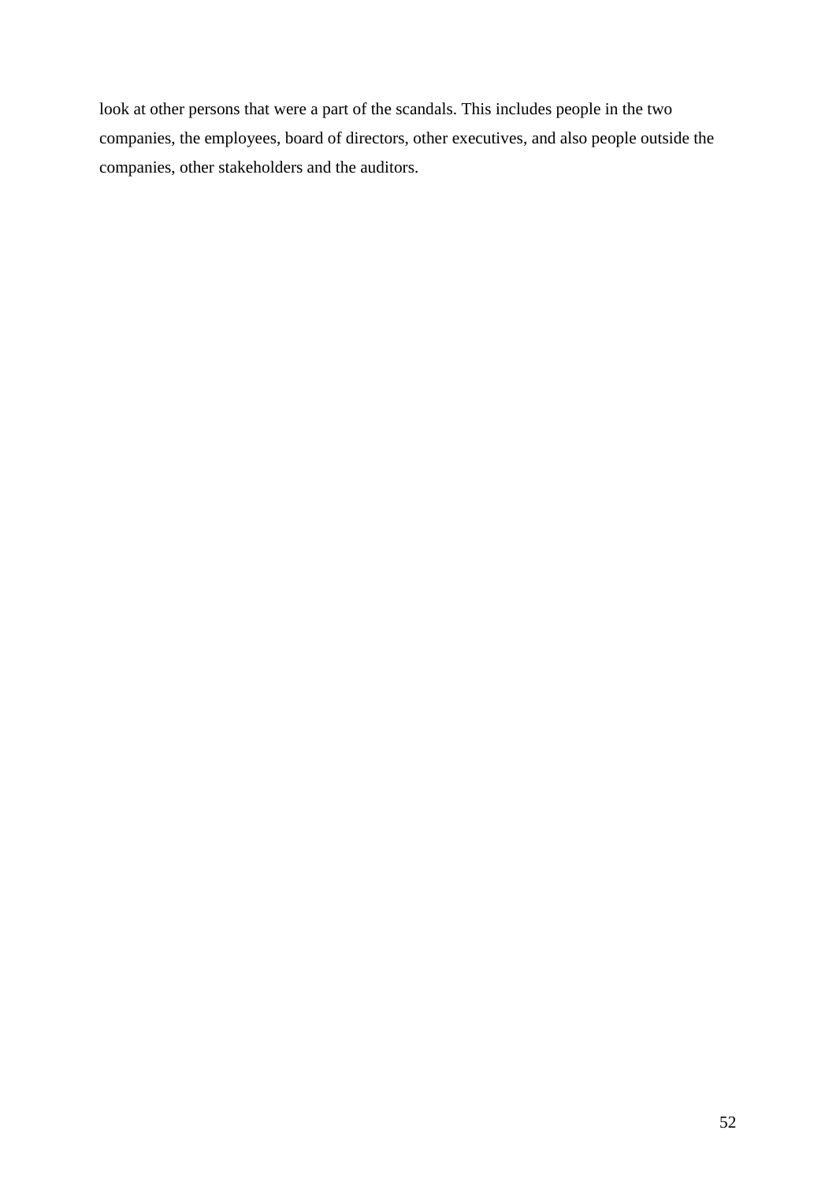look at other persons that were a part of the scandals. This includes people in the two companies, the employees, board of directors, other executives, and also people outside the companies, other stakeholders and the auditors.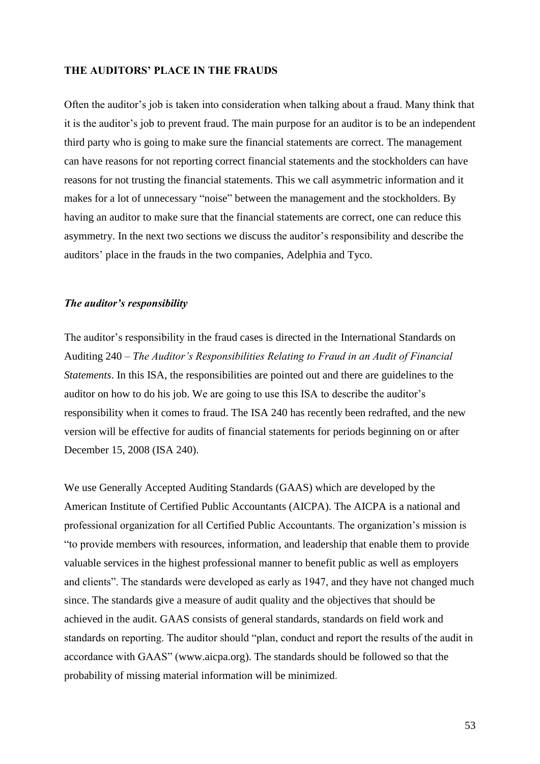## THE AUDITORS' PLACE IN THE FRAUDS

Often the auditor's job is taken into consideration when talking about a fraud. Many think that it is the auditor's job to prevent fraud. The main purpose for an auditor is to be an independent third party who is going to make sure the financial statements are correct. The management can have reasons for not reporting correct financial statements and the stockholders can have reasons for not trusting the financial statements. This we call asymmetric information and it makes for a lot of unnecessary "noise" between the management and the stockholders. By having an auditor to make sure that the financial statements are correct, one can reduce this asymmetry. In the next two sections we discuss the auditor's responsibility and describe the auditors' place in the frauds in the two companies, Adelphia and Tyco.

### *The auditor's responsibility*

The auditor's responsibility in the fraud cases is directed in the International Standards on Auditing 240 – *The Auditor's Responsibilities Relating to Fraud in an Audit of Financial Statements*. In this ISA, the responsibilities are pointed out and there are guidelines to the auditor on how to do his job. We are going to use this ISA to describe the auditor's responsibility when it comes to fraud. The ISA 240 has recently been redrafted, and the new version will be effective for audits of financial statements for periods beginning on or after December 15, 2008 (ISA 240).

We use Generally Accepted Auditing Standards (GAAS) which are developed by the American Institute of Certified Public Accountants (AICPA). The AICPA is a national and professional organization for all Certified Public Accountants. The organization's mission is "to provide members with resources, information, and leadership that enable them to provide valuable services in the highest professional manner to benefit public as well as employers and clients". The standards were developed as early as 1947, and they have not changed much since. The standards give a measure of audit quality and the objectives that should be achieved in the audit. GAAS consists of general standards, standards on field work and standards on reporting. The auditor should "plan, conduct and report the results of the audit in accordance with GAAS" (www.aicpa.org). The standards should be followed so that the probability of missing material information will be minimized.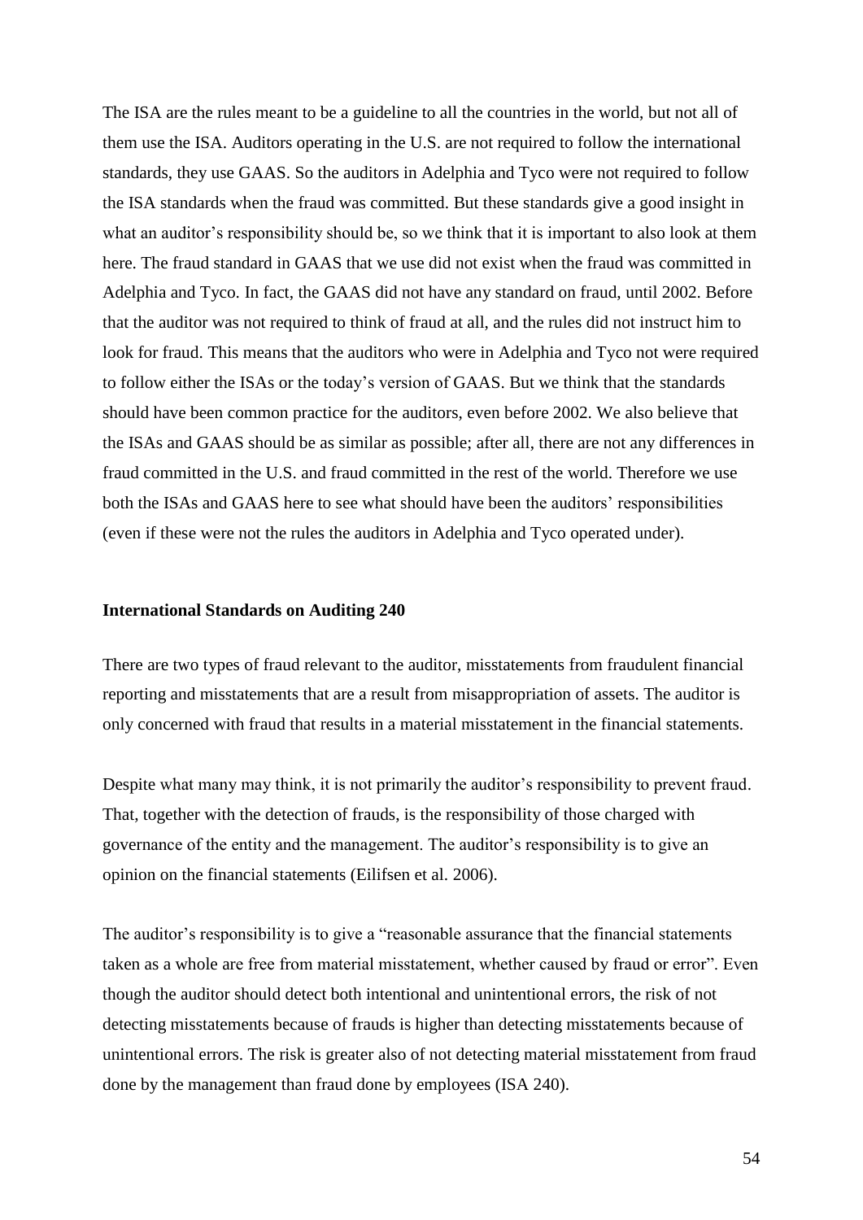The ISA are the rules meant to be a guideline to all the countries in the world, but not all of them use the ISA. Auditors operating in the U.S. are not required to follow the international standards, they use GAAS. So the auditors in Adelphia and Tyco were not required to follow the ISA standards when the fraud was committed. But these standards give a good insight in what an auditor's responsibility should be, so we think that it is important to also look at them here. The fraud standard in GAAS that we use did not exist when the fraud was committed in Adelphia and Tyco. In fact, the GAAS did not have any standard on fraud, until 2002. Before that the auditor was not required to think of fraud at all, and the rules did not instruct him to look for fraud. This means that the auditors who were in Adelphia and Tyco not were required to follow either the ISAs or the today's version of GAAS. But we think that the standards should have been common practice for the auditors, even before 2002. We also believe that the ISAs and GAAS should be as similar as possible; after all, there are not any differences in fraud committed in the U.S. and fraud committed in the rest of the world. Therefore we use both the ISAs and GAAS here to see what should have been the auditors' responsibilities (even if these were not the rules the auditors in Adelphia and Tyco operated under).

**International Standards on Auditing 240**

There are two types of fraud relevant to the auditor, misstatements from fraudulent financial reporting and misstatements that are a result from misappropriation of assets. The auditor is only concerned with fraud that results in a material misstatement in the financial statements.

Despite what many may think, it is not primarily the auditor's responsibility to prevent fraud. That, together with the detection of frauds, is the responsibility of those charged with governance of the entity and the management. The auditor's responsibility is to give an opinion on the financial statements (Eilifsen et al. 2006).

The auditor's responsibility is to give a "reasonable assurance that the financial statements taken as a whole are free from material misstatement, whether caused by fraud or error". Even though the auditor should detect both intentional and unintentional errors, the risk of not detecting misstatements because of frauds is higher than detecting misstatements because of unintentional errors. The risk is greater also of not detecting material misstatement from fraud done by the management than fraud done by employees (ISA 240).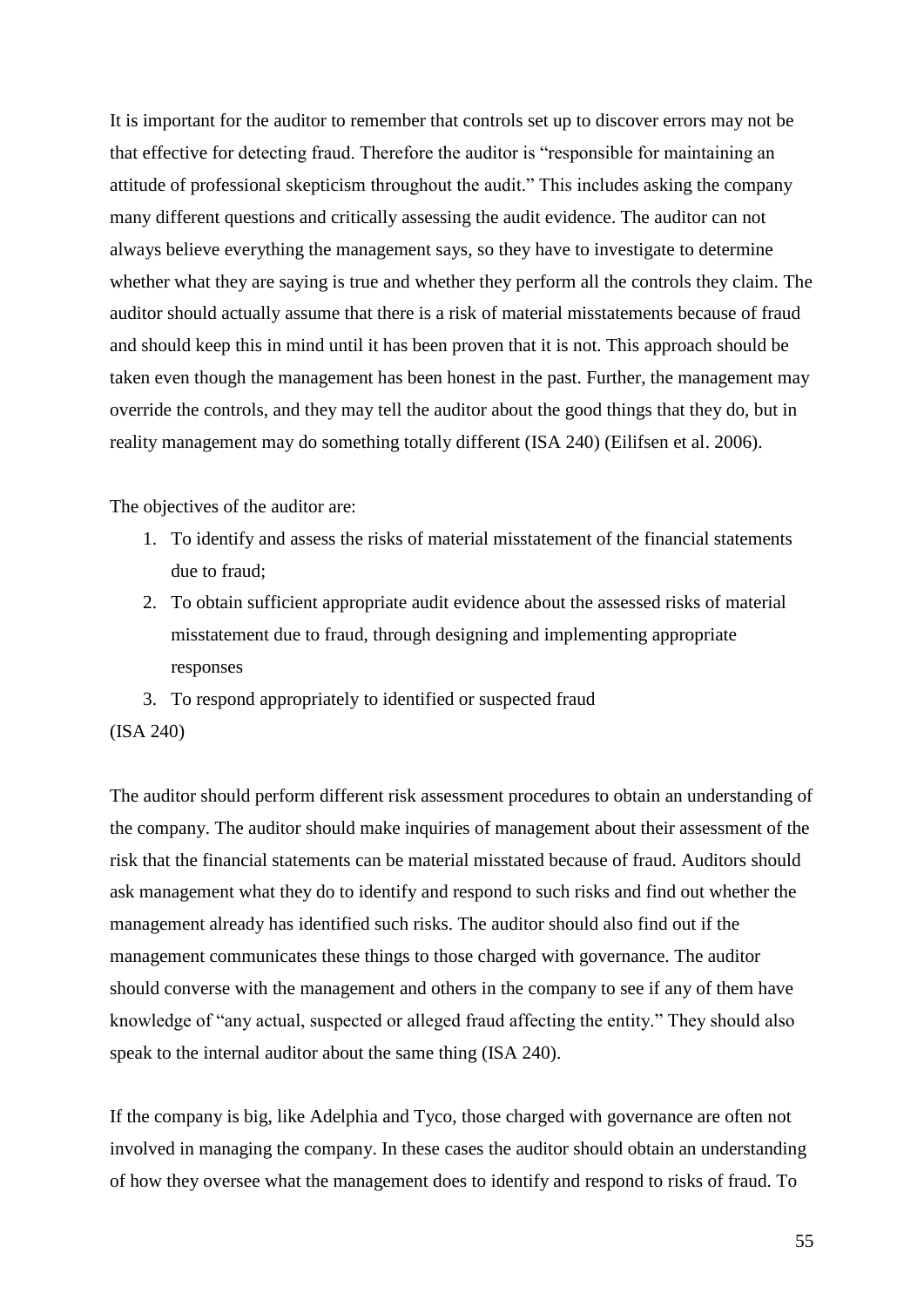It is important for the auditor to remember that controls set up to discover errors may not be that effective for detecting fraud. Therefore the auditor is "responsible for maintaining an attitude of professional skepticism throughout the audit." This includes asking the company many different questions and critically assessing the audit evidence. The auditor can not always believe everything the management says, so they have to investigate to determine whether what they are saying is true and whether they perform all the controls they claim. The auditor should actually assume that there is a risk of material misstatements because of fraud and should keep this in mind until it has been proven that it is not. This approach should be taken even though the management has been honest in the past. Further, the management may override the controls, and they may tell the auditor about the good things that they do, but in reality management may do something totally different (ISA 240) (Eilifsen et al. 2006).

The objectives of the auditor are:

1. To identify and assess the risks of material misstatement of the financial statements due to fraud;
2. To obtain sufficient appropriate audit evidence about the assessed risks of material misstatement due to fraud, through designing and implementing appropriate responses
3. To respond appropriately to identified or suspected fraud

(ISA 240)

The auditor should perform different risk assessment procedures to obtain an understanding of the company. The auditor should make inquiries of management about their assessment of the risk that the financial statements can be material misstated because of fraud. Auditors should ask management what they do to identify and respond to such risks and find out whether the management already has identified such risks. The auditor should also find out if the management communicates these things to those charged with governance. The auditor should converse with the management and others in the company to see if any of them have knowledge of "any actual, suspected or alleged fraud affecting the entity." They should also speak to the internal auditor about the same thing (ISA 240).

If the company is big, like Adelphia and Tyco, those charged with governance are often not involved in managing the company. In these cases the auditor should obtain an understanding of how they oversee what the management does to identify and respond to risks of fraud. To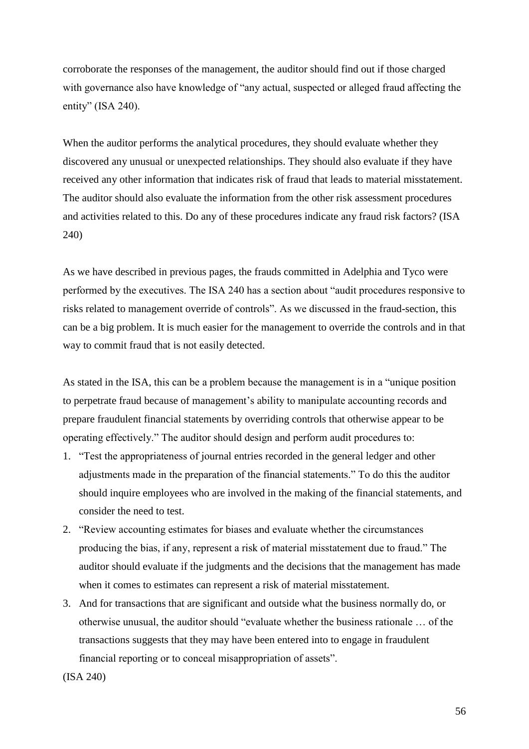corroborate the responses of the management, the auditor should find out if those charged with governance also have knowledge of "any actual, suspected or alleged fraud affecting the entity" (ISA 240).

When the auditor performs the analytical procedures, they should evaluate whether they discovered any unusual or unexpected relationships. They should also evaluate if they have received any other information that indicates risk of fraud that leads to material misstatement. The auditor should also evaluate the information from the other risk assessment procedures and activities related to this. Do any of these procedures indicate any fraud risk factors? (ISA 240)

As we have described in previous pages, the frauds committed in Adelphia and Tyco were performed by the executives. The ISA 240 has a section about "audit procedures responsive to risks related to management override of controls". As we discussed in the fraud-section, this can be a big problem. It is much easier for the management to override the controls and in that way to commit fraud that is not easily detected.

As stated in the ISA, this can be a problem because the management is in a "unique position to perpetrate fraud because of management's ability to manipulate accounting records and prepare fraudulent financial statements by overriding controls that otherwise appear to be operating effectively." The auditor should design and perform audit procedures to:

1. "Test the appropriateness of journal entries recorded in the general ledger and other adjustments made in the preparation of the financial statements." To do this the auditor should inquire employees who are involved in the making of the financial statements, and consider the need to test.
2. "Review accounting estimates for biases and evaluate whether the circumstances producing the bias, if any, represent a risk of material misstatement due to fraud." The auditor should evaluate if the judgments and the decisions that the management has made when it comes to estimates can represent a risk of material misstatement.
3. And for transactions that are significant and outside what the business normally do, or otherwise unusual, the auditor should "evaluate whether the business rationale … of the transactions suggests that they may have been entered into to engage in fraudulent financial reporting or to conceal misappropriation of assets".

(ISA 240)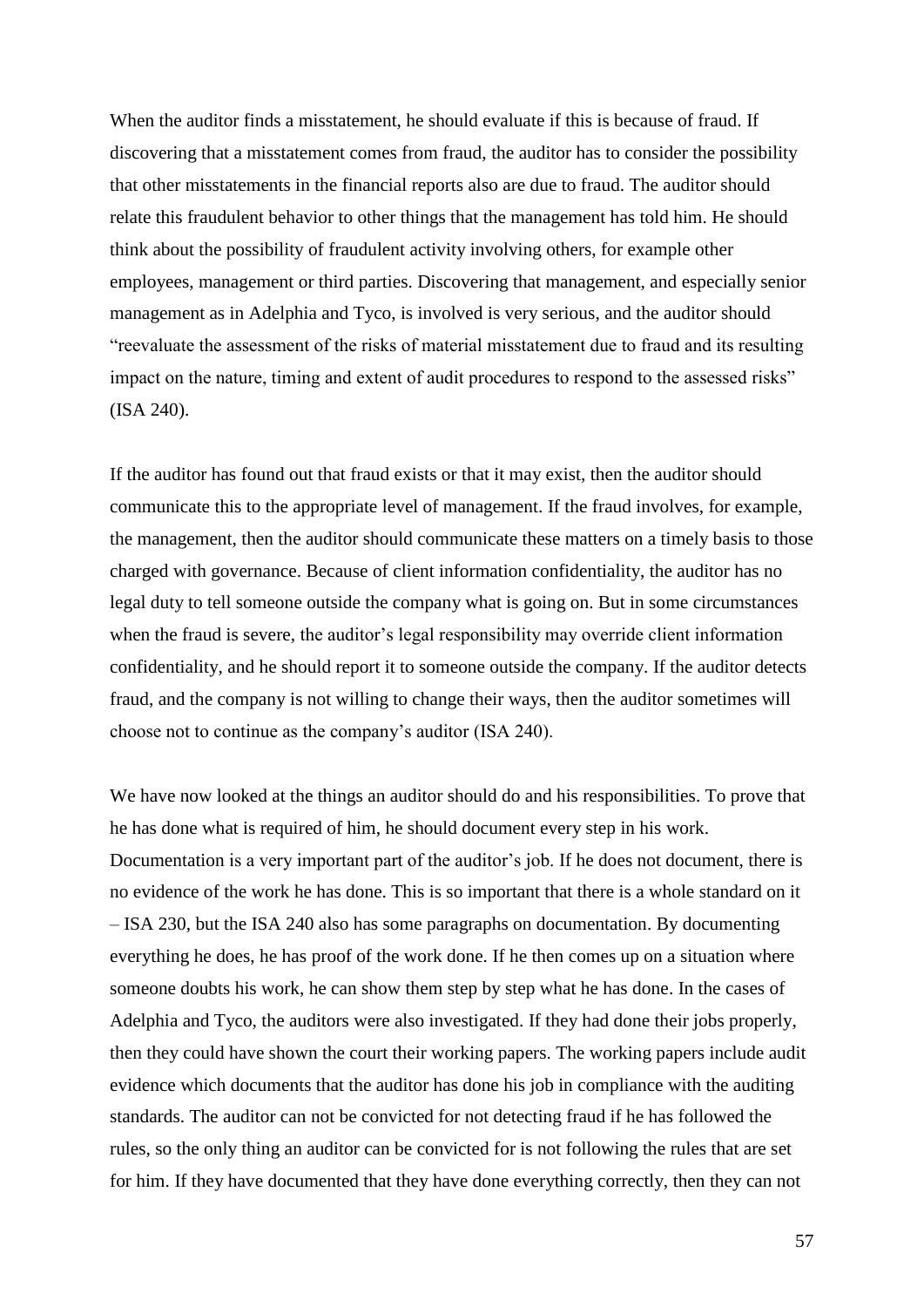When the auditor finds a misstatement, he should evaluate if this is because of fraud. If discovering that a misstatement comes from fraud, the auditor has to consider the possibility that other misstatements in the financial reports also are due to fraud. The auditor should relate this fraudulent behavior to other things that the management has told him. He should think about the possibility of fraudulent activity involving others, for example other employees, management or third parties. Discovering that management, and especially senior management as in Adelphia and Tyco, is involved is very serious, and the auditor should "reevaluate the assessment of the risks of material misstatement due to fraud and its resulting impact on the nature, timing and extent of audit procedures to respond to the assessed risks" (ISA 240).

If the auditor has found out that fraud exists or that it may exist, then the auditor should communicate this to the appropriate level of management. If the fraud involves, for example, the management, then the auditor should communicate these matters on a timely basis to those charged with governance. Because of client information confidentiality, the auditor has no legal duty to tell someone outside the company what is going on. But in some circumstances when the fraud is severe, the auditor's legal responsibility may override client information confidentiality, and he should report it to someone outside the company. If the auditor detects fraud, and the company is not willing to change their ways, then the auditor sometimes will choose not to continue as the company's auditor (ISA 240).

We have now looked at the things an auditor should do and his responsibilities. To prove that he has done what is required of him, he should document every step in his work. Documentation is a very important part of the auditor's job. If he does not document, there is no evidence of the work he has done. This is so important that there is a whole standard on it – ISA 230, but the ISA 240 also has some paragraphs on documentation. By documenting everything he does, he has proof of the work done. If he then comes up on a situation where someone doubts his work, he can show them step by step what he has done. In the cases of Adelphia and Tyco, the auditors were also investigated. If they had done their jobs properly, then they could have shown the court their working papers. The working papers include audit evidence which documents that the auditor has done his job in compliance with the auditing standards. The auditor can not be convicted for not detecting fraud if he has followed the rules, so the only thing an auditor can be convicted for is not following the rules that are set for him. If they have documented that they have done everything correctly, then they can not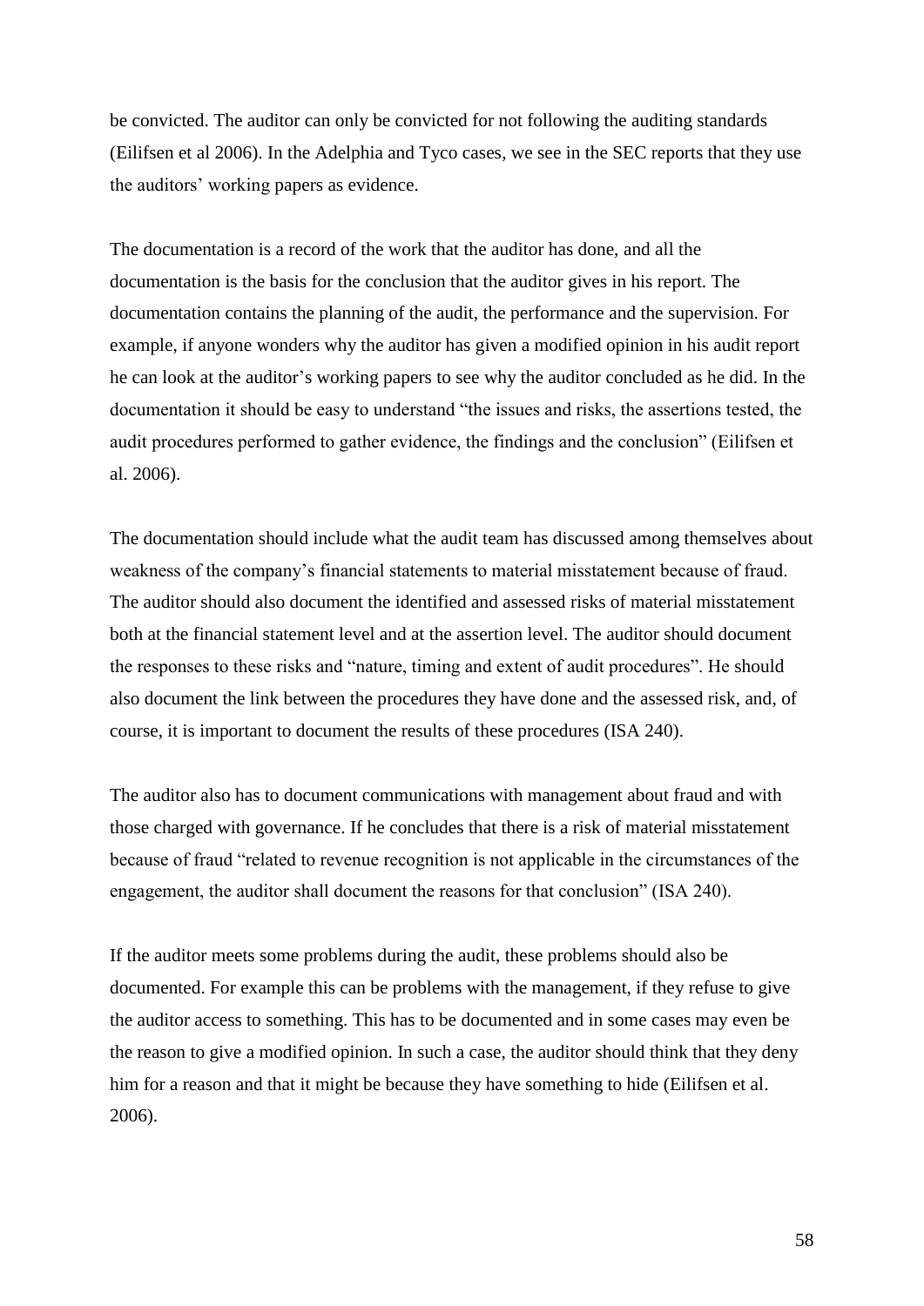be convicted. The auditor can only be convicted for not following the auditing standards (Eilifsen et al 2006). In the Adelphia and Tyco cases, we see in the SEC reports that they use the auditors' working papers as evidence.

The documentation is a record of the work that the auditor has done, and all the documentation is the basis for the conclusion that the auditor gives in his report. The documentation contains the planning of the audit, the performance and the supervision. For example, if anyone wonders why the auditor has given a modified opinion in his audit report he can look at the auditor's working papers to see why the auditor concluded as he did. In the documentation it should be easy to understand "the issues and risks, the assertions tested, the audit procedures performed to gather evidence, the findings and the conclusion" (Eilifsen et al. 2006).

The documentation should include what the audit team has discussed among themselves about weakness of the company's financial statements to material misstatement because of fraud. The auditor should also document the identified and assessed risks of material misstatement both at the financial statement level and at the assertion level. The auditor should document the responses to these risks and "nature, timing and extent of audit procedures". He should also document the link between the procedures they have done and the assessed risk, and, of course, it is important to document the results of these procedures (ISA 240).

The auditor also has to document communications with management about fraud and with those charged with governance. If he concludes that there is a risk of material misstatement because of fraud "related to revenue recognition is not applicable in the circumstances of the engagement, the auditor shall document the reasons for that conclusion" (ISA 240).

If the auditor meets some problems during the audit, these problems should also be documented. For example this can be problems with the management, if they refuse to give the auditor access to something. This has to be documented and in some cases may even be the reason to give a modified opinion. In such a case, the auditor should think that they deny him for a reason and that it might be because they have something to hide (Eilifsen et al. 2006).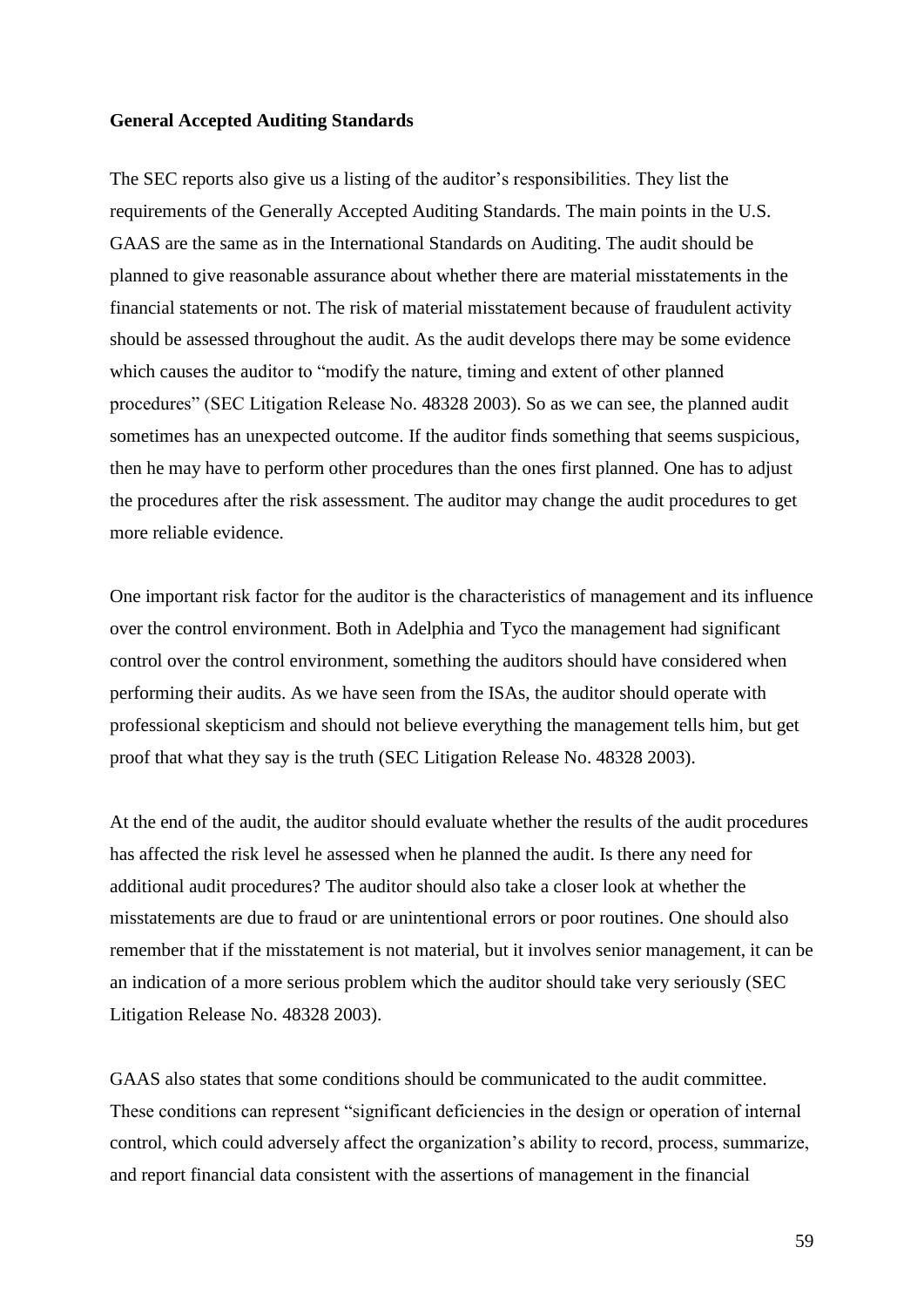**General Accepted Auditing Standards**

The SEC reports also give us a listing of the auditor's responsibilities. They list the requirements of the Generally Accepted Auditing Standards. The main points in the U.S. GAAS are the same as in the International Standards on Auditing. The audit should be planned to give reasonable assurance about whether there are material misstatements in the financial statements or not. The risk of material misstatement because of fraudulent activity should be assessed throughout the audit. As the audit develops there may be some evidence which causes the auditor to "modify the nature, timing and extent of other planned procedures" (SEC Litigation Release No. 48328 2003). So as we can see, the planned audit sometimes has an unexpected outcome. If the auditor finds something that seems suspicious, then he may have to perform other procedures than the ones first planned. One has to adjust the procedures after the risk assessment. The auditor may change the audit procedures to get more reliable evidence.

One important risk factor for the auditor is the characteristics of management and its influence over the control environment. Both in Adelphia and Tyco the management had significant control over the control environment, something the auditors should have considered when performing their audits. As we have seen from the ISAs, the auditor should operate with professional skepticism and should not believe everything the management tells him, but get proof that what they say is the truth (SEC Litigation Release No. 48328 2003).

At the end of the audit, the auditor should evaluate whether the results of the audit procedures has affected the risk level he assessed when he planned the audit. Is there any need for additional audit procedures? The auditor should also take a closer look at whether the misstatements are due to fraud or are unintentional errors or poor routines. One should also remember that if the misstatement is not material, but it involves senior management, it can be an indication of a more serious problem which the auditor should take very seriously (SEC Litigation Release No. 48328 2003).

GAAS also states that some conditions should be communicated to the audit committee. These conditions can represent "significant deficiencies in the design or operation of internal control, which could adversely affect the organization's ability to record, process, summarize, and report financial data consistent with the assertions of management in the financial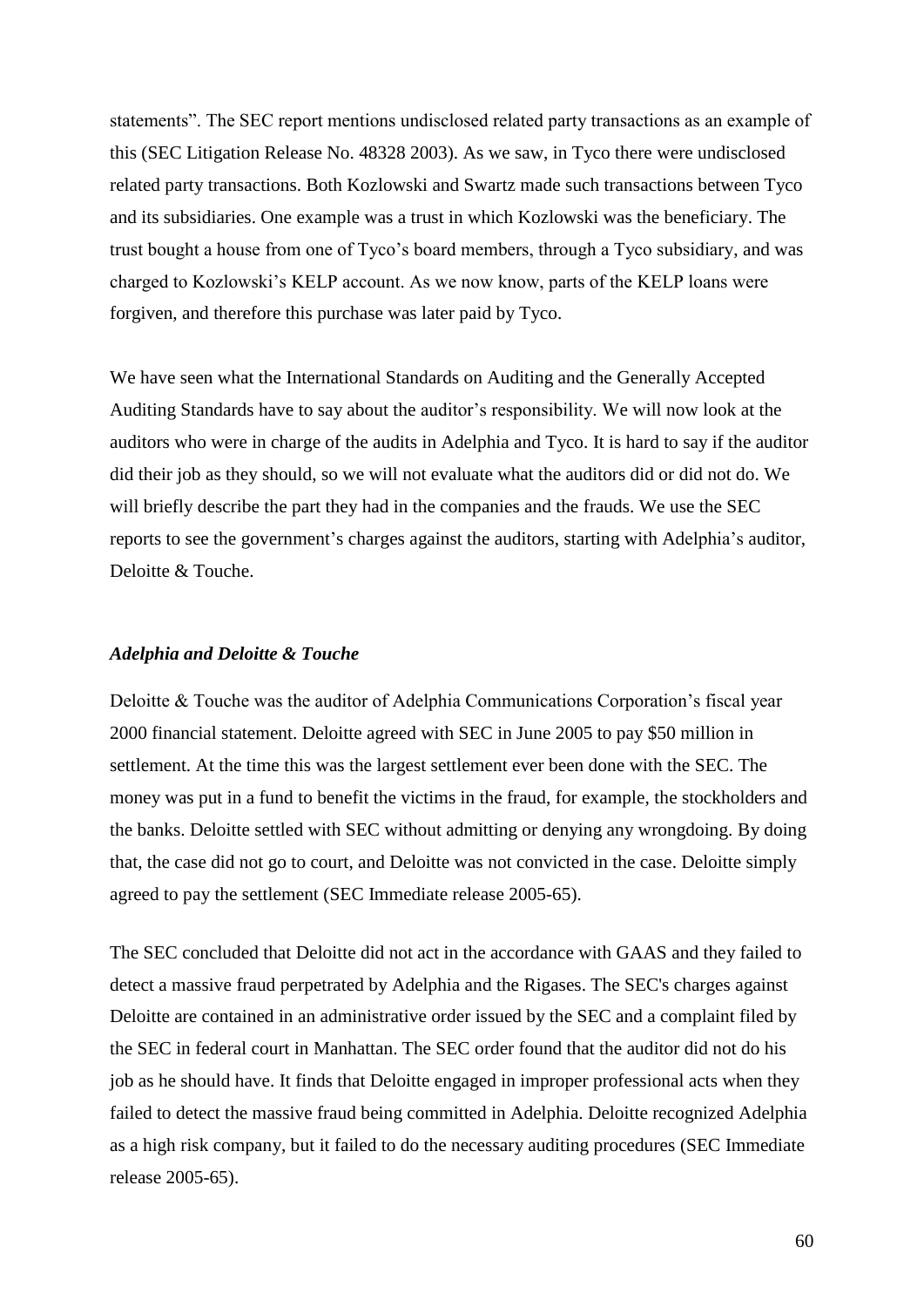statements”. The SEC report mentions undisclosed related party transactions as an example of this (SEC Litigation Release No. 48328 2003). As we saw, in Tyco there were undisclosed related party transactions. Both Kozlowski and Swartz made such transactions between Tyco and its subsidiaries. One example was a trust in which Kozlowski was the beneficiary. The trust bought a house from one of Tyco’s board members, through a Tyco subsidiary, and was charged to Kozlowski’s KELP account. As we now know, parts of the KELP loans were forgiven, and therefore this purchase was later paid by Tyco.

We have seen what the International Standards on Auditing and the Generally Accepted Auditing Standards have to say about the auditor’s responsibility. We will now look at the auditors who were in charge of the audits in Adelphia and Tyco. It is hard to say if the auditor did their job as they should, so we will not evaluate what the auditors did or did not do. We will briefly describe the part they had in the companies and the frauds. We use the SEC reports to see the government’s charges against the auditors, starting with Adelphia’s auditor, Deloitte & Touche.

***Adelphia and Deloitte & Touche***

Deloitte & Touche was the auditor of Adelphia Communications Corporation’s fiscal year 2000 financial statement. Deloitte agreed with SEC in June 2005 to pay $50 million in settlement. At the time this was the largest settlement ever been done with the SEC. The money was put in a fund to benefit the victims in the fraud, for example, the stockholders and the banks. Deloitte settled with SEC without admitting or denying any wrongdoing. By doing that, the case did not go to court, and Deloitte was not convicted in the case. Deloitte simply agreed to pay the settlement (SEC Immediate release 2005-65).

The SEC concluded that Deloitte did not act in the accordance with GAAS and they failed to detect a massive fraud perpetrated by Adelphia and the Rigases. The SEC's charges against Deloitte are contained in an administrative order issued by the SEC and a complaint filed by the SEC in federal court in Manhattan. The SEC order found that the auditor did not do his job as he should have. It finds that Deloitte engaged in improper professional acts when they failed to detect the massive fraud being committed in Adelphia. Deloitte recognized Adelphia as a high risk company, but it failed to do the necessary auditing procedures (SEC Immediate release 2005-65).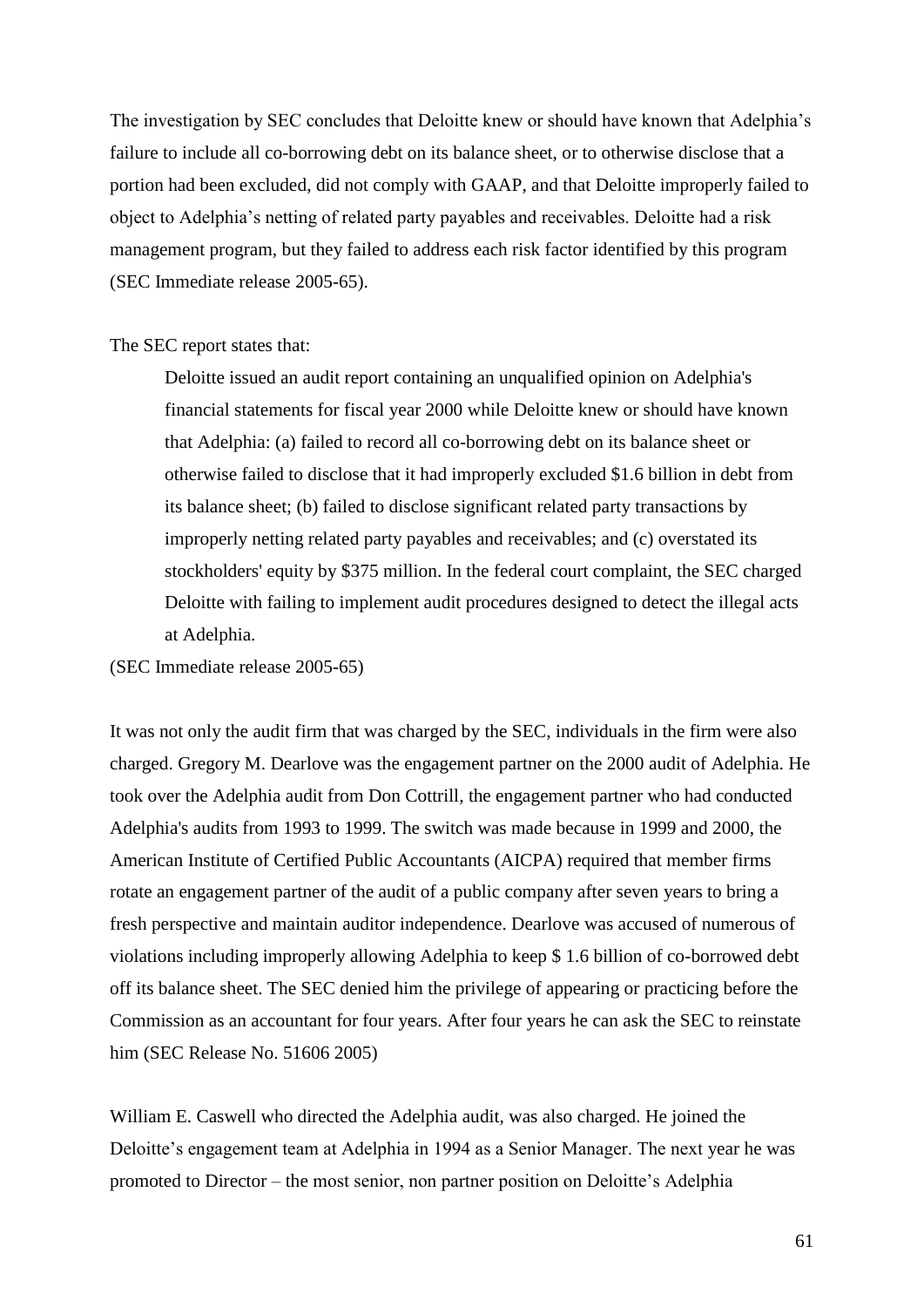The investigation by SEC concludes that Deloitte knew or should have known that Adelphia's failure to include all co-borrowing debt on its balance sheet, or to otherwise disclose that a portion had been excluded, did not comply with GAAP, and that Deloitte improperly failed to object to Adelphia's netting of related party payables and receivables. Deloitte had a risk management program, but they failed to address each risk factor identified by this program (SEC Immediate release 2005-65).

The SEC report states that:

> Deloitte issued an audit report containing an unqualified opinion on Adelphia's financial statements for fiscal year 2000 while Deloitte knew or should have known that Adelphia: (a) failed to record all co-borrowing debt on its balance sheet or otherwise failed to disclose that it had improperly excluded $1.6 billion in debt from its balance sheet; (b) failed to disclose significant related party transactions by improperly netting related party payables and receivables; and (c) overstated its stockholders' equity by $375 million. In the federal court complaint, the SEC charged Deloitte with failing to implement audit procedures designed to detect the illegal acts at Adelphia.

(SEC Immediate release 2005-65)

It was not only the audit firm that was charged by the SEC, individuals in the firm were also charged. Gregory M. Dearlove was the engagement partner on the 2000 audit of Adelphia. He took over the Adelphia audit from Don Cottrill, the engagement partner who had conducted Adelphia's audits from 1993 to 1999. The switch was made because in 1999 and 2000, the American Institute of Certified Public Accountants (AICPA) required that member firms rotate an engagement partner of the audit of a public company after seven years to bring a fresh perspective and maintain auditor independence. Dearlove was accused of numerous of violations including improperly allowing Adelphia to keep $ 1.6 billion of co-borrowed debt off its balance sheet. The SEC denied him the privilege of appearing or practicing before the Commission as an accountant for four years. After four years he can ask the SEC to reinstate him (SEC Release No. 51606 2005)

William E. Caswell who directed the Adelphia audit, was also charged. He joined the Deloitte's engagement team at Adelphia in 1994 as a Senior Manager. The next year he was promoted to Director – the most senior, non partner position on Deloitte's Adelphia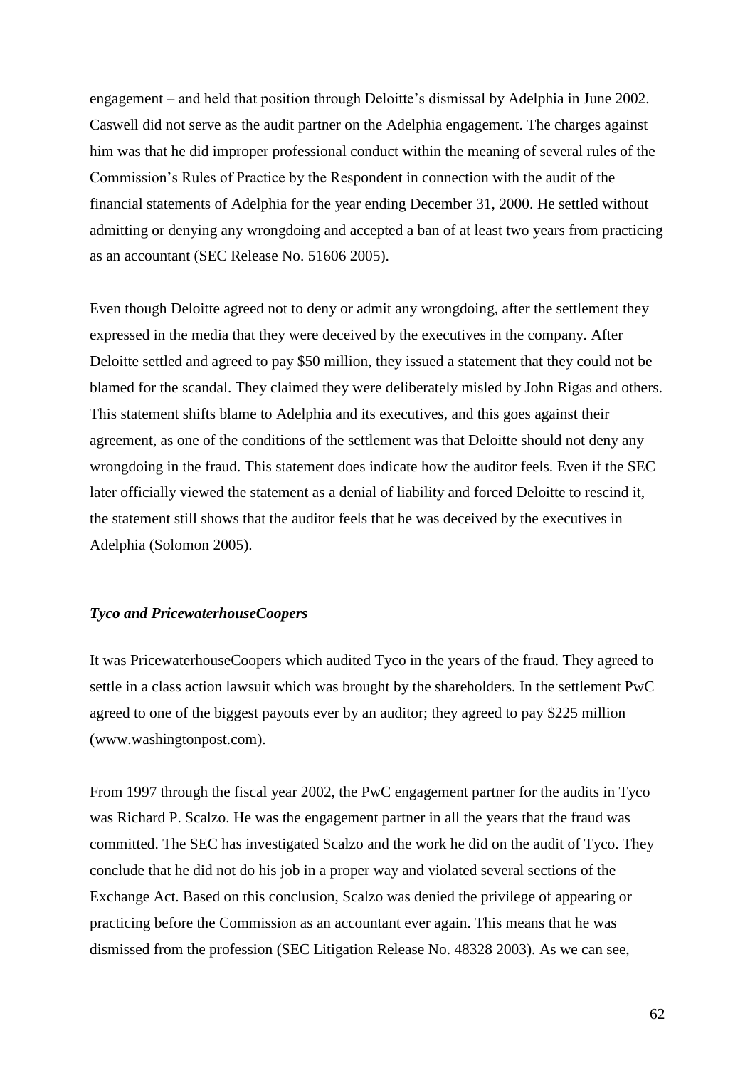engagement – and held that position through Deloitte's dismissal by Adelphia in June 2002. Caswell did not serve as the audit partner on the Adelphia engagement. The charges against him was that he did improper professional conduct within the meaning of several rules of the Commission's Rules of Practice by the Respondent in connection with the audit of the financial statements of Adelphia for the year ending December 31, 2000. He settled without admitting or denying any wrongdoing and accepted a ban of at least two years from practicing as an accountant (SEC Release No. 51606 2005).

Even though Deloitte agreed not to deny or admit any wrongdoing, after the settlement they expressed in the media that they were deceived by the executives in the company. After Deloitte settled and agreed to pay $50 million, they issued a statement that they could not be blamed for the scandal. They claimed they were deliberately misled by John Rigas and others. This statement shifts blame to Adelphia and its executives, and this goes against their agreement, as one of the conditions of the settlement was that Deloitte should not deny any wrongdoing in the fraud. This statement does indicate how the auditor feels. Even if the SEC later officially viewed the statement as a denial of liability and forced Deloitte to rescind it, the statement still shows that the auditor feels that he was deceived by the executives in Adelphia (Solomon 2005).

### *Tyco and PricewaterhouseCoopers*

It was PricewaterhouseCoopers which audited Tyco in the years of the fraud. They agreed to settle in a class action lawsuit which was brought by the shareholders. In the settlement PwC agreed to one of the biggest payouts ever by an auditor; they agreed to pay $225 million (www.washingtonpost.com).

From 1997 through the fiscal year 2002, the PwC engagement partner for the audits in Tyco was Richard P. Scalzo. He was the engagement partner in all the years that the fraud was committed. The SEC has investigated Scalzo and the work he did on the audit of Tyco. They conclude that he did not do his job in a proper way and violated several sections of the Exchange Act. Based on this conclusion, Scalzo was denied the privilege of appearing or practicing before the Commission as an accountant ever again. This means that he was dismissed from the profession (SEC Litigation Release No. 48328 2003). As we can see,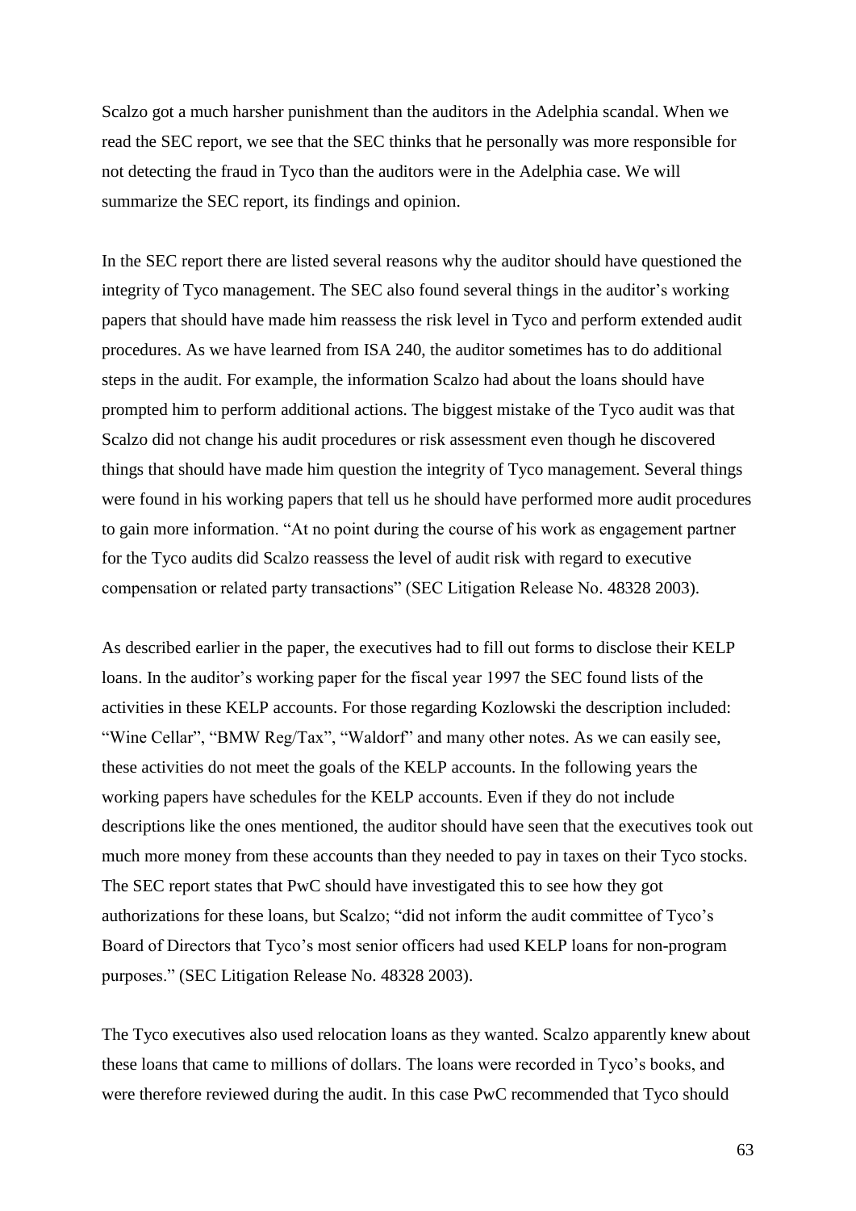Scalzo got a much harsher punishment than the auditors in the Adelphia scandal. When we read the SEC report, we see that the SEC thinks that he personally was more responsible for not detecting the fraud in Tyco than the auditors were in the Adelphia case. We will summarize the SEC report, its findings and opinion.

In the SEC report there are listed several reasons why the auditor should have questioned the integrity of Tyco management. The SEC also found several things in the auditor's working papers that should have made him reassess the risk level in Tyco and perform extended audit procedures. As we have learned from ISA 240, the auditor sometimes has to do additional steps in the audit. For example, the information Scalzo had about the loans should have prompted him to perform additional actions. The biggest mistake of the Tyco audit was that Scalzo did not change his audit procedures or risk assessment even though he discovered things that should have made him question the integrity of Tyco management. Several things were found in his working papers that tell us he should have performed more audit procedures to gain more information. "At no point during the course of his work as engagement partner for the Tyco audits did Scalzo reassess the level of audit risk with regard to executive compensation or related party transactions" (SEC Litigation Release No. 48328 2003).

As described earlier in the paper, the executives had to fill out forms to disclose their KELP loans. In the auditor's working paper for the fiscal year 1997 the SEC found lists of the activities in these KELP accounts. For those regarding Kozlowski the description included: "Wine Cellar", "BMW Reg/Tax", "Waldorf" and many other notes. As we can easily see, these activities do not meet the goals of the KELP accounts. In the following years the working papers have schedules for the KELP accounts. Even if they do not include descriptions like the ones mentioned, the auditor should have seen that the executives took out much more money from these accounts than they needed to pay in taxes on their Tyco stocks. The SEC report states that PwC should have investigated this to see how they got authorizations for these loans, but Scalzo; "did not inform the audit committee of Tyco's Board of Directors that Tyco's most senior officers had used KELP loans for non-program purposes." (SEC Litigation Release No. 48328 2003).

The Tyco executives also used relocation loans as they wanted. Scalzo apparently knew about these loans that came to millions of dollars. The loans were recorded in Tyco's books, and were therefore reviewed during the audit. In this case PwC recommended that Tyco should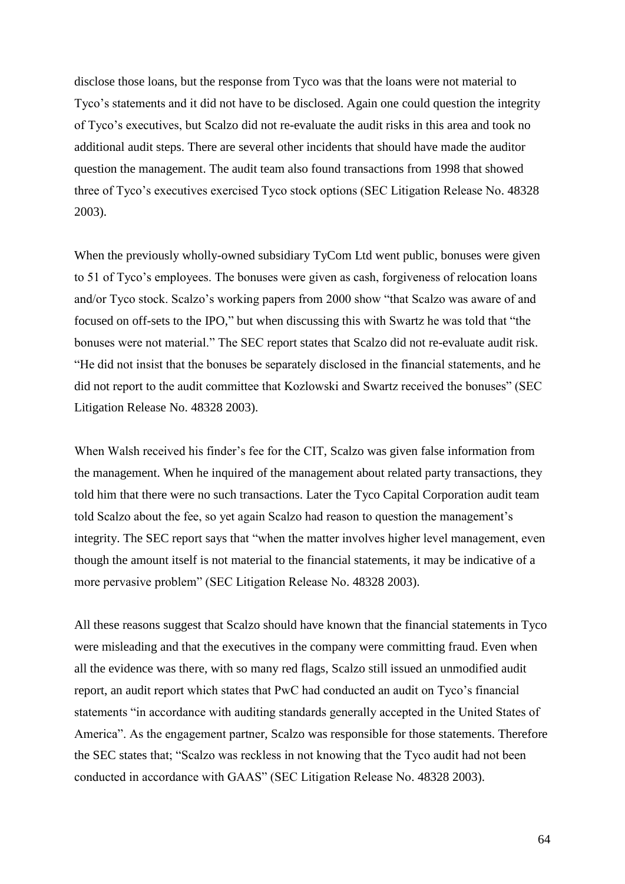disclose those loans, but the response from Tyco was that the loans were not material to Tyco's statements and it did not have to be disclosed. Again one could question the integrity of Tyco's executives, but Scalzo did not re-evaluate the audit risks in this area and took no additional audit steps. There are several other incidents that should have made the auditor question the management. The audit team also found transactions from 1998 that showed three of Tyco's executives exercised Tyco stock options (SEC Litigation Release No. 48328 2003).

When the previously wholly-owned subsidiary TyCom Ltd went public, bonuses were given to 51 of Tyco's employees. The bonuses were given as cash, forgiveness of relocation loans and/or Tyco stock. Scalzo's working papers from 2000 show "that Scalzo was aware of and focused on off-sets to the IPO," but when discussing this with Swartz he was told that "the bonuses were not material." The SEC report states that Scalzo did not re-evaluate audit risk. "He did not insist that the bonuses be separately disclosed in the financial statements, and he did not report to the audit committee that Kozlowski and Swartz received the bonuses" (SEC Litigation Release No. 48328 2003).

When Walsh received his finder's fee for the CIT, Scalzo was given false information from the management. When he inquired of the management about related party transactions, they told him that there were no such transactions. Later the Tyco Capital Corporation audit team told Scalzo about the fee, so yet again Scalzo had reason to question the management's integrity. The SEC report says that "when the matter involves higher level management, even though the amount itself is not material to the financial statements, it may be indicative of a more pervasive problem" (SEC Litigation Release No. 48328 2003).

All these reasons suggest that Scalzo should have known that the financial statements in Tyco were misleading and that the executives in the company were committing fraud. Even when all the evidence was there, with so many red flags, Scalzo still issued an unmodified audit report, an audit report which states that PwC had conducted an audit on Tyco's financial statements "in accordance with auditing standards generally accepted in the United States of America". As the engagement partner, Scalzo was responsible for those statements. Therefore the SEC states that; "Scalzo was reckless in not knowing that the Tyco audit had not been conducted in accordance with GAAS" (SEC Litigation Release No. 48328 2003).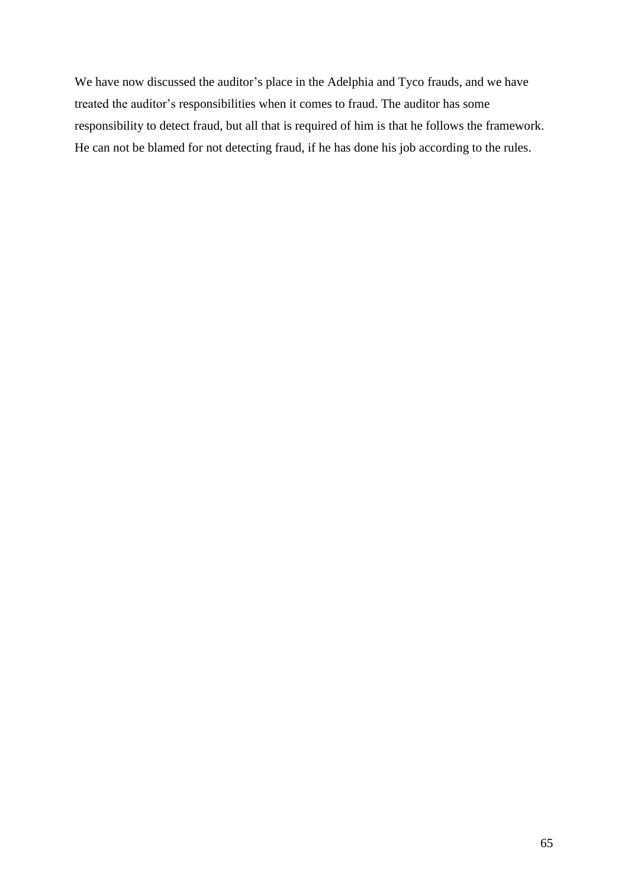We have now discussed the auditor's place in the Adelphia and Tyco frauds, and we have treated the auditor's responsibilities when it comes to fraud. The auditor has some responsibility to detect fraud, but all that is required of him is that he follows the framework. He can not be blamed for not detecting fraud, if he has done his job according to the rules.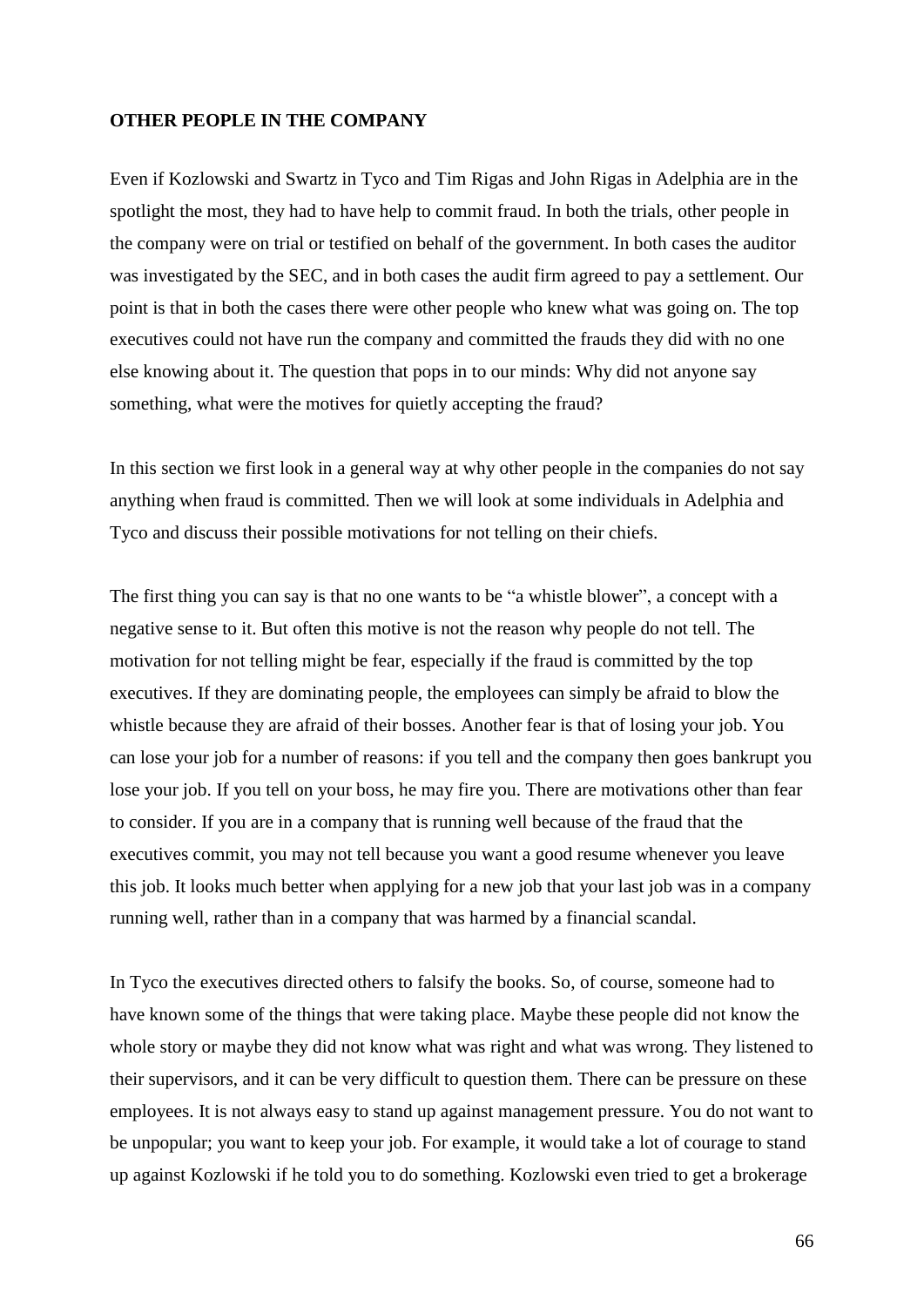**OTHER PEOPLE IN THE COMPANY**

Even if Kozlowski and Swartz in Tyco and Tim Rigas and John Rigas in Adelphia are in the spotlight the most, they had to have help to commit fraud. In both the trials, other people in the company were on trial or testified on behalf of the government. In both cases the auditor was investigated by the SEC, and in both cases the audit firm agreed to pay a settlement. Our point is that in both the cases there were other people who knew what was going on. The top executives could not have run the company and committed the frauds they did with no one else knowing about it. The question that pops in to our minds: Why did not anyone say something, what were the motives for quietly accepting the fraud?

In this section we first look in a general way at why other people in the companies do not say anything when fraud is committed. Then we will look at some individuals in Adelphia and Tyco and discuss their possible motivations for not telling on their chiefs.

The first thing you can say is that no one wants to be "a whistle blower", a concept with a negative sense to it. But often this motive is not the reason why people do not tell. The motivation for not telling might be fear, especially if the fraud is committed by the top executives. If they are dominating people, the employees can simply be afraid to blow the whistle because they are afraid of their bosses. Another fear is that of losing your job. You can lose your job for a number of reasons: if you tell and the company then goes bankrupt you lose your job. If you tell on your boss, he may fire you. There are motivations other than fear to consider. If you are in a company that is running well because of the fraud that the executives commit, you may not tell because you want a good resume whenever you leave this job. It looks much better when applying for a new job that your last job was in a company running well, rather than in a company that was harmed by a financial scandal.

In Tyco the executives directed others to falsify the books. So, of course, someone had to have known some of the things that were taking place. Maybe these people did not know the whole story or maybe they did not know what was right and what was wrong. They listened to their supervisors, and it can be very difficult to question them. There can be pressure on these employees. It is not always easy to stand up against management pressure. You do not want to be unpopular; you want to keep your job. For example, it would take a lot of courage to stand up against Kozlowski if he told you to do something. Kozlowski even tried to get a brokerage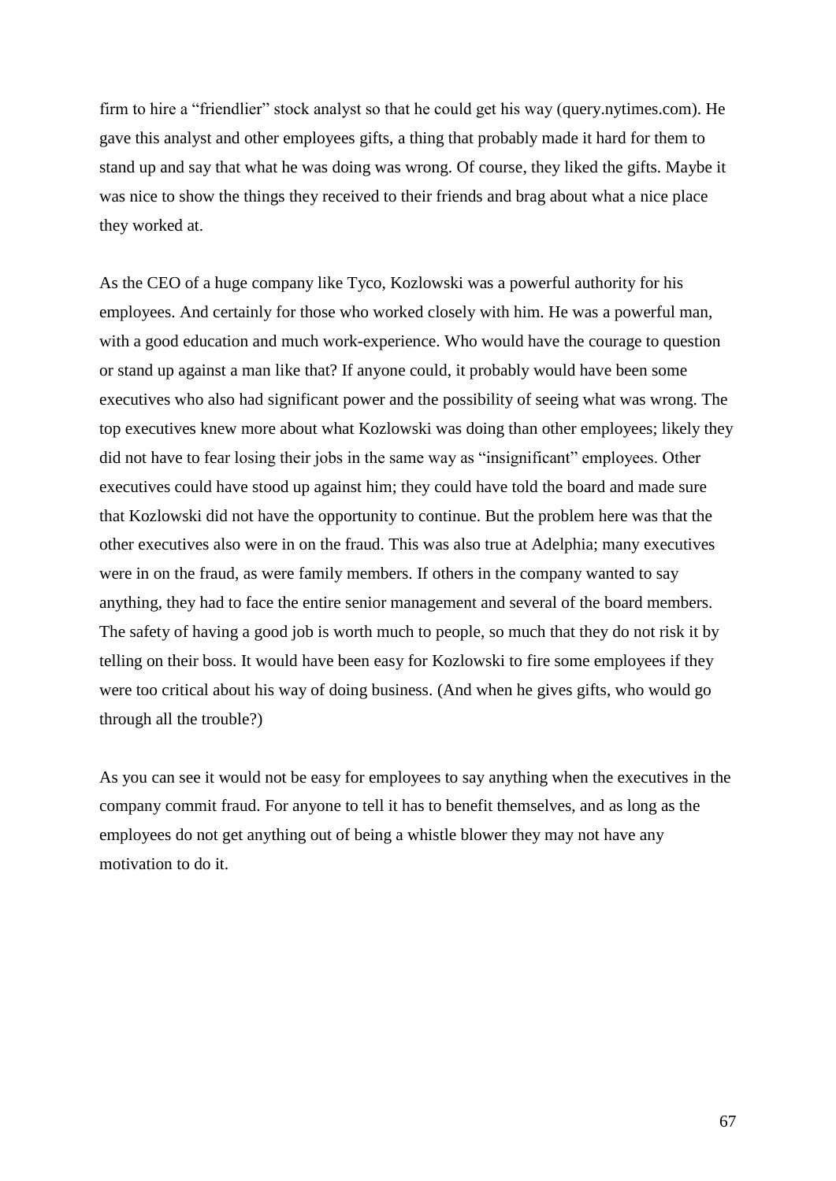firm to hire a "friendlier" stock analyst so that he could get his way (query.nytimes.com). He gave this analyst and other employees gifts, a thing that probably made it hard for them to stand up and say that what he was doing was wrong. Of course, they liked the gifts. Maybe it was nice to show the things they received to their friends and brag about what a nice place they worked at.

As the CEO of a huge company like Tyco, Kozlowski was a powerful authority for his employees. And certainly for those who worked closely with him. He was a powerful man, with a good education and much work-experience. Who would have the courage to question or stand up against a man like that? If anyone could, it probably would have been some executives who also had significant power and the possibility of seeing what was wrong. The top executives knew more about what Kozlowski was doing than other employees; likely they did not have to fear losing their jobs in the same way as "insignificant" employees. Other executives could have stood up against him; they could have told the board and made sure that Kozlowski did not have the opportunity to continue. But the problem here was that the other executives also were in on the fraud. This was also true at Adelphia; many executives were in on the fraud, as were family members. If others in the company wanted to say anything, they had to face the entire senior management and several of the board members. The safety of having a good job is worth much to people, so much that they do not risk it by telling on their boss. It would have been easy for Kozlowski to fire some employees if they were too critical about his way of doing business. (And when he gives gifts, who would go through all the trouble?)

As you can see it would not be easy for employees to say anything when the executives in the company commit fraud. For anyone to tell it has to benefit themselves, and as long as the employees do not get anything out of being a whistle blower they may not have any motivation to do it.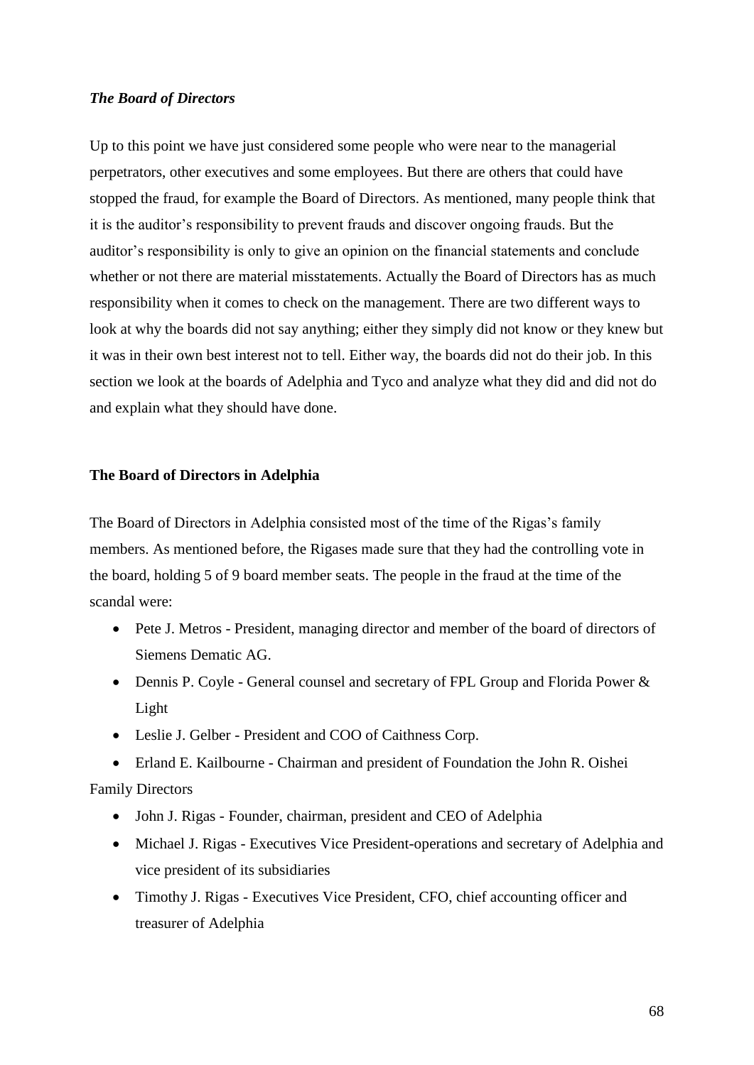### *The Board of Directors*

Up to this point we have just considered some people who were near to the managerial perpetrators, other executives and some employees. But there are others that could have stopped the fraud, for example the Board of Directors. As mentioned, many people think that it is the auditor's responsibility to prevent frauds and discover ongoing frauds. But the auditor's responsibility is only to give an opinion on the financial statements and conclude whether or not there are material misstatements. Actually the Board of Directors has as much responsibility when it comes to check on the management. There are two different ways to look at why the boards did not say anything; either they simply did not know or they knew but it was in their own best interest not to tell. Either way, the boards did not do their job. In this section we look at the boards of Adelphia and Tyco and analyze what they did and did not do and explain what they should have done.

#### The Board of Directors in Adelphia

The Board of Directors in Adelphia consisted most of the time of the Rigas's family members. As mentioned before, the Rigases made sure that they had the controlling vote in the board, holding 5 of 9 board member seats. The people in the fraud at the time of the scandal were:

- Pete J. Metros - President, managing director and member of the board of directors of Siemens Dematic AG.
- Dennis P. Coyle - General counsel and secretary of FPL Group and Florida Power & Light
- Leslie J. Gelber - President and COO of Caithness Corp.
- Erland E. Kailbourne - Chairman and president of Foundation the John R. Oishei

Family Directors

- John J. Rigas - Founder, chairman, president and CEO of Adelphia
- Michael J. Rigas - Executives Vice President-operations and secretary of Adelphia and vice president of its subsidiaries
- Timothy J. Rigas - Executives Vice President, CFO, chief accounting officer and treasurer of Adelphia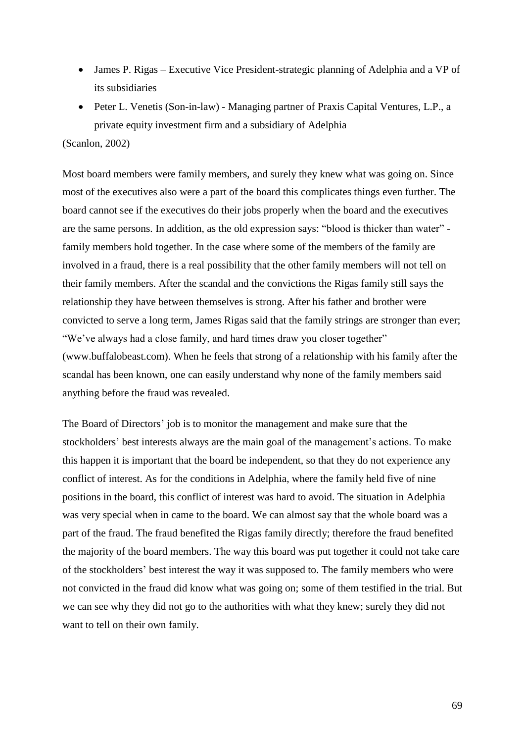- James P. Rigas – Executive Vice President-strategic planning of Adelphia and a VP of its subsidiaries
- Peter L. Venetis (Son-in-law) - Managing partner of Praxis Capital Ventures, L.P., a private equity investment firm and a subsidiary of Adelphia

(Scanlon, 2002)

Most board members were family members, and surely they knew what was going on. Since most of the executives also were a part of the board this complicates things even further. The board cannot see if the executives do their jobs properly when the board and the executives are the same persons. In addition, as the old expression says: "blood is thicker than water" - family members hold together. In the case where some of the members of the family are involved in a fraud, there is a real possibility that the other family members will not tell on their family members. After the scandal and the convictions the Rigas family still says the relationship they have between themselves is strong. After his father and brother were convicted to serve a long term, James Rigas said that the family strings are stronger than ever; "We've always had a close family, and hard times draw you closer together" (www.buffalobeast.com). When he feels that strong of a relationship with his family after the scandal has been known, one can easily understand why none of the family members said anything before the fraud was revealed.

The Board of Directors' job is to monitor the management and make sure that the stockholders' best interests always are the main goal of the management's actions. To make this happen it is important that the board be independent, so that they do not experience any conflict of interest. As for the conditions in Adelphia, where the family held five of nine positions in the board, this conflict of interest was hard to avoid. The situation in Adelphia was very special when in came to the board. We can almost say that the whole board was a part of the fraud. The fraud benefited the Rigas family directly; therefore the fraud benefited the majority of the board members. The way this board was put together it could not take care of the stockholders' best interest the way it was supposed to. The family members who were not convicted in the fraud did know what was going on; some of them testified in the trial. But we can see why they did not go to the authorities with what they knew; surely they did not want to tell on their own family.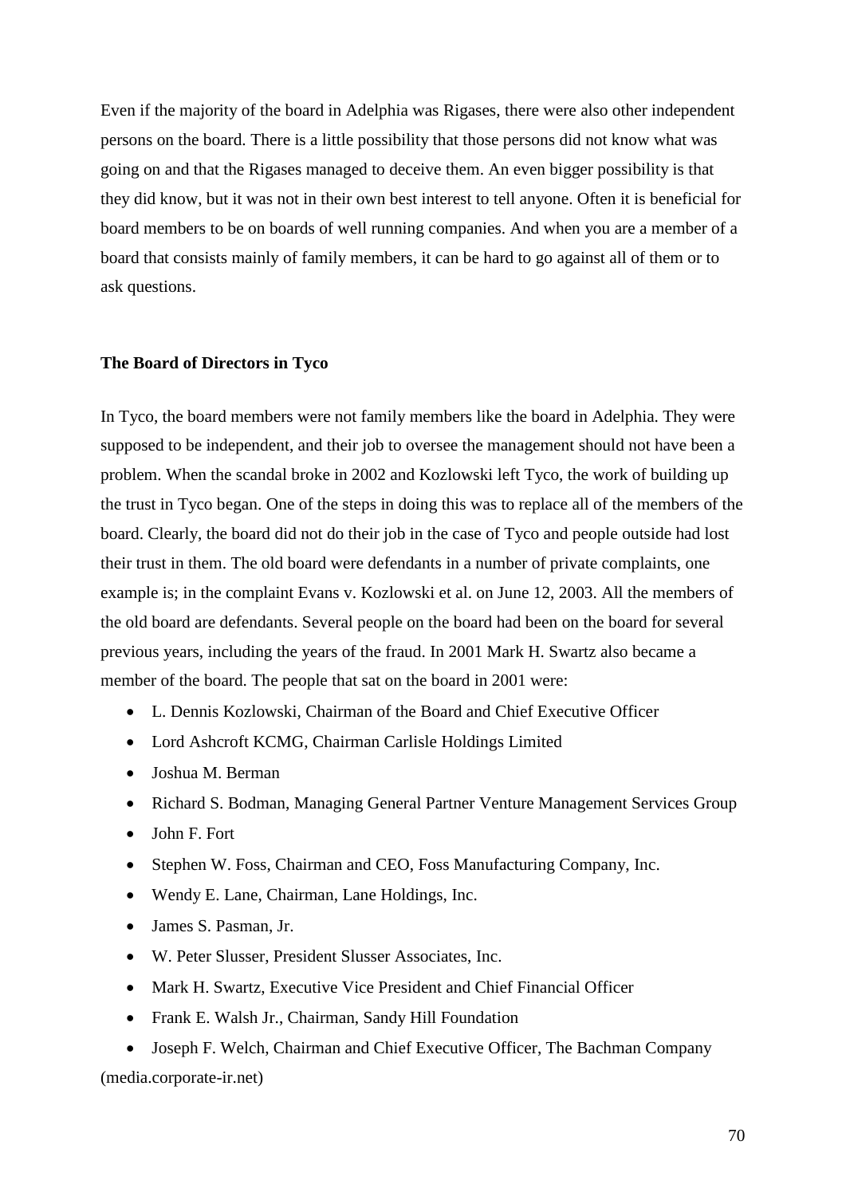Even if the majority of the board in Adelphia was Rigases, there were also other independent persons on the board. There is a little possibility that those persons did not know what was going on and that the Rigases managed to deceive them. An even bigger possibility is that they did know, but it was not in their own best interest to tell anyone. Often it is beneficial for board members to be on boards of well running companies. And when you are a member of a board that consists mainly of family members, it can be hard to go against all of them or to ask questions.

### The Board of Directors in Tyco

In Tyco, the board members were not family members like the board in Adelphia. They were supposed to be independent, and their job to oversee the management should not have been a problem. When the scandal broke in 2002 and Kozlowski left Tyco, the work of building up the trust in Tyco began. One of the steps in doing this was to replace all of the members of the board. Clearly, the board did not do their job in the case of Tyco and people outside had lost their trust in them. The old board were defendants in a number of private complaints, one example is; in the complaint Evans v. Kozlowski et al. on June 12, 2003. All the members of the old board are defendants. Several people on the board had been on the board for several previous years, including the years of the fraud. In 2001 Mark H. Swartz also became a member of the board. The people that sat on the board in 2001 were:

- L. Dennis Kozlowski, Chairman of the Board and Chief Executive Officer
- Lord Ashcroft KCMG, Chairman Carlisle Holdings Limited
- Joshua M. Berman
- Richard S. Bodman, Managing General Partner Venture Management Services Group
- John F. Fort
- Stephen W. Foss, Chairman and CEO, Foss Manufacturing Company, Inc.
- Wendy E. Lane, Chairman, Lane Holdings, Inc.
- James S. Pasman, Jr.
- W. Peter Slusser, President Slusser Associates, Inc.
- Mark H. Swartz, Executive Vice President and Chief Financial Officer
- Frank E. Walsh Jr., Chairman, Sandy Hill Foundation
- Joseph F. Welch, Chairman and Chief Executive Officer, The Bachman Company

(media.corporate-ir.net)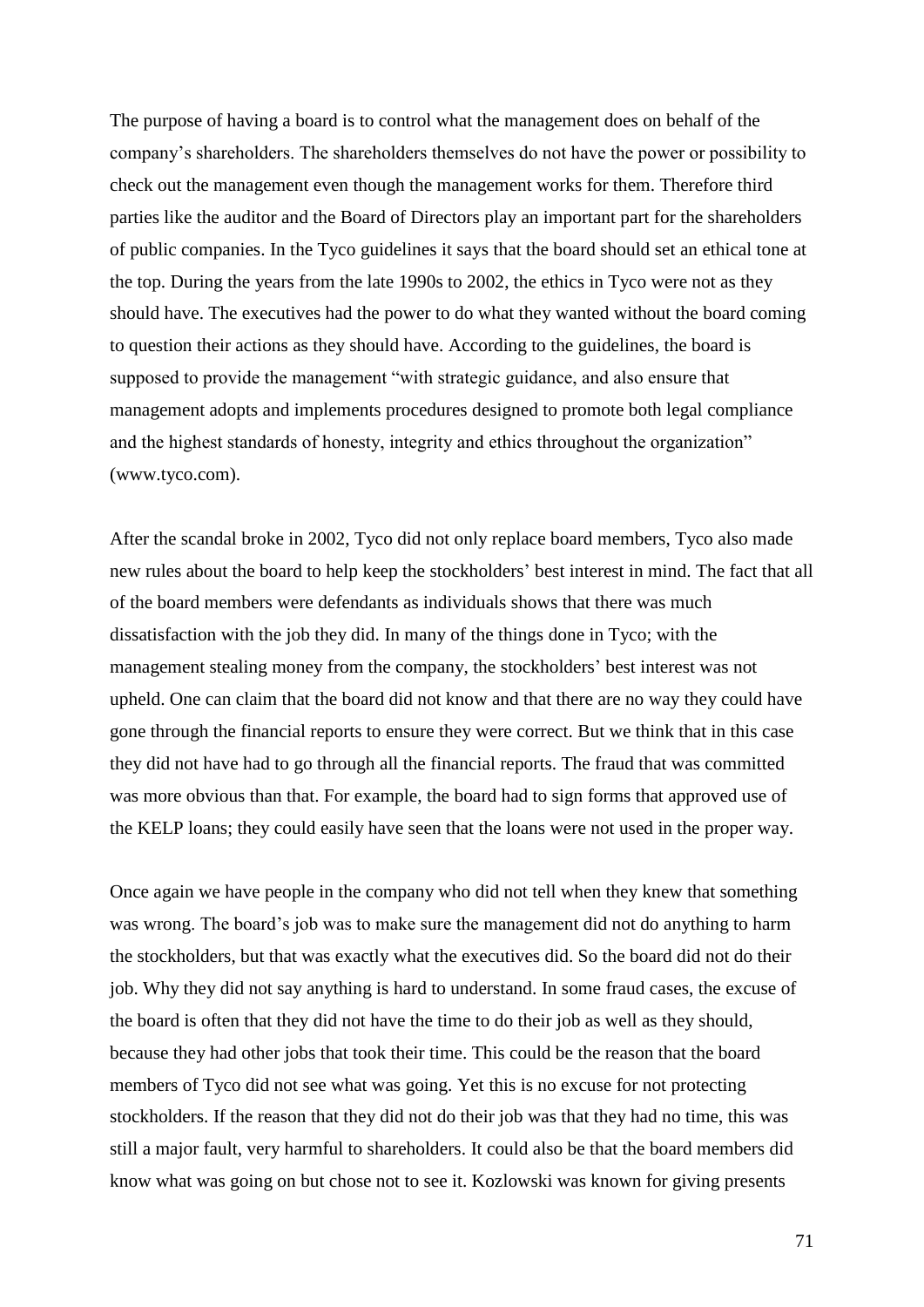The purpose of having a board is to control what the management does on behalf of the company's shareholders. The shareholders themselves do not have the power or possibility to check out the management even though the management works for them. Therefore third parties like the auditor and the Board of Directors play an important part for the shareholders of public companies. In the Tyco guidelines it says that the board should set an ethical tone at the top. During the years from the late 1990s to 2002, the ethics in Tyco were not as they should have. The executives had the power to do what they wanted without the board coming to question their actions as they should have. According to the guidelines, the board is supposed to provide the management "with strategic guidance, and also ensure that management adopts and implements procedures designed to promote both legal compliance and the highest standards of honesty, integrity and ethics throughout the organization" (www.tyco.com).

After the scandal broke in 2002, Tyco did not only replace board members, Tyco also made new rules about the board to help keep the stockholders' best interest in mind. The fact that all of the board members were defendants as individuals shows that there was much dissatisfaction with the job they did. In many of the things done in Tyco; with the management stealing money from the company, the stockholders' best interest was not upheld. One can claim that the board did not know and that there are no way they could have gone through the financial reports to ensure they were correct. But we think that in this case they did not have had to go through all the financial reports. The fraud that was committed was more obvious than that. For example, the board had to sign forms that approved use of the KELP loans; they could easily have seen that the loans were not used in the proper way.

Once again we have people in the company who did not tell when they knew that something was wrong. The board's job was to make sure the management did not do anything to harm the stockholders, but that was exactly what the executives did. So the board did not do their job. Why they did not say anything is hard to understand. In some fraud cases, the excuse of the board is often that they did not have the time to do their job as well as they should, because they had other jobs that took their time. This could be the reason that the board members of Tyco did not see what was going. Yet this is no excuse for not protecting stockholders. If the reason that they did not do their job was that they had no time, this was still a major fault, very harmful to shareholders. It could also be that the board members did know what was going on but chose not to see it. Kozlowski was known for giving presents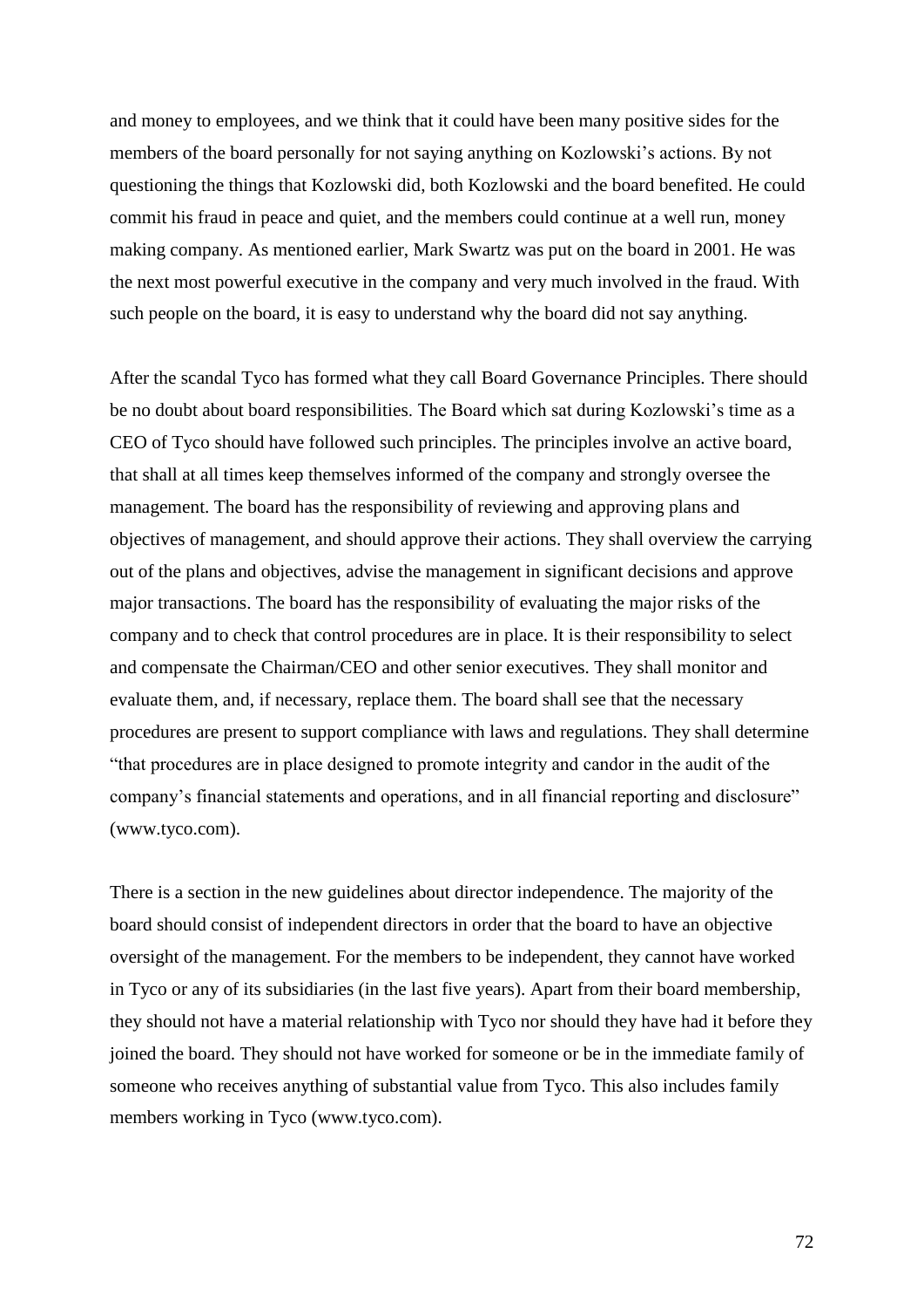and money to employees, and we think that it could have been many positive sides for the members of the board personally for not saying anything on Kozlowski's actions. By not questioning the things that Kozlowski did, both Kozlowski and the board benefited. He could commit his fraud in peace and quiet, and the members could continue at a well run, money making company. As mentioned earlier, Mark Swartz was put on the board in 2001. He was the next most powerful executive in the company and very much involved in the fraud. With such people on the board, it is easy to understand why the board did not say anything.

After the scandal Tyco has formed what they call Board Governance Principles. There should be no doubt about board responsibilities. The Board which sat during Kozlowski's time as a CEO of Tyco should have followed such principles. The principles involve an active board, that shall at all times keep themselves informed of the company and strongly oversee the management. The board has the responsibility of reviewing and approving plans and objectives of management, and should approve their actions. They shall overview the carrying out of the plans and objectives, advise the management in significant decisions and approve major transactions. The board has the responsibility of evaluating the major risks of the company and to check that control procedures are in place. It is their responsibility to select and compensate the Chairman/CEO and other senior executives. They shall monitor and evaluate them, and, if necessary, replace them. The board shall see that the necessary procedures are present to support compliance with laws and regulations. They shall determine "that procedures are in place designed to promote integrity and candor in the audit of the company's financial statements and operations, and in all financial reporting and disclosure" (www.tyco.com).

There is a section in the new guidelines about director independence. The majority of the board should consist of independent directors in order that the board to have an objective oversight of the management. For the members to be independent, they cannot have worked in Tyco or any of its subsidiaries (in the last five years). Apart from their board membership, they should not have a material relationship with Tyco nor should they have had it before they joined the board. They should not have worked for someone or be in the immediate family of someone who receives anything of substantial value from Tyco. This also includes family members working in Tyco (www.tyco.com).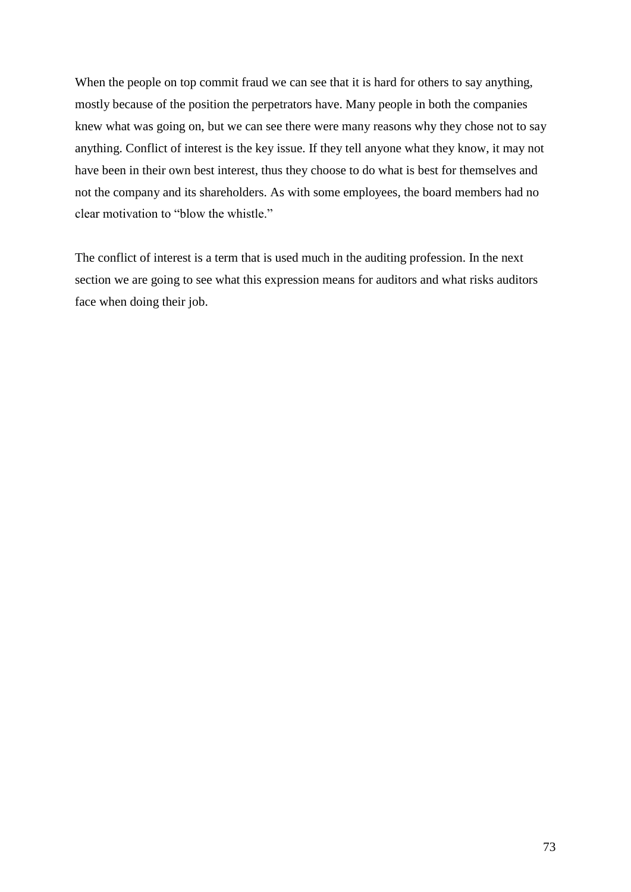When the people on top commit fraud we can see that it is hard for others to say anything, mostly because of the position the perpetrators have. Many people in both the companies knew what was going on, but we can see there were many reasons why they chose not to say anything. Conflict of interest is the key issue. If they tell anyone what they know, it may not have been in their own best interest, thus they choose to do what is best for themselves and not the company and its shareholders. As with some employees, the board members had no clear motivation to "blow the whistle."

The conflict of interest is a term that is used much in the auditing profession. In the next section we are going to see what this expression means for auditors and what risks auditors face when doing their job.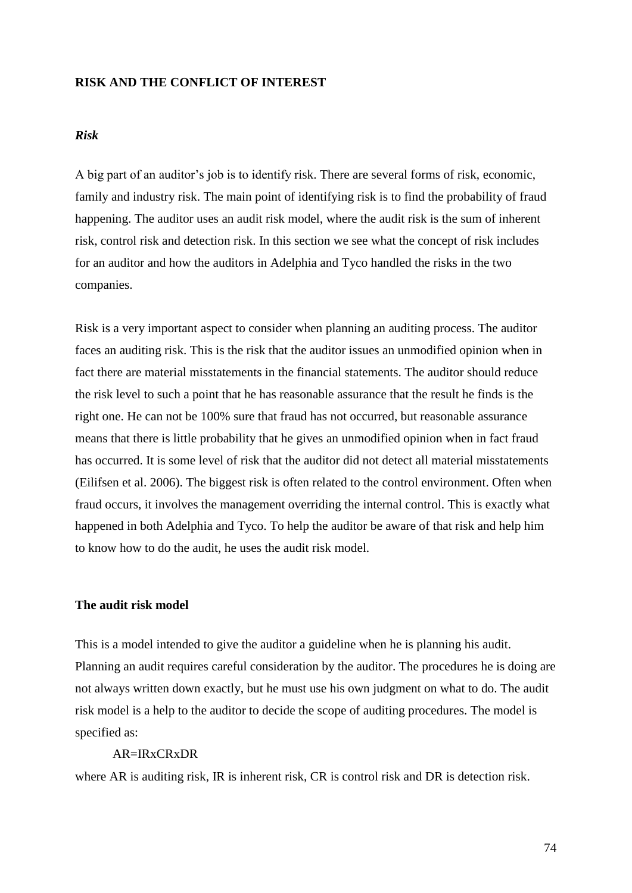## RISK AND THE CONFLICT OF INTEREST

### *Risk*

A big part of an auditor's job is to identify risk. There are several forms of risk, economic, family and industry risk. The main point of identifying risk is to find the probability of fraud happening. The auditor uses an audit risk model, where the audit risk is the sum of inherent risk, control risk and detection risk. In this section we see what the concept of risk includes for an auditor and how the auditors in Adelphia and Tyco handled the risks in the two companies.

Risk is a very important aspect to consider when planning an auditing process. The auditor faces an auditing risk. This is the risk that the auditor issues an unmodified opinion when in fact there are material misstatements in the financial statements. The auditor should reduce the risk level to such a point that he has reasonable assurance that the result he finds is the right one. He can not be 100% sure that fraud has not occurred, but reasonable assurance means that there is little probability that he gives an unmodified opinion when in fact fraud has occurred. It is some level of risk that the auditor did not detect all material misstatements (Eilifsen et al. 2006). The biggest risk is often related to the control environment. Often when fraud occurs, it involves the management overriding the internal control. This is exactly what happened in both Adelphia and Tyco. To help the auditor be aware of that risk and help him to know how to do the audit, he uses the audit risk model.

### The audit risk model

This is a model intended to give the auditor a guideline when he is planning his audit. Planning an audit requires careful consideration by the auditor. The procedures he is doing are not always written down exactly, but he must use his own judgment on what to do. The audit risk model is a help to the auditor to decide the scope of auditing procedures. The model is specified as:

$$AR = IR \times CR \times DR$$

where AR is auditing risk, IR is inherent risk, CR is control risk and DR is detection risk.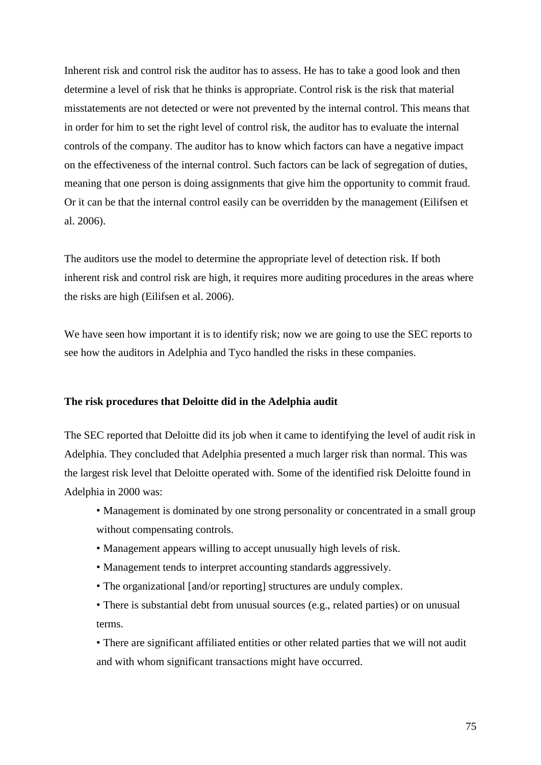Inherent risk and control risk the auditor has to assess. He has to take a good look and then determine a level of risk that he thinks is appropriate. Control risk is the risk that material misstatements are not detected or were not prevented by the internal control. This means that in order for him to set the right level of control risk, the auditor has to evaluate the internal controls of the company. The auditor has to know which factors can have a negative impact on the effectiveness of the internal control. Such factors can be lack of segregation of duties, meaning that one person is doing assignments that give him the opportunity to commit fraud. Or it can be that the internal control easily can be overridden by the management (Eilifsen et al. 2006).

The auditors use the model to determine the appropriate level of detection risk. If both inherent risk and control risk are high, it requires more auditing procedures in the areas where the risks are high (Eilifsen et al. 2006).

We have seen how important it is to identify risk; now we are going to use the SEC reports to see how the auditors in Adelphia and Tyco handled the risks in these companies.

**The risk procedures that Deloitte did in the Adelphia audit**

The SEC reported that Deloitte did its job when it came to identifying the level of audit risk in Adelphia. They concluded that Adelphia presented a much larger risk than normal. This was the largest risk level that Deloitte operated with. Some of the identified risk Deloitte found in Adelphia in 2000 was:

- Management is dominated by one strong personality or concentrated in a small group without compensating controls.
- Management appears willing to accept unusually high levels of risk.
- Management tends to interpret accounting standards aggressively.
- The organizational [and/or reporting] structures are unduly complex.
- There is substantial debt from unusual sources (e.g., related parties) or on unusual terms.
- There are significant affiliated entities or other related parties that we will not audit and with whom significant transactions might have occurred.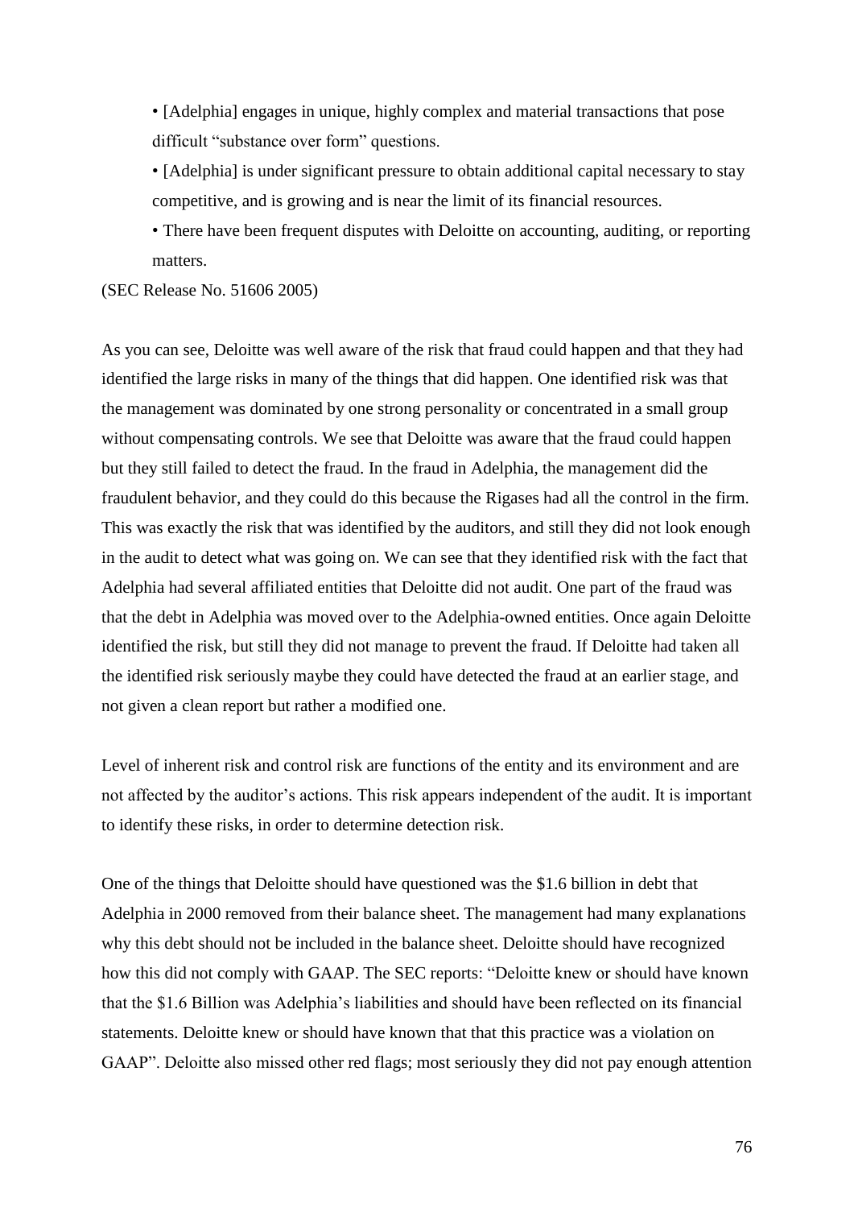- [Adelphia] engages in unique, highly complex and material transactions that pose difficult "substance over form" questions.
- [Adelphia] is under significant pressure to obtain additional capital necessary to stay competitive, and is growing and is near the limit of its financial resources.
- There have been frequent disputes with Deloitte on accounting, auditing, or reporting matters.

(SEC Release No. 51606 2005)

As you can see, Deloitte was well aware of the risk that fraud could happen and that they had identified the large risks in many of the things that did happen. One identified risk was that the management was dominated by one strong personality or concentrated in a small group without compensating controls. We see that Deloitte was aware that the fraud could happen but they still failed to detect the fraud. In the fraud in Adelphia, the management did the fraudulent behavior, and they could do this because the Rigases had all the control in the firm. This was exactly the risk that was identified by the auditors, and still they did not look enough in the audit to detect what was going on. We can see that they identified risk with the fact that Adelphia had several affiliated entities that Deloitte did not audit. One part of the fraud was that the debt in Adelphia was moved over to the Adelphia-owned entities. Once again Deloitte identified the risk, but still they did not manage to prevent the fraud. If Deloitte had taken all the identified risk seriously maybe they could have detected the fraud at an earlier stage, and not given a clean report but rather a modified one.

Level of inherent risk and control risk are functions of the entity and its environment and are not affected by the auditor's actions. This risk appears independent of the audit. It is important to identify these risks, in order to determine detection risk.

One of the things that Deloitte should have questioned was the $1.6 billion in debt that Adelphia in 2000 removed from their balance sheet. The management had many explanations why this debt should not be included in the balance sheet. Deloitte should have recognized how this did not comply with GAAP. The SEC reports: "Deloitte knew or should have known that the $1.6 Billion was Adelphia's liabilities and should have been reflected on its financial statements. Deloitte knew or should have known that that this practice was a violation on GAAP". Deloitte also missed other red flags; most seriously they did not pay enough attention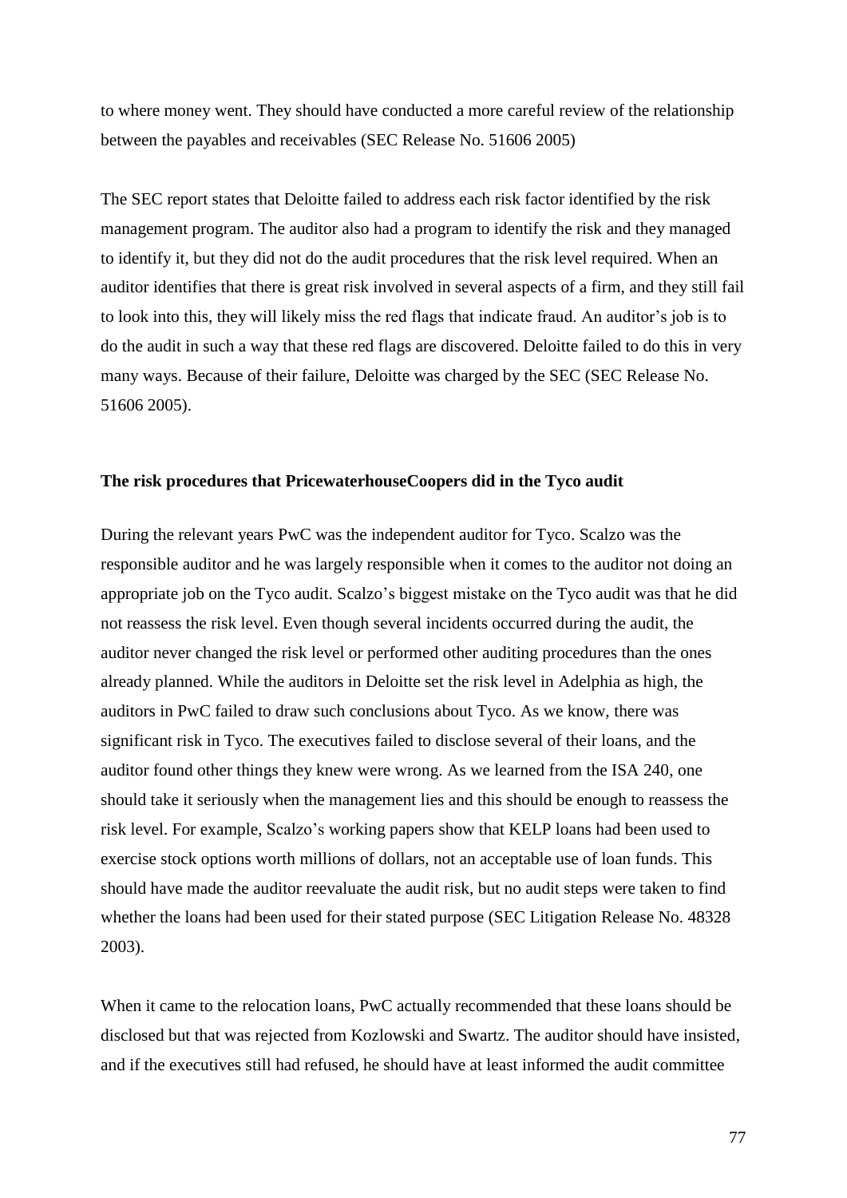to where money went. They should have conducted a more careful review of the relationship between the payables and receivables (SEC Release No. 51606 2005)

The SEC report states that Deloitte failed to address each risk factor identified by the risk management program. The auditor also had a program to identify the risk and they managed to identify it, but they did not do the audit procedures that the risk level required. When an auditor identifies that there is great risk involved in several aspects of a firm, and they still fail to look into this, they will likely miss the red flags that indicate fraud. An auditor's job is to do the audit in such a way that these red flags are discovered. Deloitte failed to do this in very many ways. Because of their failure, Deloitte was charged by the SEC (SEC Release No. 51606 2005).

### The risk procedures that PricewaterhouseCoopers did in the Tyco audit

During the relevant years PwC was the independent auditor for Tyco. Scalzo was the responsible auditor and he was largely responsible when it comes to the auditor not doing an appropriate job on the Tyco audit. Scalzo's biggest mistake on the Tyco audit was that he did not reassess the risk level. Even though several incidents occurred during the audit, the auditor never changed the risk level or performed other auditing procedures than the ones already planned. While the auditors in Deloitte set the risk level in Adelphia as high, the auditors in PwC failed to draw such conclusions about Tyco. As we know, there was significant risk in Tyco. The executives failed to disclose several of their loans, and the auditor found other things they knew were wrong. As we learned from the ISA 240, one should take it seriously when the management lies and this should be enough to reassess the risk level. For example, Scalzo's working papers show that KELP loans had been used to exercise stock options worth millions of dollars, not an acceptable use of loan funds. This should have made the auditor reevaluate the audit risk, but no audit steps were taken to find whether the loans had been used for their stated purpose (SEC Litigation Release No. 48328 2003).

When it came to the relocation loans, PwC actually recommended that these loans should be disclosed but that was rejected from Kozlowski and Swartz. The auditor should have insisted, and if the executives still had refused, he should have at least informed the audit committee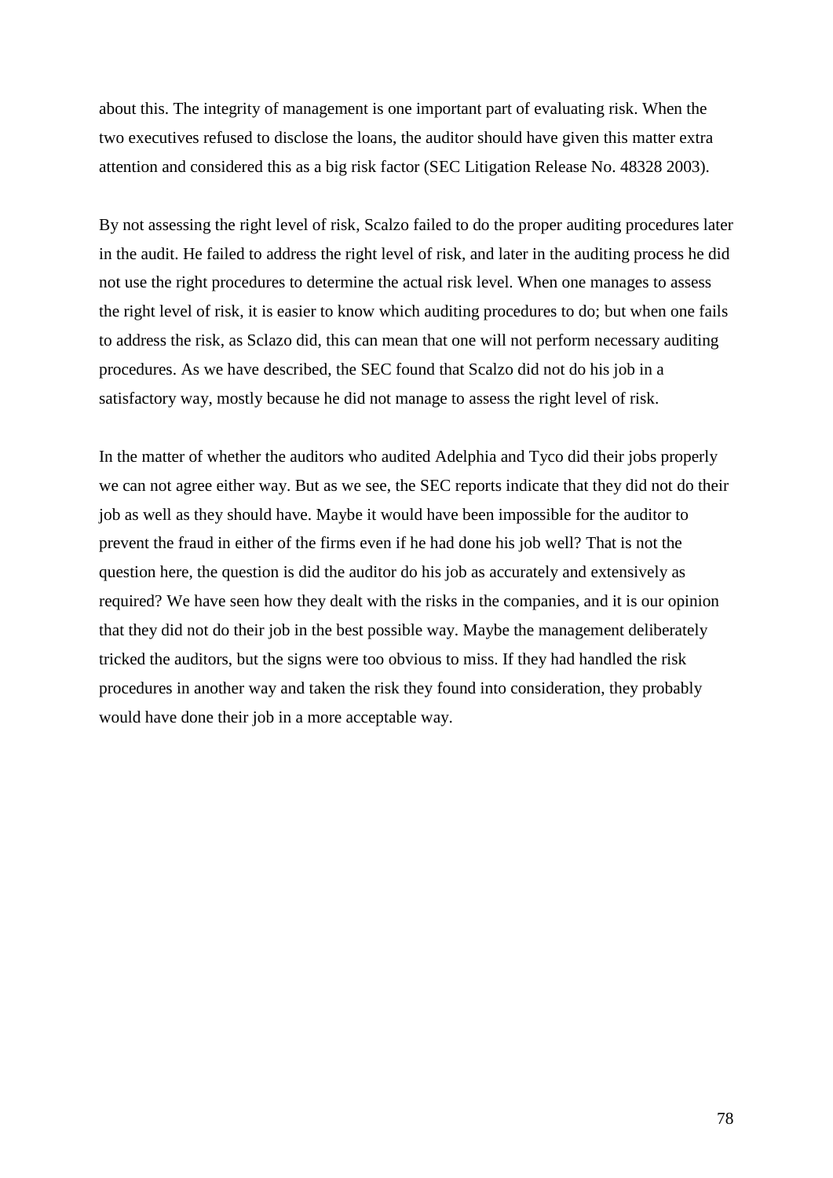about this. The integrity of management is one important part of evaluating risk. When the two executives refused to disclose the loans, the auditor should have given this matter extra attention and considered this as a big risk factor (SEC Litigation Release No. 48328 2003).

By not assessing the right level of risk, Scalzo failed to do the proper auditing procedures later in the audit. He failed to address the right level of risk, and later in the auditing process he did not use the right procedures to determine the actual risk level. When one manages to assess the right level of risk, it is easier to know which auditing procedures to do; but when one fails to address the risk, as Sclazo did, this can mean that one will not perform necessary auditing procedures. As we have described, the SEC found that Scalzo did not do his job in a satisfactory way, mostly because he did not manage to assess the right level of risk.

In the matter of whether the auditors who audited Adelphia and Tyco did their jobs properly we can not agree either way. But as we see, the SEC reports indicate that they did not do their job as well as they should have. Maybe it would have been impossible for the auditor to prevent the fraud in either of the firms even if he had done his job well? That is not the question here, the question is did the auditor do his job as accurately and extensively as required? We have seen how they dealt with the risks in the companies, and it is our opinion that they did not do their job in the best possible way. Maybe the management deliberately tricked the auditors, but the signs were too obvious to miss. If they had handled the risk procedures in another way and taken the risk they found into consideration, they probably would have done their job in a more acceptable way.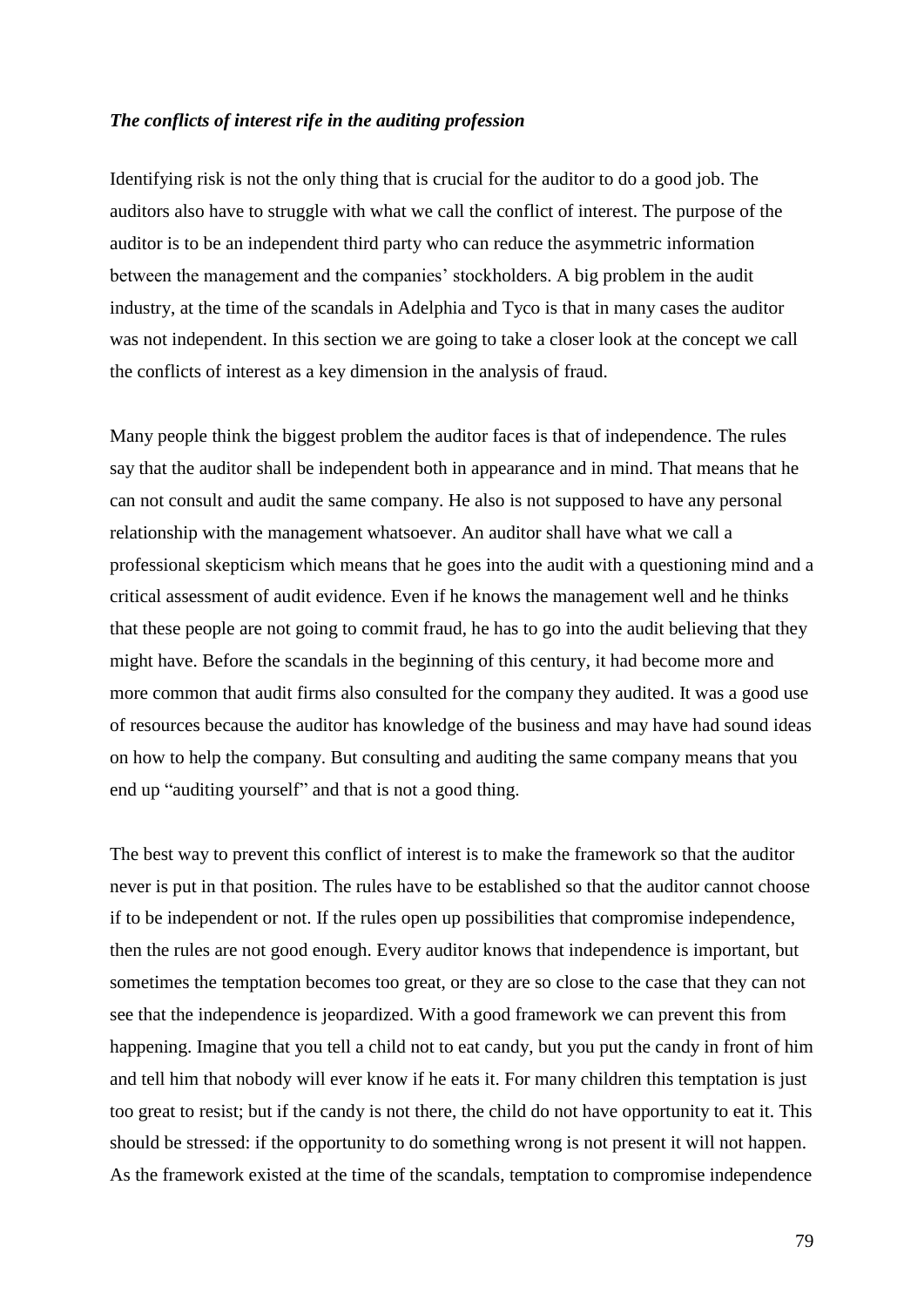***The conflicts of interest rife in the auditing profession***

Identifying risk is not the only thing that is crucial for the auditor to do a good job. The auditors also have to struggle with what we call the conflict of interest. The purpose of the auditor is to be an independent third party who can reduce the asymmetric information between the management and the companies' stockholders. A big problem in the audit industry, at the time of the scandals in Adelphia and Tyco is that in many cases the auditor was not independent. In this section we are going to take a closer look at the concept we call the conflicts of interest as a key dimension in the analysis of fraud.

Many people think the biggest problem the auditor faces is that of independence. The rules say that the auditor shall be independent both in appearance and in mind. That means that he can not consult and audit the same company. He also is not supposed to have any personal relationship with the management whatsoever. An auditor shall have what we call a professional skepticism which means that he goes into the audit with a questioning mind and a critical assessment of audit evidence. Even if he knows the management well and he thinks that these people are not going to commit fraud, he has to go into the audit believing that they might have. Before the scandals in the beginning of this century, it had become more and more common that audit firms also consulted for the company they audited. It was a good use of resources because the auditor has knowledge of the business and may have had sound ideas on how to help the company. But consulting and auditing the same company means that you end up "auditing yourself" and that is not a good thing.

The best way to prevent this conflict of interest is to make the framework so that the auditor never is put in that position. The rules have to be established so that the auditor cannot choose if to be independent or not. If the rules open up possibilities that compromise independence, then the rules are not good enough. Every auditor knows that independence is important, but sometimes the temptation becomes too great, or they are so close to the case that they can not see that the independence is jeopardized. With a good framework we can prevent this from happening. Imagine that you tell a child not to eat candy, but you put the candy in front of him and tell him that nobody will ever know if he eats it. For many children this temptation is just too great to resist; but if the candy is not there, the child do not have opportunity to eat it. This should be stressed: if the opportunity to do something wrong is not present it will not happen. As the framework existed at the time of the scandals, temptation to compromise independence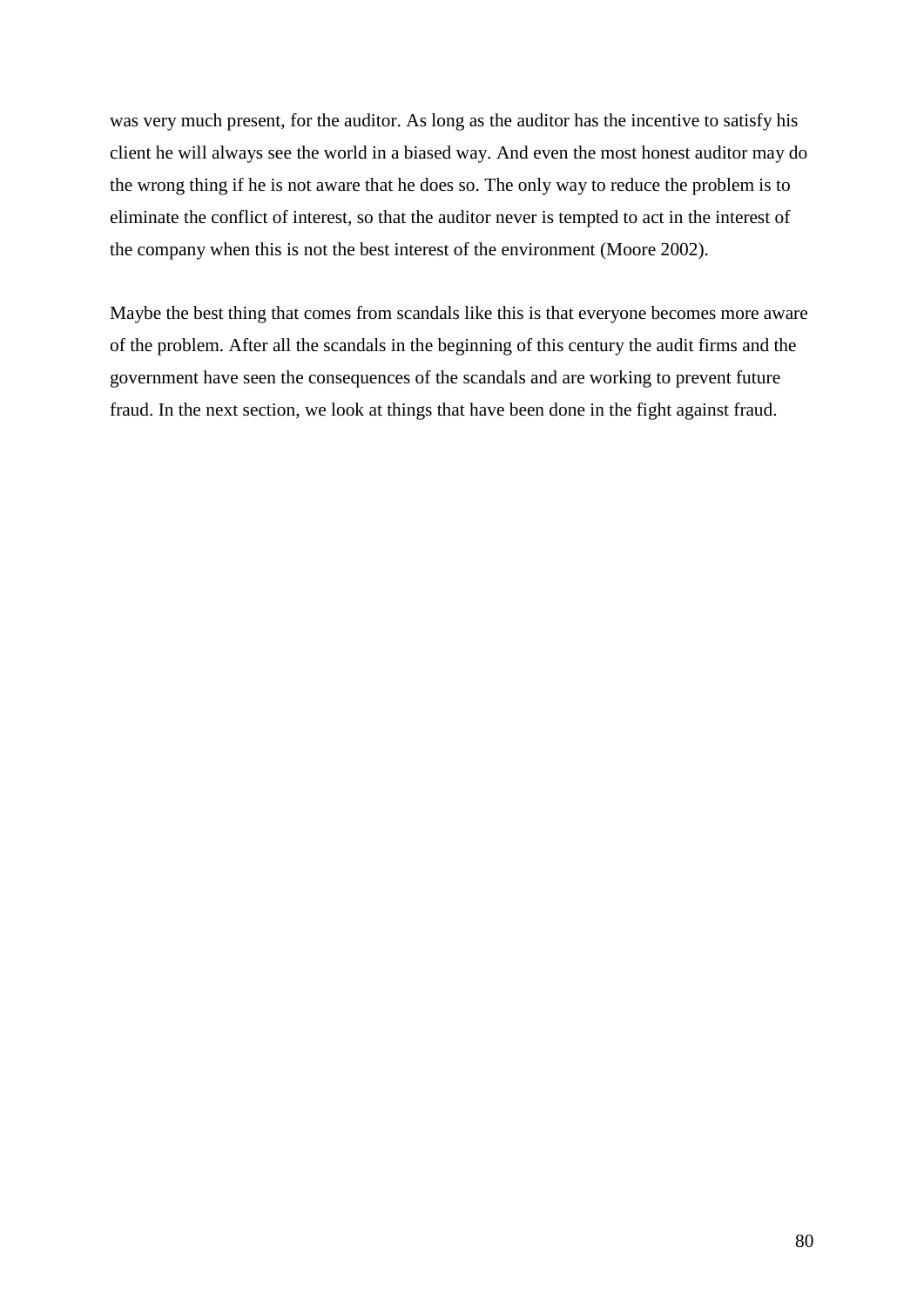was very much present, for the auditor. As long as the auditor has the incentive to satisfy his client he will always see the world in a biased way. And even the most honest auditor may do the wrong thing if he is not aware that he does so. The only way to reduce the problem is to eliminate the conflict of interest, so that the auditor never is tempted to act in the interest of the company when this is not the best interest of the environment (Moore 2002).

Maybe the best thing that comes from scandals like this is that everyone becomes more aware of the problem. After all the scandals in the beginning of this century the audit firms and the government have seen the consequences of the scandals and are working to prevent future fraud. In the next section, we look at things that have been done in the fight against fraud.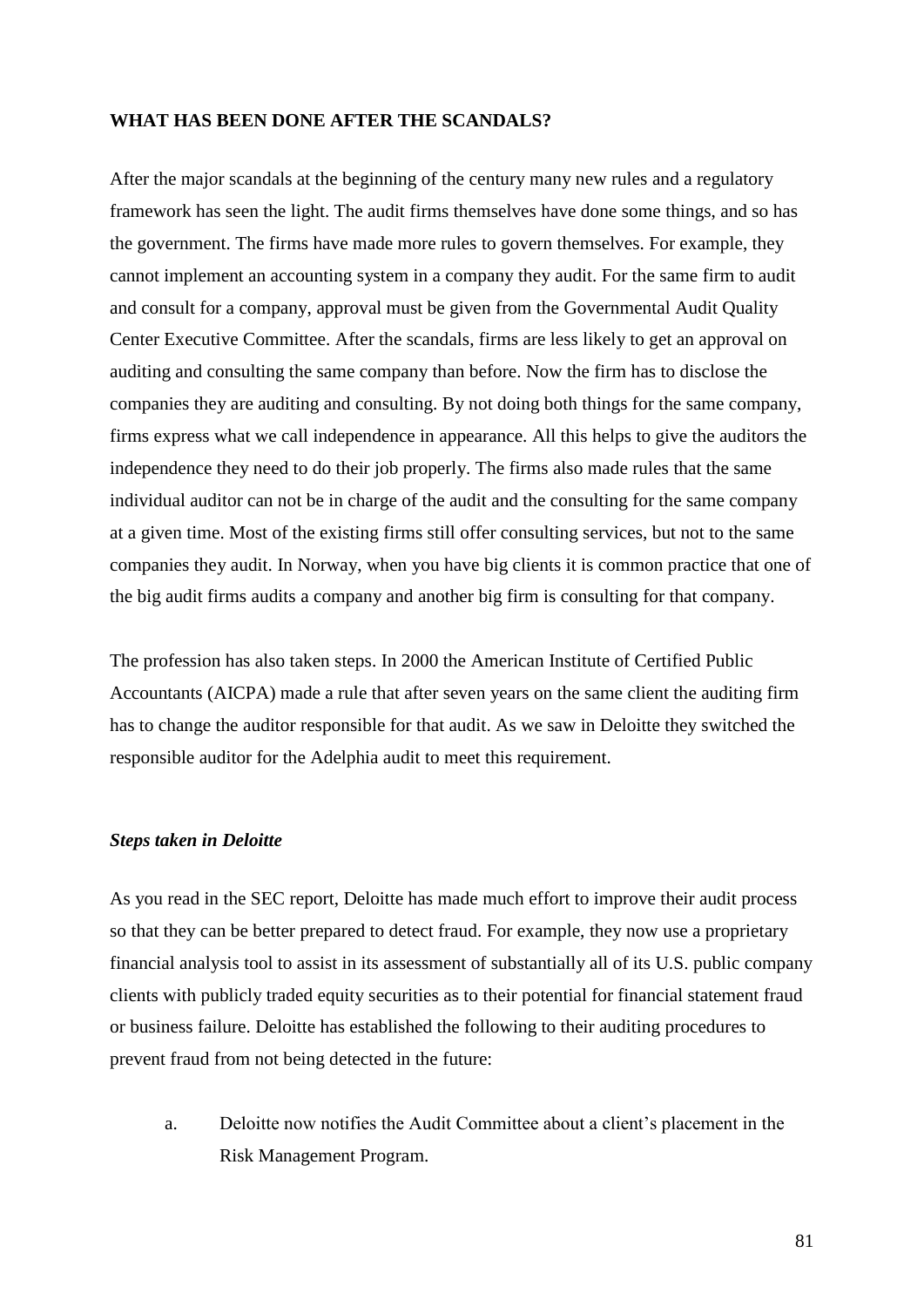**WHAT HAS BEEN DONE AFTER THE SCANDALS?**

After the major scandals at the beginning of the century many new rules and a regulatory framework has seen the light. The audit firms themselves have done some things, and so has the government. The firms have made more rules to govern themselves. For example, they cannot implement an accounting system in a company they audit. For the same firm to audit and consult for a company, approval must be given from the Governmental Audit Quality Center Executive Committee. After the scandals, firms are less likely to get an approval on auditing and consulting the same company than before. Now the firm has to disclose the companies they are auditing and consulting. By not doing both things for the same company, firms express what we call independence in appearance. All this helps to give the auditors the independence they need to do their job properly. The firms also made rules that the same individual auditor can not be in charge of the audit and the consulting for the same company at a given time. Most of the existing firms still offer consulting services, but not to the same companies they audit. In Norway, when you have big clients it is common practice that one of the big audit firms audits a company and another big firm is consulting for that company.

The profession has also taken steps. In 2000 the American Institute of Certified Public Accountants (AICPA) made a rule that after seven years on the same client the auditing firm has to change the auditor responsible for that audit. As we saw in Deloitte they switched the responsible auditor for the Adelphia audit to meet this requirement.

***Steps taken in Deloitte***

As you read in the SEC report, Deloitte has made much effort to improve their audit process so that they can be better prepared to detect fraud. For example, they now use a proprietary financial analysis tool to assist in its assessment of substantially all of its U.S. public company clients with publicly traded equity securities as to their potential for financial statement fraud or business failure. Deloitte has established the following to their auditing procedures to prevent fraud from not being detected in the future:

a. Deloitte now notifies the Audit Committee about a client's placement in the Risk Management Program.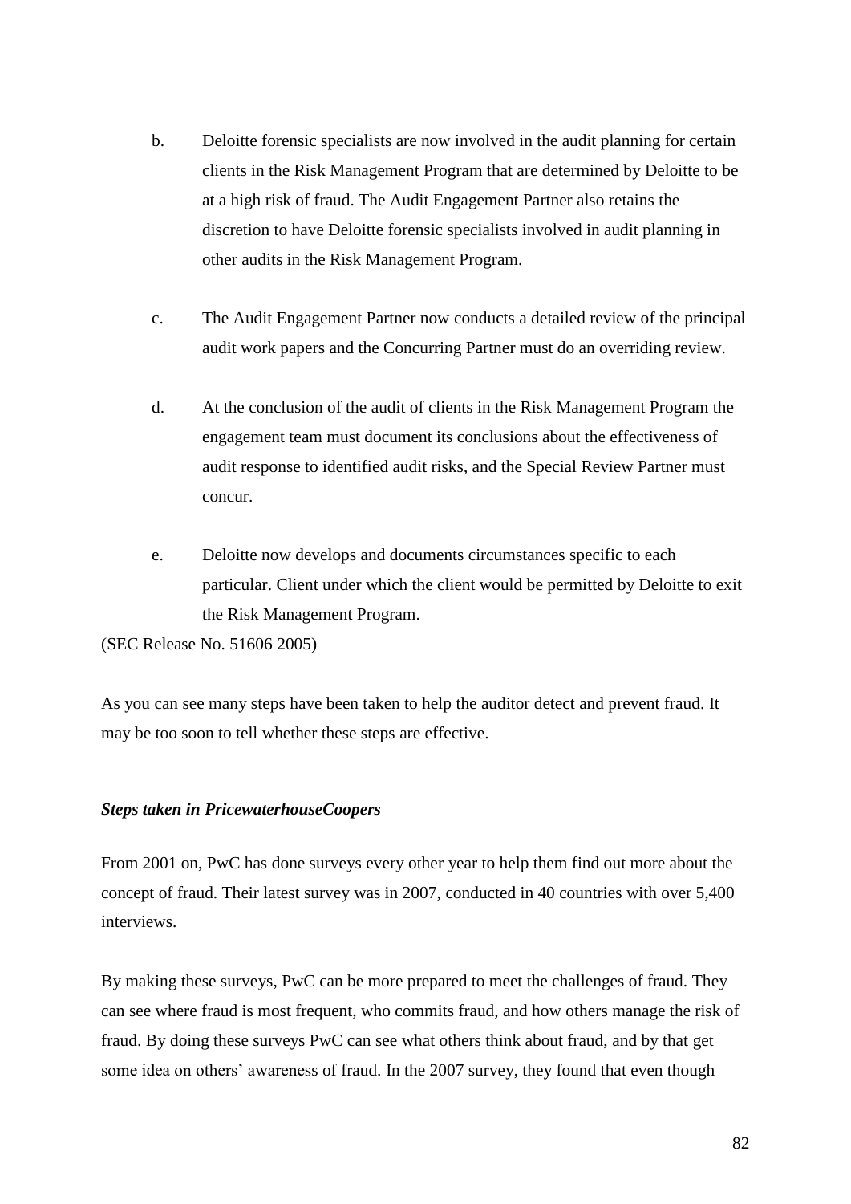b. Deloitte forensic specialists are now involved in the audit planning for certain clients in the Risk Management Program that are determined by Deloitte to be at a high risk of fraud. The Audit Engagement Partner also retains the discretion to have Deloitte forensic specialists involved in audit planning in other audits in the Risk Management Program.

c. The Audit Engagement Partner now conducts a detailed review of the principal audit work papers and the Concurring Partner must do an overriding review.

d. At the conclusion of the audit of clients in the Risk Management Program the engagement team must document its conclusions about the effectiveness of audit response to identified audit risks, and the Special Review Partner must concur.

e. Deloitte now develops and documents circumstances specific to each particular. Client under which the client would be permitted by Deloitte to exit the Risk Management Program.

(SEC Release No. 51606 2005)

As you can see many steps have been taken to help the auditor detect and prevent fraud. It may be too soon to tell whether these steps are effective.

***Steps taken in PricewaterhouseCoopers***

From 2001 on, PwC has done surveys every other year to help them find out more about the concept of fraud. Their latest survey was in 2007, conducted in 40 countries with over 5,400 interviews.

By making these surveys, PwC can be more prepared to meet the challenges of fraud. They can see where fraud is most frequent, who commits fraud, and how others manage the risk of fraud. By doing these surveys PwC can see what others think about fraud, and by that get some idea on others' awareness of fraud. In the 2007 survey, they found that even though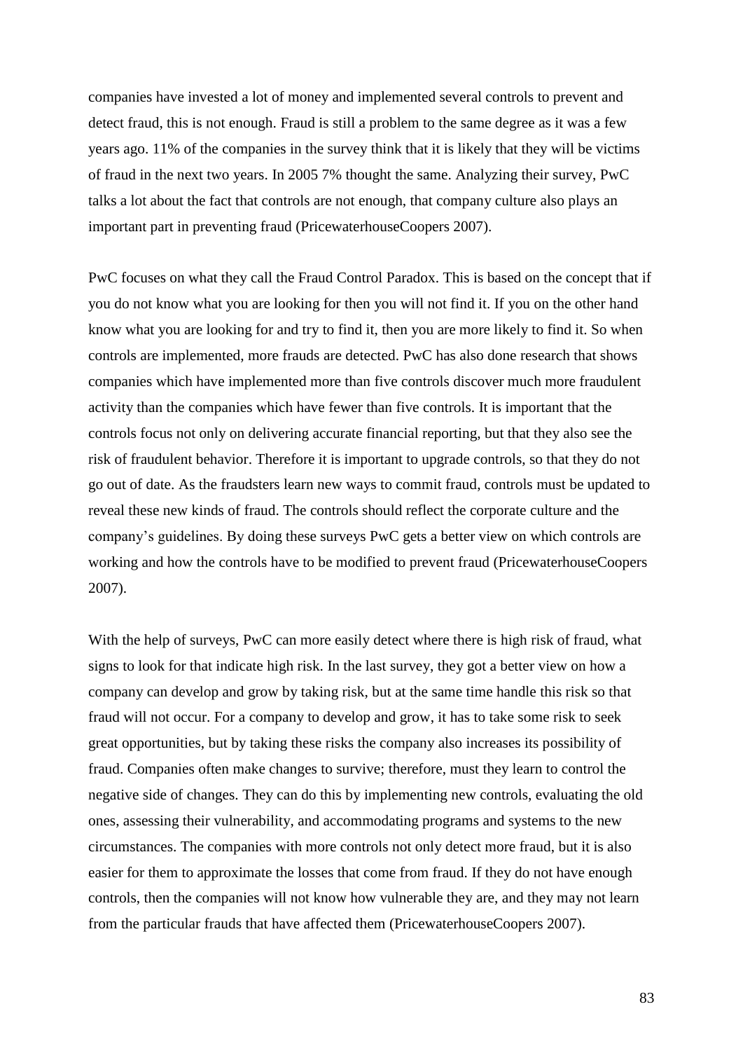companies have invested a lot of money and implemented several controls to prevent and detect fraud, this is not enough. Fraud is still a problem to the same degree as it was a few years ago. 11% of the companies in the survey think that it is likely that they will be victims of fraud in the next two years. In 2005 7% thought the same. Analyzing their survey, PwC talks a lot about the fact that controls are not enough, that company culture also plays an important part in preventing fraud (PricewaterhouseCoopers 2007).

PwC focuses on what they call the Fraud Control Paradox. This is based on the concept that if you do not know what you are looking for then you will not find it. If you on the other hand know what you are looking for and try to find it, then you are more likely to find it. So when controls are implemented, more frauds are detected. PwC has also done research that shows companies which have implemented more than five controls discover much more fraudulent activity than the companies which have fewer than five controls. It is important that the controls focus not only on delivering accurate financial reporting, but that they also see the risk of fraudulent behavior. Therefore it is important to upgrade controls, so that they do not go out of date. As the fraudsters learn new ways to commit fraud, controls must be updated to reveal these new kinds of fraud. The controls should reflect the corporate culture and the company's guidelines. By doing these surveys PwC gets a better view on which controls are working and how the controls have to be modified to prevent fraud (PricewaterhouseCoopers 2007).

With the help of surveys, PwC can more easily detect where there is high risk of fraud, what signs to look for that indicate high risk. In the last survey, they got a better view on how a company can develop and grow by taking risk, but at the same time handle this risk so that fraud will not occur. For a company to develop and grow, it has to take some risk to seek great opportunities, but by taking these risks the company also increases its possibility of fraud. Companies often make changes to survive; therefore, must they learn to control the negative side of changes. They can do this by implementing new controls, evaluating the old ones, assessing their vulnerability, and accommodating programs and systems to the new circumstances. The companies with more controls not only detect more fraud, but it is also easier for them to approximate the losses that come from fraud. If they do not have enough controls, then the companies will not know how vulnerable they are, and they may not learn from the particular frauds that have affected them (PricewaterhouseCoopers 2007).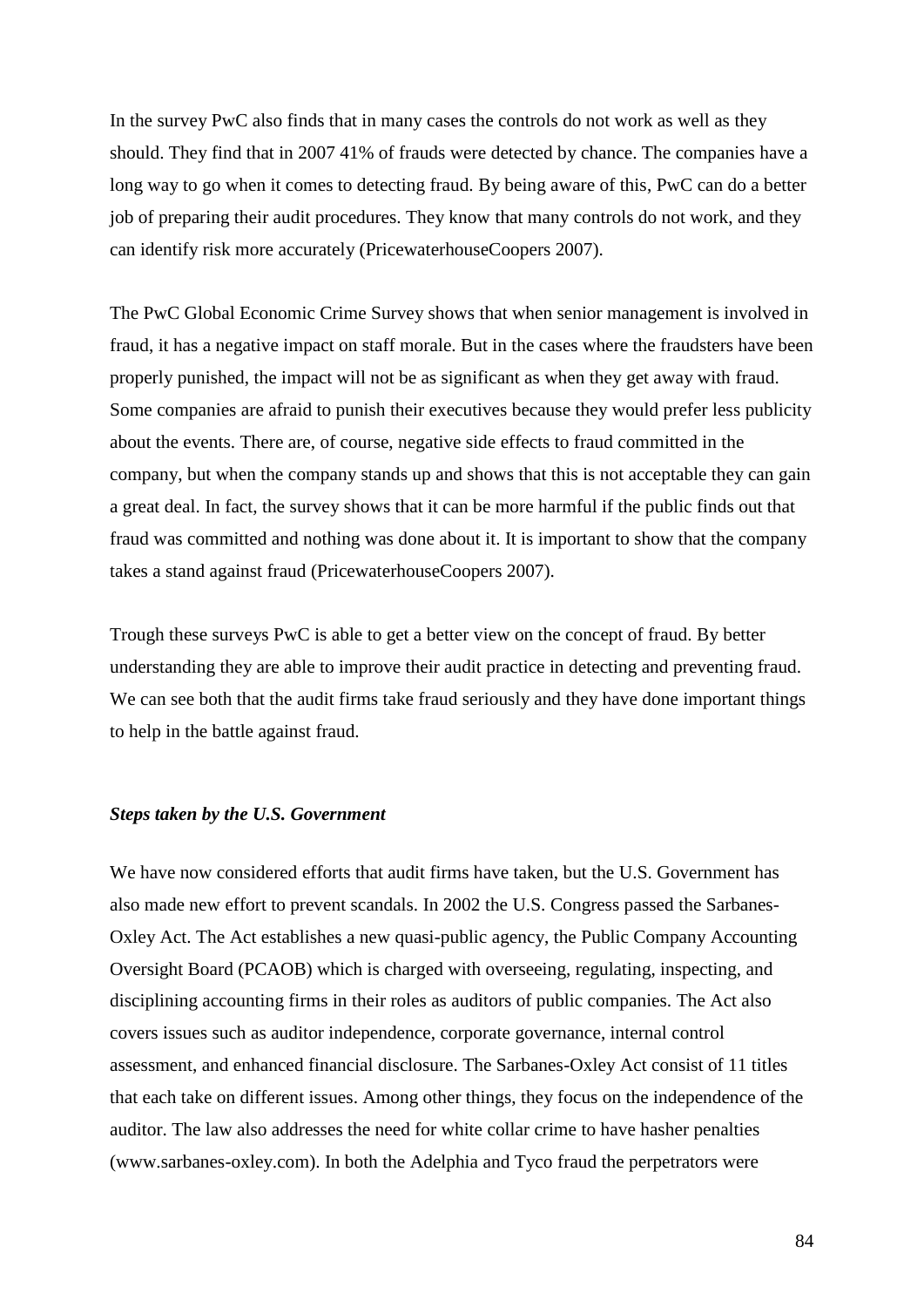In the survey PwC also finds that in many cases the controls do not work as well as they should. They find that in 2007 41% of frauds were detected by chance. The companies have a long way to go when it comes to detecting fraud. By being aware of this, PwC can do a better job of preparing their audit procedures. They know that many controls do not work, and they can identify risk more accurately (PricewaterhouseCoopers 2007).

The PwC Global Economic Crime Survey shows that when senior management is involved in fraud, it has a negative impact on staff morale. But in the cases where the fraudsters have been properly punished, the impact will not be as significant as when they get away with fraud. Some companies are afraid to punish their executives because they would prefer less publicity about the events. There are, of course, negative side effects to fraud committed in the company, but when the company stands up and shows that this is not acceptable they can gain a great deal. In fact, the survey shows that it can be more harmful if the public finds out that fraud was committed and nothing was done about it. It is important to show that the company takes a stand against fraud (PricewaterhouseCoopers 2007).

Trough these surveys PwC is able to get a better view on the concept of fraud. By better understanding they are able to improve their audit practice in detecting and preventing fraud. We can see both that the audit firms take fraud seriously and they have done important things to help in the battle against fraud.

***Steps taken by the U.S. Government***

We have now considered efforts that audit firms have taken, but the U.S. Government has also made new effort to prevent scandals. In 2002 the U.S. Congress passed the Sarbanes-Oxley Act. The Act establishes a new quasi-public agency, the Public Company Accounting Oversight Board (PCAOB) which is charged with overseeing, regulating, inspecting, and disciplining accounting firms in their roles as auditors of public companies. The Act also covers issues such as auditor independence, corporate governance, internal control assessment, and enhanced financial disclosure. The Sarbanes-Oxley Act consist of 11 titles that each take on different issues. Among other things, they focus on the independence of the auditor. The law also addresses the need for white collar crime to have hasher penalties (www.sarbanes-oxley.com). In both the Adelphia and Tyco fraud the perpetrators were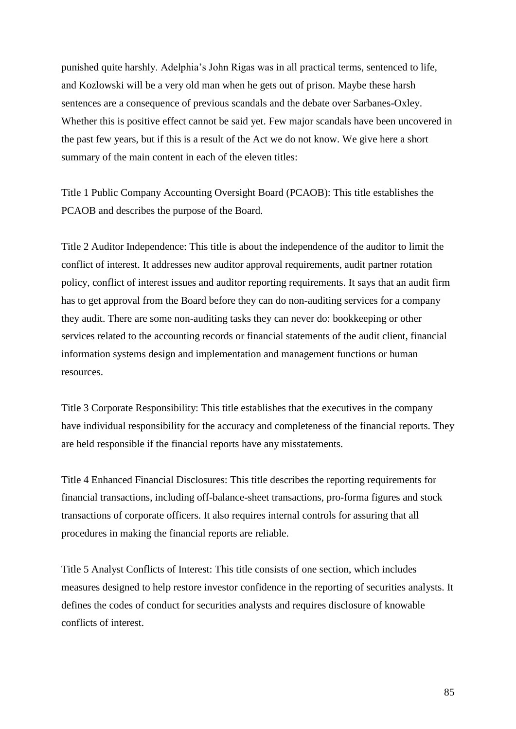punished quite harshly. Adelphia's John Rigas was in all practical terms, sentenced to life, and Kozlowski will be a very old man when he gets out of prison. Maybe these harsh sentences are a consequence of previous scandals and the debate over Sarbanes-Oxley. Whether this is positive effect cannot be said yet. Few major scandals have been uncovered in the past few years, but if this is a result of the Act we do not know. We give here a short summary of the main content in each of the eleven titles:

Title 1 Public Company Accounting Oversight Board (PCAOB): This title establishes the PCAOB and describes the purpose of the Board.

Title 2 Auditor Independence: This title is about the independence of the auditor to limit the conflict of interest. It addresses new auditor approval requirements, audit partner rotation policy, conflict of interest issues and auditor reporting requirements. It says that an audit firm has to get approval from the Board before they can do non-auditing services for a company they audit. There are some non-auditing tasks they can never do: bookkeeping or other services related to the accounting records or financial statements of the audit client, financial information systems design and implementation and management functions or human resources.

Title 3 Corporate Responsibility: This title establishes that the executives in the company have individual responsibility for the accuracy and completeness of the financial reports. They are held responsible if the financial reports have any misstatements.

Title 4 Enhanced Financial Disclosures: This title describes the reporting requirements for financial transactions, including off-balance-sheet transactions, pro-forma figures and stock transactions of corporate officers. It also requires internal controls for assuring that all procedures in making the financial reports are reliable.

Title 5 Analyst Conflicts of Interest: This title consists of one section, which includes measures designed to help restore investor confidence in the reporting of securities analysts. It defines the codes of conduct for securities analysts and requires disclosure of knowable conflicts of interest.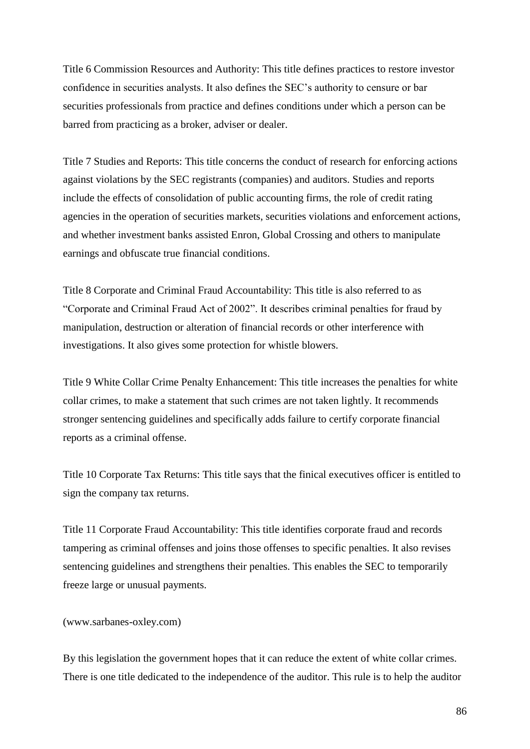Title 6 Commission Resources and Authority: This title defines practices to restore investor confidence in securities analysts. It also defines the SEC's authority to censure or bar securities professionals from practice and defines conditions under which a person can be barred from practicing as a broker, adviser or dealer.

Title 7 Studies and Reports: This title concerns the conduct of research for enforcing actions against violations by the SEC registrants (companies) and auditors. Studies and reports include the effects of consolidation of public accounting firms, the role of credit rating agencies in the operation of securities markets, securities violations and enforcement actions, and whether investment banks assisted Enron, Global Crossing and others to manipulate earnings and obfuscate true financial conditions.

Title 8 Corporate and Criminal Fraud Accountability: This title is also referred to as "Corporate and Criminal Fraud Act of 2002". It describes criminal penalties for fraud by manipulation, destruction or alteration of financial records or other interference with investigations. It also gives some protection for whistle blowers.

Title 9 White Collar Crime Penalty Enhancement: This title increases the penalties for white collar crimes, to make a statement that such crimes are not taken lightly. It recommends stronger sentencing guidelines and specifically adds failure to certify corporate financial reports as a criminal offense.

Title 10 Corporate Tax Returns: This title says that the finical executives officer is entitled to sign the company tax returns.

Title 11 Corporate Fraud Accountability: This title identifies corporate fraud and records tampering as criminal offenses and joins those offenses to specific penalties. It also revises sentencing guidelines and strengthens their penalties. This enables the SEC to temporarily freeze large or unusual payments.

(www.sarbanes-oxley.com)

By this legislation the government hopes that it can reduce the extent of white collar crimes. There is one title dedicated to the independence of the auditor. This rule is to help the auditor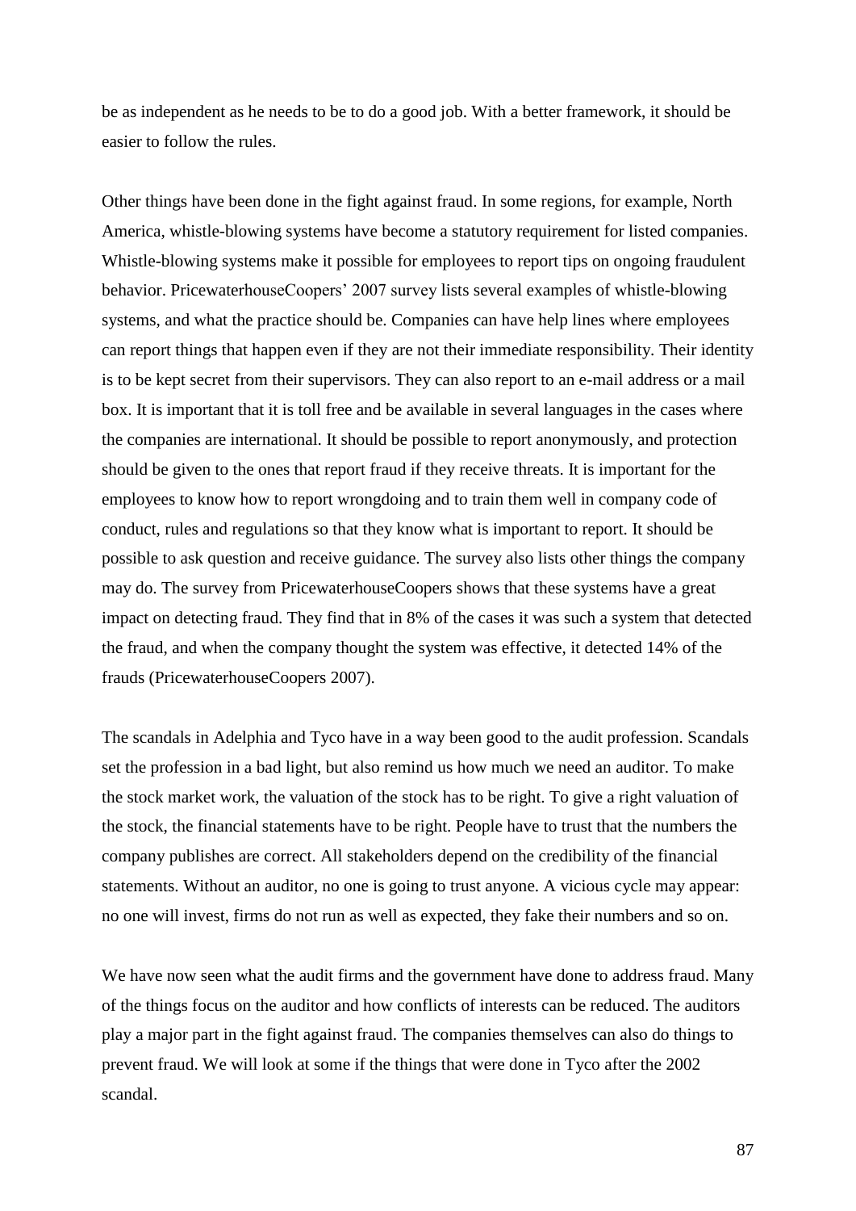be as independent as he needs to be to do a good job. With a better framework, it should be easier to follow the rules.

Other things have been done in the fight against fraud. In some regions, for example, North America, whistle-blowing systems have become a statutory requirement for listed companies. Whistle-blowing systems make it possible for employees to report tips on ongoing fraudulent behavior. PricewaterhouseCoopers' 2007 survey lists several examples of whistle-blowing systems, and what the practice should be. Companies can have help lines where employees can report things that happen even if they are not their immediate responsibility. Their identity is to be kept secret from their supervisors. They can also report to an e-mail address or a mail box. It is important that it is toll free and be available in several languages in the cases where the companies are international. It should be possible to report anonymously, and protection should be given to the ones that report fraud if they receive threats. It is important for the employees to know how to report wrongdoing and to train them well in company code of conduct, rules and regulations so that they know what is important to report. It should be possible to ask question and receive guidance. The survey also lists other things the company may do. The survey from PricewaterhouseCoopers shows that these systems have a great impact on detecting fraud. They find that in 8% of the cases it was such a system that detected the fraud, and when the company thought the system was effective, it detected 14% of the frauds (PricewaterhouseCoopers 2007).

The scandals in Adelphia and Tyco have in a way been good to the audit profession. Scandals set the profession in a bad light, but also remind us how much we need an auditor. To make the stock market work, the valuation of the stock has to be right. To give a right valuation of the stock, the financial statements have to be right. People have to trust that the numbers the company publishes are correct. All stakeholders depend on the credibility of the financial statements. Without an auditor, no one is going to trust anyone. A vicious cycle may appear: no one will invest, firms do not run as well as expected, they fake their numbers and so on.

We have now seen what the audit firms and the government have done to address fraud. Many of the things focus on the auditor and how conflicts of interests can be reduced. The auditors play a major part in the fight against fraud. The companies themselves can also do things to prevent fraud. We will look at some if the things that were done in Tyco after the 2002 scandal.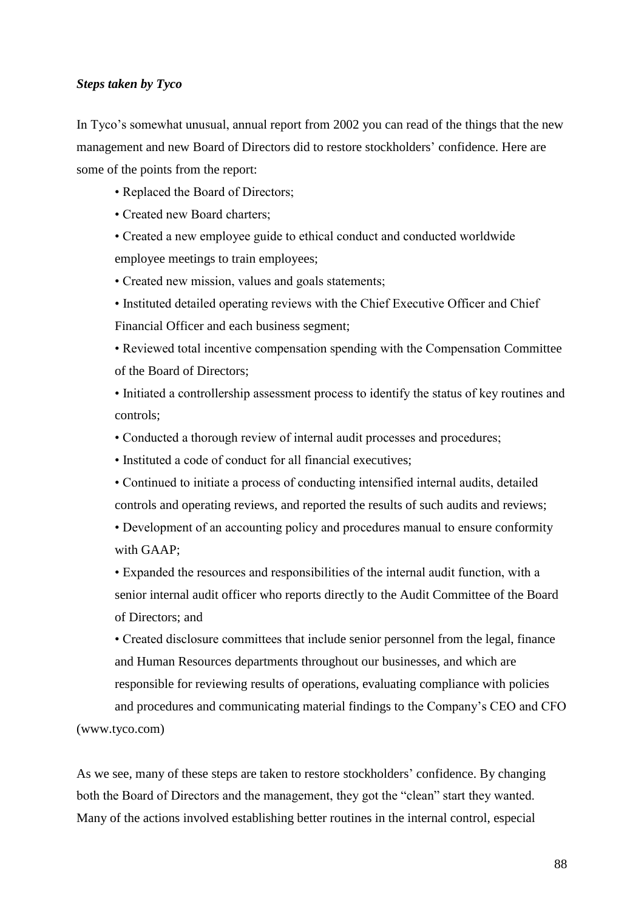### *Steps taken by Tyco*

In Tyco's somewhat unusual, annual report from 2002 you can read of the things that the new management and new Board of Directors did to restore stockholders' confidence. Here are some of the points from the report:

- Replaced the Board of Directors;
- Created new Board charters;
- Created a new employee guide to ethical conduct and conducted worldwide employee meetings to train employees;
- Created new mission, values and goals statements;
- Instituted detailed operating reviews with the Chief Executive Officer and Chief Financial Officer and each business segment;
- Reviewed total incentive compensation spending with the Compensation Committee of the Board of Directors;
- Initiated a controllership assessment process to identify the status of key routines and controls;
- Conducted a thorough review of internal audit processes and procedures;
- Instituted a code of conduct for all financial executives;
- Continued to initiate a process of conducting intensified internal audits, detailed controls and operating reviews, and reported the results of such audits and reviews;
- Development of an accounting policy and procedures manual to ensure conformity with GAAP;
- Expanded the resources and responsibilities of the internal audit function, with a senior internal audit officer who reports directly to the Audit Committee of the Board of Directors; and
- Created disclosure committees that include senior personnel from the legal, finance and Human Resources departments throughout our businesses, and which are responsible for reviewing results of operations, evaluating compliance with policies and procedures and communicating material findings to the Company's CEO and CFO

(www.tyco.com)

As we see, many of these steps are taken to restore stockholders' confidence. By changing both the Board of Directors and the management, they got the "clean" start they wanted. Many of the actions involved establishing better routines in the internal control, especial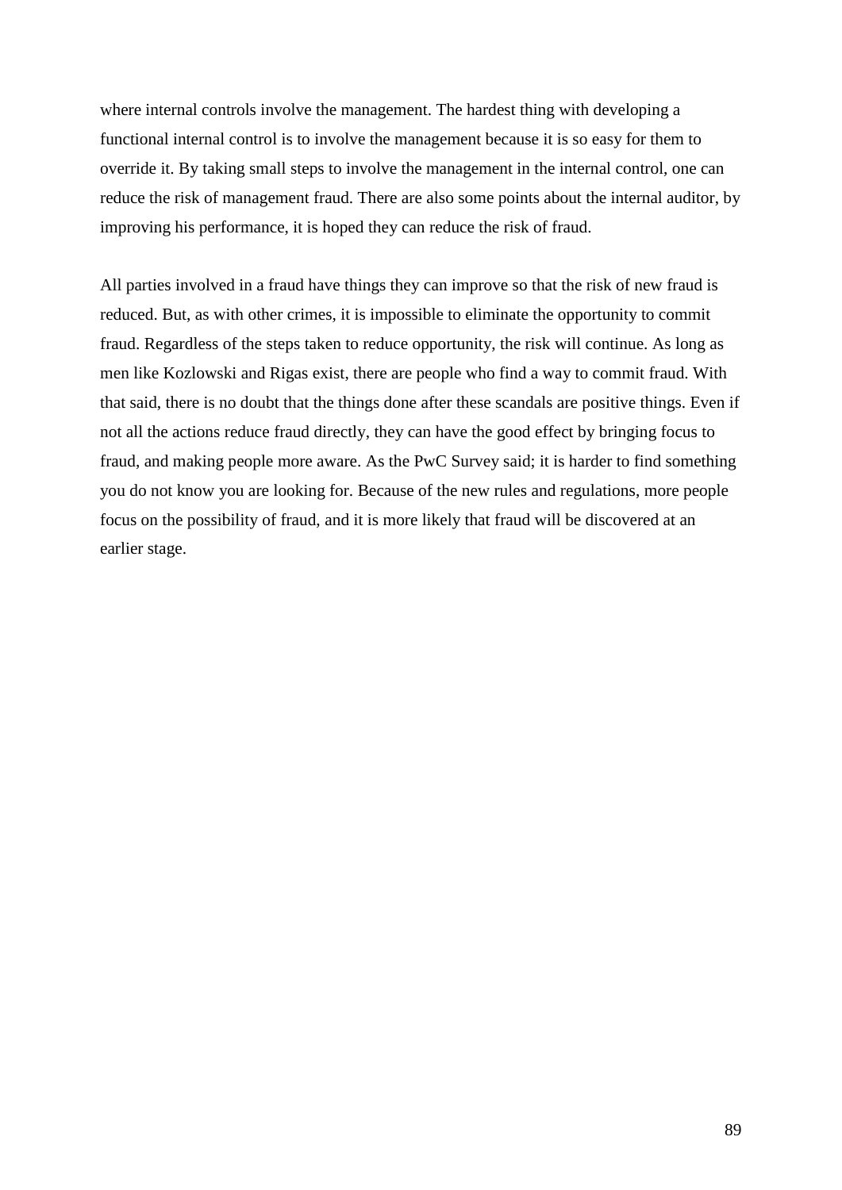where internal controls involve the management. The hardest thing with developing a functional internal control is to involve the management because it is so easy for them to override it. By taking small steps to involve the management in the internal control, one can reduce the risk of management fraud. There are also some points about the internal auditor, by improving his performance, it is hoped they can reduce the risk of fraud.

All parties involved in a fraud have things they can improve so that the risk of new fraud is reduced. But, as with other crimes, it is impossible to eliminate the opportunity to commit fraud. Regardless of the steps taken to reduce opportunity, the risk will continue. As long as men like Kozlowski and Rigas exist, there are people who find a way to commit fraud. With that said, there is no doubt that the things done after these scandals are positive things. Even if not all the actions reduce fraud directly, they can have the good effect by bringing focus to fraud, and making people more aware. As the PwC Survey said; it is harder to find something you do not know you are looking for. Because of the new rules and regulations, more people focus on the possibility of fraud, and it is more likely that fraud will be discovered at an earlier stage.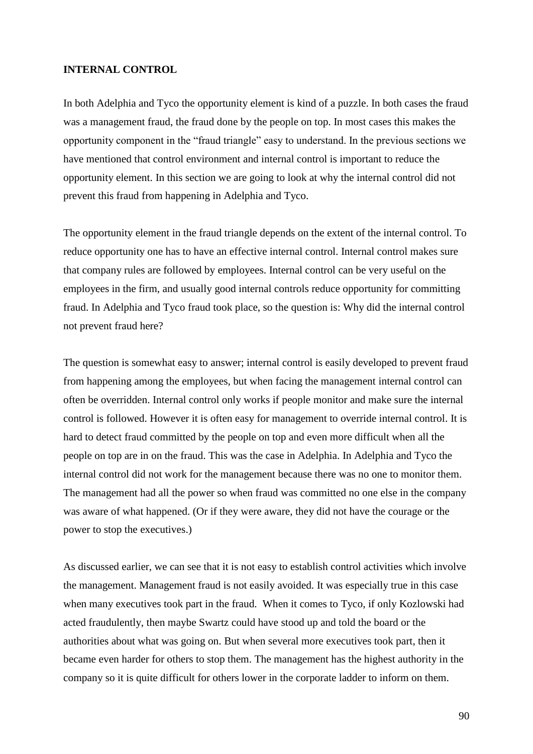**INTERNAL CONTROL**

In both Adelphia and Tyco the opportunity element is kind of a puzzle. In both cases the fraud was a management fraud, the fraud done by the people on top. In most cases this makes the opportunity component in the "fraud triangle" easy to understand. In the previous sections we have mentioned that control environment and internal control is important to reduce the opportunity element. In this section we are going to look at why the internal control did not prevent this fraud from happening in Adelphia and Tyco.

The opportunity element in the fraud triangle depends on the extent of the internal control. To reduce opportunity one has to have an effective internal control. Internal control makes sure that company rules are followed by employees. Internal control can be very useful on the employees in the firm, and usually good internal controls reduce opportunity for committing fraud. In Adelphia and Tyco fraud took place, so the question is: Why did the internal control not prevent fraud here?

The question is somewhat easy to answer; internal control is easily developed to prevent fraud from happening among the employees, but when facing the management internal control can often be overridden. Internal control only works if people monitor and make sure the internal control is followed. However it is often easy for management to override internal control. It is hard to detect fraud committed by the people on top and even more difficult when all the people on top are in on the fraud. This was the case in Adelphia. In Adelphia and Tyco the internal control did not work for the management because there was no one to monitor them. The management had all the power so when fraud was committed no one else in the company was aware of what happened. (Or if they were aware, they did not have the courage or the power to stop the executives.)

As discussed earlier, we can see that it is not easy to establish control activities which involve the management. Management fraud is not easily avoided. It was especially true in this case when many executives took part in the fraud. When it comes to Tyco, if only Kozlowski had acted fraudulently, then maybe Swartz could have stood up and told the board or the authorities about what was going on. But when several more executives took part, then it became even harder for others to stop them. The management has the highest authority in the company so it is quite difficult for others lower in the corporate ladder to inform on them.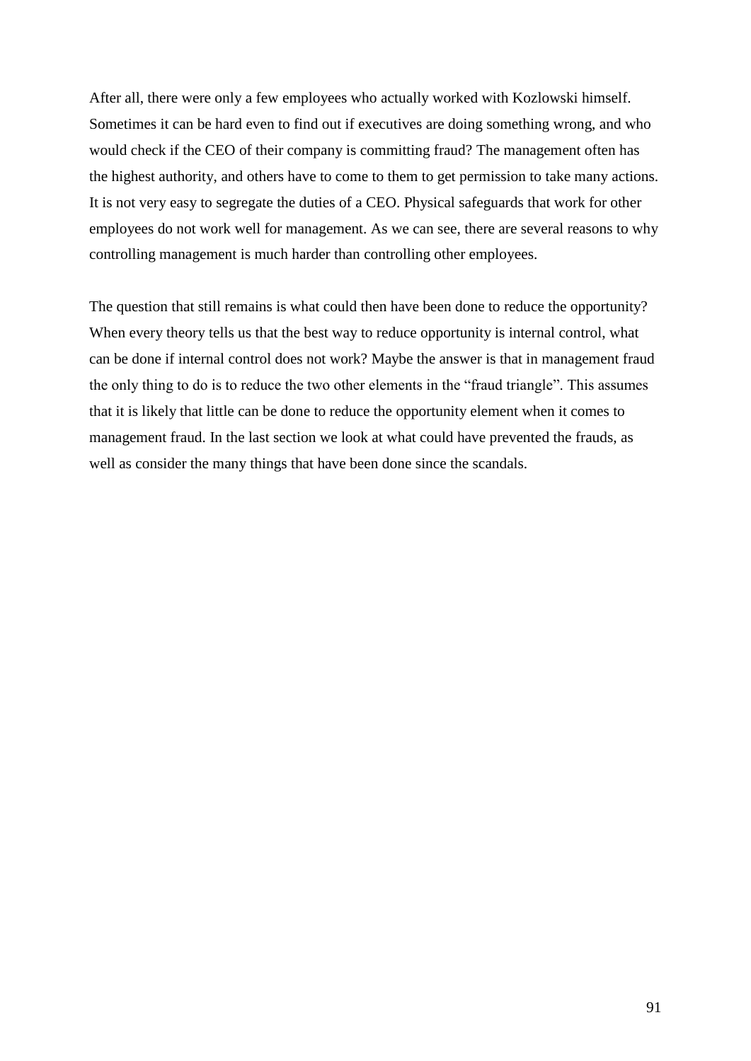After all, there were only a few employees who actually worked with Kozlowski himself. Sometimes it can be hard even to find out if executives are doing something wrong, and who would check if the CEO of their company is committing fraud? The management often has the highest authority, and others have to come to them to get permission to take many actions. It is not very easy to segregate the duties of a CEO. Physical safeguards that work for other employees do not work well for management. As we can see, there are several reasons to why controlling management is much harder than controlling other employees.

The question that still remains is what could then have been done to reduce the opportunity? When every theory tells us that the best way to reduce opportunity is internal control, what can be done if internal control does not work? Maybe the answer is that in management fraud the only thing to do is to reduce the two other elements in the "fraud triangle". This assumes that it is likely that little can be done to reduce the opportunity element when it comes to management fraud. In the last section we look at what could have prevented the frauds, as well as consider the many things that have been done since the scandals.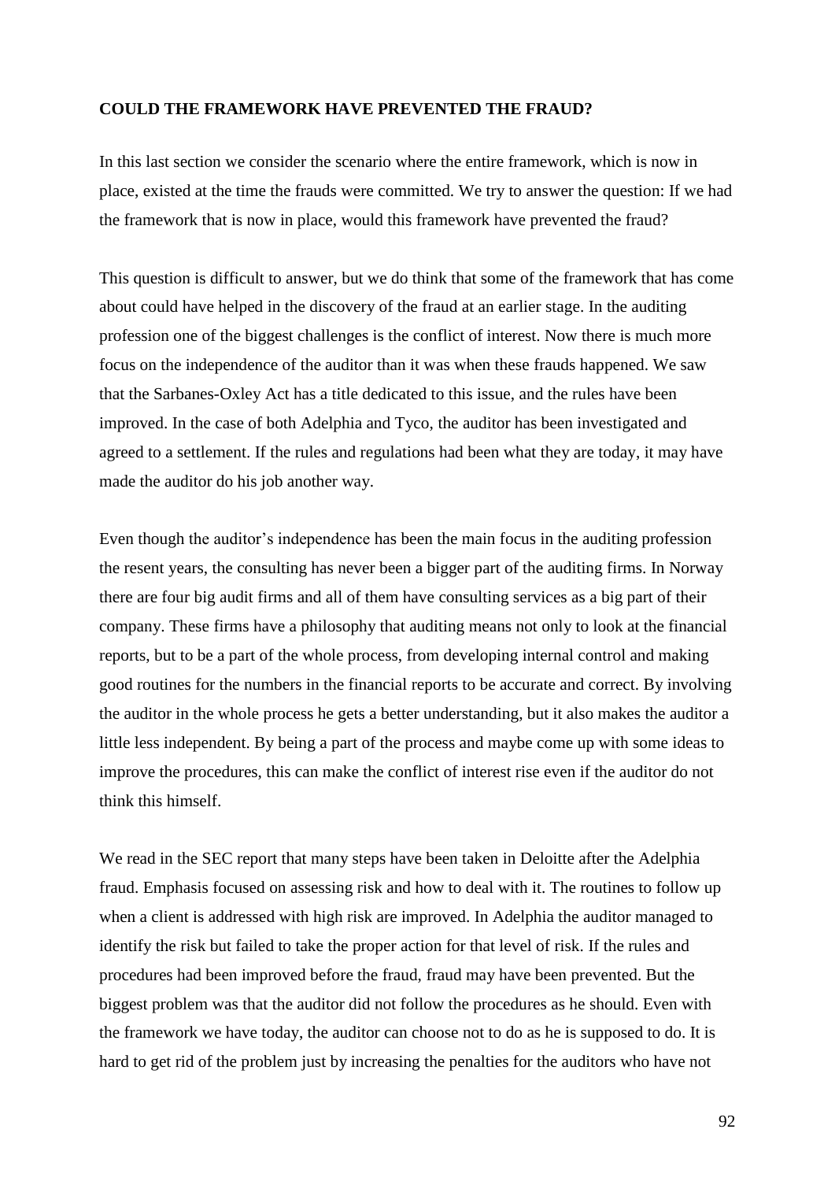**COULD THE FRAMEWORK HAVE PREVENTED THE FRAUD?**

In this last section we consider the scenario where the entire framework, which is now in place, existed at the time the frauds were committed. We try to answer the question: If we had the framework that is now in place, would this framework have prevented the fraud?

This question is difficult to answer, but we do think that some of the framework that has come about could have helped in the discovery of the fraud at an earlier stage. In the auditing profession one of the biggest challenges is the conflict of interest. Now there is much more focus on the independence of the auditor than it was when these frauds happened. We saw that the Sarbanes-Oxley Act has a title dedicated to this issue, and the rules have been improved. In the case of both Adelphia and Tyco, the auditor has been investigated and agreed to a settlement. If the rules and regulations had been what they are today, it may have made the auditor do his job another way.

Even though the auditor's independence has been the main focus in the auditing profession the resent years, the consulting has never been a bigger part of the auditing firms. In Norway there are four big audit firms and all of them have consulting services as a big part of their company. These firms have a philosophy that auditing means not only to look at the financial reports, but to be a part of the whole process, from developing internal control and making good routines for the numbers in the financial reports to be accurate and correct. By involving the auditor in the whole process he gets a better understanding, but it also makes the auditor a little less independent. By being a part of the process and maybe come up with some ideas to improve the procedures, this can make the conflict of interest rise even if the auditor do not think this himself.

We read in the SEC report that many steps have been taken in Deloitte after the Adelphia fraud. Emphasis focused on assessing risk and how to deal with it. The routines to follow up when a client is addressed with high risk are improved. In Adelphia the auditor managed to identify the risk but failed to take the proper action for that level of risk. If the rules and procedures had been improved before the fraud, fraud may have been prevented. But the biggest problem was that the auditor did not follow the procedures as he should. Even with the framework we have today, the auditor can choose not to do as he is supposed to do. It is hard to get rid of the problem just by increasing the penalties for the auditors who have not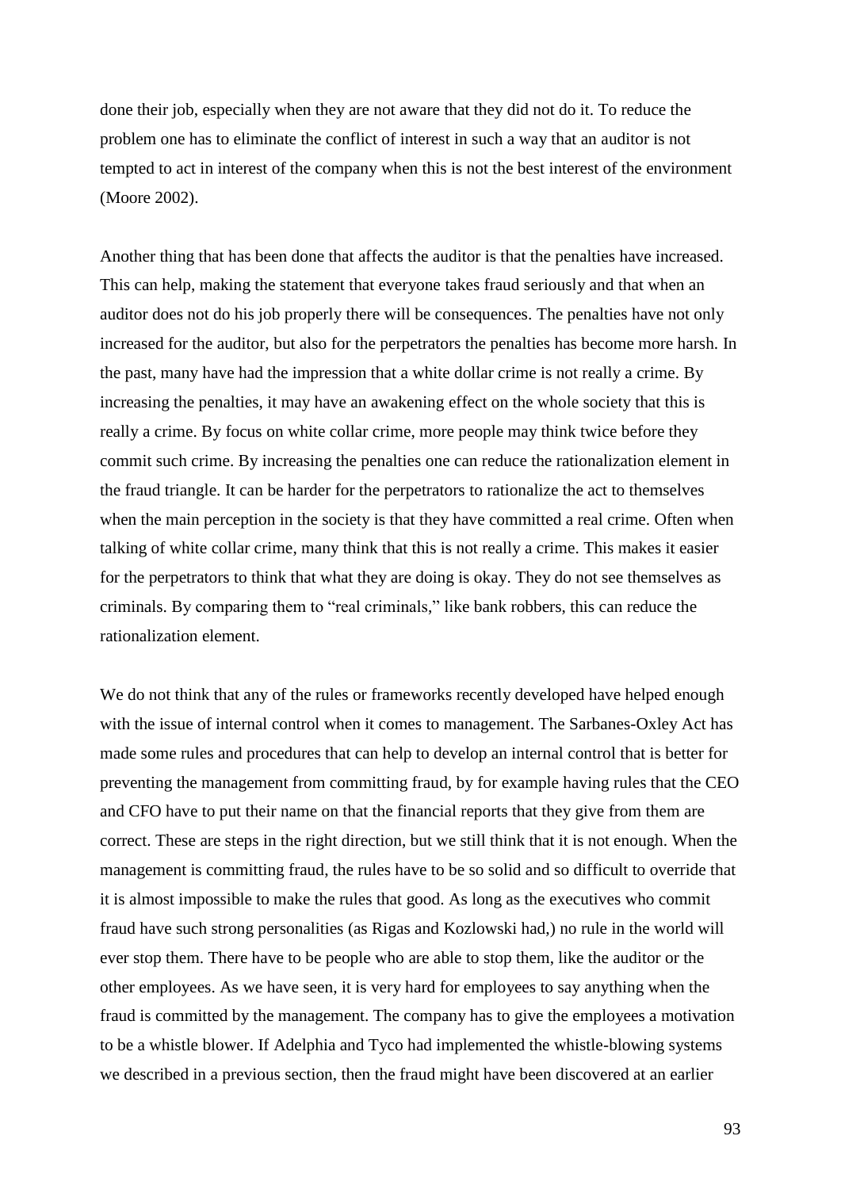done their job, especially when they are not aware that they did not do it. To reduce the problem one has to eliminate the conflict of interest in such a way that an auditor is not tempted to act in interest of the company when this is not the best interest of the environment (Moore 2002).

Another thing that has been done that affects the auditor is that the penalties have increased. This can help, making the statement that everyone takes fraud seriously and that when an auditor does not do his job properly there will be consequences. The penalties have not only increased for the auditor, but also for the perpetrators the penalties has become more harsh. In the past, many have had the impression that a white dollar crime is not really a crime. By increasing the penalties, it may have an awakening effect on the whole society that this is really a crime. By focus on white collar crime, more people may think twice before they commit such crime. By increasing the penalties one can reduce the rationalization element in the fraud triangle. It can be harder for the perpetrators to rationalize the act to themselves when the main perception in the society is that they have committed a real crime. Often when talking of white collar crime, many think that this is not really a crime. This makes it easier for the perpetrators to think that what they are doing is okay. They do not see themselves as criminals. By comparing them to "real criminals," like bank robbers, this can reduce the rationalization element.

We do not think that any of the rules or frameworks recently developed have helped enough with the issue of internal control when it comes to management. The Sarbanes-Oxley Act has made some rules and procedures that can help to develop an internal control that is better for preventing the management from committing fraud, by for example having rules that the CEO and CFO have to put their name on that the financial reports that they give from them are correct. These are steps in the right direction, but we still think that it is not enough. When the management is committing fraud, the rules have to be so solid and so difficult to override that it is almost impossible to make the rules that good. As long as the executives who commit fraud have such strong personalities (as Rigas and Kozlowski had,) no rule in the world will ever stop them. There have to be people who are able to stop them, like the auditor or the other employees. As we have seen, it is very hard for employees to say anything when the fraud is committed by the management. The company has to give the employees a motivation to be a whistle blower. If Adelphia and Tyco had implemented the whistle-blowing systems we described in a previous section, then the fraud might have been discovered at an earlier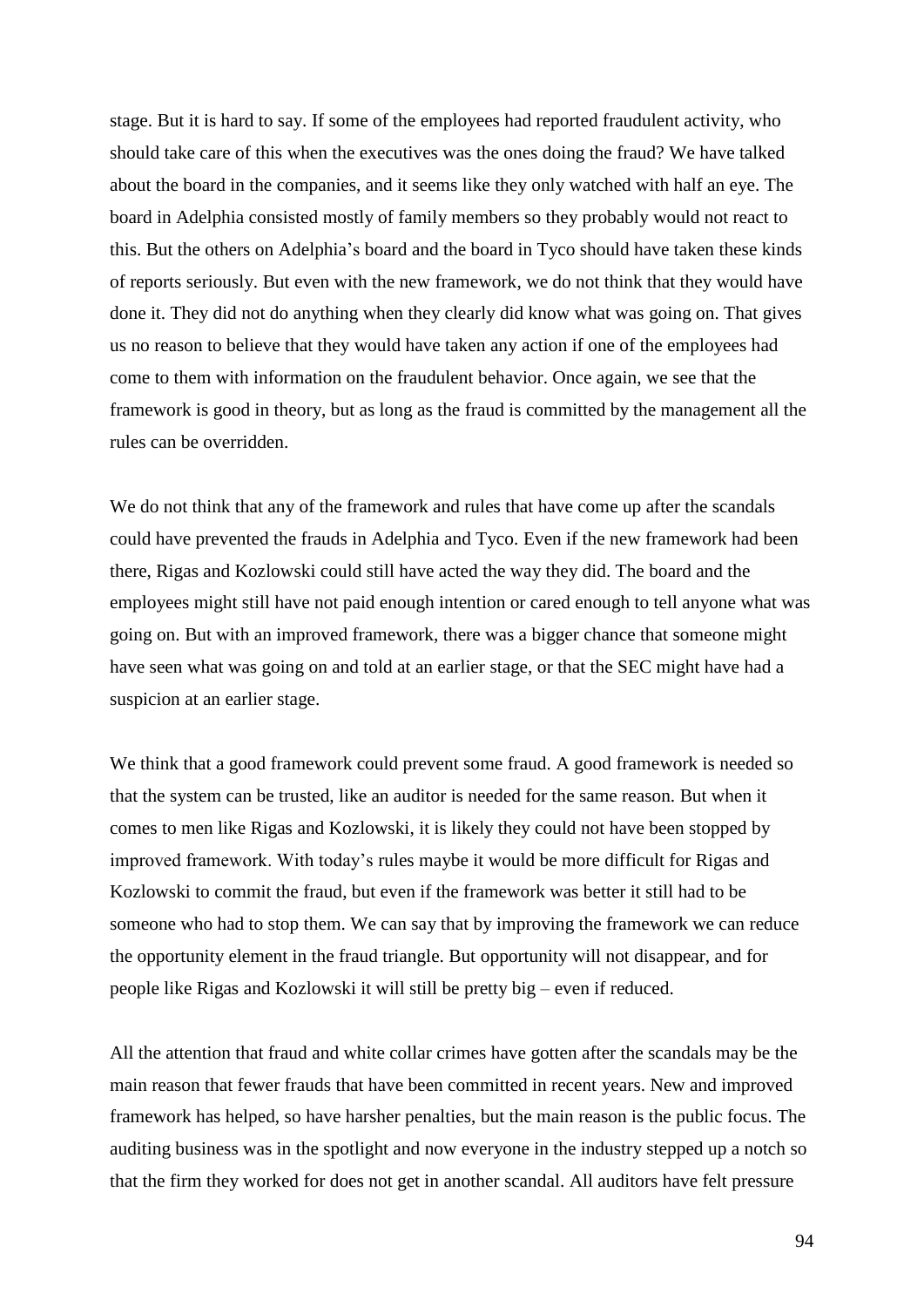stage. But it is hard to say. If some of the employees had reported fraudulent activity, who should take care of this when the executives was the ones doing the fraud? We have talked about the board in the companies, and it seems like they only watched with half an eye. The board in Adelphia consisted mostly of family members so they probably would not react to this. But the others on Adelphia's board and the board in Tyco should have taken these kinds of reports seriously. But even with the new framework, we do not think that they would have done it. They did not do anything when they clearly did know what was going on. That gives us no reason to believe that they would have taken any action if one of the employees had come to them with information on the fraudulent behavior. Once again, we see that the framework is good in theory, but as long as the fraud is committed by the management all the rules can be overridden.

We do not think that any of the framework and rules that have come up after the scandals could have prevented the frauds in Adelphia and Tyco. Even if the new framework had been there, Rigas and Kozlowski could still have acted the way they did. The board and the employees might still have not paid enough intention or cared enough to tell anyone what was going on. But with an improved framework, there was a bigger chance that someone might have seen what was going on and told at an earlier stage, or that the SEC might have had a suspicion at an earlier stage.

We think that a good framework could prevent some fraud. A good framework is needed so that the system can be trusted, like an auditor is needed for the same reason. But when it comes to men like Rigas and Kozlowski, it is likely they could not have been stopped by improved framework. With today's rules maybe it would be more difficult for Rigas and Kozlowski to commit the fraud, but even if the framework was better it still had to be someone who had to stop them. We can say that by improving the framework we can reduce the opportunity element in the fraud triangle. But opportunity will not disappear, and for people like Rigas and Kozlowski it will still be pretty big – even if reduced.

All the attention that fraud and white collar crimes have gotten after the scandals may be the main reason that fewer frauds that have been committed in recent years. New and improved framework has helped, so have harsher penalties, but the main reason is the public focus. The auditing business was in the spotlight and now everyone in the industry stepped up a notch so that the firm they worked for does not get in another scandal. All auditors have felt pressure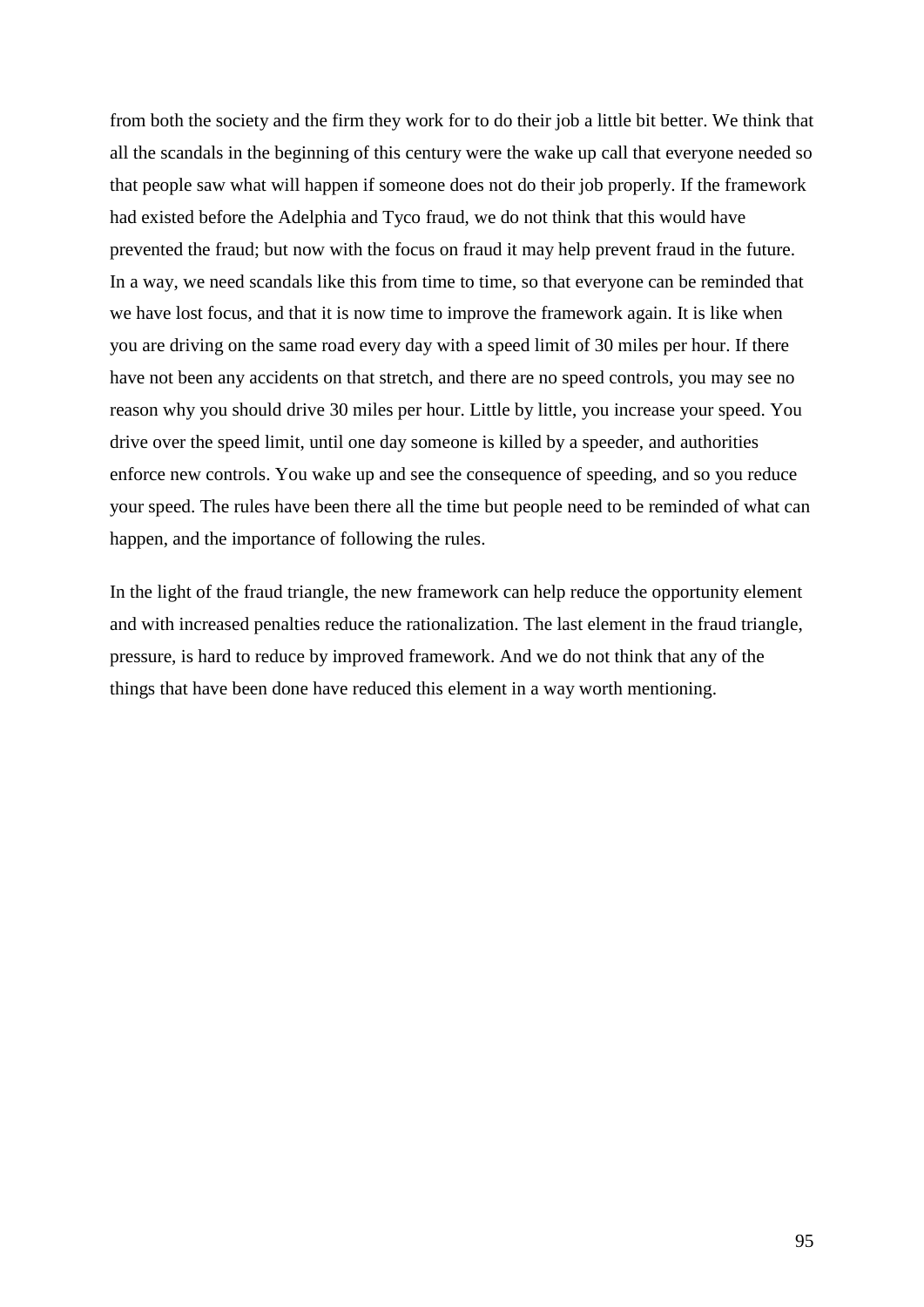from both the society and the firm they work for to do their job a little bit better. We think that all the scandals in the beginning of this century were the wake up call that everyone needed so that people saw what will happen if someone does not do their job properly. If the framework had existed before the Adelphia and Tyco fraud, we do not think that this would have prevented the fraud; but now with the focus on fraud it may help prevent fraud in the future. In a way, we need scandals like this from time to time, so that everyone can be reminded that we have lost focus, and that it is now time to improve the framework again. It is like when you are driving on the same road every day with a speed limit of 30 miles per hour. If there have not been any accidents on that stretch, and there are no speed controls, you may see no reason why you should drive 30 miles per hour. Little by little, you increase your speed. You drive over the speed limit, until one day someone is killed by a speeder, and authorities enforce new controls. You wake up and see the consequence of speeding, and so you reduce your speed. The rules have been there all the time but people need to be reminded of what can happen, and the importance of following the rules.

In the light of the fraud triangle, the new framework can help reduce the opportunity element and with increased penalties reduce the rationalization. The last element in the fraud triangle, pressure, is hard to reduce by improved framework. And we do not think that any of the things that have been done have reduced this element in a way worth mentioning.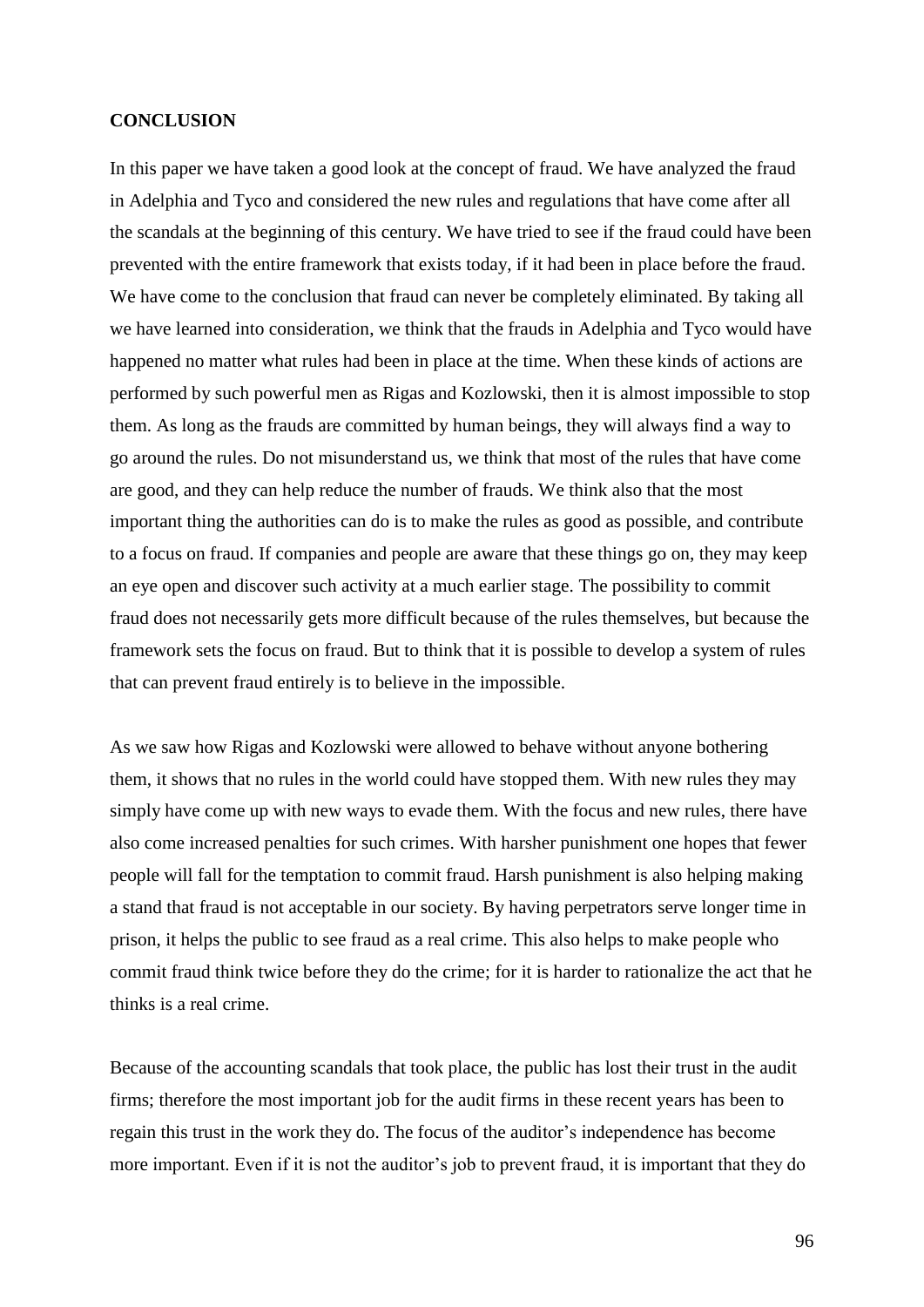**CONCLUSION**

In this paper we have taken a good look at the concept of fraud. We have analyzed the fraud in Adelphia and Tyco and considered the new rules and regulations that have come after all the scandals at the beginning of this century. We have tried to see if the fraud could have been prevented with the entire framework that exists today, if it had been in place before the fraud. We have come to the conclusion that fraud can never be completely eliminated. By taking all we have learned into consideration, we think that the frauds in Adelphia and Tyco would have happened no matter what rules had been in place at the time. When these kinds of actions are performed by such powerful men as Rigas and Kozlowski, then it is almost impossible to stop them. As long as the frauds are committed by human beings, they will always find a way to go around the rules. Do not misunderstand us, we think that most of the rules that have come are good, and they can help reduce the number of frauds. We think also that the most important thing the authorities can do is to make the rules as good as possible, and contribute to a focus on fraud. If companies and people are aware that these things go on, they may keep an eye open and discover such activity at a much earlier stage. The possibility to commit fraud does not necessarily gets more difficult because of the rules themselves, but because the framework sets the focus on fraud. But to think that it is possible to develop a system of rules that can prevent fraud entirely is to believe in the impossible.

As we saw how Rigas and Kozlowski were allowed to behave without anyone bothering them, it shows that no rules in the world could have stopped them. With new rules they may simply have come up with new ways to evade them. With the focus and new rules, there have also come increased penalties for such crimes. With harsher punishment one hopes that fewer people will fall for the temptation to commit fraud. Harsh punishment is also helping making a stand that fraud is not acceptable in our society. By having perpetrators serve longer time in prison, it helps the public to see fraud as a real crime. This also helps to make people who commit fraud think twice before they do the crime; for it is harder to rationalize the act that he thinks is a real crime.

Because of the accounting scandals that took place, the public has lost their trust in the audit firms; therefore the most important job for the audit firms in these recent years has been to regain this trust in the work they do. The focus of the auditor's independence has become more important. Even if it is not the auditor's job to prevent fraud, it is important that they do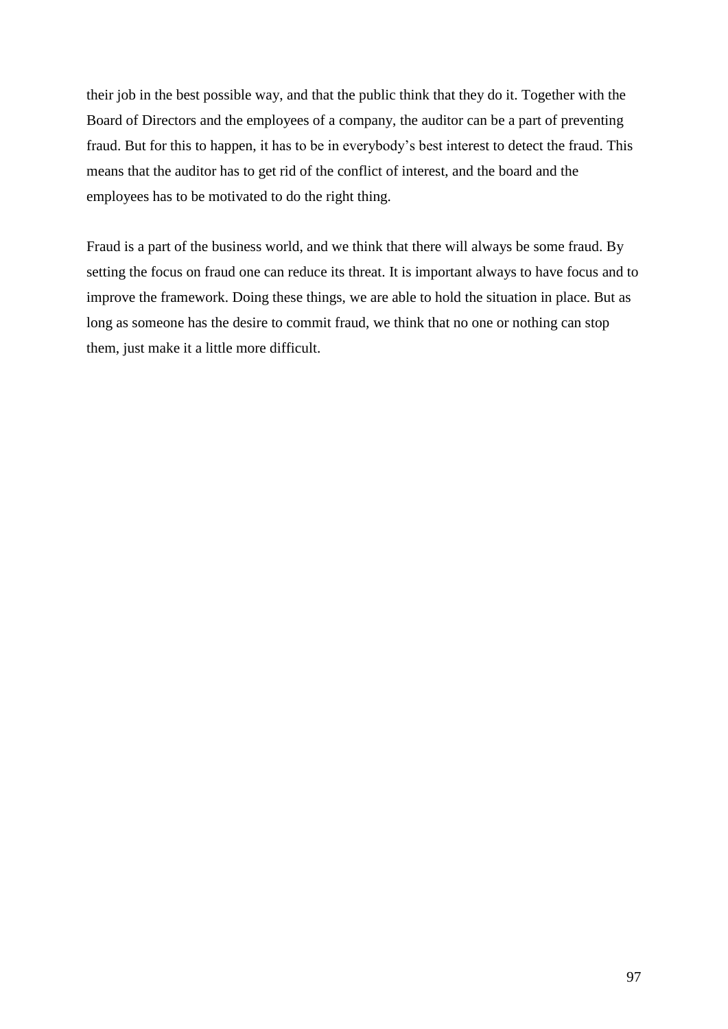their job in the best possible way, and that the public think that they do it. Together with the Board of Directors and the employees of a company, the auditor can be a part of preventing fraud. But for this to happen, it has to be in everybody's best interest to detect the fraud. This means that the auditor has to get rid of the conflict of interest, and the board and the employees has to be motivated to do the right thing.

Fraud is a part of the business world, and we think that there will always be some fraud. By setting the focus on fraud one can reduce its threat. It is important always to have focus and to improve the framework. Doing these things, we are able to hold the situation in place. But as long as someone has the desire to commit fraud, we think that no one or nothing can stop them, just make it a little more difficult.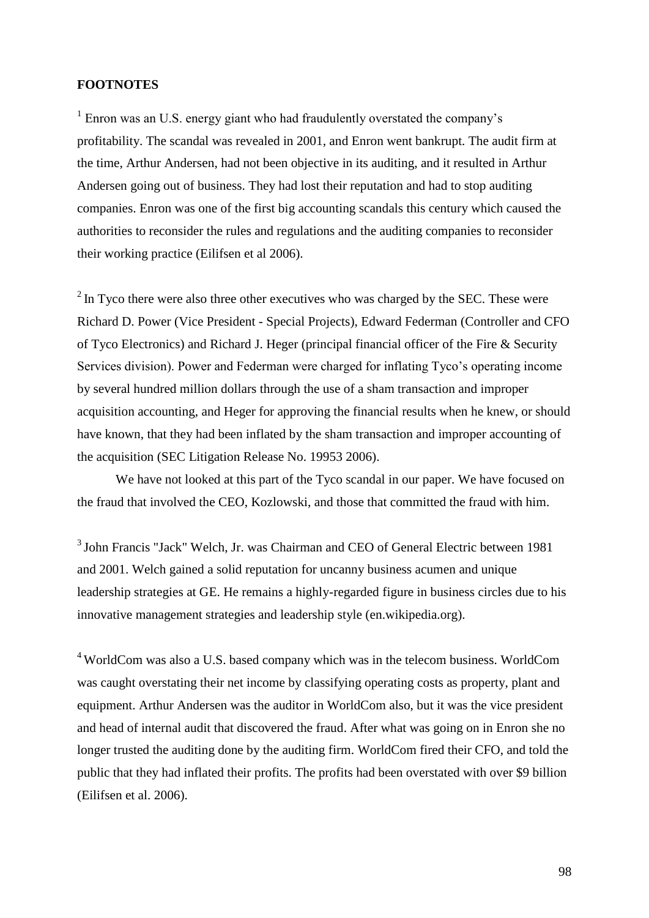**FOOTNOTES**

[1] Enron was an U.S. energy giant who had fraudulently overstated the company's profitability. The scandal was revealed in 2001, and Enron went bankrupt. The audit firm at the time, Arthur Andersen, had not been objective in its auditing, and it resulted in Arthur Andersen going out of business. They had lost their reputation and had to stop auditing companies. Enron was one of the first big accounting scandals this century which caused the authorities to reconsider the rules and regulations and the auditing companies to reconsider their working practice (Eilifsen et al 2006).

[2] In Tyco there were also three other executives who was charged by the SEC. These were Richard D. Power (Vice President - Special Projects), Edward Federman (Controller and CFO of Tyco Electronics) and Richard J. Heger (principal financial officer of the Fire & Security Services division). Power and Federman were charged for inflating Tyco's operating income by several hundred million dollars through the use of a sham transaction and improper acquisition accounting, and Heger for approving the financial results when he knew, or should have known, that they had been inflated by the sham transaction and improper accounting of the acquisition (SEC Litigation Release No. 19953 2006).

We have not looked at this part of the Tyco scandal in our paper. We have focused on the fraud that involved the CEO, Kozlowski, and those that committed the fraud with him.

[3] John Francis "Jack" Welch, Jr. was Chairman and CEO of General Electric between 1981 and 2001. Welch gained a solid reputation for uncanny business acumen and unique leadership strategies at GE. He remains a highly-regarded figure in business circles due to his innovative management strategies and leadership style (en.wikipedia.org).

[4] WorldCom was also a U.S. based company which was in the telecom business. WorldCom was caught overstating their net income by classifying operating costs as property, plant and equipment. Arthur Andersen was the auditor in WorldCom also, but it was the vice president and head of internal audit that discovered the fraud. After what was going on in Enron she no longer trusted the auditing done by the auditing firm. WorldCom fired their CFO, and told the public that they had inflated their profits. The profits had been overstated with over $9 billion (Eilifsen et al. 2006).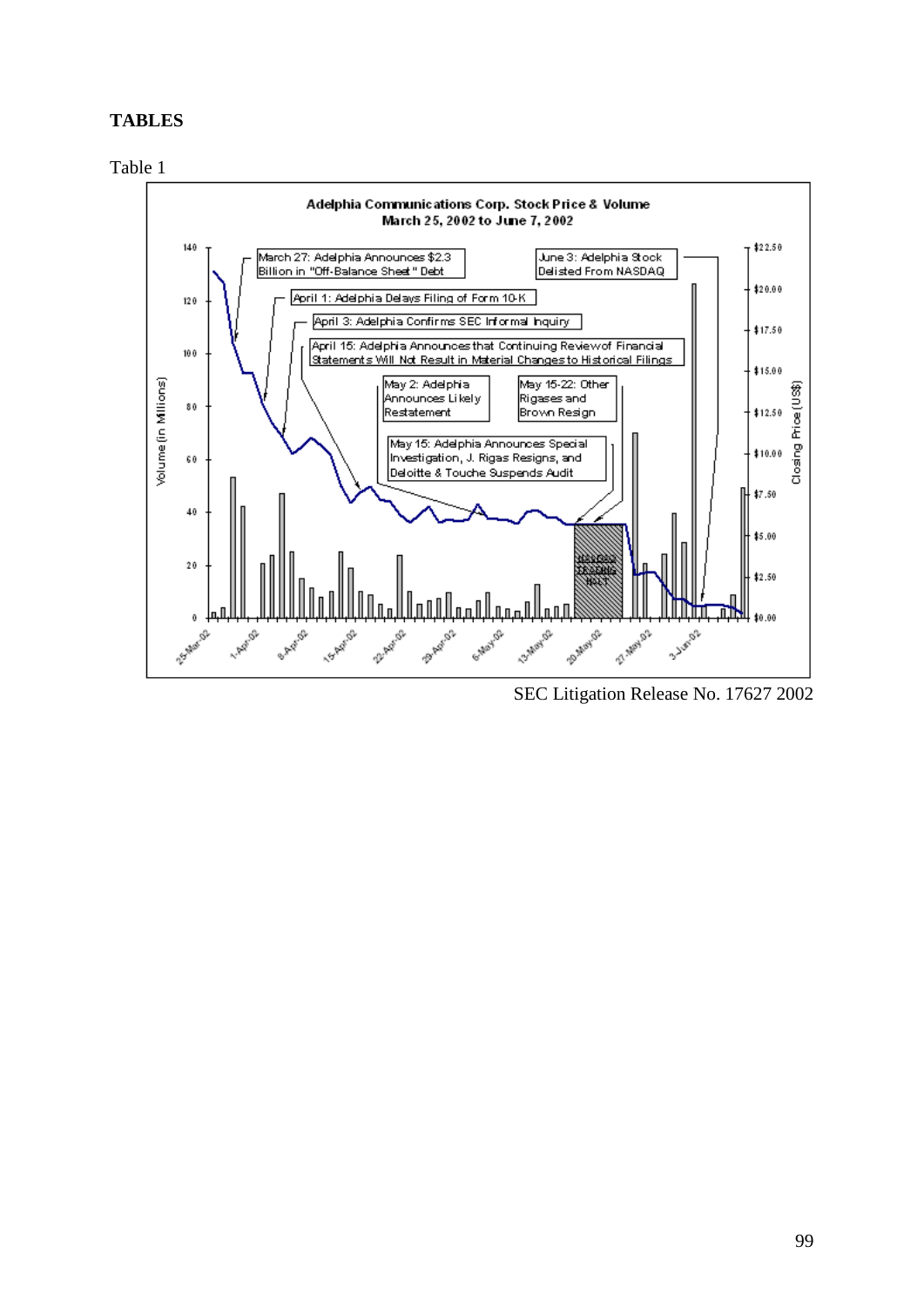**TABLES**

Table 1

Adelphia Communications Corp. Stock Price & Volume
March 25, 2002 to June 7, 2002

March 27: Adelphia Announces $2.3 Billion in "Off-Balance Sheet" Debt

April 1: Adelphia Delays Filing of Form 10-K

April 3: Adelphia Confirms SEC Informal Inquiry

April 15: Adelphia Announces that Continuing Review of Financial Statements Will Not Result in Material Changes to Historical Filings

May 2: Adelphia Announces Likely Restatement

May 15-22: Other Rigases and Brown Resign

May 15: Adelphia Announces Special Investigation, J. Rigas Resigns, and Deloitte & Touche Suspends Audit

June 3: Adelphia Stock Delisted From NASDAQ

NASDAQ TRADING HALT

Volume (in Millions): 0, 20, 40, 60, 80, 100, 120, 140

Closing Price (US$): $0.00, $2.50, $5.00, $7.50, $10.00, $12.50, $15.00, $17.50, $20.00, $22.50

25-Mar-02, 1-Apr-02, 8-Apr-02, 15-Apr-02, 22-Apr-02, 29-Apr-02, 6-May-02, 13-May-02, 20-May-02, 27-May-02, 3-Jun-02

SEC Litigation Release No. 17627 2002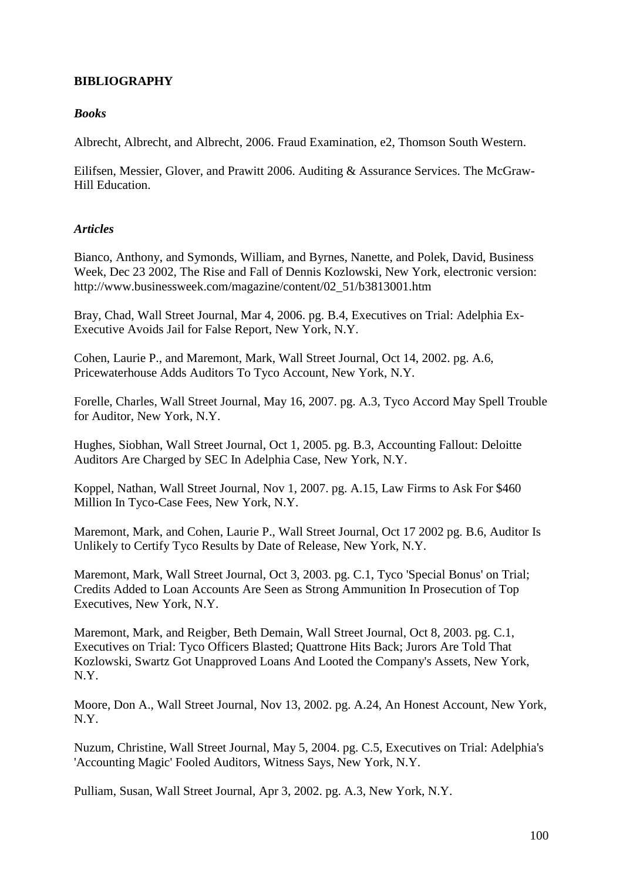**BIBLIOGRAPHY**

***Books***

Albrecht, Albrecht, and Albrecht, 2006. Fraud Examination, e2, Thomson South Western.

Eilifsen, Messier, Glover, and Prawitt 2006. Auditing & Assurance Services. The McGraw-Hill Education.

***Articles***

Bianco, Anthony, and Symonds, William, and Byrnes, Nanette, and Polek, David, Business Week, Dec 23 2002, The Rise and Fall of Dennis Kozlowski, New York, electronic version: http://www.businessweek.com/magazine/content/02_51/b3813001.htm

Bray, Chad, Wall Street Journal, Mar 4, 2006. pg. B.4, Executives on Trial: Adelphia Ex-Executive Avoids Jail for False Report, New York, N.Y.

Cohen, Laurie P., and Maremont, Mark, Wall Street Journal, Oct 14, 2002. pg. A.6, Pricewaterhouse Adds Auditors To Tyco Account, New York, N.Y.

Forelle, Charles, Wall Street Journal, May 16, 2007. pg. A.3, Tyco Accord May Spell Trouble for Auditor, New York, N.Y.

Hughes, Siobhan, Wall Street Journal, Oct 1, 2005. pg. B.3, Accounting Fallout: Deloitte Auditors Are Charged by SEC In Adelphia Case, New York, N.Y.

Koppel, Nathan, Wall Street Journal, Nov 1, 2007. pg. A.15, Law Firms to Ask For $460 Million In Tyco-Case Fees, New York, N.Y.

Maremont, Mark, and Cohen, Laurie P., Wall Street Journal, Oct 17 2002 pg. B.6, Auditor Is Unlikely to Certify Tyco Results by Date of Release, New York, N.Y.

Maremont, Mark, Wall Street Journal, Oct 3, 2003. pg. C.1, Tyco 'Special Bonus' on Trial; Credits Added to Loan Accounts Are Seen as Strong Ammunition In Prosecution of Top Executives, New York, N.Y.

Maremont, Mark, and Reigber, Beth Demain, Wall Street Journal, Oct 8, 2003. pg. C.1, Executives on Trial: Tyco Officers Blasted; Quattrone Hits Back; Jurors Are Told That Kozlowski, Swartz Got Unapproved Loans And Looted the Company's Assets, New York, N.Y.

Moore, Don A., Wall Street Journal, Nov 13, 2002. pg. A.24, An Honest Account, New York, N.Y.

Nuzum, Christine, Wall Street Journal, May 5, 2004. pg. C.5, Executives on Trial: Adelphia's 'Accounting Magic' Fooled Auditors, Witness Says, New York, N.Y.

Pulliam, Susan, Wall Street Journal, Apr 3, 2002. pg. A.3, New York, N.Y.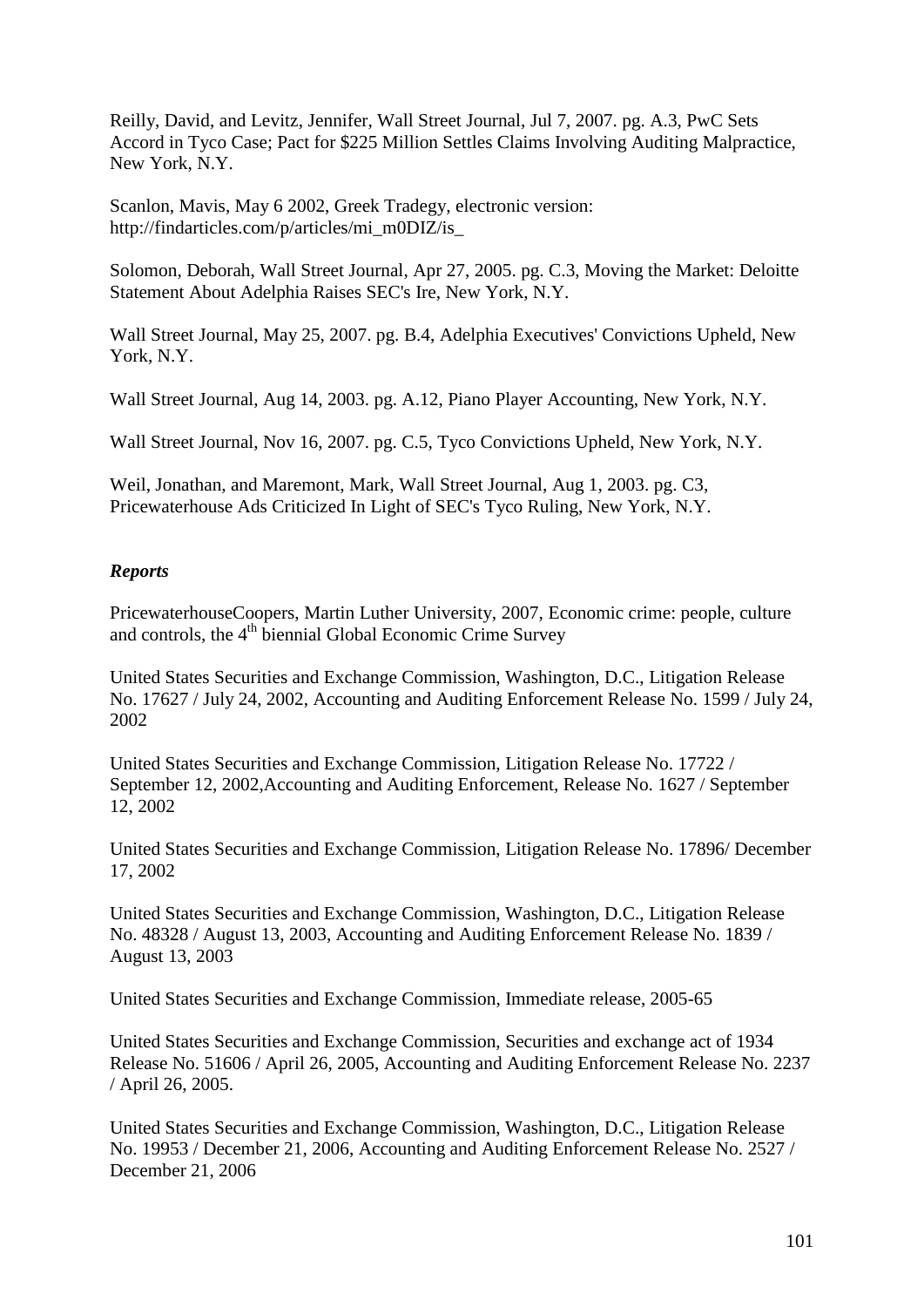Reilly, David, and Levitz, Jennifer, Wall Street Journal, Jul 7, 2007. pg. A.3, PwC Sets Accord in Tyco Case; Pact for $225 Million Settles Claims Involving Auditing Malpractice, New York, N.Y.

Scanlon, Mavis, May 6 2002, Greek Tradegy, electronic version: http://findarticles.com/p/articles/mi_m0DIZ/is_

Solomon, Deborah, Wall Street Journal, Apr 27, 2005. pg. C.3, Moving the Market: Deloitte Statement About Adelphia Raises SEC's Ire, New York, N.Y.

Wall Street Journal, May 25, 2007. pg. B.4, Adelphia Executives' Convictions Upheld, New York, N.Y.

Wall Street Journal, Aug 14, 2003. pg. A.12, Piano Player Accounting, New York, N.Y.

Wall Street Journal, Nov 16, 2007. pg. C.5, Tyco Convictions Upheld, New York, N.Y.

Weil, Jonathan, and Maremont, Mark, Wall Street Journal, Aug 1, 2003. pg. C3, Pricewaterhouse Ads Criticized In Light of SEC's Tyco Ruling, New York, N.Y.

***Reports***

PricewaterhouseCoopers, Martin Luther University, 2007, Economic crime: people, culture and controls, the 4th biennial Global Economic Crime Survey

United States Securities and Exchange Commission, Washington, D.C., Litigation Release No. 17627 / July 24, 2002, Accounting and Auditing Enforcement Release No. 1599 / July 24, 2002

United States Securities and Exchange Commission, Litigation Release No. 17722 / September 12, 2002,Accounting and Auditing Enforcement, Release No. 1627 / September 12, 2002

United States Securities and Exchange Commission, Litigation Release No. 17896/ December 17, 2002

United States Securities and Exchange Commission, Washington, D.C., Litigation Release No. 48328 / August 13, 2003, Accounting and Auditing Enforcement Release No. 1839 / August 13, 2003

United States Securities and Exchange Commission, Immediate release, 2005-65

United States Securities and Exchange Commission, Securities and exchange act of 1934 Release No. 51606 / April 26, 2005, Accounting and Auditing Enforcement Release No. 2237 / April 26, 2005.

United States Securities and Exchange Commission, Washington, D.C., Litigation Release No. 19953 / December 21, 2006, Accounting and Auditing Enforcement Release No. 2527 / December 21, 2006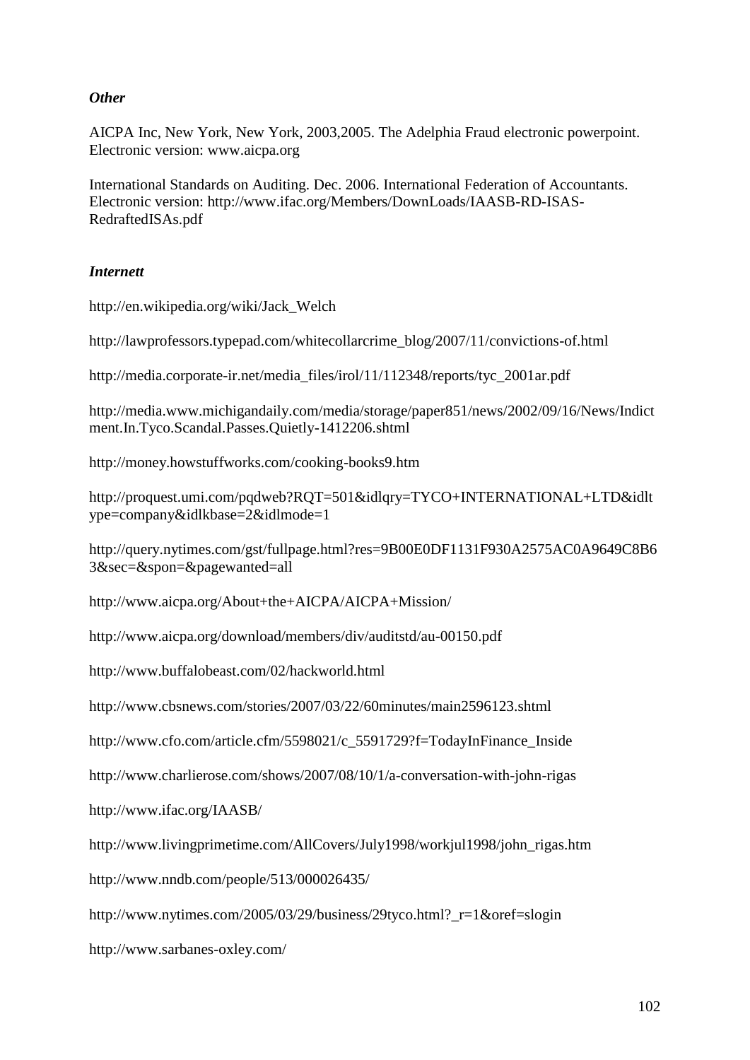### *Other*

AICPA Inc, New York, New York, 2003,2005. The Adelphia Fraud electronic powerpoint. Electronic version: www.aicpa.org

International Standards on Auditing. Dec. 2006. International Federation of Accountants. Electronic version: http://www.ifac.org/Members/DownLoads/IAASB-RD-ISAS-RedraftedISAs.pdf

### *Internett*

http://en.wikipedia.org/wiki/Jack_Welch

http://lawprofessors.typepad.com/whitecollarcrime_blog/2007/11/convictions-of.html

http://media.corporate-ir.net/media_files/irol/11/112348/reports/tyc_2001ar.pdf

http://media.www.michigandaily.com/media/storage/paper851/news/2002/09/16/News/Indictment.In.Tyco.Scandal.Passes.Quietly-1412206.shtml

http://money.howstuffworks.com/cooking-books9.htm

http://proquest.umi.com/pqdweb?RQT=501&idlqry=TYCO+INTERNATIONAL+LTD&idltype=company&idlkbase=2&idlmode=1

http://query.nytimes.com/gst/fullpage.html?res=9B00E0DF1131F930A2575AC0A9649C8B63&sec=&spon=&pagewanted=all

http://www.aicpa.org/About+the+AICPA/AICPA+Mission/

http://www.aicpa.org/download/members/div/auditstd/au-00150.pdf

http://www.buffalobeast.com/02/hackworld.html

http://www.cbsnews.com/stories/2007/03/22/60minutes/main2596123.shtml

http://www.cfo.com/article.cfm/5598021/c_5591729?f=TodayInFinance_Inside

http://www.charlierose.com/shows/2007/08/10/1/a-conversation-with-john-rigas

http://www.ifac.org/IAASB/

http://www.livingprimetime.com/AllCovers/July1998/workjul1998/john_rigas.htm

http://www.nndb.com/people/513/000026435/

http://www.nytimes.com/2005/03/29/business/29tyco.html?_r=1&oref=slogin

http://www.sarbanes-oxley.com/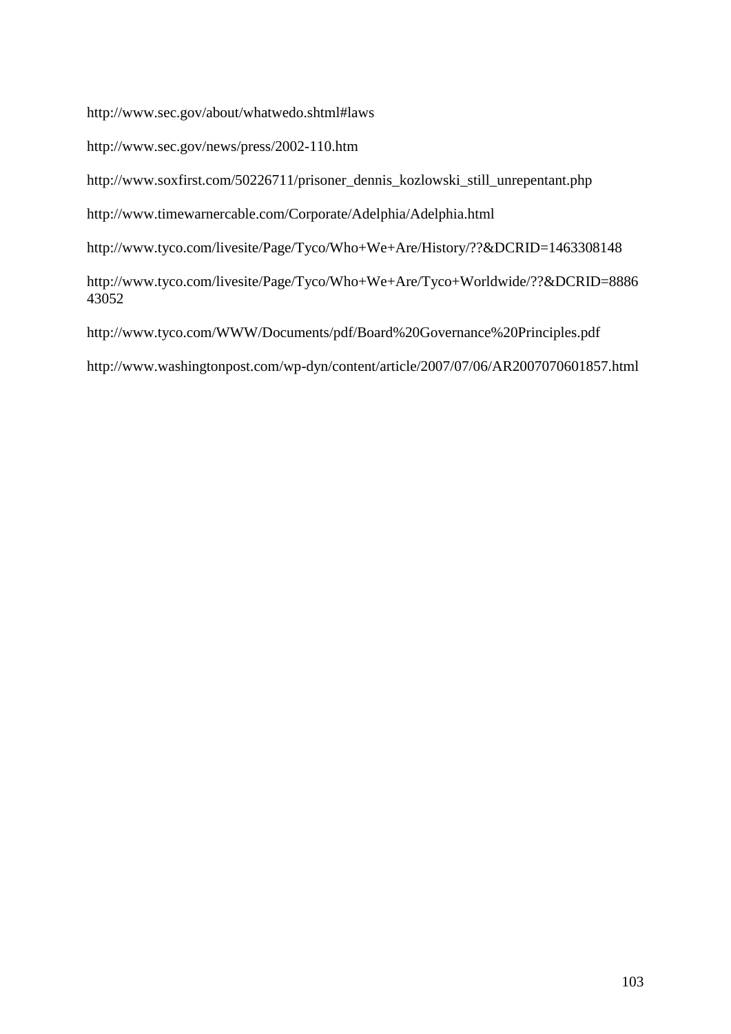http://www.sec.gov/about/whatwedo.shtml#laws

http://www.sec.gov/news/press/2002-110.htm

http://www.soxfirst.com/50226711/prisoner_dennis_kozlowski_still_unrepentant.php

http://www.timewarnercable.com/Corporate/Adelphia/Adelphia.html

http://www.tyco.com/livesite/Page/Tyco/Who+We+Are/History/??&DCRID=1463308148

http://www.tyco.com/livesite/Page/Tyco/Who+We+Are/Tyco+Worldwide/??&DCRID=888643052

http://www.tyco.com/WWW/Documents/pdf/Board%20Governance%20Principles.pdf

http://www.washingtonpost.com/wp-dyn/content/article/2007/07/06/AR2007070601857.html